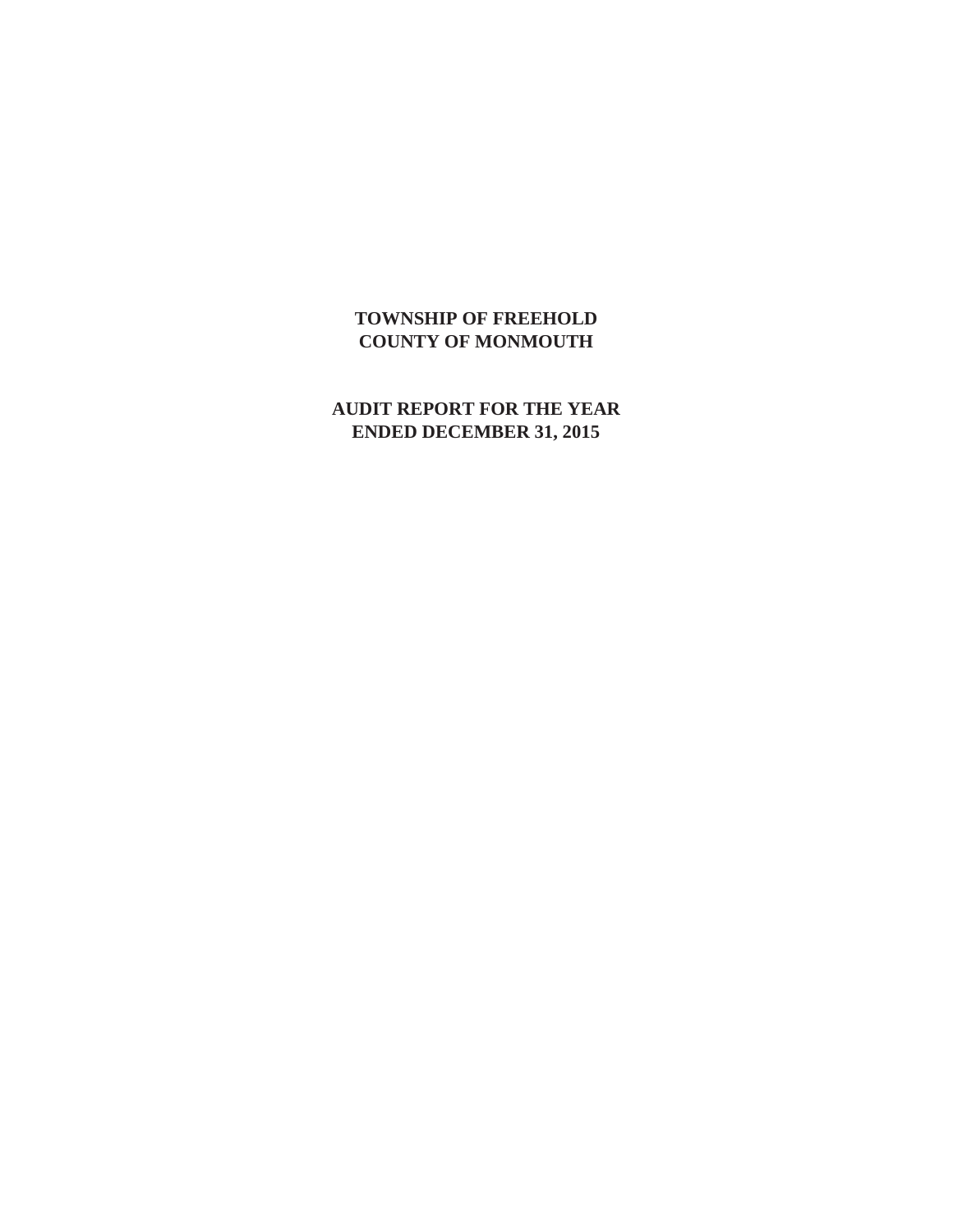# TOWNSHIP OF FREEHOLD
# COUNTY OF MONMOUTH

## AUDIT REPORT FOR THE YEAR ENDED DECEMBER 31, 2015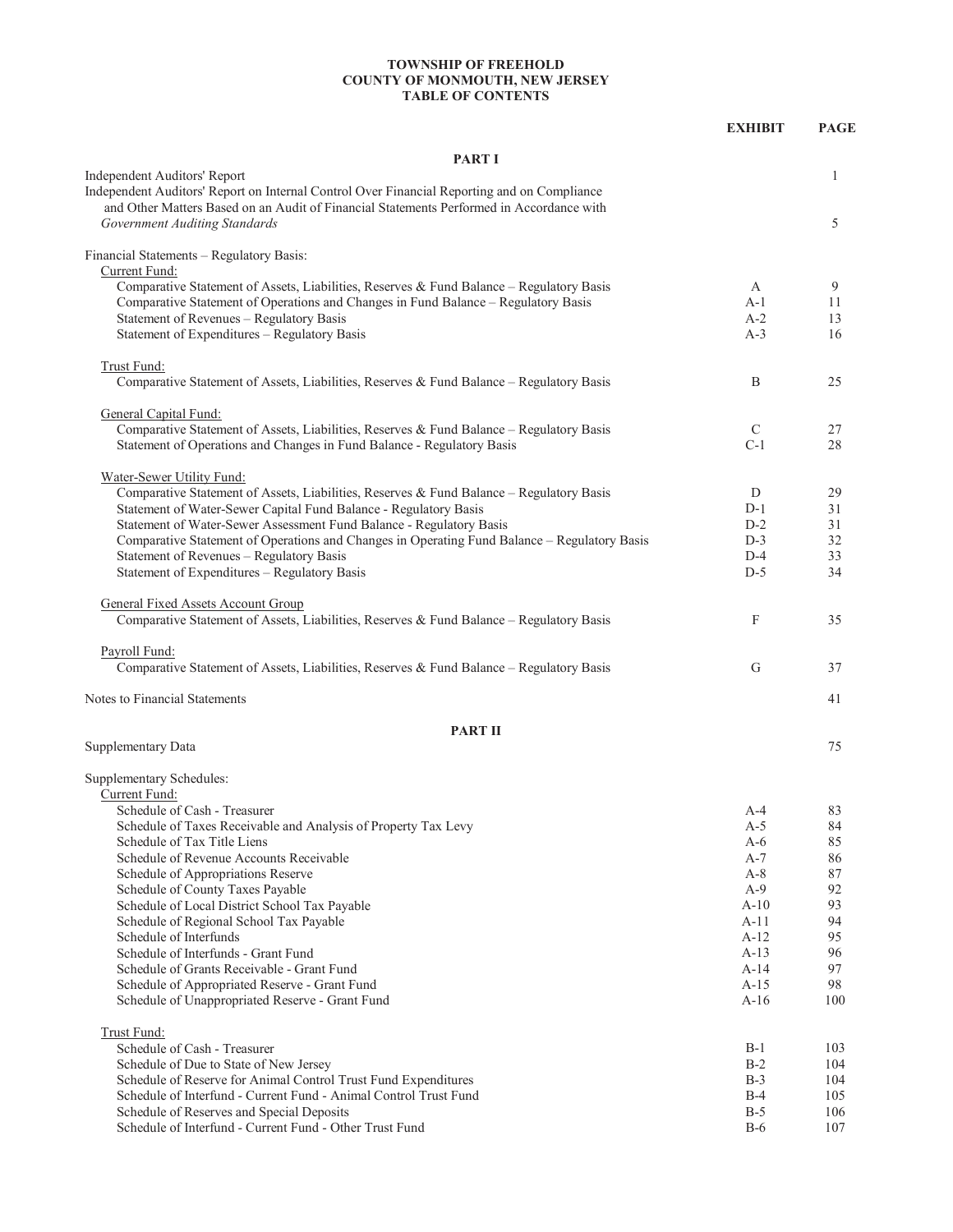**TOWNSHIP OF FREEHOLD**
**COUNTY OF MONMOUTH, NEW JERSEY**
**TABLE OF CONTENTS**

| | EXHIBIT | PAGE |
|---|---|---|
| **PART I** | | |
| Independent Auditors' Report | | 1 |
| Independent Auditors' Report on Internal Control Over Financial Reporting and on Compliance and Other Matters Based on an Audit of Financial Statements Performed in Accordance with *Government Auditing Standards* | | 5 |
| Financial Statements – Regulatory Basis: | | |
| Current Fund: | | |
| Comparative Statement of Assets, Liabilities, Reserves & Fund Balance – Regulatory Basis | A | 9 |
| Comparative Statement of Operations and Changes in Fund Balance – Regulatory Basis | A-1 | 11 |
| Statement of Revenues – Regulatory Basis | A-2 | 13 |
| Statement of Expenditures – Regulatory Basis | A-3 | 16 |
| Trust Fund: | | |
| Comparative Statement of Assets, Liabilities, Reserves & Fund Balance – Regulatory Basis | B | 25 |
| General Capital Fund: | | |
| Comparative Statement of Assets, Liabilities, Reserves & Fund Balance – Regulatory Basis | C | 27 |
| Statement of Operations and Changes in Fund Balance - Regulatory Basis | C-1 | 28 |
| Water-Sewer Utility Fund: | | |
| Comparative Statement of Assets, Liabilities, Reserves & Fund Balance – Regulatory Basis | D | 29 |
| Statement of Water-Sewer Capital Fund Balance - Regulatory Basis | D-1 | 31 |
| Statement of Water-Sewer Assessment Fund Balance - Regulatory Basis | D-2 | 31 |
| Comparative Statement of Operations and Changes in Operating Fund Balance – Regulatory Basis | D-3 | 32 |
| Statement of Revenues – Regulatory Basis | D-4 | 33 |
| Statement of Expenditures – Regulatory Basis | D-5 | 34 |
| General Fixed Assets Account Group | | |
| Comparative Statement of Assets, Liabilities, Reserves & Fund Balance – Regulatory Basis | F | 35 |
| Payroll Fund: | | |
| Comparative Statement of Assets, Liabilities, Reserves & Fund Balance – Regulatory Basis | G | 37 |
| Notes to Financial Statements | | 41 |
| **PART II** | | |
| Supplementary Data | | 75 |
| Supplementary Schedules: | | |
| Current Fund: | | |
| Schedule of Cash - Treasurer | A-4 | 83 |
| Schedule of Taxes Receivable and Analysis of Property Tax Levy | A-5 | 84 |
| Schedule of Tax Title Liens | A-6 | 85 |
| Schedule of Revenue Accounts Receivable | A-7 | 86 |
| Schedule of Appropriations Reserve | A-8 | 87 |
| Schedule of County Taxes Payable | A-9 | 92 |
| Schedule of Local District School Tax Payable | A-10 | 93 |
| Schedule of Regional School Tax Payable | A-11 | 94 |
| Schedule of Interfunds | A-12 | 95 |
| Schedule of Interfunds - Grant Fund | A-13 | 96 |
| Schedule of Grants Receivable - Grant Fund | A-14 | 97 |
| Schedule of Appropriated Reserve - Grant Fund | A-15 | 98 |
| Schedule of Unappropriated Reserve - Grant Fund | A-16 | 100 |
| Trust Fund: | | |
| Schedule of Cash - Treasurer | B-1 | 103 |
| Schedule of Due to State of New Jersey | B-2 | 104 |
| Schedule of Reserve for Animal Control Trust Fund Expenditures | B-3 | 104 |
| Schedule of Interfund - Current Fund - Animal Control Trust Fund | B-4 | 105 |
| Schedule of Reserves and Special Deposits | B-5 | 106 |
| Schedule of Interfund - Current Fund - Other Trust Fund | B-6 | 107 |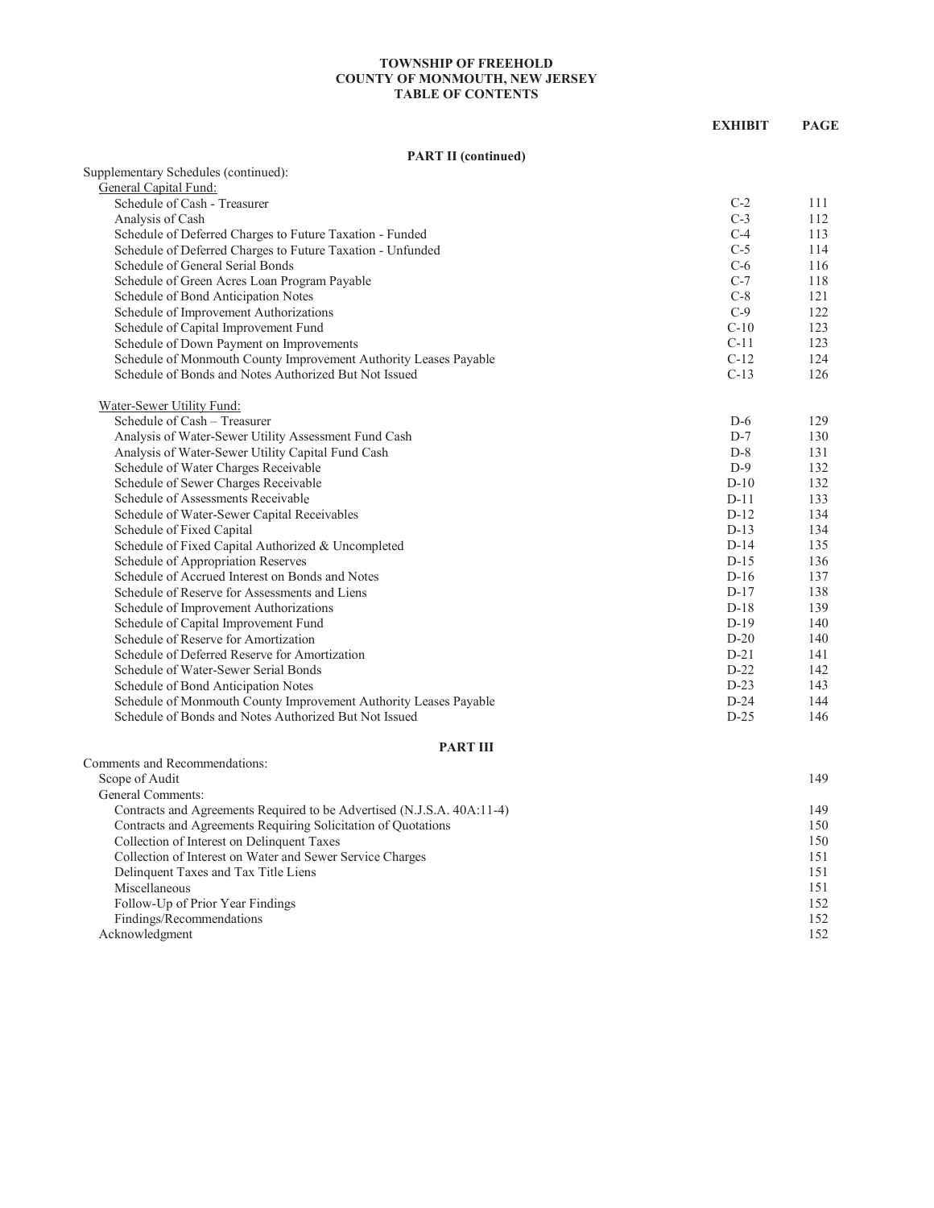**TOWNSHIP OF FREEHOLD**
**COUNTY OF MONMOUTH, NEW JERSEY**
**TABLE OF CONTENTS**

| | EXHIBIT | PAGE |
|---|---|---|
| **PART II (continued)** | | |
| Supplementary Schedules (continued): | | |
| General Capital Fund: | | |
| Schedule of Cash - Treasurer | C-2 | 111 |
| Analysis of Cash | C-3 | 112 |
| Schedule of Deferred Charges to Future Taxation - Funded | C-4 | 113 |
| Schedule of Deferred Charges to Future Taxation - Unfunded | C-5 | 114 |
| Schedule of General Serial Bonds | C-6 | 116 |
| Schedule of Green Acres Loan Program Payable | C-7 | 118 |
| Schedule of Bond Anticipation Notes | C-8 | 121 |
| Schedule of Improvement Authorizations | C-9 | 122 |
| Schedule of Capital Improvement Fund | C-10 | 123 |
| Schedule of Down Payment on Improvements | C-11 | 123 |
| Schedule of Monmouth County Improvement Authority Leases Payable | C-12 | 124 |
| Schedule of Bonds and Notes Authorized But Not Issued | C-13 | 126 |
| Water-Sewer Utility Fund: | | |
| Schedule of Cash – Treasurer | D-6 | 129 |
| Analysis of Water-Sewer Utility Assessment Fund Cash | D-7 | 130 |
| Analysis of Water-Sewer Utility Capital Fund Cash | D-8 | 131 |
| Schedule of Water Charges Receivable | D-9 | 132 |
| Schedule of Sewer Charges Receivable | D-10 | 132 |
| Schedule of Assessments Receivable | D-11 | 133 |
| Schedule of Water-Sewer Capital Receivables | D-12 | 134 |
| Schedule of Fixed Capital | D-13 | 134 |
| Schedule of Fixed Capital Authorized & Uncompleted | D-14 | 135 |
| Schedule of Appropriation Reserves | D-15 | 136 |
| Schedule of Accrued Interest on Bonds and Notes | D-16 | 137 |
| Schedule of Reserve for Assessments and Liens | D-17 | 138 |
| Schedule of Improvement Authorizations | D-18 | 139 |
| Schedule of Capital Improvement Fund | D-19 | 140 |
| Schedule of Reserve for Amortization | D-20 | 140 |
| Schedule of Deferred Reserve for Amortization | D-21 | 141 |
| Schedule of Water-Sewer Serial Bonds | D-22 | 142 |
| Schedule of Bond Anticipation Notes | D-23 | 143 |
| Schedule of Monmouth County Improvement Authority Leases Payable | D-24 | 144 |
| Schedule of Bonds and Notes Authorized But Not Issued | D-25 | 146 |
| **PART III** | | |
| Comments and Recommendations: | | |
| Scope of Audit | | 149 |
| General Comments: | | |
| Contracts and Agreements Required to be Advertised (N.J.S.A. 40A:11-4) | | 149 |
| Contracts and Agreements Requiring Solicitation of Quotations | | 150 |
| Collection of Interest on Delinquent Taxes | | 150 |
| Collection of Interest on Water and Sewer Service Charges | | 151 |
| Delinquent Taxes and Tax Title Liens | | 151 |
| Miscellaneous | | 151 |
| Follow-Up of Prior Year Findings | | 152 |
| Findings/Recommendations | | 152 |
| Acknowledgment | | 152 |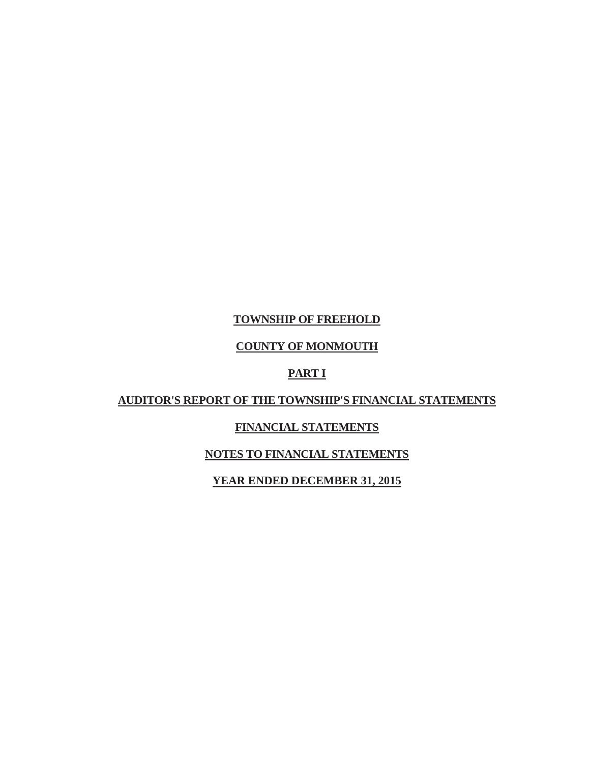**TOWNSHIP OF FREEHOLD**

**COUNTY OF MONMOUTH**

**PART I**

**AUDITOR'S REPORT OF THE TOWNSHIP'S FINANCIAL STATEMENTS**

**FINANCIAL STATEMENTS**

**NOTES TO FINANCIAL STATEMENTS**

**YEAR ENDED DECEMBER 31, 2015**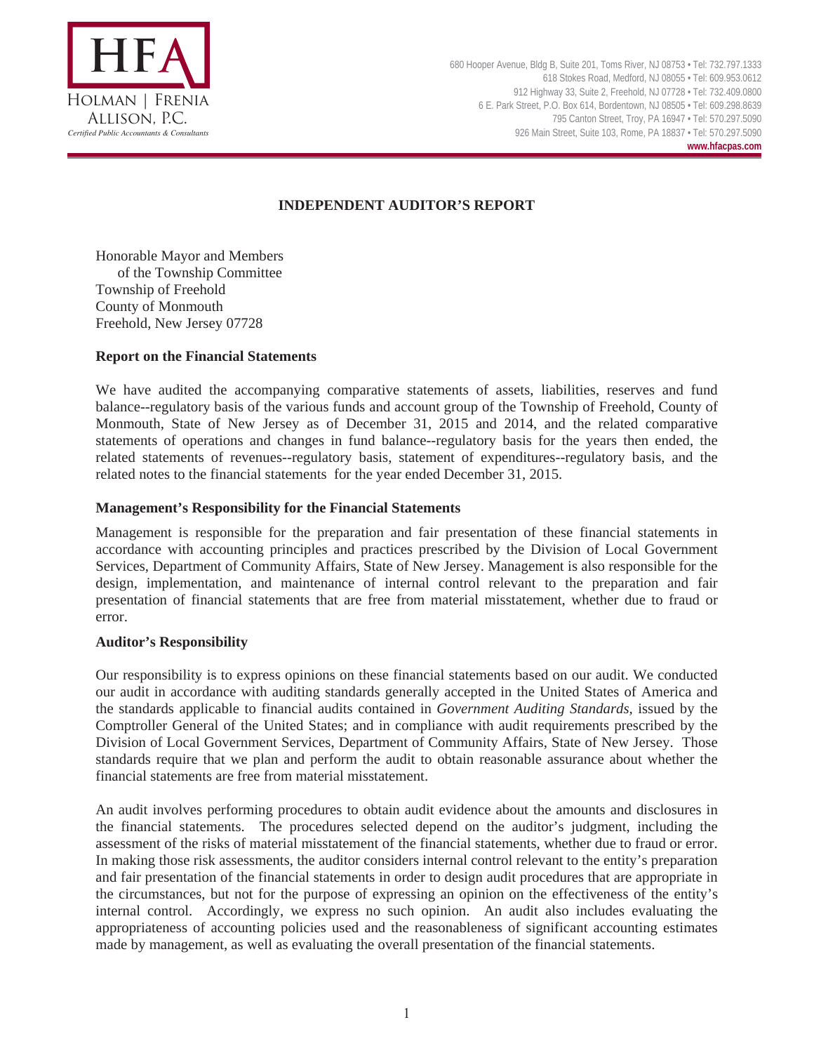**HFA**
HOLMAN | FRENIA
ALLISON, P.C.
*Certified Public Accountants & Consultants*

680 Hooper Avenue, Bldg B, Suite 201, Toms River, NJ 08753 • Tel: 732.797.1333
618 Stokes Road, Medford, NJ 08055 • Tel: 609.953.0612
912 Highway 33, Suite 2, Freehold, NJ 07728 • Tel: 732.409.0800
6 E. Park Street, P.O. Box 614, Bordentown, NJ 08505 • Tel: 609.298.8639
795 Canton Street, Troy, PA 16947 • Tel: 570.297.5090
926 Main Street, Suite 103, Rome, PA 18837 • Tel: 570.297.5090
**www.hfacpas.com**

# INDEPENDENT AUDITOR'S REPORT

Honorable Mayor and Members
of the Township Committee
Township of Freehold
County of Monmouth
Freehold, New Jersey 07728

## Report on the Financial Statements

We have audited the accompanying comparative statements of assets, liabilities, reserves and fund balance--regulatory basis of the various funds and account group of the Township of Freehold, County of Monmouth, State of New Jersey as of December 31, 2015 and 2014, and the related comparative statements of operations and changes in fund balance--regulatory basis for the years then ended, the related statements of revenues--regulatory basis, statement of expenditures--regulatory basis, and the related notes to the financial statements for the year ended December 31, 2015.

## Management's Responsibility for the Financial Statements

Management is responsible for the preparation and fair presentation of these financial statements in accordance with accounting principles and practices prescribed by the Division of Local Government Services, Department of Community Affairs, State of New Jersey. Management is also responsible for the design, implementation, and maintenance of internal control relevant to the preparation and fair presentation of financial statements that are free from material misstatement, whether due to fraud or error.

## Auditor's Responsibility

Our responsibility is to express opinions on these financial statements based on our audit. We conducted our audit in accordance with auditing standards generally accepted in the United States of America and the standards applicable to financial audits contained in *Government Auditing Standards*, issued by the Comptroller General of the United States; and in compliance with audit requirements prescribed by the Division of Local Government Services, Department of Community Affairs, State of New Jersey. Those standards require that we plan and perform the audit to obtain reasonable assurance about whether the financial statements are free from material misstatement.

An audit involves performing procedures to obtain audit evidence about the amounts and disclosures in the financial statements. The procedures selected depend on the auditor's judgment, including the assessment of the risks of material misstatement of the financial statements, whether due to fraud or error. In making those risk assessments, the auditor considers internal control relevant to the entity's preparation and fair presentation of the financial statements in order to design audit procedures that are appropriate in the circumstances, but not for the purpose of expressing an opinion on the effectiveness of the entity's internal control. Accordingly, we express no such opinion. An audit also includes evaluating the appropriateness of accounting policies used and the reasonableness of significant accounting estimates made by management, as well as evaluating the overall presentation of the financial statements.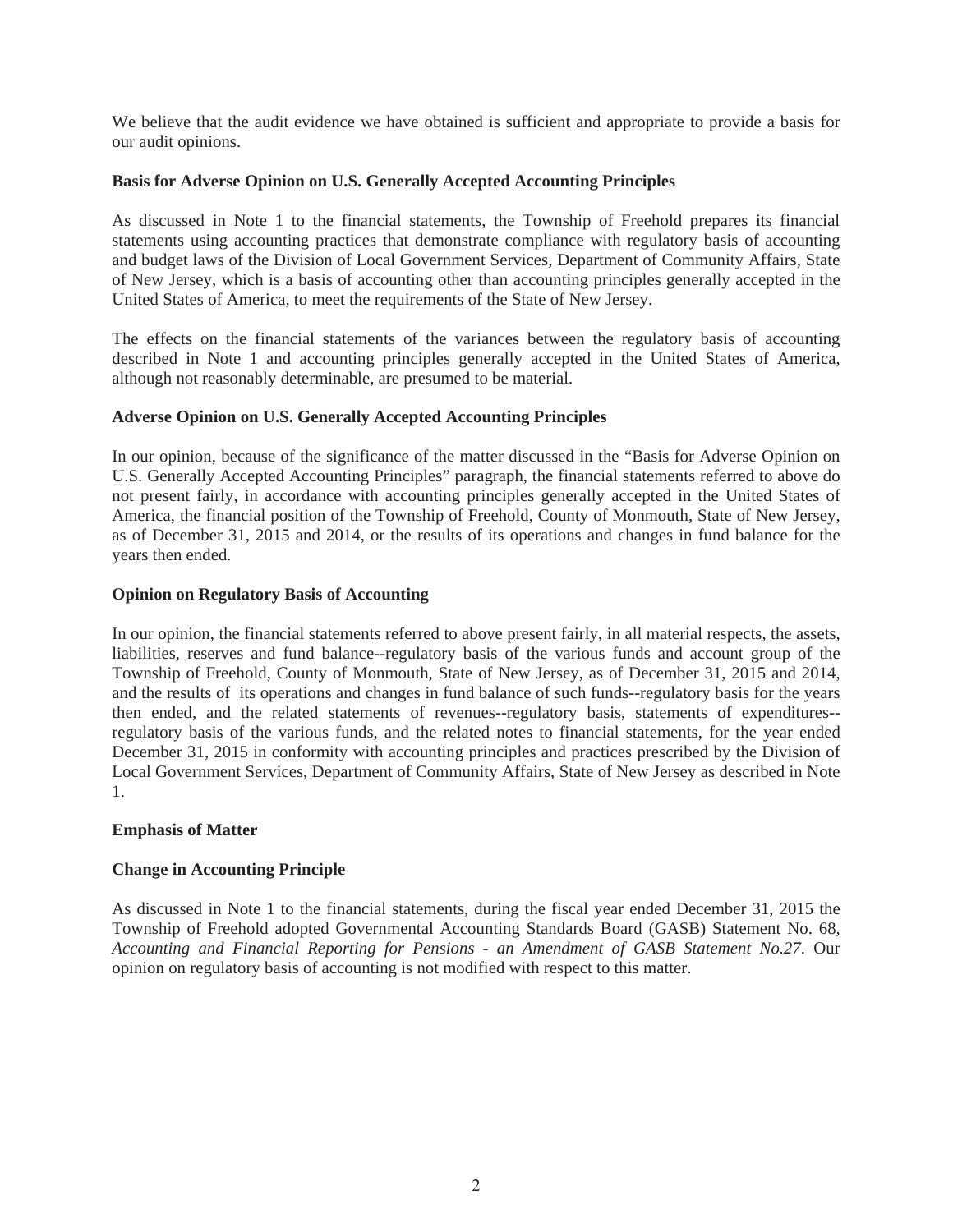We believe that the audit evidence we have obtained is sufficient and appropriate to provide a basis for our audit opinions.

**Basis for Adverse Opinion on U.S. Generally Accepted Accounting Principles**

As discussed in Note 1 to the financial statements, the Township of Freehold prepares its financial statements using accounting practices that demonstrate compliance with regulatory basis of accounting and budget laws of the Division of Local Government Services, Department of Community Affairs, State of New Jersey, which is a basis of accounting other than accounting principles generally accepted in the United States of America, to meet the requirements of the State of New Jersey.

The effects on the financial statements of the variances between the regulatory basis of accounting described in Note 1 and accounting principles generally accepted in the United States of America, although not reasonably determinable, are presumed to be material.

**Adverse Opinion on U.S. Generally Accepted Accounting Principles**

In our opinion, because of the significance of the matter discussed in the "Basis for Adverse Opinion on U.S. Generally Accepted Accounting Principles" paragraph, the financial statements referred to above do not present fairly, in accordance with accounting principles generally accepted in the United States of America, the financial position of the Township of Freehold, County of Monmouth, State of New Jersey, as of December 31, 2015 and 2014, or the results of its operations and changes in fund balance for the years then ended.

**Opinion on Regulatory Basis of Accounting**

In our opinion, the financial statements referred to above present fairly, in all material respects, the assets, liabilities, reserves and fund balance--regulatory basis of the various funds and account group of the Township of Freehold, County of Monmouth, State of New Jersey, as of December 31, 2015 and 2014, and the results of its operations and changes in fund balance of such funds--regulatory basis for the years then ended, and the related statements of revenues--regulatory basis, statements of expenditures--regulatory basis of the various funds, and the related notes to financial statements, for the year ended December 31, 2015 in conformity with accounting principles and practices prescribed by the Division of Local Government Services, Department of Community Affairs, State of New Jersey as described in Note 1.

**Emphasis of Matter**

**Change in Accounting Principle**

As discussed in Note 1 to the financial statements, during the fiscal year ended December 31, 2015 the Township of Freehold adopted Governmental Accounting Standards Board (GASB) Statement No. 68, *Accounting and Financial Reporting for Pensions - an Amendment of GASB Statement No.27*. Our opinion on regulatory basis of accounting is not modified with respect to this matter.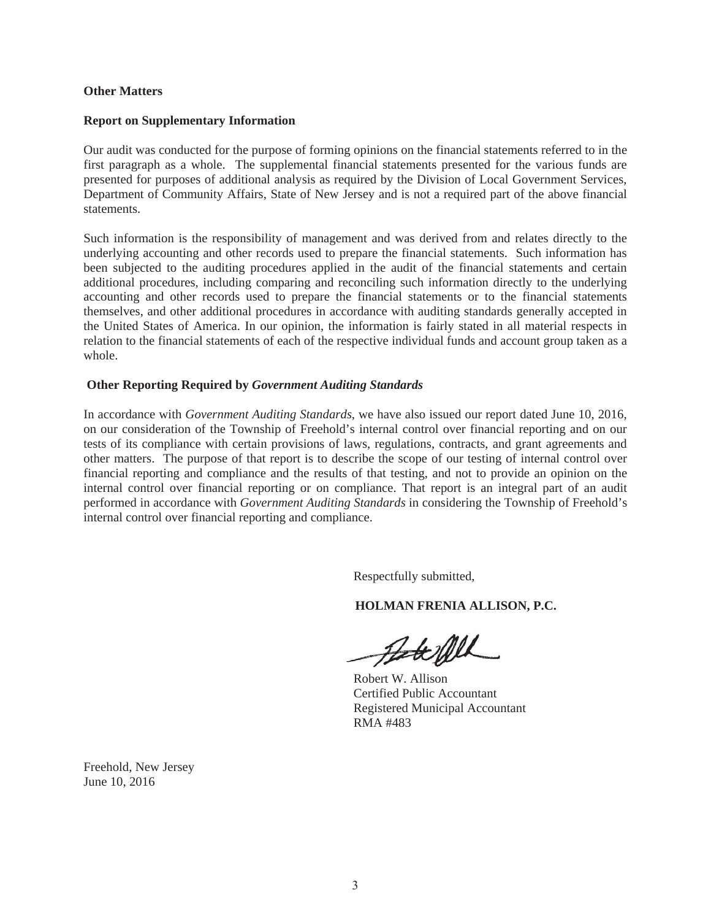**Other Matters**

**Report on Supplementary Information**

Our audit was conducted for the purpose of forming opinions on the financial statements referred to in the first paragraph as a whole. The supplemental financial statements presented for the various funds are presented for purposes of additional analysis as required by the Division of Local Government Services, Department of Community Affairs, State of New Jersey and is not a required part of the above financial statements.

Such information is the responsibility of management and was derived from and relates directly to the underlying accounting and other records used to prepare the financial statements. Such information has been subjected to the auditing procedures applied in the audit of the financial statements and certain additional procedures, including comparing and reconciling such information directly to the underlying accounting and other records used to prepare the financial statements or to the financial statements themselves, and other additional procedures in accordance with auditing standards generally accepted in the United States of America. In our opinion, the information is fairly stated in all material respects in relation to the financial statements of each of the respective individual funds and account group taken as a whole.

**Other Reporting Required by *Government Auditing Standards***

In accordance with *Government Auditing Standards*, we have also issued our report dated June 10, 2016, on our consideration of the Township of Freehold's internal control over financial reporting and on our tests of its compliance with certain provisions of laws, regulations, contracts, and grant agreements and other matters. The purpose of that report is to describe the scope of our testing of internal control over financial reporting and compliance and the results of that testing, and not to provide an opinion on the internal control over financial reporting or on compliance. That report is an integral part of an audit performed in accordance with *Government Auditing Standards* in considering the Township of Freehold's internal control over financial reporting and compliance.

Respectfully submitted,

**HOLMAN FRENIA ALLISON, P.C.**

Robert W. Allison
Certified Public Accountant
Registered Municipal Accountant
RMA #483

Freehold, New Jersey
June 10, 2016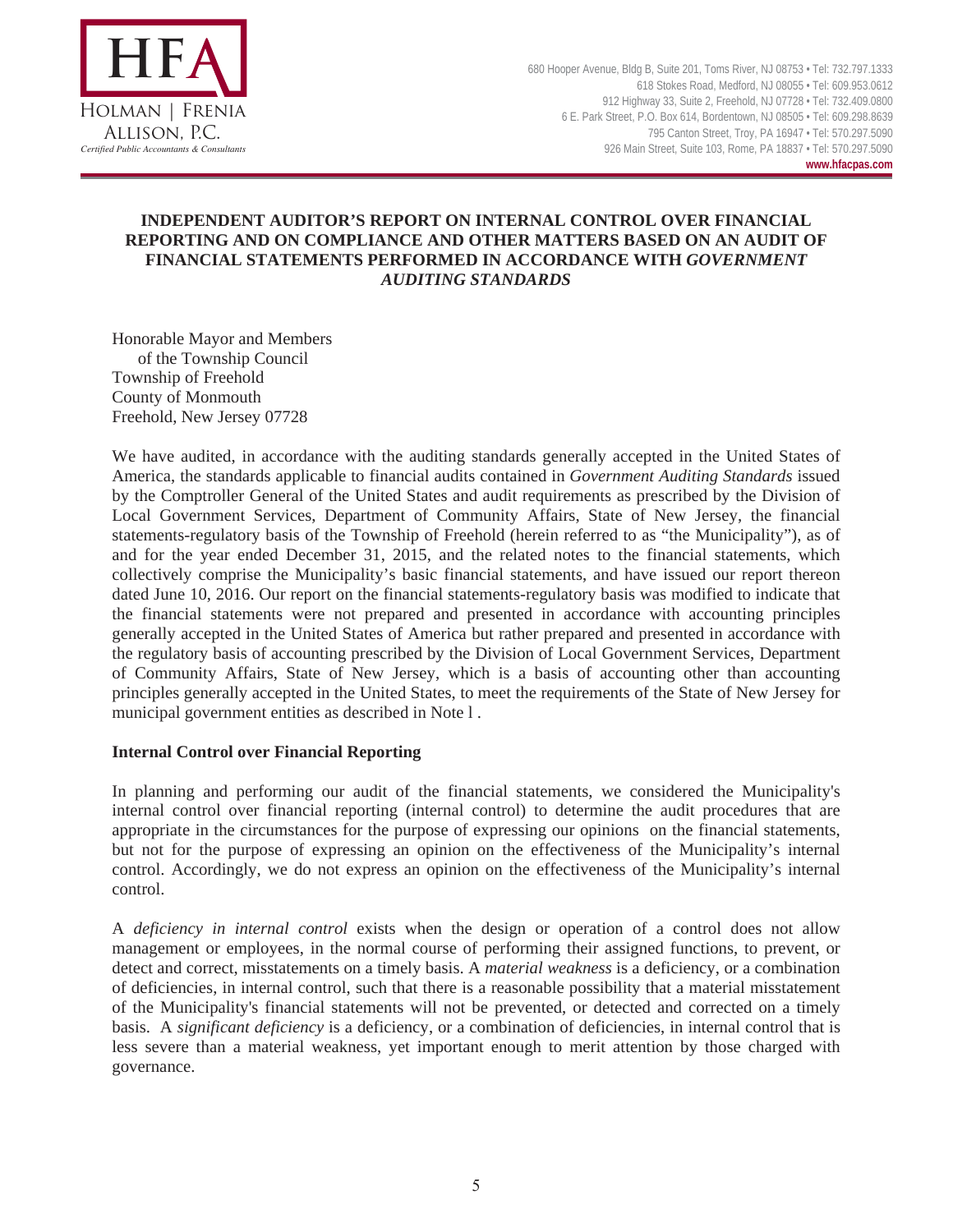# INDEPENDENT AUDITOR'S REPORT ON INTERNAL CONTROL OVER FINANCIAL REPORTING AND ON COMPLIANCE AND OTHER MATTERS BASED ON AN AUDIT OF FINANCIAL STATEMENTS PERFORMED IN ACCORDANCE WITH *GOVERNMENT AUDITING STANDARDS*

Honorable Mayor and Members
of the Township Council
Township of Freehold
County of Monmouth
Freehold, New Jersey 07728

We have audited, in accordance with the auditing standards generally accepted in the United States of America, the standards applicable to financial audits contained in *Government Auditing Standards* issued by the Comptroller General of the United States and audit requirements as prescribed by the Division of Local Government Services, Department of Community Affairs, State of New Jersey, the financial statements-regulatory basis of the Township of Freehold (herein referred to as "the Municipality"), as of and for the year ended December 31, 2015, and the related notes to the financial statements, which collectively comprise the Municipality's basic financial statements, and have issued our report thereon dated June 10, 2016. Our report on the financial statements-regulatory basis was modified to indicate that the financial statements were not prepared and presented in accordance with accounting principles generally accepted in the United States of America but rather prepared and presented in accordance with the regulatory basis of accounting prescribed by the Division of Local Government Services, Department of Community Affairs, State of New Jersey, which is a basis of accounting other than accounting principles generally accepted in the United States, to meet the requirements of the State of New Jersey for municipal government entities as described in Note l .

## Internal Control over Financial Reporting

In planning and performing our audit of the financial statements, we considered the Municipality's internal control over financial reporting (internal control) to determine the audit procedures that are appropriate in the circumstances for the purpose of expressing our opinions on the financial statements, but not for the purpose of expressing an opinion on the effectiveness of the Municipality's internal control. Accordingly, we do not express an opinion on the effectiveness of the Municipality's internal control.

A *deficiency in internal control* exists when the design or operation of a control does not allow management or employees, in the normal course of performing their assigned functions, to prevent, or detect and correct, misstatements on a timely basis. A *material weakness* is a deficiency, or a combination of deficiencies, in internal control, such that there is a reasonable possibility that a material misstatement of the Municipality's financial statements will not be prevented, or detected and corrected on a timely basis. A *significant deficiency* is a deficiency, or a combination of deficiencies, in internal control that is less severe than a material weakness, yet important enough to merit attention by those charged with governance.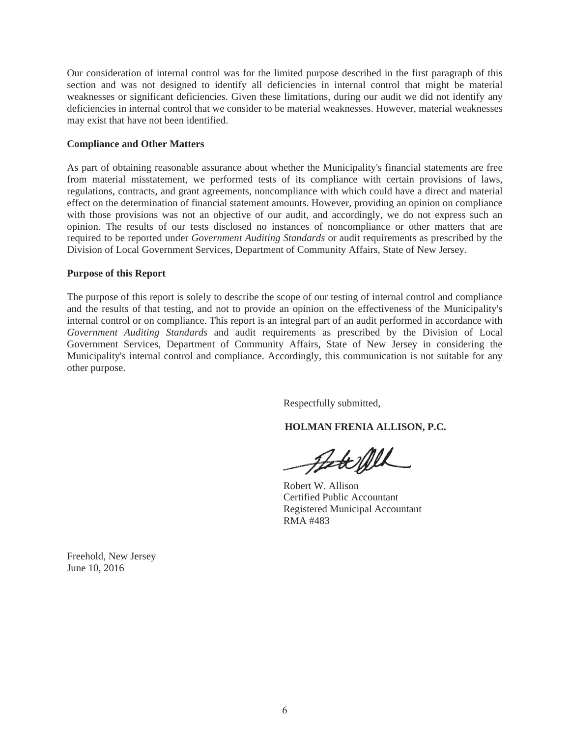Our consideration of internal control was for the limited purpose described in the first paragraph of this section and was not designed to identify all deficiencies in internal control that might be material weaknesses or significant deficiencies. Given these limitations, during our audit we did not identify any deficiencies in internal control that we consider to be material weaknesses. However, material weaknesses may exist that have not been identified.

**Compliance and Other Matters**

As part of obtaining reasonable assurance about whether the Municipality's financial statements are free from material misstatement, we performed tests of its compliance with certain provisions of laws, regulations, contracts, and grant agreements, noncompliance with which could have a direct and material effect on the determination of financial statement amounts. However, providing an opinion on compliance with those provisions was not an objective of our audit, and accordingly, we do not express such an opinion. The results of our tests disclosed no instances of noncompliance or other matters that are required to be reported under *Government Auditing Standards* or audit requirements as prescribed by the Division of Local Government Services, Department of Community Affairs, State of New Jersey.

**Purpose of this Report**

The purpose of this report is solely to describe the scope of our testing of internal control and compliance and the results of that testing, and not to provide an opinion on the effectiveness of the Municipality's internal control or on compliance. This report is an integral part of an audit performed in accordance with *Government Auditing Standards* and audit requirements as prescribed by the Division of Local Government Services, Department of Community Affairs, State of New Jersey in considering the Municipality's internal control and compliance. Accordingly, this communication is not suitable for any other purpose.

Respectfully submitted,

**HOLMAN FRENIA ALLISON, P.C.**

Robert W. Allison
Certified Public Accountant
Registered Municipal Accountant
RMA #483

Freehold, New Jersey
June 10, 2016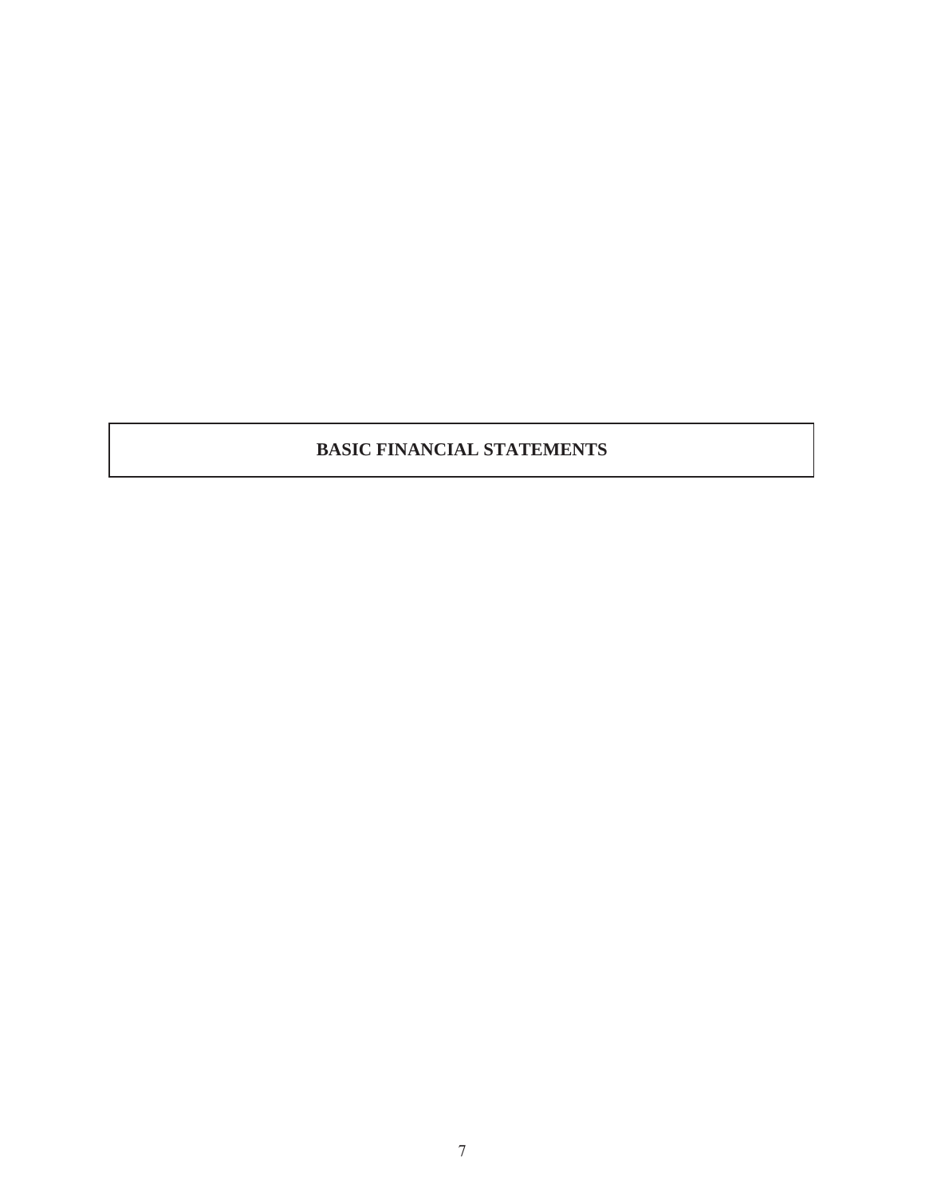# BASIC FINANCIAL STATEMENTS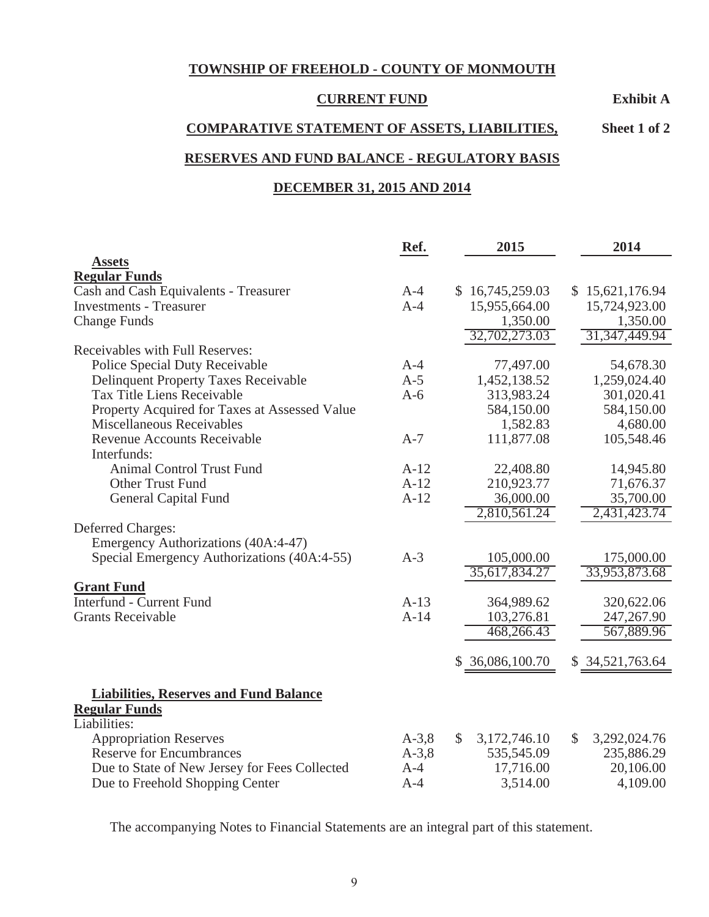**TOWNSHIP OF FREEHOLD - COUNTY OF MONMOUTH**

**CURRENT FUND** **Exhibit A**

**COMPARATIVE STATEMENT OF ASSETS, LIABILITIES,** **Sheet 1 of 2**

**RESERVES AND FUND BALANCE - REGULATORY BASIS**

**DECEMBER 31, 2015 AND 2014**

| | Ref. | 2015 | 2014 |
|---|---|---|---|
| **Assets** | | | |
| **Regular Funds** | | | |
| Cash and Cash Equivalents - Treasurer | A-4 | $ 16,745,259.03 | $ 15,621,176.94 |
| Investments - Treasurer | A-4 | 15,955,664.00 | 15,724,923.00 |
| Change Funds | | 1,350.00 | 1,350.00 |
| | | 32,702,273.03 | 31,347,449.94 |
| Receivables with Full Reserves: | | | |
| Police Special Duty Receivable | A-4 | 77,497.00 | 54,678.30 |
| Delinquent Property Taxes Receivable | A-5 | 1,452,138.52 | 1,259,024.40 |
| Tax Title Liens Receivable | A-6 | 313,983.24 | 301,020.41 |
| Property Acquired for Taxes at Assessed Value | | 584,150.00 | 584,150.00 |
| Miscellaneous Receivables | | 1,582.83 | 4,680.00 |
| Revenue Accounts Receivable | A-7 | 111,877.08 | 105,548.46 |
| Interfunds: | | | |
| Animal Control Trust Fund | A-12 | 22,408.80 | 14,945.80 |
| Other Trust Fund | A-12 | 210,923.77 | 71,676.37 |
| General Capital Fund | A-12 | 36,000.00 | 35,700.00 |
| | | 2,810,561.24 | 2,431,423.74 |
| Deferred Charges: | | | |
| Emergency Authorizations (40A:4-47) | | | |
| Special Emergency Authorizations (40A:4-55) | A-3 | 105,000.00 | 175,000.00 |
| | | 35,617,834.27 | 33,953,873.68 |
| **Grant Fund** | | | |
| Interfund - Current Fund | A-13 | 364,989.62 | 320,622.06 |
| Grants Receivable | A-14 | 103,276.81 | 247,267.90 |
| | | 468,266.43 | 567,889.96 |
| | | $ 36,086,100.70 | $ 34,521,763.64 |
| **Liabilities, Reserves and Fund Balance** | | | |
| **Regular Funds** | | | |
| Liabilities: | | | |
| Appropriation Reserves | A-3,8 | $ 3,172,746.10 | $ 3,292,024.76 |
| Reserve for Encumbrances | A-3,8 | 535,545.09 | 235,886.29 |
| Due to State of New Jersey for Fees Collected | A-4 | 17,716.00 | 20,106.00 |
| Due to Freehold Shopping Center | A-4 | 3,514.00 | 4,109.00 |

The accompanying Notes to Financial Statements are an integral part of this statement.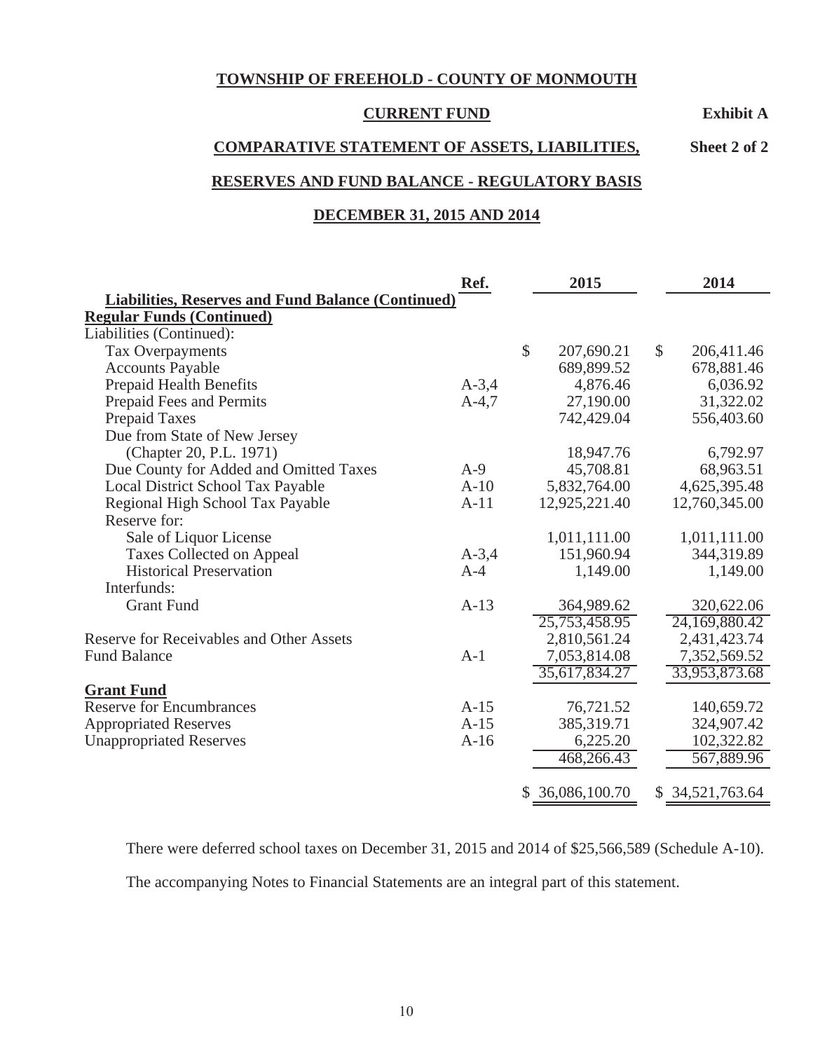**TOWNSHIP OF FREEHOLD - COUNTY OF MONMOUTH**

**CURRENT FUND** **Exhibit A**

**COMPARATIVE STATEMENT OF ASSETS, LIABILITIES,** **Sheet 2 of 2**

**RESERVES AND FUND BALANCE - REGULATORY BASIS**

**DECEMBER 31, 2015 AND 2014**

| | Ref. | 2015 | 2014 |
|---|---|---|---|
| **Liabilities, Reserves and Fund Balance (Continued)** | | | |
| **Regular Funds (Continued)** | | | |
| Liabilities (Continued): | | | |
| Tax Overpayments | | $ 207,690.21 | $ 206,411.46 |
| Accounts Payable | | 689,899.52 | 678,881.46 |
| Prepaid Health Benefits | A-3,4 | 4,876.46 | 6,036.92 |
| Prepaid Fees and Permits | A-4,7 | 27,190.00 | 31,322.02 |
| Prepaid Taxes | | 742,429.04 | 556,403.60 |
| Due from State of New Jersey | | | |
| (Chapter 20, P.L. 1971) | | 18,947.76 | 6,792.97 |
| Due County for Added and Omitted Taxes | A-9 | 45,708.81 | 68,963.51 |
| Local District School Tax Payable | A-10 | 5,832,764.00 | 4,625,395.48 |
| Regional High School Tax Payable | A-11 | 12,925,221.40 | 12,760,345.00 |
| Reserve for: | | | |
| Sale of Liquor License | | 1,011,111.00 | 1,011,111.00 |
| Taxes Collected on Appeal | A-3,4 | 151,960.94 | 344,319.89 |
| Historical Preservation | A-4 | 1,149.00 | 1,149.00 |
| Interfunds: | | | |
| Grant Fund | A-13 | 364,989.62 | 320,622.06 |
| | | 25,753,458.95 | 24,169,880.42 |
| Reserve for Receivables and Other Assets | | 2,810,561.24 | 2,431,423.74 |
| Fund Balance | A-1 | 7,053,814.08 | 7,352,569.52 |
| | | 35,617,834.27 | 33,953,873.68 |
| **Grant Fund** | | | |
| Reserve for Encumbrances | A-15 | 76,721.52 | 140,659.72 |
| Appropriated Reserves | A-15 | 385,319.71 | 324,907.42 |
| Unappropriated Reserves | A-16 | 6,225.20 | 102,322.82 |
| | | 468,266.43 | 567,889.96 |
| | | $ 36,086,100.70 | $ 34,521,763.64 |

There were deferred school taxes on December 31, 2015 and 2014 of $25,566,589 (Schedule A-10).

The accompanying Notes to Financial Statements are an integral part of this statement.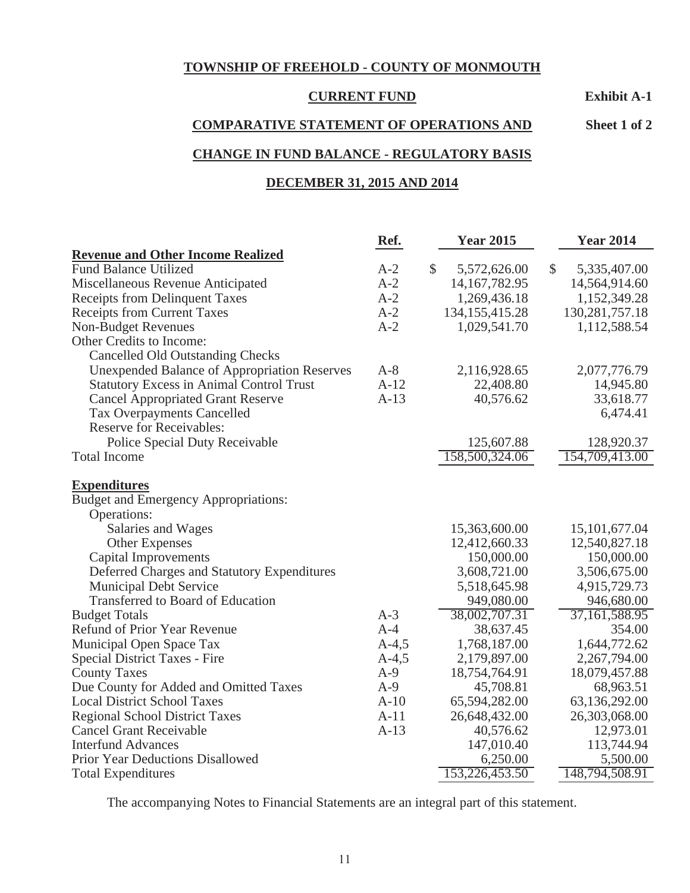**TOWNSHIP OF FREEHOLD - COUNTY OF MONMOUTH**

**CURRENT FUND** **Exhibit A-1**

**COMPARATIVE STATEMENT OF OPERATIONS AND** **Sheet 1 of 2**

**CHANGE IN FUND BALANCE - REGULATORY BASIS**

**DECEMBER 31, 2015 AND 2014**

| | Ref. | Year 2015 | Year 2014 |
|---|---|---|---|
| **Revenue and Other Income Realized** | | | |
| Fund Balance Utilized | A-2 | $ 5,572,626.00 | $ 5,335,407.00 |
| Miscellaneous Revenue Anticipated | A-2 | 14,167,782.95 | 14,564,914.60 |
| Receipts from Delinquent Taxes | A-2 | 1,269,436.18 | 1,152,349.28 |
| Receipts from Current Taxes | A-2 | 134,155,415.28 | 130,281,757.18 |
| Non-Budget Revenues | A-2 | 1,029,541.70 | 1,112,588.54 |
| Other Credits to Income: | | | |
| Cancelled Old Outstanding Checks | | | |
| Unexpended Balance of Appropriation Reserves | A-8 | 2,116,928.65 | 2,077,776.79 |
| Statutory Excess in Animal Control Trust | A-12 | 22,408.80 | 14,945.80 |
| Cancel Appropriated Grant Reserve | A-13 | 40,576.62 | 33,618.77 |
| Tax Overpayments Cancelled | | | 6,474.41 |
| Reserve for Receivables: | | | |
| Police Special Duty Receivable | | 125,607.88 | 128,920.37 |
| Total Income | | 158,500,324.06 | 154,709,413.00 |
| **Expenditures** | | | |
| Budget and Emergency Appropriations: | | | |
| Operations: | | | |
| Salaries and Wages | | 15,363,600.00 | 15,101,677.04 |
| Other Expenses | | 12,412,660.33 | 12,540,827.18 |
| Capital Improvements | | 150,000.00 | 150,000.00 |
| Deferred Charges and Statutory Expenditures | | 3,608,721.00 | 3,506,675.00 |
| Municipal Debt Service | | 5,518,645.98 | 4,915,729.73 |
| Transferred to Board of Education | | 949,080.00 | 946,680.00 |
| Budget Totals | A-3 | 38,002,707.31 | 37,161,588.95 |
| Refund of Prior Year Revenue | A-4 | 38,637.45 | 354.00 |
| Municipal Open Space Tax | A-4,5 | 1,768,187.00 | 1,644,772.62 |
| Special District Taxes - Fire | A-4,5 | 2,179,897.00 | 2,267,794.00 |
| County Taxes | A-9 | 18,754,764.91 | 18,079,457.88 |
| Due County for Added and Omitted Taxes | A-9 | 45,708.81 | 68,963.51 |
| Local District School Taxes | A-10 | 65,594,282.00 | 63,136,292.00 |
| Regional School District Taxes | A-11 | 26,648,432.00 | 26,303,068.00 |
| Cancel Grant Receivable | A-13 | 40,576.62 | 12,973.01 |
| Interfund Advances | | 147,010.40 | 113,744.94 |
| Prior Year Deductions Disallowed | | 6,250.00 | 5,500.00 |
| Total Expenditures | | 153,226,453.50 | 148,794,508.91 |

The accompanying Notes to Financial Statements are an integral part of this statement.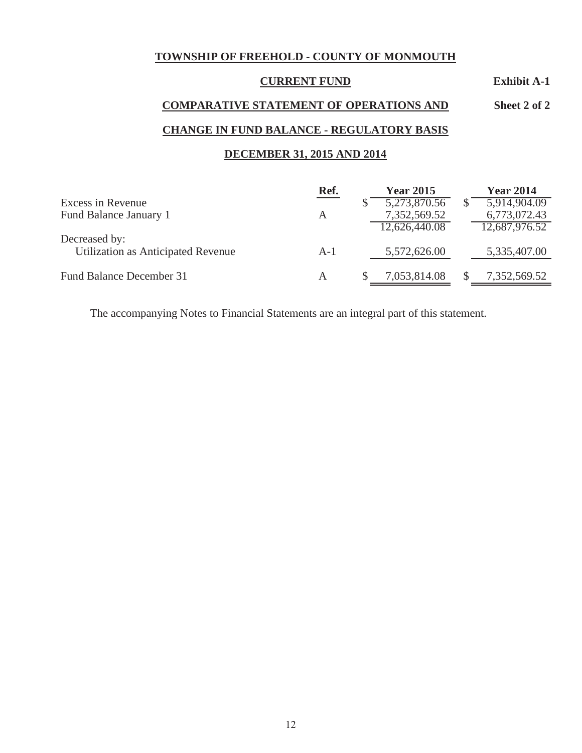**TOWNSHIP OF FREEHOLD - COUNTY OF MONMOUTH**

**CURRENT FUND** **Exhibit A-1**

**COMPARATIVE STATEMENT OF OPERATIONS AND** **Sheet 2 of 2**

**CHANGE IN FUND BALANCE - REGULATORY BASIS**

**DECEMBER 31, 2015 AND 2014**

| | Ref. | Year 2015 | Year 2014 |
|---|---|---|---|
| Excess in Revenue | | $ 5,273,870.56 | $ 5,914,904.09 |
| Fund Balance January 1 | A | 7,352,569.52 | 6,773,072.43 |
| | | 12,626,440.08 | 12,687,976.52 |
| Decreased by: | | | |
| Utilization as Anticipated Revenue | A-1 | 5,572,626.00 | 5,335,407.00 |
| Fund Balance December 31 | A | $ 7,053,814.08 | $ 7,352,569.52 |

The accompanying Notes to Financial Statements are an integral part of this statement.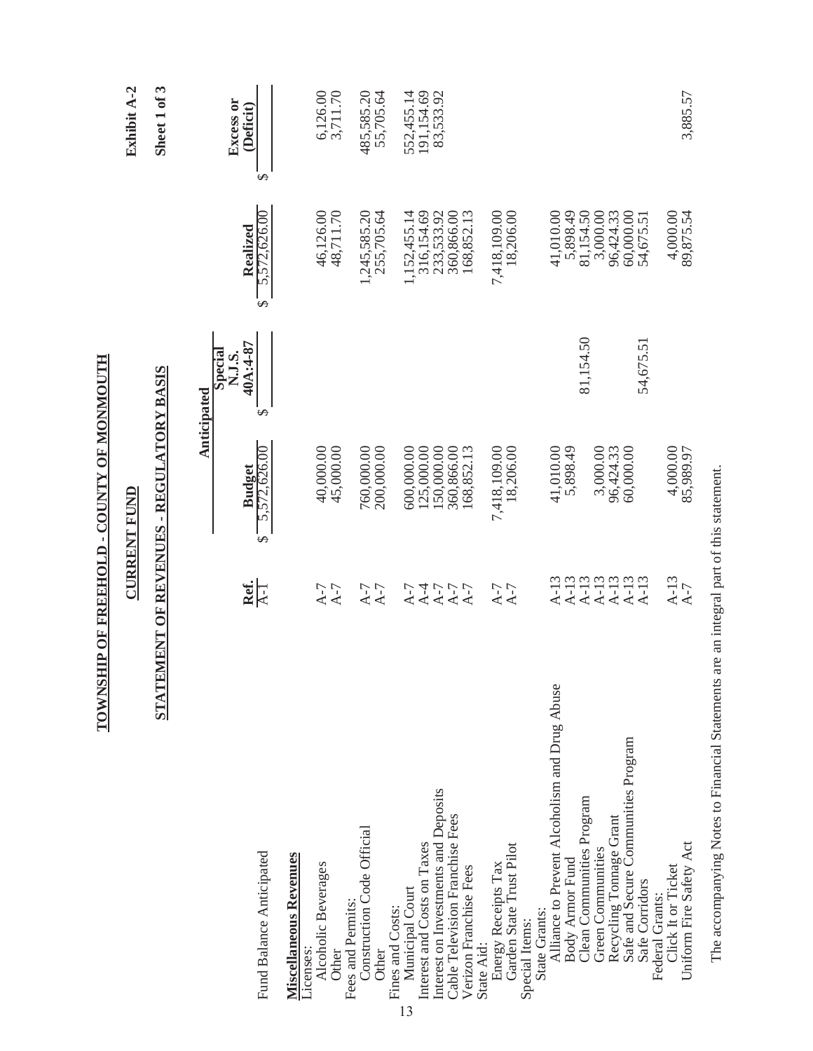Exhibit A-2

Sheet 1 of 3

# TOWNSHIP OF FREEHOLD - COUNTY OF MONMOUTH

## CURRENT FUND

## STATEMENT OF REVENUES - REGULATORY BASIS

| | Ref. | Anticipated Budget | Anticipated Special N.J.S. 40A:4-87 | Realized | Excess or (Deficit) |
|---|---|---|---|---|---|
| Fund Balance Anticipated | A-1 | $ 5,572,626.00 | $ | $ 5,572,626.00 | $ |
| **Miscellaneous Revenues** | | | | | |
| Licenses: | | | | | |
| Alcoholic Beverages | A-7 | 40,000.00 | | 46,126.00 | 6,126.00 |
| Other | A-7 | 45,000.00 | | 48,711.70 | 3,711.70 |
| Fees and Permits: | | | | | |
| Construction Code Official | A-7 | 760,000.00 | | 1,245,585.20 | 485,585.20 |
| Other | A-7 | 200,000.00 | | 255,705.64 | 55,705.64 |
| Fines and Costs: | | | | | |
| Municipal Court | A-7 | 600,000.00 | | 1,152,455.14 | 552,455.14 |
| Interest and Costs on Taxes | A-4 | 125,000.00 | | 316,154.69 | 191,154.69 |
| Interest on Investments and Deposits | A-7 | 150,000.00 | | 233,533.92 | 83,533.92 |
| Cable Television Franchise Fees | A-7 | 360,866.00 | | 360,866.00 | |
| Verizon Franchise Fees | A-7 | 168,852.13 | | 168,852.13 | |
| State Aid: | | | | | |
| Energy Receipts Tax | A-7 | 7,418,109.00 | | 7,418,109.00 | |
| Garden State Trust Pilot | A-7 | 18,206.00 | | 18,206.00 | |
| Special Items: | | | | | |
| State Grants: | | | | | |
| Alliance to Prevent Alcoholism and Drug Abuse | A-13 | 41,010.00 | | 41,010.00 | |
| Body Armor Fund | A-13 | 5,898.49 | | 5,898.49 | |
| Clean Communities Program | A-13 | | 81,154.50 | 81,154.50 | |
| Green Communities | A-13 | 3,000.00 | | 3,000.00 | |
| Recycling Tonnage Grant | A-13 | 96,424.33 | | 96,424.33 | |
| Safe and Secure Communities Program | A-13 | 60,000.00 | | 60,000.00 | |
| Safe Corridors | A-13 | | 54,675.51 | 54,675.51 | |
| Federal Grants: | | | | | |
| Click It or Ticket | A-13 | 4,000.00 | | 4,000.00 | |
| Uniform Fire Safety Act | A-7 | 85,989.97 | | 89,875.54 | 3,885.57 |

The accompanying Notes to Financial Statements are an integral part of this statement.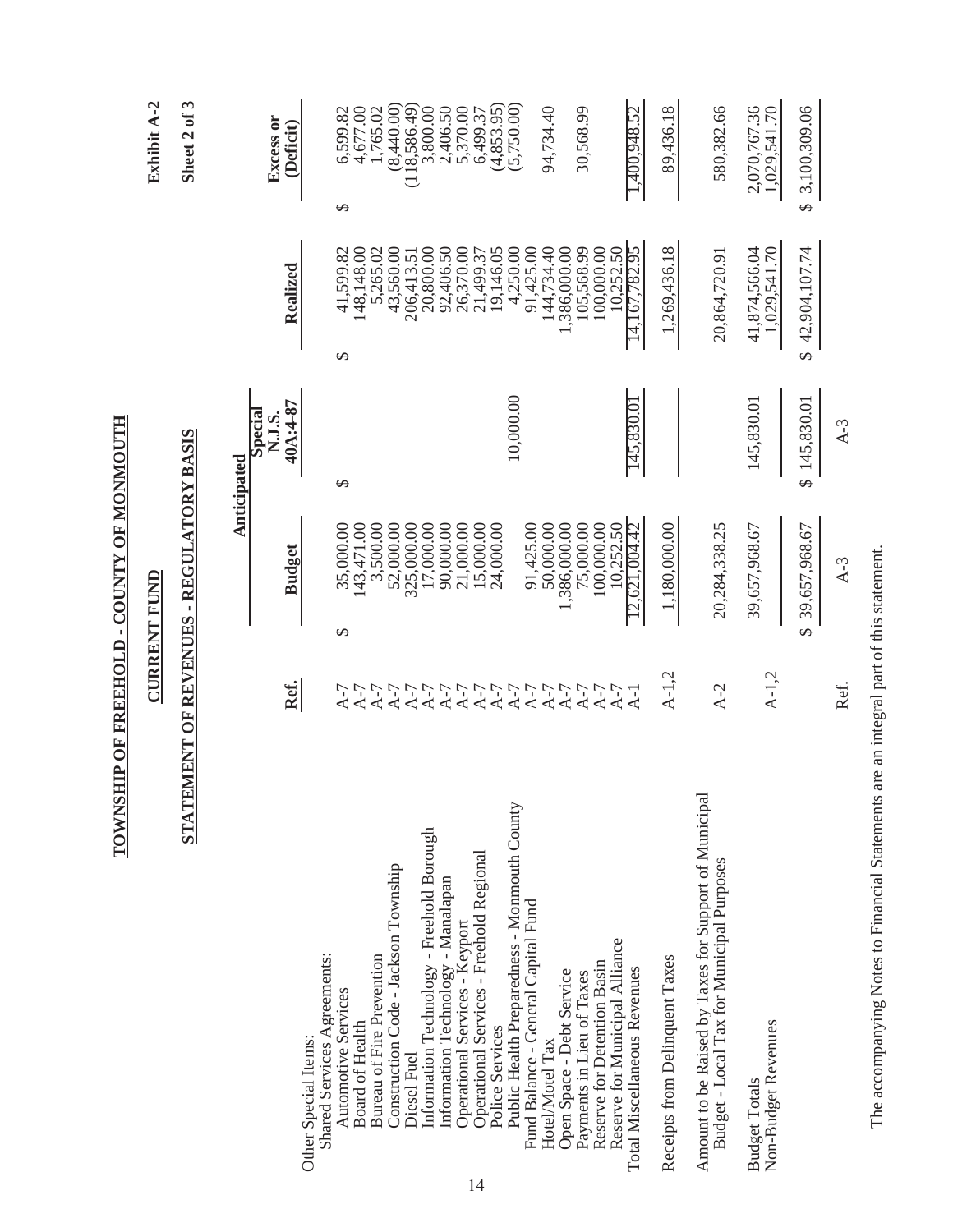Exhibit A-2

Sheet 2 of 3

# TOWNSHIP OF FREEHOLD - COUNTY OF MONMOUTH

## CURRENT FUND

## STATEMENT OF REVENUES - REGULATORY BASIS

| | Ref. | Anticipated Budget | Anticipated Special N.J.S. 40A:4-87 | Realized | Excess or (Deficit) |
|---|---|---|---|---|---|
| Other Special Items: | | | | | |
| Shared Services Agreements: | | | | | |
| Automotive Services | A-7 | $ 35,000.00 | $ | $ 41,599.82 | $ 6,599.82 |
| Board of Health | A-7 | 143,471.00 | | 148,148.00 | 4,677.00 |
| Bureau of Fire Prevention | A-7 | 3,500.00 | | 5,265.02 | 1,765.02 |
| Construction Code - Jackson Township | A-7 | 52,000.00 | | 43,560.00 | (8,440.00) |
| Diesel Fuel | A-7 | 325,000.00 | | 206,413.51 | (118,586.49) |
| Information Technology - Freehold Borough | A-7 | 17,000.00 | | 20,800.00 | 3,800.00 |
| Information Technology - Manalapan | A-7 | 90,000.00 | | 92,406.50 | 2,406.50 |
| Operational Services - Keyport | A-7 | 21,000.00 | | 26,370.00 | 5,370.00 |
| Operational Services - Freehold Regional | A-7 | 15,000.00 | | 21,499.37 | 6,499.37 |
| Police Services | A-7 | 24,000.00 | | 19,146.05 | (4,853.95) |
| Public Health Preparedness - Monmouth County | A-7 | | 10,000.00 | 4,250.00 | (5,750.00) |
| Fund Balance - General Capital Fund | A-7 | 91,425.00 | | 91,425.00 | |
| Hotel/Motel Tax | A-7 | 50,000.00 | | 144,734.40 | 94,734.40 |
| Open Space - Debt Service | A-7 | 1,386,000.00 | | 1,386,000.00 | |
| Payments in Lieu of Taxes | A-7 | 75,000.00 | | 105,568.99 | 30,568.99 |
| Reserve for Detention Basin | A-7 | 100,000.00 | | 100,000.00 | |
| Reserve for Municipal Alliance | A-7 | 10,252.50 | | 10,252.50 | |
| Total Miscellaneous Revenues | A-1 | 12,621,004.42 | 145,830.01 | 14,167,782.95 | 1,400,948.52 |
| Receipts from Delinquent Taxes | A-1,2 | 1,180,000.00 | | 1,269,436.18 | 89,436.18 |
| Amount to be Raised by Taxes for Support of Municipal Budget - Local Tax for Municipal Purposes | A-2 | 20,284,338.25 | | 20,864,720.91 | 580,382.66 |
| Budget Totals | A-1,2 | 39,657,968.67 | 145,830.01 | 41,874,566.04 | 2,070,767.36 |
| Non-Budget Revenues | | | | 1,029,541.70 | 1,029,541.70 |
| | | $ 39,657,968.67 | $ 145,830.01 | $ 42,904,107.74 | $ 3,100,309.06 |
| | Ref. | A-3 | A-3 | | |

The accompanying Notes to Financial Statements are an integral part of this statement.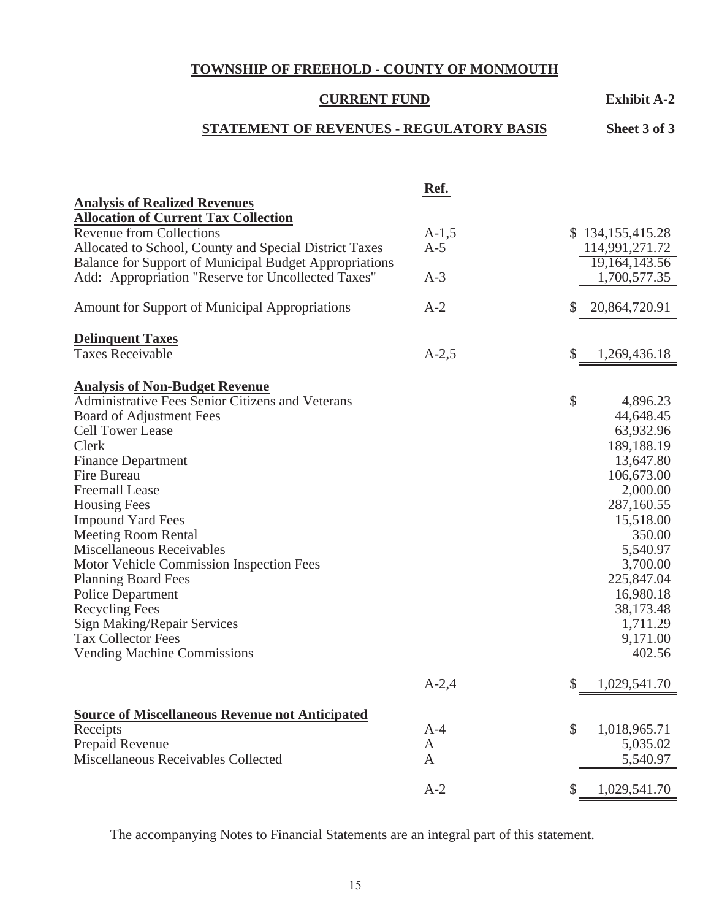**TOWNSHIP OF FREEHOLD - COUNTY OF MONMOUTH**

**CURRENT FUND** **Exhibit A-2**

**STATEMENT OF REVENUES - REGULATORY BASIS** **Sheet 3 of 3**

| | Ref. | |
|---|---|---|
| **Analysis of Realized Revenues** | | |
| **Allocation of Current Tax Collection** | | |
| Revenue from Collections | A-1,5 | $ 134,155,415.28 |
| Allocated to School, County and Special District Taxes | A-5 | 114,991,271.72 |
| Balance for Support of Municipal Budget Appropriations | | 19,164,143.56 |
| Add: Appropriation "Reserve for Uncollected Taxes" | A-3 | 1,700,577.35 |
| Amount for Support of Municipal Appropriations | A-2 | $ 20,864,720.91 |
| **Delinquent Taxes** | | |
| Taxes Receivable | A-2,5 | $ 1,269,436.18 |
| **Analysis of Non-Budget Revenue** | | |
| Administrative Fees Senior Citizens and Veterans | | $ 4,896.23 |
| Board of Adjustment Fees | | 44,648.45 |
| Cell Tower Lease | | 63,932.96 |
| Clerk | | 189,188.19 |
| Finance Department | | 13,647.80 |
| Fire Bureau | | 106,673.00 |
| Freemall Lease | | 2,000.00 |
| Housing Fees | | 287,160.55 |
| Impound Yard Fees | | 15,518.00 |
| Meeting Room Rental | | 350.00 |
| Miscellaneous Receivables | | 5,540.97 |
| Motor Vehicle Commission Inspection Fees | | 3,700.00 |
| Planning Board Fees | | 225,847.04 |
| Police Department | | 16,980.18 |
| Recycling Fees | | 38,173.48 |
| Sign Making/Repair Services | | 1,711.29 |
| Tax Collector Fees | | 9,171.00 |
| Vending Machine Commissions | | 402.56 |
| | A-2,4 | $ 1,029,541.70 |
| **Source of Miscellaneous Revenue not Anticipated** | | |
| Receipts | A-4 | $ 1,018,965.71 |
| Prepaid Revenue | A | 5,035.02 |
| Miscellaneous Receivables Collected | A | 5,540.97 |
| | A-2 | $ 1,029,541.70 |

The accompanying Notes to Financial Statements are an integral part of this statement.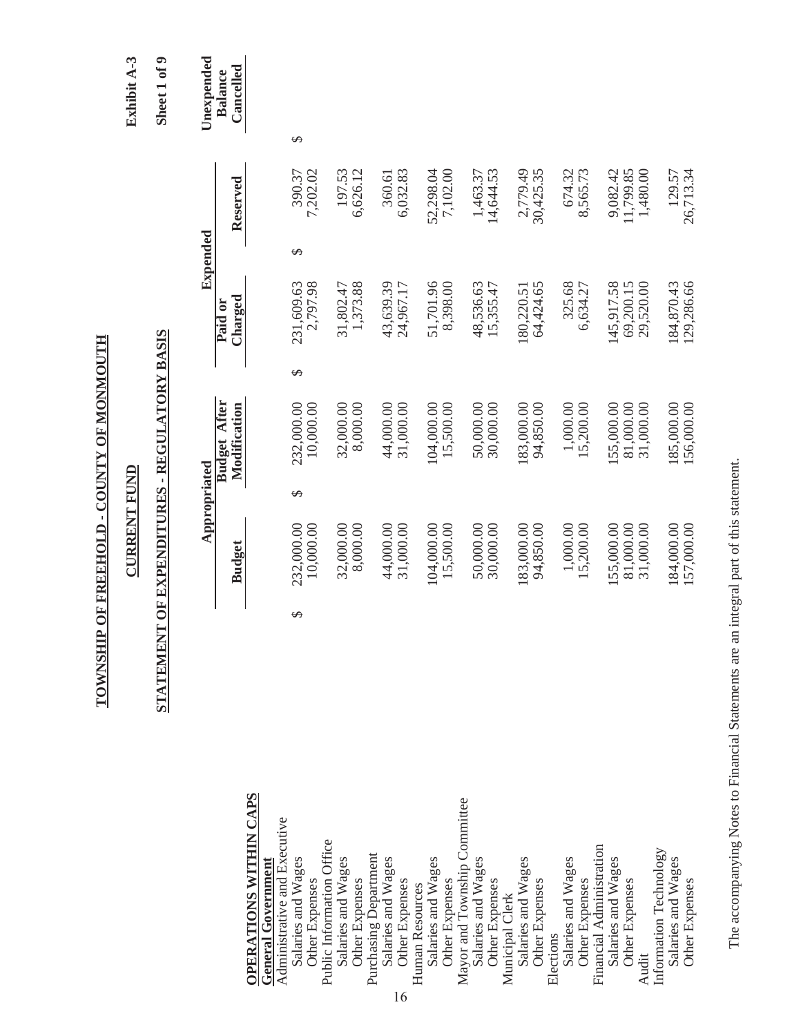# TOWNSHIP OF FREEHOLD - COUNTY OF MONMOUTH

## CURRENT FUND

## STATEMENT OF EXPENDITURES - REGULATORY BASIS

Exhibit A-3

Sheet 1 of 9

| | Appropriated | | Expended | | Unexpended |
|---|---|---|---|---|---|
| | Budget | Budget After Modification | Paid or Charged | Reserved | Balance Cancelled |
| **OPERATIONS WITHIN CAPS** | | | | | |
| **General Government** | | | | | |
| Administrative and Executive | | | | | |
| Salaries and Wages | $ 232,000.00 | $ 232,000.00 | $ 231,609.63 | $ 390.37 | $ |
| Other Expenses | 10,000.00 | 10,000.00 | 2,797.98 | 7,202.02 | |
| Public Information Office | | | | | |
| Salaries and Wages | 32,000.00 | 32,000.00 | 31,802.47 | 197.53 | |
| Other Expenses | 8,000.00 | 8,000.00 | 1,373.88 | 6,626.12 | |
| Purchasing Department | | | | | |
| Salaries and Wages | 44,000.00 | 44,000.00 | 43,639.39 | 360.61 | |
| Other Expenses | 31,000.00 | 31,000.00 | 24,967.17 | 6,032.83 | |
| Human Resources | | | | | |
| Salaries and Wages | 104,000.00 | 104,000.00 | 51,701.96 | 52,298.04 | |
| Other Expenses | 15,500.00 | 15,500.00 | 8,398.00 | 7,102.00 | |
| Mayor and Township Committee | | | | | |
| Salaries and Wages | 50,000.00 | 50,000.00 | 48,536.63 | 1,463.37 | |
| Other Expenses | 30,000.00 | 30,000.00 | 15,355.47 | 14,644.53 | |
| Municipal Clerk | | | | | |
| Salaries and Wages | 183,000.00 | 183,000.00 | 180,220.51 | 2,779.49 | |
| Other Expenses | 94,850.00 | 94,850.00 | 64,424.65 | 30,425.35 | |
| Elections | | | | | |
| Salaries and Wages | 1,000.00 | 1,000.00 | 325.68 | 674.32 | |
| Other Expenses | 15,200.00 | 15,200.00 | 6,634.27 | 8,565.73 | |
| Financial Administration | | | | | |
| Salaries and Wages | 155,000.00 | 155,000.00 | 145,917.58 | 9,082.42 | |
| Other Expenses | 81,000.00 | 81,000.00 | 69,200.15 | 11,799.85 | |
| Audit | 31,000.00 | 31,000.00 | 29,520.00 | 1,480.00 | |
| Information Technology | | | | | |
| Salaries and Wages | 184,000.00 | 185,000.00 | 184,870.43 | 129.57 | |
| Other Expenses | 157,000.00 | 156,000.00 | 129,286.66 | 26,713.34 | |

The accompanying Notes to Financial Statements are an integral part of this statement.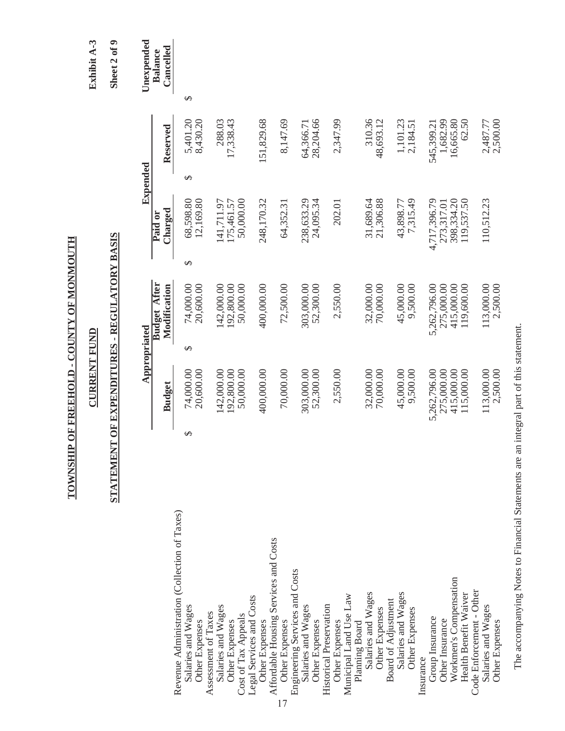# TOWNSHIP OF FREEHOLD - COUNTY OF MONMOUTH

## CURRENT FUND

## STATEMENT OF EXPENDITURES - REGULATORY BASIS

Exhibit A-3

Sheet 2 of 9

| | Appropriated | | Expended | | Unexpended |
|---|---|---|---|---|---|
| | Budget | Budget After Modification | Paid or Charged | Reserved | Balance Cancelled |
| Revenue Administration (Collection of Taxes) | | | | | |
| Salaries and Wages | $ 74,000.00 | $ 74,000.00 | $ 68,598.80 | $ 5,401.20 | $ |
| Other Expenses | 20,600.00 | 20,600.00 | 12,169.80 | 8,430.20 | |
| Assessment of Taxes | | | | | |
| Salaries and Wages | 142,000.00 | 142,000.00 | 141,711.97 | 288.03 | |
| Other Expenses | 192,800.00 | 192,800.00 | 175,461.57 | 17,338.43 | |
| Cost of Tax Appeals | 50,000.00 | 50,000.00 | 50,000.00 | | |
| Legal Services and Costs | | | | | |
| Other Expenses | 400,000.00 | 400,000.00 | 248,170.32 | 151,829.68 | |
| Affordable Housing Services and Costs | | | | | |
| Other Expenses | 70,000.00 | 72,500.00 | 64,352.31 | 8,147.69 | |
| Engineering Services and Costs | | | | | |
| Salaries and Wages | 303,000.00 | 303,000.00 | 238,633.29 | 64,366.71 | |
| Other Expenses | 52,300.00 | 52,300.00 | 24,095.34 | 28,204.66 | |
| Historical Preservation | | | | | |
| Other Expenses | 2,550.00 | 2,550.00 | 202.01 | 2,347.99 | |
| Municipal Land Use Law | | | | | |
| Planning Board | | | | | |
| Salaries and Wages | 32,000.00 | 32,000.00 | 31,689.64 | 310.36 | |
| Other Expenses | 70,000.00 | 70,000.00 | 21,306.88 | 48,693.12 | |
| Board of Adjustment | | | | | |
| Salaries and Wages | 45,000.00 | 45,000.00 | 43,898.77 | 1,101.23 | |
| Other Expenses | 9,500.00 | 9,500.00 | 7,315.49 | 2,184.51 | |
| Insurance | | | | | |
| Group Insurance | 5,262,796.00 | 5,262,796.00 | 4,717,396.79 | 545,399.21 | |
| Other Insurance | 275,000.00 | 275,000.00 | 273,317.01 | 1,682.99 | |
| Workmen's Compensation | 415,000.00 | 415,000.00 | 398,334.20 | 16,665.80 | |
| Health Benefit Waiver | 115,000.00 | 119,600.00 | 119,537.50 | 62.50 | |
| Code Enforcement - Other | | | | | |
| Salaries and Wages | 113,000.00 | 113,000.00 | 110,512.23 | 2,487.77 | |
| Other Expenses | 2,500.00 | 2,500.00 | | 2,500.00 | |

The accompanying Notes to Financial Statements are an integral part of this statement.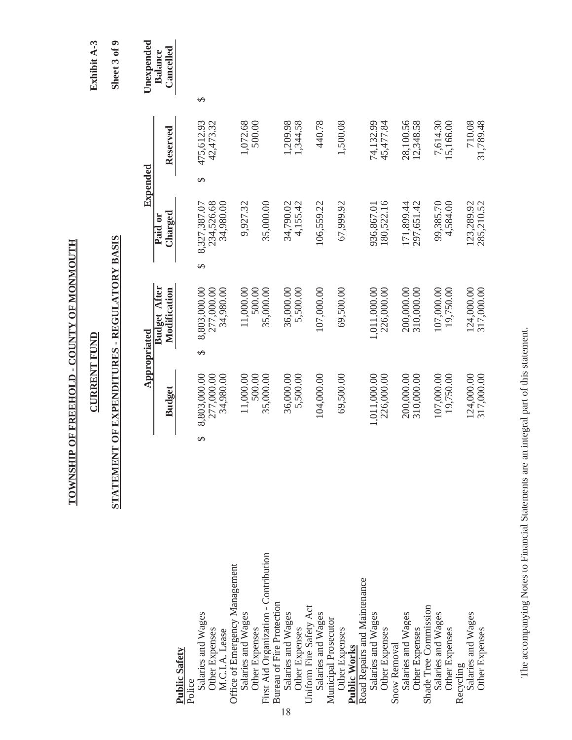# TOWNSHIP OF FREEHOLD - COUNTY OF MONMOUTH

## CURRENT FUND

## STATEMENT OF EXPENDITURES - REGULATORY BASIS

Exhibit A-3

Sheet 3 of 9

| | Appropriated | | Expended | | Unexpended |
|---|---|---|---|---|---|
| | Budget | Budget After Modification | Paid or Charged | Reserved | Balance Cancelled |
| **Public Safety** | | | | | |
| Police | | | | | |
| Salaries and Wages | $ 8,803,000.00 | $ 8,803,000.00 | $ 8,327,387.07 | $ 475,612.93 | $ |
| Other Expenses | 277,000.00 | 277,000.00 | 234,526.68 | 42,473.32 | |
| M.C.I.A. Lease | 34,980.00 | 34,980.00 | 34,980.00 | | |
| Office of Emergency Management | | | | | |
| Salaries and Wages | 11,000.00 | 11,000.00 | 9,927.32 | 1,072.68 | |
| Other Expenses | 500.00 | 500.00 | | 500.00 | |
| First Aid Organization - Contribution | 35,000.00 | 35,000.00 | 35,000.00 | | |
| Bureau of Fire Protection | | | | | |
| Salaries and Wages | 36,000.00 | 36,000.00 | 34,790.02 | 1,209.98 | |
| Other Expenses | 5,500.00 | 5,500.00 | 4,155.42 | 1,344.58 | |
| Uniform Fire Safety Act | | | | | |
| Salaries and Wages | 104,000.00 | 107,000.00 | 106,559.22 | 440.78 | |
| Municipal Prosecutor | | | | | |
| Other Expenses | 69,500.00 | 69,500.00 | 67,999.92 | 1,500.08 | |
| **Public Works** | | | | | |
| Road Repairs and Maintenance | | | | | |
| Salaries and Wages | 1,011,000.00 | 1,011,000.00 | 936,867.01 | 74,132.99 | |
| Other Expenses | 226,000.00 | 226,000.00 | 180,522.16 | 45,477.84 | |
| Snow Removal | | | | | |
| Salaries and Wages | 200,000.00 | 200,000.00 | 171,899.44 | 28,100.56 | |
| Other Expenses | 310,000.00 | 310,000.00 | 297,651.42 | 12,348.58 | |
| Shade Tree Commission | | | | | |
| Salaries and Wages | 107,000.00 | 107,000.00 | 99,385.70 | 7,614.30 | |
| Other Expenses | 19,750.00 | 19,750.00 | 4,584.00 | 15,166.00 | |
| Recycling | | | | | |
| Salaries and Wages | 124,000.00 | 124,000.00 | 123,289.92 | 710.08 | |
| Other Expenses | 317,000.00 | 317,000.00 | 285,210.52 | 31,789.48 | |

The accompanying Notes to Financial Statements are an integral part of this statement.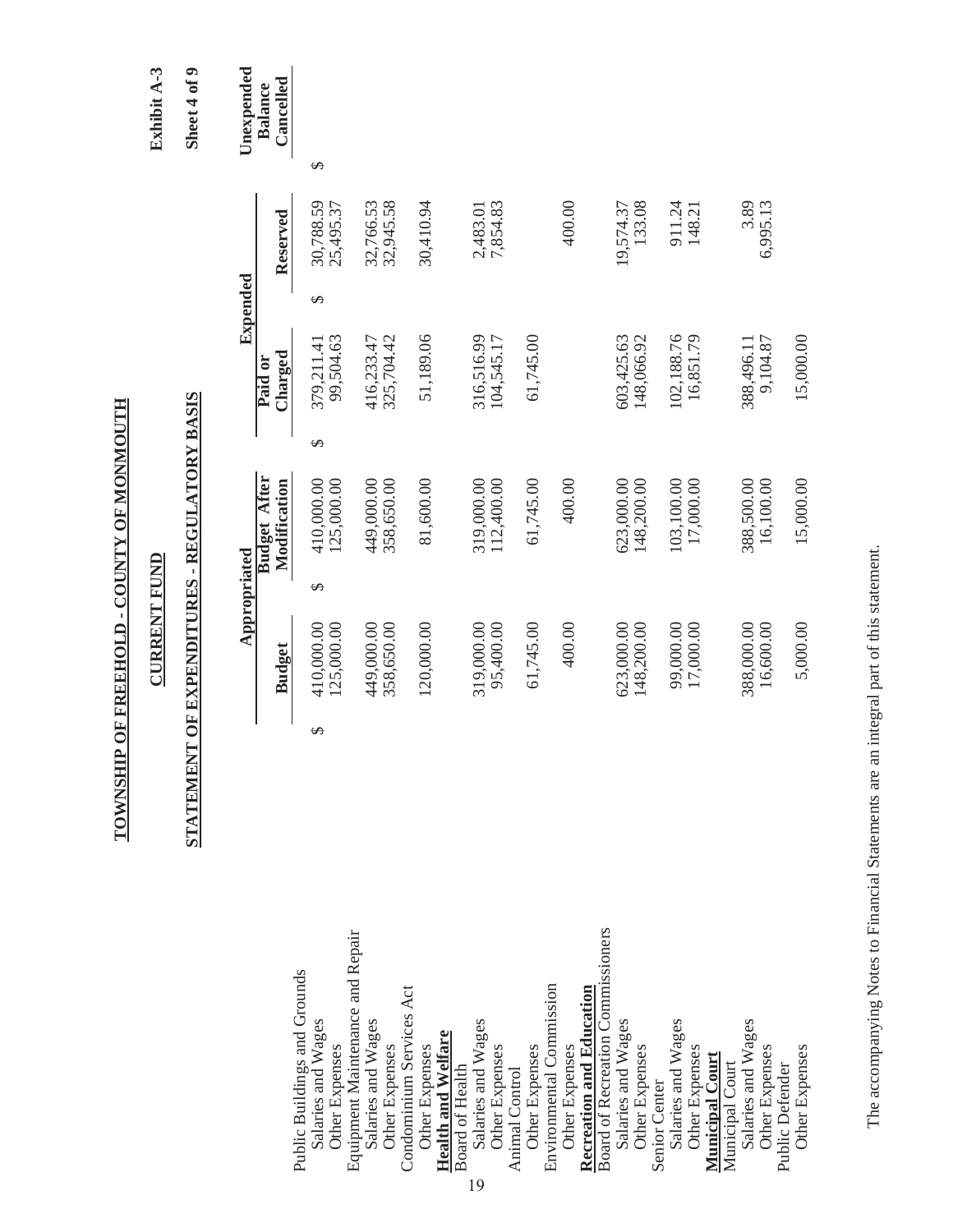Exhibit A-3

Sheet 4 of 9

**TOWNSHIP OF FREEHOLD - COUNTY OF MONMOUTH**

**CURRENT FUND**

**STATEMENT OF EXPENDITURES - REGULATORY BASIS**

| | Appropriated | | Expended | | Unexpended |
|---|---|---|---|---|---|
| | Budget | Budget After Modification | Paid or Charged | Reserved | Balance Cancelled |
| Public Buildings and Grounds | | | | | |
| Salaries and Wages | $ 410,000.00 | $ 410,000.00 | $ 379,211.41 | $ 30,788.59 | $ |
| Other Expenses | 125,000.00 | 125,000.00 | 99,504.63 | 25,495.37 | |
| Equipment Maintenance and Repair | | | | | |
| Salaries and Wages | 449,000.00 | 449,000.00 | 416,233.47 | 32,766.53 | |
| Other Expenses | 358,650.00 | 358,650.00 | 325,704.42 | 32,945.58 | |
| Condominium Services Act | | | | | |
| Other Expenses | 120,000.00 | 81,600.00 | 51,189.06 | 30,410.94 | |
| **Health and Welfare** | | | | | |
| Board of Health | | | | | |
| Salaries and Wages | 319,000.00 | 319,000.00 | 316,516.99 | 2,483.01 | |
| Other Expenses | 95,400.00 | 112,400.00 | 104,545.17 | 7,854.83 | |
| Animal Control | | | | | |
| Other Expenses | 61,745.00 | 61,745.00 | 61,745.00 | | |
| Environmental Commission | | | | | |
| Other Expenses | 400.00 | 400.00 | | 400.00 | |
| **Recreation and Education** | | | | | |
| Board of Recreation Commissioners | | | | | |
| Salaries and Wages | 623,000.00 | 623,000.00 | 603,425.63 | 19,574.37 | |
| Other Expenses | 148,200.00 | 148,200.00 | 148,066.92 | 133.08 | |
| Senior Center | | | | | |
| Salaries and Wages | 99,000.00 | 103,100.00 | 102,188.76 | 911.24 | |
| Other Expenses | 17,000.00 | 17,000.00 | 16,851.79 | 148.21 | |
| **Municipal Court** | | | | | |
| Municipal Court | | | | | |
| Salaries and Wages | 388,000.00 | 388,500.00 | 388,496.11 | 3.89 | |
| Other Expenses | 16,600.00 | 16,100.00 | 9,104.87 | 6,995.13 | |
| Public Defender | | | | | |
| Other Expenses | 5,000.00 | 15,000.00 | 15,000.00 | | |

The accompanying Notes to Financial Statements are an integral part of this statement.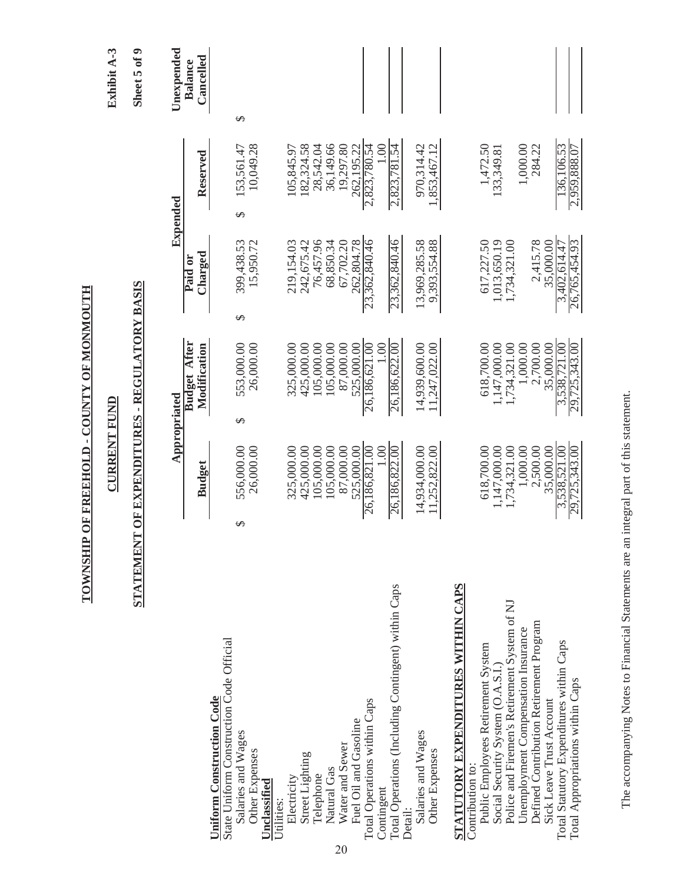# TOWNSHIP OF FREEHOLD - COUNTY OF MONMOUTH

## CURRENT FUND

## STATEMENT OF EXPENDITURES - REGULATORY BASIS

Exhibit A-3

Sheet 5 of 9

| | Appropriated | | Expended | | Unexpended Balance Cancelled |
|---|---|---|---|---|---|
| | Budget | Budget After Modification | Paid or Charged | Reserved | |
| **Uniform Construction Code** | | | | | |
| State Uniform Construction Code Official | | | | | |
| Salaries and Wages | $ 556,000.00 | $ 553,000.00 | $ 399,438.53 | $ 153,561.47 | $ |
| Other Expenses | 26,000.00 | 26,000.00 | 15,950.72 | 10,049.28 | |
| **Unclassified** | | | | | |
| Utilities: | | | | | |
| Electricity | 325,000.00 | 325,000.00 | 219,154.03 | 105,845.97 | |
| Street Lighting | 425,000.00 | 425,000.00 | 242,675.42 | 182,324.58 | |
| Telephone | 105,000.00 | 105,000.00 | 76,457.96 | 28,542.04 | |
| Natural Gas | 105,000.00 | 105,000.00 | 68,850.34 | 36,149.66 | |
| Water and Sewer | 87,000.00 | 87,000.00 | 67,702.20 | 19,297.80 | |
| Fuel Oil and Gasoline | 525,000.00 | 525,000.00 | 262,804.78 | 262,195.22 | |
| Total Operations within Caps | 26,186,821.00 | 26,186,621.00 | 23,362,840.46 | 2,823,780.54 | |
| Contingent | 1.00 | 1.00 | | 1.00 | |
| Total Operations (Including Contingent) within Caps | 26,186,822.00 | 26,186,622.00 | 23,362,840.46 | 2,823,781.54 | |
| Detail: | | | | | |
| Salaries and Wages | 14,934,000.00 | 14,939,600.00 | 13,969,285.58 | 970,314.42 | |
| Other Expenses | 11,252,822.00 | 11,247,022.00 | 9,393,554.88 | 1,853,467.12 | |
| **STATUTORY EXPENDITURES WITHIN CAPS** | | | | | |
| Contribution to: | | | | | |
| Public Employees Retirement System | 618,700.00 | 618,700.00 | 617,227.50 | 1,472.50 | |
| Social Security System (O.A.S.I.) | 1,147,000.00 | 1,147,000.00 | 1,013,650.19 | 133,349.81 | |
| Police and Firemen's Retirement System of NJ | 1,734,321.00 | 1,734,321.00 | 1,734,321.00 | | |
| Unemployment Compensation Insurance | 1,000.00 | 1,000.00 | | 1,000.00 | |
| Defined Contribution Retirement Program | 2,500.00 | 2,700.00 | 2,415.78 | 284.22 | |
| Sick Leave Trust Account | 35,000.00 | 35,000.00 | 35,000.00 | | |
| Total Statutory Expenditures within Caps | 3,538,521.00 | 3,538,721.00 | 3,402,614.47 | 136,106.53 | |
| Total Appropriations within Caps | 29,725,343.00 | 29,725,343.00 | 26,765,454.93 | 2,959,888.07 | |

The accompanying Notes to Financial Statements are an integral part of this statement.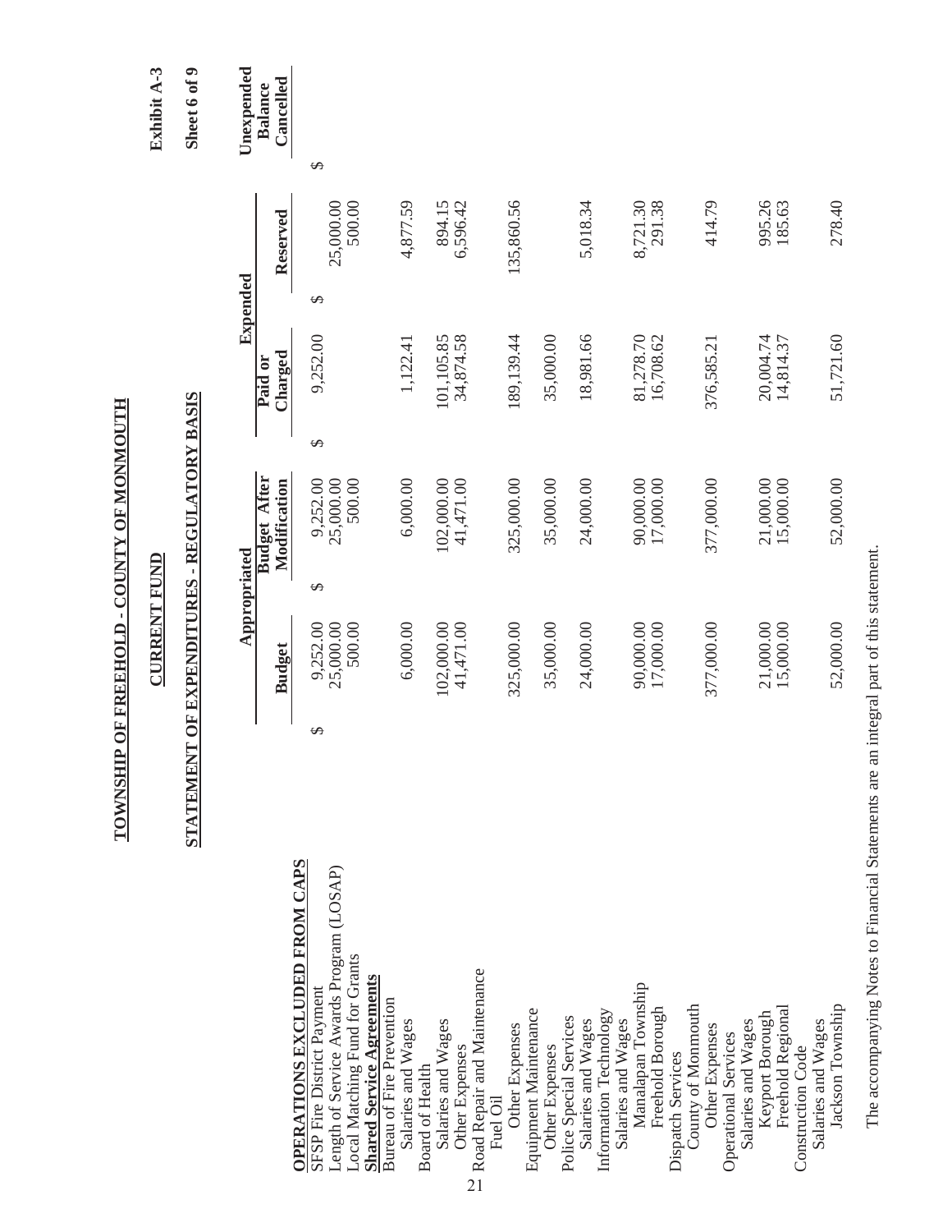# TOWNSHIP OF FREEHOLD - COUNTY OF MONMOUTH

## CURRENT FUND

## STATEMENT OF EXPENDITURES - REGULATORY BASIS

Exhibit A-3

Sheet 6 of 9

| | Appropriated | | Expended | | Unexpended Balance Cancelled |
|---|---|---|---|---|---|
| | Budget | Budget After Modification | Paid or Charged | Reserved | |
| **OPERATIONS EXCLUDED FROM CAPS** | | | | | |
| SFSP Fire District Payment | $ 9,252.00 | $ 9,252.00 | $ 9,252.00 | $ | $ |
| Length of Service Awards Program (LOSAP) | 25,000.00 | 25,000.00 | | 25,000.00 | |
| Local Matching Fund for Grants | 500.00 | 500.00 | | 500.00 | |
| **Shared Service Agreements** | | | | | |
| Bureau of Fire Prevention | | | | | |
| Salaries and Wages | 6,000.00 | 6,000.00 | 1,122.41 | 4,877.59 | |
| Board of Health | | | | | |
| Salaries and Wages | 102,000.00 | 102,000.00 | 101,105.85 | 894.15 | |
| Other Expenses | 41,471.00 | 41,471.00 | 34,874.58 | 6,596.42 | |
| Road Repair and Maintenance | | | | | |
| Fuel Oil | | | | | |
| Other Expenses | 325,000.00 | 325,000.00 | 189,139.44 | 135,860.56 | |
| Equipment Maintenance | | | | | |
| Other Expenses | 35,000.00 | 35,000.00 | 35,000.00 | | |
| Police Special Services | | | | | |
| Salaries and Wages | 24,000.00 | 24,000.00 | 18,981.66 | 5,018.34 | |
| Information Technology | | | | | |
| Salaries and Wages | | | | | |
| Manalapan Township | 90,000.00 | 90,000.00 | 81,278.70 | 8,721.30 | |
| Freehold Borough | 17,000.00 | 17,000.00 | 16,708.62 | 291.38 | |
| Dispatch Services | | | | | |
| County of Monmouth | 377,000.00 | 377,000.00 | 376,585.21 | 414.79 | |
| Operational Services | | | | | |
| Other Expenses | | | | | |
| Salaries and Wages | | | | | |
| Keyport Borough | 21,000.00 | 21,000.00 | 20,004.74 | 995.26 | |
| Freehold Regional | 15,000.00 | 15,000.00 | 14,814.37 | 185.63 | |
| Construction Code | | | | | |
| Salaries and Wages | | | | | |
| Jackson Township | 52,000.00 | 52,000.00 | 51,721.60 | 278.40 | |

The accompanying Notes to Financial Statements are an integral part of this statement.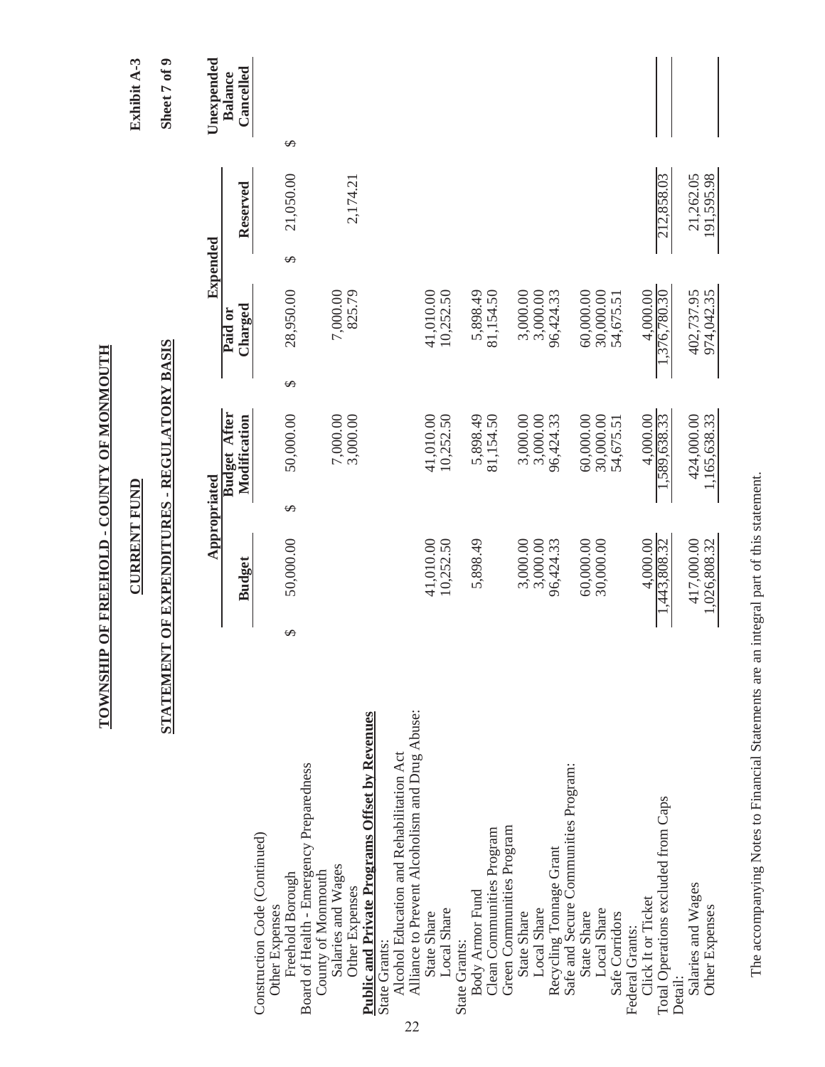# TOWNSHIP OF FREEHOLD - COUNTY OF MONMOUTH

## CURRENT FUND

## STATEMENT OF EXPENDITURES - REGULATORY BASIS

Exhibit A-3

Sheet 7 of 9

| | Appropriated | | Expended | | Unexpended Balance Cancelled |
|---|---|---|---|---|---|
| | Budget | Budget After Modification | Paid or Charged | Reserved | |
| Construction Code (Continued) | | | | | |
| Other Expenses | | | | | |
| Freehold Borough | $ 50,000.00 | $ 50,000.00 | $ 28,950.00 | $ 21,050.00 | $ |
| Board of Health - Emergency Preparedness | | | | | |
| County of Monmouth | | | | | |
| Salaries and Wages | | 7,000.00 | 7,000.00 | | |
| Other Expenses | | 3,000.00 | 825.79 | 2,174.21 | |
| **Public and Private Programs Offset by Revenues** | | | | | |
| State Grants: | | | | | |
| Alcohol Education and Rehabilitation Act | | | | | |
| Alliance to Prevent Alcoholism and Drug Abuse: | | | | | |
| State Share | 41,010.00 | 41,010.00 | 41,010.00 | | |
| Local Share | 10,252.50 | 10,252.50 | 10,252.50 | | |
| State Grants: | | | | | |
| Body Armor Fund | 5,898.49 | 5,898.49 | 5,898.49 | | |
| Clean Communities Program | | 81,154.50 | 81,154.50 | | |
| Green Communities Program | | | | | |
| State Share | 3,000.00 | 3,000.00 | 3,000.00 | | |
| Local Share | 3,000.00 | 3,000.00 | 3,000.00 | | |
| Recycling Tonnage Grant | 96,424.33 | 96,424.33 | 96,424.33 | | |
| Safe and Secure Communities Program: | | | | | |
| State Share | 60,000.00 | 60,000.00 | 60,000.00 | | |
| Local Share | 30,000.00 | 30,000.00 | 30,000.00 | | |
| Safe Corridors | | 54,675.51 | 54,675.51 | | |
| Federal Grants: | | | | | |
| Click It or Ticket | 4,000.00 | 4,000.00 | 4,000.00 | | |
| Total Operations excluded from Caps | 1,443,808.32 | 1,589,638.33 | 1,376,780.30 | 212,858.03 | |
| Detail: | | | | | |
| Salaries and Wages | 417,000.00 | 424,000.00 | 402,737.95 | 21,262.05 | |
| Other Expenses | 1,026,808.32 | 1,165,638.33 | 974,042.35 | 191,595.98 | |

The accompanying Notes to Financial Statements are an integral part of this statement.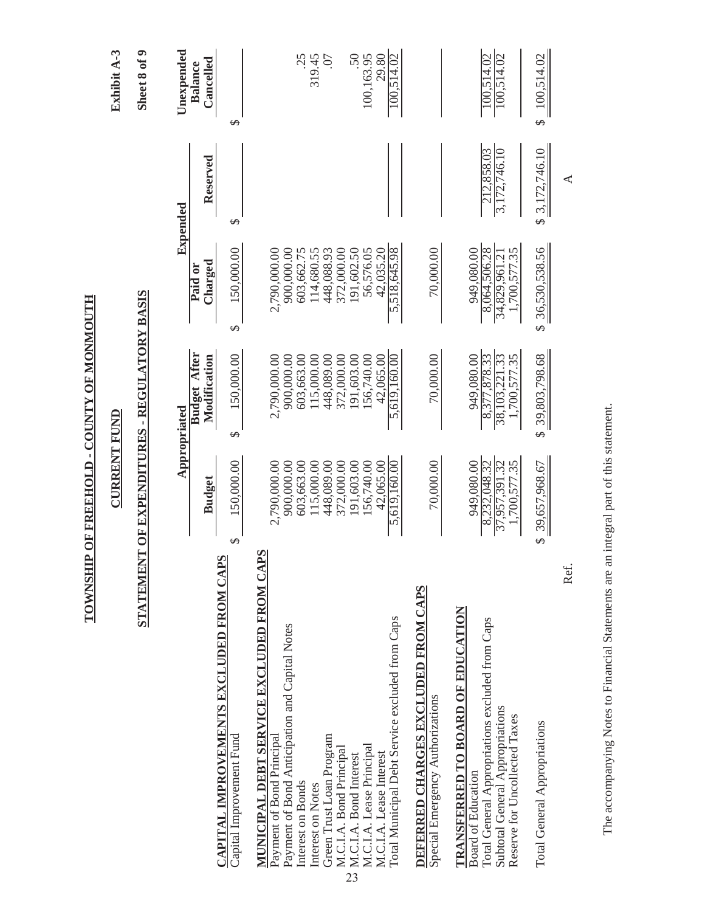# TOWNSHIP OF FREEHOLD - COUNTY OF MONMOUTH

## CURRENT FUND

## STATEMENT OF EXPENDITURES - REGULATORY BASIS

Exhibit A-3

Sheet 8 of 9

| | Appropriated | | Expended | | Unexpended |
|---|---|---|---|---|---|
| | Budget | Budget After Modification | Paid or Charged | Reserved | Balance Cancelled |
| **CAPITAL IMPROVEMENTS EXCLUDED FROM CAPS** | | | | | |
| Capital Improvement Fund | $ 150,000.00 | $ 150,000.00 | $ 150,000.00 | $ | $ |
| **MUNICIPAL DEBT SERVICE EXCLUDED FROM CAPS** | | | | | |
| Payment of Bond Principal | 2,790,000.00 | 2,790,000.00 | 2,790,000.00 | | |
| Payment of Bond Anticipation and Capital Notes | 900,000.00 | 900,000.00 | 900,000.00 | | |
| Interest on Bonds | 603,663.00 | 603,663.00 | 603,662.75 | | .25 |
| Interest on Notes | 115,000.00 | 115,000.00 | 114,680.55 | | 319.45 |
| Green Trust Loan Program | 448,089.00 | 448,089.00 | 448,088.93 | | .07 |
| M.C.I.A. Bond Principal | 372,000.00 | 372,000.00 | 372,000.00 | | |
| M.C.I.A. Bond Interest | 191,603.00 | 191,603.00 | 191,602.50 | | .50 |
| M.C.I.A. Lease Principal | 156,740.00 | 156,740.00 | 56,576.05 | | 100,163.95 |
| M.C.I.A. Lease Interest | 42,065.00 | 42,065.00 | 42,035.20 | | 29.80 |
| Total Municipal Debt Service excluded from Caps | 5,619,160.00 | 5,619,160.00 | 5,518,645.98 | | 100,514.02 |
| **DEFERRED CHARGES EXCLUDED FROM CAPS** | | | | | |
| Special Emergency Authorizations | 70,000.00 | 70,000.00 | 70,000.00 | | |
| **TRANSFERRED TO BOARD OF EDUCATION** | | | | | |
| Board of Education | 949,080.00 | 949,080.00 | 949,080.00 | | |
| Total General Appropriations excluded from Caps | 8,232,048.32 | 8,377,878.33 | 8,064,506.28 | 212,858.03 | 100,514.02 |
| Subtotal General Appropriations | 37,957,391.32 | 38,103,221.33 | 34,829,961.21 | 3,172,746.10 | 100,514.02 |
| Reserve for Uncollected Taxes | 1,700,577.35 | 1,700,577.35 | 1,700,577.35 | | |
| Total General Appropriations | $ 39,657,968.67 | $ 39,803,798.68 | $ 36,530,538.56 | $ 3,172,746.10 | $ 100,514.02 |
| Ref. | | | | A | |

The accompanying Notes to Financial Statements are an integral part of this statement.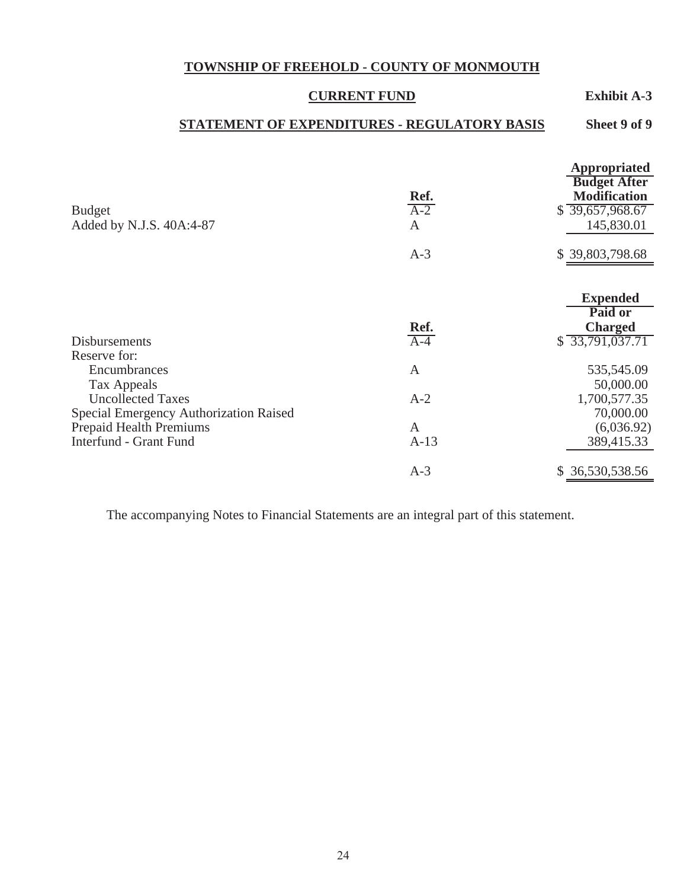# TOWNSHIP OF FREEHOLD - COUNTY OF MONMOUTH

## CURRENT FUND

**Exhibit A-3**

## STATEMENT OF EXPENDITURES - REGULATORY BASIS

**Sheet 9 of 9**

| | Ref. | Appropriated Budget After Modification |
|---|---|---|
| Budget | A-2 | $ 39,657,968.67 |
| Added by N.J.S. 40A:4-87 | A | 145,830.01 |
| | A-3 | $ 39,803,798.68 |

| | Ref. | Expended Paid or Charged |
|---|---|---|
| Disbursements | A-4 | $ 33,791,037.71 |
| Reserve for: | | |
| Encumbrances | A | 535,545.09 |
| Tax Appeals | | 50,000.00 |
| Uncollected Taxes | A-2 | 1,700,577.35 |
| Special Emergency Authorization Raised | | 70,000.00 |
| Prepaid Health Premiums | A | (6,036.92) |
| Interfund - Grant Fund | A-13 | 389,415.33 |
| | A-3 | $ 36,530,538.56 |

The accompanying Notes to Financial Statements are an integral part of this statement.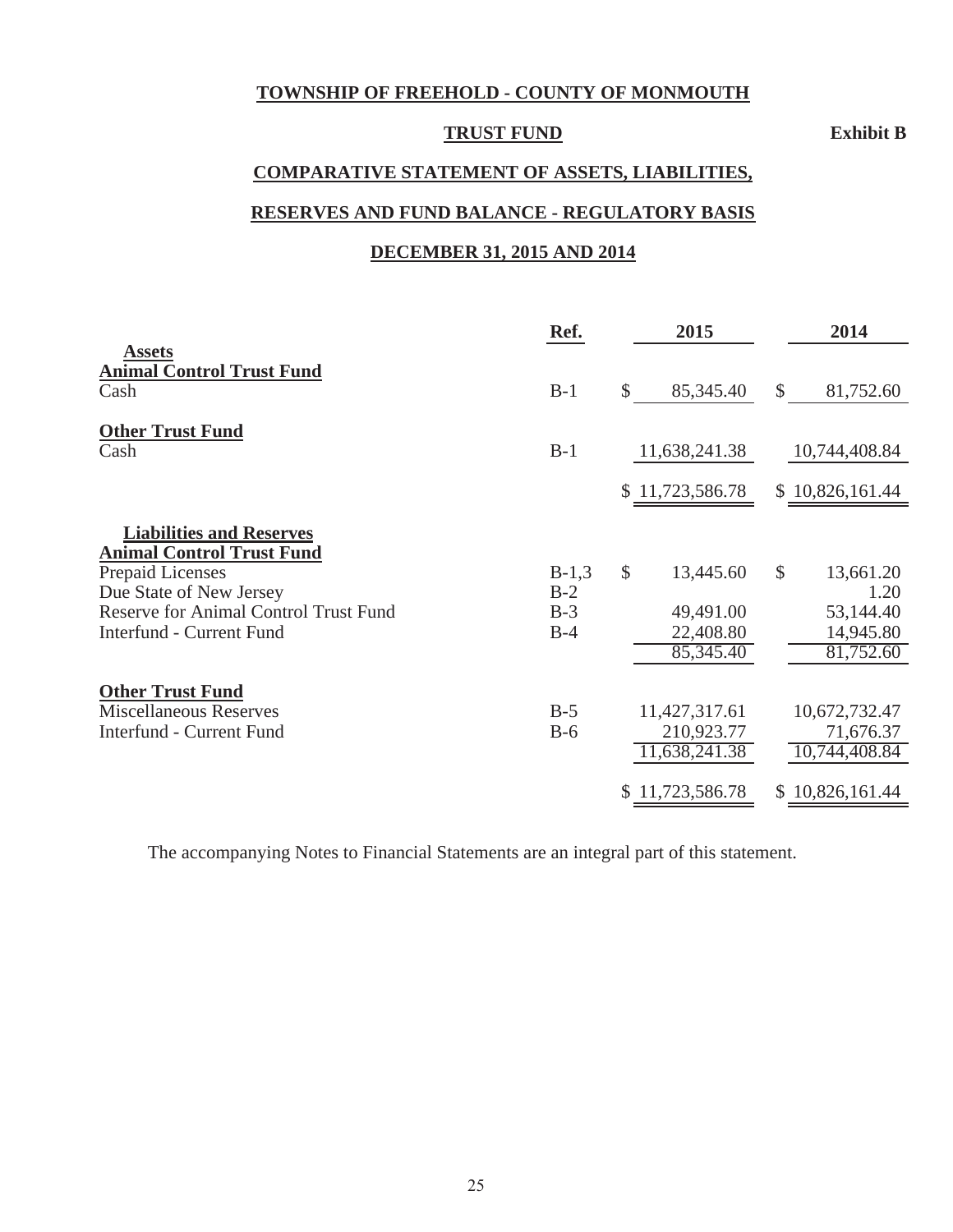# TOWNSHIP OF FREEHOLD - COUNTY OF MONMOUTH

## TRUST FUND

**Exhibit B**

## COMPARATIVE STATEMENT OF ASSETS, LIABILITIES,

## RESERVES AND FUND BALANCE - REGULATORY BASIS

## DECEMBER 31, 2015 AND 2014

| | Ref. | 2015 | 2014 |
|---|---|---|---|
| **Assets** | | | |
| **Animal Control Trust Fund** | | | |
| Cash | B-1 | $ 85,345.40 | $ 81,752.60 |
| **Other Trust Fund** | | | |
| Cash | B-1 | 11,638,241.38 | 10,744,408.84 |
| | | $ 11,723,586.78 | $ 10,826,161.44 |
| **Liabilities and Reserves** | | | |
| **Animal Control Trust Fund** | | | |
| Prepaid Licenses | B-1,3 | $ 13,445.60 | $ 13,661.20 |
| Due State of New Jersey | B-2 | | 1.20 |
| Reserve for Animal Control Trust Fund | B-3 | 49,491.00 | 53,144.40 |
| Interfund - Current Fund | B-4 | 22,408.80 | 14,945.80 |
| | | 85,345.40 | 81,752.60 |
| **Other Trust Fund** | | | |
| Miscellaneous Reserves | B-5 | 11,427,317.61 | 10,672,732.47 |
| Interfund - Current Fund | B-6 | 210,923.77 | 71,676.37 |
| | | 11,638,241.38 | 10,744,408.84 |
| | | $ 11,723,586.78 | $ 10,826,161.44 |

The accompanying Notes to Financial Statements are an integral part of this statement.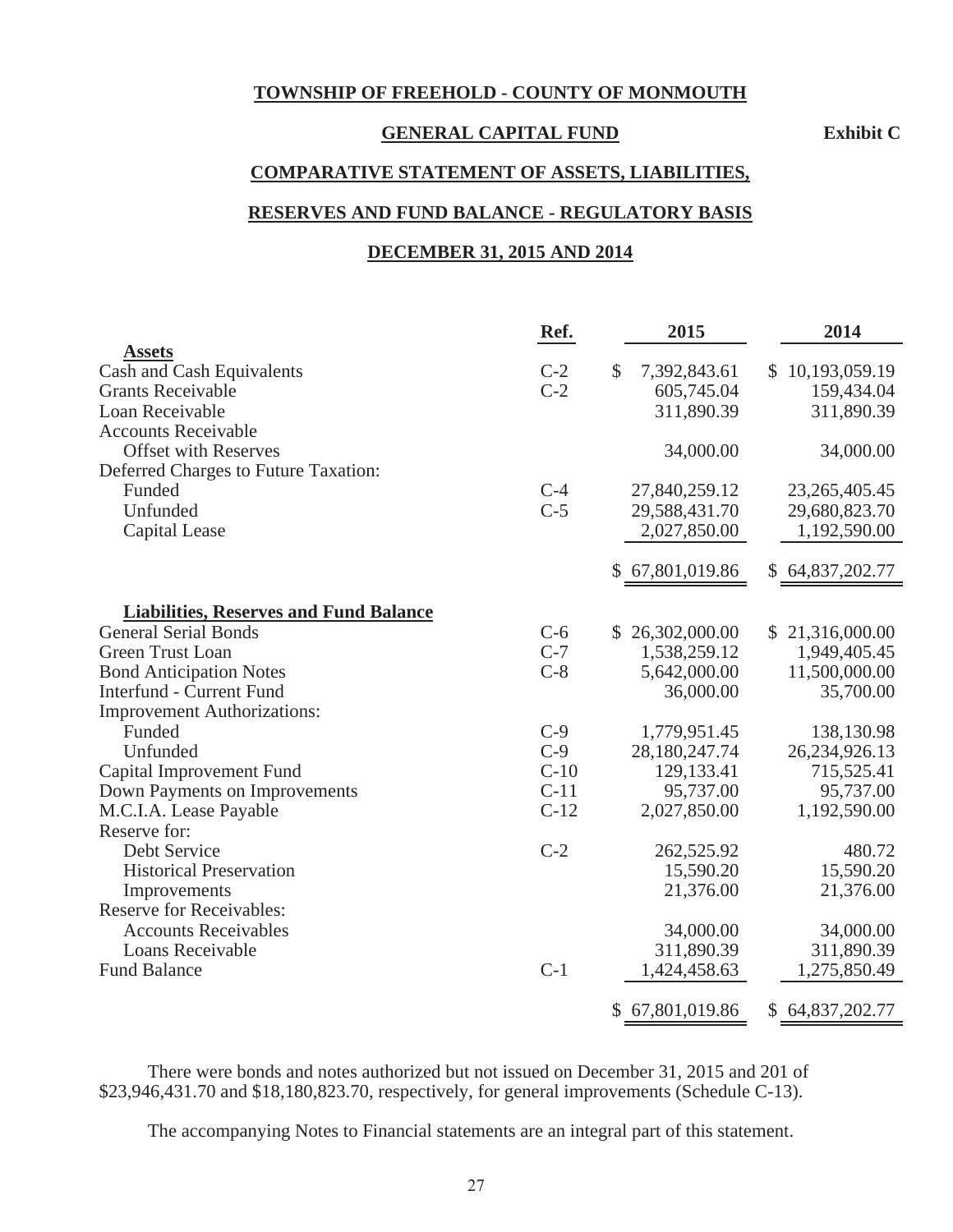**TOWNSHIP OF FREEHOLD - COUNTY OF MONMOUTH**

**GENERAL CAPITAL FUND** **Exhibit C**

**COMPARATIVE STATEMENT OF ASSETS, LIABILITIES,**

**RESERVES AND FUND BALANCE - REGULATORY BASIS**

**DECEMBER 31, 2015 AND 2014**

| | Ref. | 2015 | 2014 |
|---|---|---|---|
| **Assets** | | | |
| Cash and Cash Equivalents | C-2 | $ 7,392,843.61 | $ 10,193,059.19 |
| Grants Receivable | C-2 | 605,745.04 | 159,434.04 |
| Loan Receivable | | 311,890.39 | 311,890.39 |
| Accounts Receivable | | | |
| Offset with Reserves | | 34,000.00 | 34,000.00 |
| Deferred Charges to Future Taxation: | | | |
| Funded | C-4 | 27,840,259.12 | 23,265,405.45 |
| Unfunded | C-5 | 29,588,431.70 | 29,680,823.70 |
| Capital Lease | | 2,027,850.00 | 1,192,590.00 |
| | | $ 67,801,019.86 | $ 64,837,202.77 |
| **Liabilities, Reserves and Fund Balance** | | | |
| General Serial Bonds | C-6 | $ 26,302,000.00 | $ 21,316,000.00 |
| Green Trust Loan | C-7 | 1,538,259.12 | 1,949,405.45 |
| Bond Anticipation Notes | C-8 | 5,642,000.00 | 11,500,000.00 |
| Interfund - Current Fund | | 36,000.00 | 35,700.00 |
| Improvement Authorizations: | | | |
| Funded | C-9 | 1,779,951.45 | 138,130.98 |
| Unfunded | C-9 | 28,180,247.74 | 26,234,926.13 |
| Capital Improvement Fund | C-10 | 129,133.41 | 715,525.41 |
| Down Payments on Improvements | C-11 | 95,737.00 | 95,737.00 |
| M.C.I.A. Lease Payable | C-12 | 2,027,850.00 | 1,192,590.00 |
| Reserve for: | | | |
| Debt Service | C-2 | 262,525.92 | 480.72 |
| Historical Preservation | | 15,590.20 | 15,590.20 |
| Improvements | | 21,376.00 | 21,376.00 |
| Reserve for Receivables: | | | |
| Accounts Receivables | | 34,000.00 | 34,000.00 |
| Loans Receivable | | 311,890.39 | 311,890.39 |
| Fund Balance | C-1 | 1,424,458.63 | 1,275,850.49 |
| | | $ 67,801,019.86 | $ 64,837,202.77 |

There were bonds and notes authorized but not issued on December 31, 2015 and 201 of $23,946,431.70 and $18,180,823.70, respectively, for general improvements (Schedule C-13).

The accompanying Notes to Financial statements are an integral part of this statement.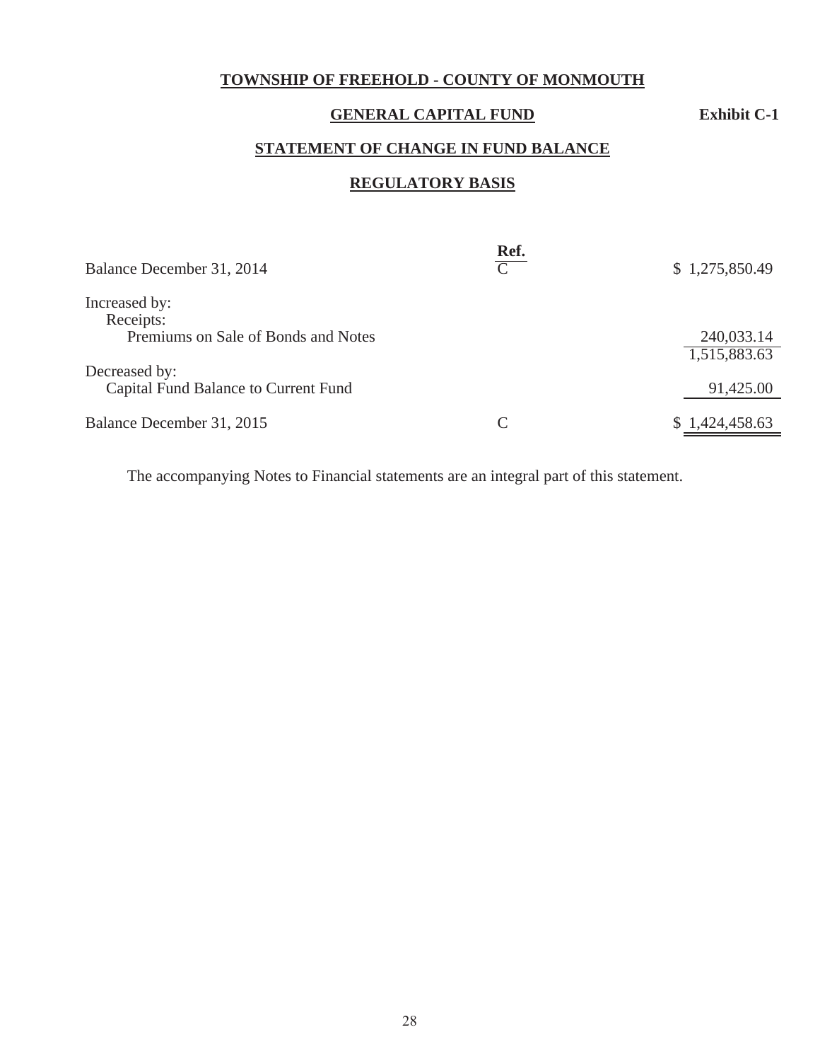**TOWNSHIP OF FREEHOLD - COUNTY OF MONMOUTH**

**GENERAL CAPITAL FUND** **Exhibit C-1**

**STATEMENT OF CHANGE IN FUND BALANCE**

**REGULATORY BASIS**

| | Ref. | |
|---|---|---|
| Balance December 31, 2014 | C | $ 1,275,850.49 |
| Increased by: | | |
| Receipts: | | |
| Premiums on Sale of Bonds and Notes | | 240,033.14 |
| | | 1,515,883.63 |
| Decreased by: | | |
| Capital Fund Balance to Current Fund | | 91,425.00 |
| Balance December 31, 2015 | C | $ 1,424,458.63 |

The accompanying Notes to Financial statements are an integral part of this statement.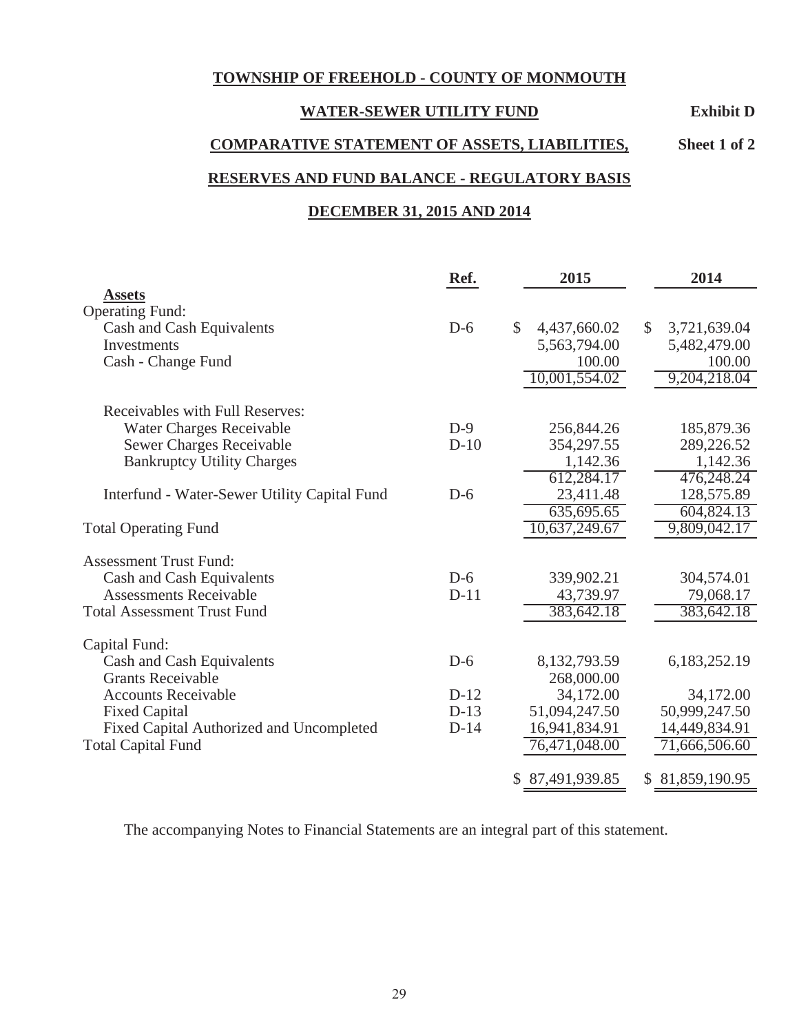**TOWNSHIP OF FREEHOLD - COUNTY OF MONMOUTH**

**WATER-SEWER UTILITY FUND** — **Exhibit D**

**COMPARATIVE STATEMENT OF ASSETS, LIABILITIES,** — **Sheet 1 of 2**

**RESERVES AND FUND BALANCE - REGULATORY BASIS**

**DECEMBER 31, 2015 AND 2014**

| | Ref. | 2015 | 2014 |
|---|---|---|---|
| **Assets** | | | |
| Operating Fund: | | | |
| Cash and Cash Equivalents | D-6 | $ 4,437,660.02 | $ 3,721,639.04 |
| Investments | | 5,563,794.00 | 5,482,479.00 |
| Cash - Change Fund | | 100.00 | 100.00 |
| | | 10,001,554.02 | 9,204,218.04 |
| Receivables with Full Reserves: | | | |
| Water Charges Receivable | D-9 | 256,844.26 | 185,879.36 |
| Sewer Charges Receivable | D-10 | 354,297.55 | 289,226.52 |
| Bankruptcy Utility Charges | | 1,142.36 | 1,142.36 |
| | | 612,284.17 | 476,248.24 |
| Interfund - Water-Sewer Utility Capital Fund | D-6 | 23,411.48 | 128,575.89 |
| | | 635,695.65 | 604,824.13 |
| Total Operating Fund | | 10,637,249.67 | 9,809,042.17 |
| Assessment Trust Fund: | | | |
| Cash and Cash Equivalents | D-6 | 339,902.21 | 304,574.01 |
| Assessments Receivable | D-11 | 43,739.97 | 79,068.17 |
| Total Assessment Trust Fund | | 383,642.18 | 383,642.18 |
| Capital Fund: | | | |
| Cash and Cash Equivalents | D-6 | 8,132,793.59 | 6,183,252.19 |
| Grants Receivable | | 268,000.00 | |
| Accounts Receivable | D-12 | 34,172.00 | 34,172.00 |
| Fixed Capital | D-13 | 51,094,247.50 | 50,999,247.50 |
| Fixed Capital Authorized and Uncompleted | D-14 | 16,941,834.91 | 14,449,834.91 |
| Total Capital Fund | | 76,471,048.00 | 71,666,506.60 |
| | | $ 87,491,939.85 | $ 81,859,190.95 |

The accompanying Notes to Financial Statements are an integral part of this statement.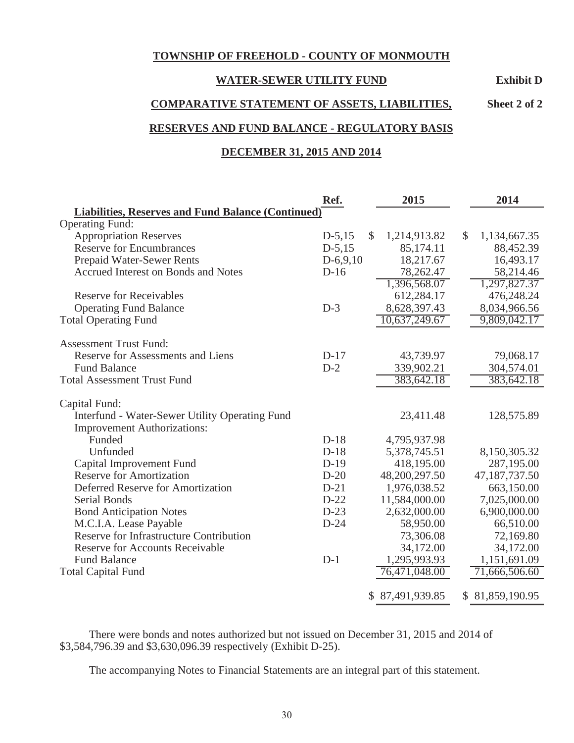**TOWNSHIP OF FREEHOLD - COUNTY OF MONMOUTH**

**WATER-SEWER UTILITY FUND** **Exhibit D**

**COMPARATIVE STATEMENT OF ASSETS, LIABILITIES,** **Sheet 2 of 2**

**RESERVES AND FUND BALANCE - REGULATORY BASIS**

**DECEMBER 31, 2015 AND 2014**

| | Ref. | 2015 | 2014 |
|---|---|---|---|
| **Liabilities, Reserves and Fund Balance (Continued)** | | | |
| Operating Fund: | | | |
| Appropriation Reserves | D-5,15 | $ 1,214,913.82 | $ 1,134,667.35 |
| Reserve for Encumbrances | D-5,15 | 85,174.11 | 88,452.39 |
| Prepaid Water-Sewer Rents | D-6,9,10 | 18,217.67 | 16,493.17 |
| Accrued Interest on Bonds and Notes | D-16 | 78,262.47 | 58,214.46 |
| | | 1,396,568.07 | 1,297,827.37 |
| Reserve for Receivables | | 612,284.17 | 476,248.24 |
| Operating Fund Balance | D-3 | 8,628,397.43 | 8,034,966.56 |
| Total Operating Fund | | 10,637,249.67 | 9,809,042.17 |
| | | | |
| Assessment Trust Fund: | | | |
| Reserve for Assessments and Liens | D-17 | 43,739.97 | 79,068.17 |
| Fund Balance | D-2 | 339,902.21 | 304,574.01 |
| Total Assessment Trust Fund | | 383,642.18 | 383,642.18 |
| | | | |
| Capital Fund: | | | |
| Interfund - Water-Sewer Utility Operating Fund | | 23,411.48 | 128,575.89 |
| Improvement Authorizations: | | | |
| Funded | D-18 | 4,795,937.98 | |
| Unfunded | D-18 | 5,378,745.51 | 8,150,305.32 |
| Capital Improvement Fund | D-19 | 418,195.00 | 287,195.00 |
| Reserve for Amortization | D-20 | 48,200,297.50 | 47,187,737.50 |
| Deferred Reserve for Amortization | D-21 | 1,976,038.52 | 663,150.00 |
| Serial Bonds | D-22 | 11,584,000.00 | 7,025,000.00 |
| Bond Anticipation Notes | D-23 | 2,632,000.00 | 6,900,000.00 |
| M.C.I.A. Lease Payable | D-24 | 58,950.00 | 66,510.00 |
| Reserve for Infrastructure Contribution | | 73,306.08 | 72,169.80 |
| Reserve for Accounts Receivable | | 34,172.00 | 34,172.00 |
| Fund Balance | D-1 | 1,295,993.93 | 1,151,691.09 |
| Total Capital Fund | | 76,471,048.00 | 71,666,506.60 |
| | | | |
| | | $ 87,491,939.85 | $ 81,859,190.95 |

There were bonds and notes authorized but not issued on December 31, 2015 and 2014 of $3,584,796.39 and $3,630,096.39 respectively (Exhibit D-25).

The accompanying Notes to Financial Statements are an integral part of this statement.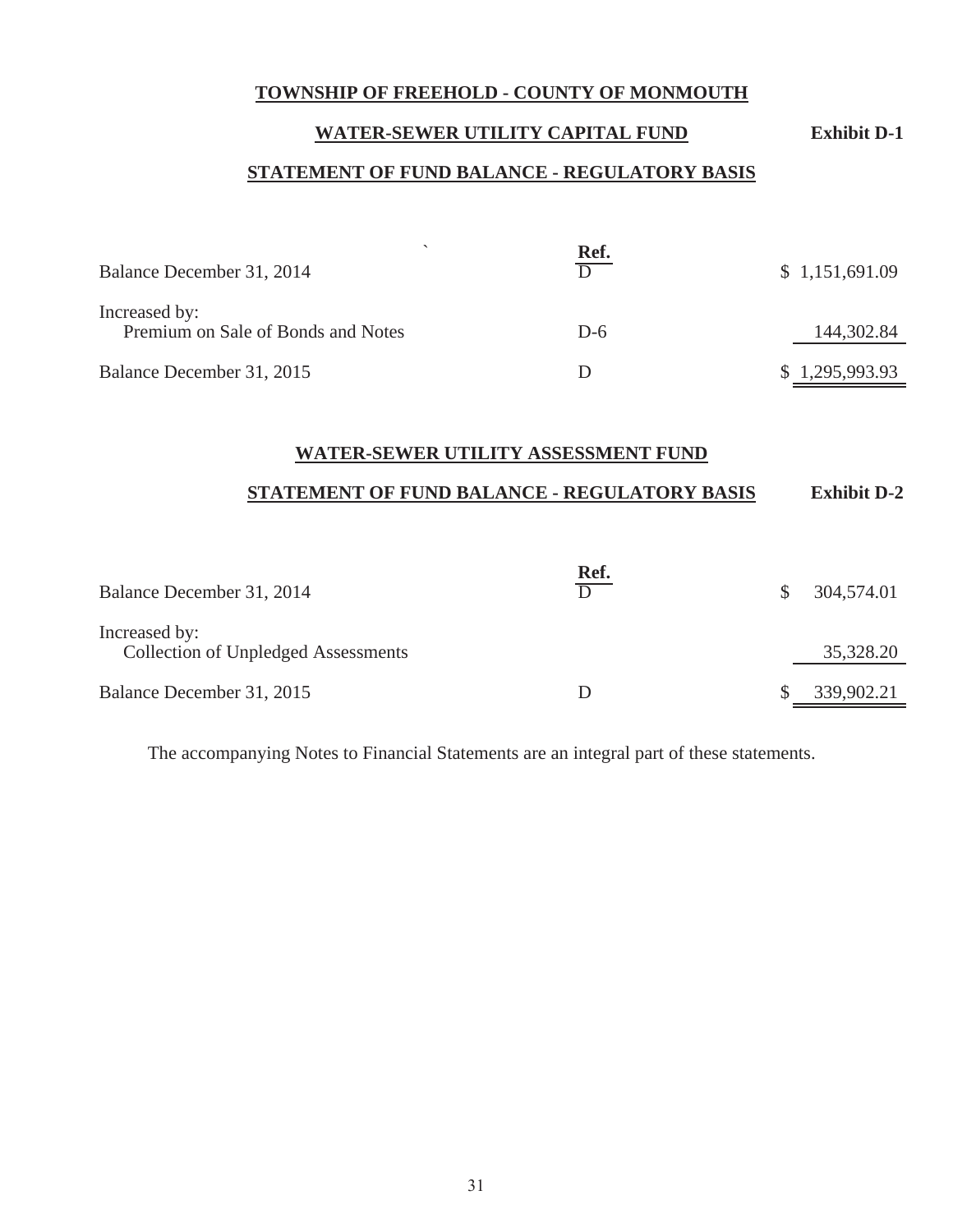## TOWNSHIP OF FREEHOLD - COUNTY OF MONMOUTH

## WATER-SEWER UTILITY CAPITAL FUND

**Exhibit D-1**

## STATEMENT OF FUND BALANCE - REGULATORY BASIS

| | Ref. | |
|---|---|---|
| Balance December 31, 2014 | D | $ 1,151,691.09 |
| Increased by: | | |
| Premium on Sale of Bonds and Notes | D-6 | 144,302.84 |
| Balance December 31, 2015 | D | $ 1,295,993.93 |

## WATER-SEWER UTILITY ASSESSMENT FUND

## STATEMENT OF FUND BALANCE - REGULATORY BASIS

**Exhibit D-2**

| | Ref. | |
|---|---|---|
| Balance December 31, 2014 | D | $ 304,574.01 |
| Increased by: | | |
| Collection of Unpledged Assessments | | 35,328.20 |
| Balance December 31, 2015 | D | $ 339,902.21 |

The accompanying Notes to Financial Statements are an integral part of these statements.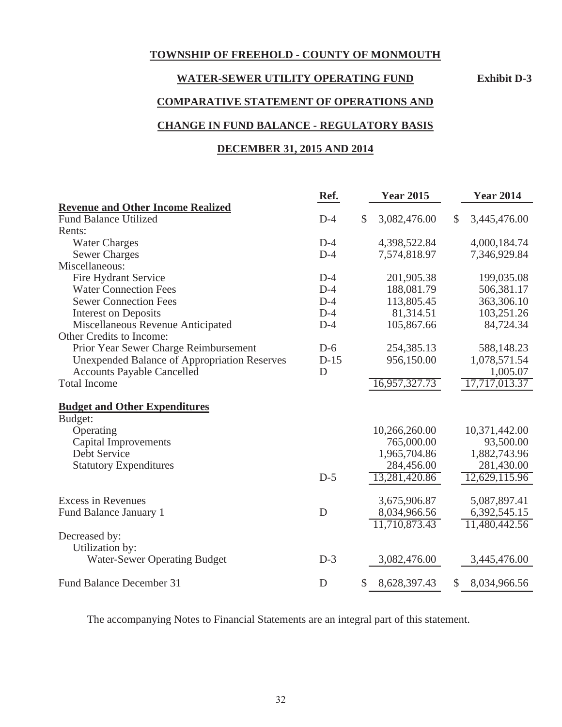**TOWNSHIP OF FREEHOLD - COUNTY OF MONMOUTH**

**WATER-SEWER UTILITY OPERATING FUND** **Exhibit D-3**

**COMPARATIVE STATEMENT OF OPERATIONS AND**

**CHANGE IN FUND BALANCE - REGULATORY BASIS**

**DECEMBER 31, 2015 AND 2014**

| | Ref. | Year 2015 | Year 2014 |
|---|---|---|---|
| **Revenue and Other Income Realized** | | | |
| Fund Balance Utilized | D-4 | $ 3,082,476.00 | $ 3,445,476.00 |
| Rents: | | | |
| Water Charges | D-4 | 4,398,522.84 | 4,000,184.74 |
| Sewer Charges | D-4 | 7,574,818.97 | 7,346,929.84 |
| Miscellaneous: | | | |
| Fire Hydrant Service | D-4 | 201,905.38 | 199,035.08 |
| Water Connection Fees | D-4 | 188,081.79 | 506,381.17 |
| Sewer Connection Fees | D-4 | 113,805.45 | 363,306.10 |
| Interest on Deposits | D-4 | 81,314.51 | 103,251.26 |
| Miscellaneous Revenue Anticipated | D-4 | 105,867.66 | 84,724.34 |
| Other Credits to Income: | | | |
| Prior Year Sewer Charge Reimbursement | D-6 | 254,385.13 | 588,148.23 |
| Unexpended Balance of Appropriation Reserves | D-15 | 956,150.00 | 1,078,571.54 |
| Accounts Payable Cancelled | D | | 1,005.07 |
| Total Income | | 16,957,327.73 | 17,717,013.37 |
| **Budget and Other Expenditures** | | | |
| Budget: | | | |
| Operating | | 10,266,260.00 | 10,371,442.00 |
| Capital Improvements | | 765,000.00 | 93,500.00 |
| Debt Service | | 1,965,704.86 | 1,882,743.96 |
| Statutory Expenditures | | 284,456.00 | 281,430.00 |
| | D-5 | 13,281,420.86 | 12,629,115.96 |
| Excess in Revenues | | 3,675,906.87 | 5,087,897.41 |
| Fund Balance January 1 | D | 8,034,966.56 | 6,392,545.15 |
| | | 11,710,873.43 | 11,480,442.56 |
| Decreased by: | | | |
| Utilization by: | | | |
| Water-Sewer Operating Budget | D-3 | 3,082,476.00 | 3,445,476.00 |
| Fund Balance December 31 | D | $ 8,628,397.43 | $ 8,034,966.56 |

The accompanying Notes to Financial Statements are an integral part of this statement.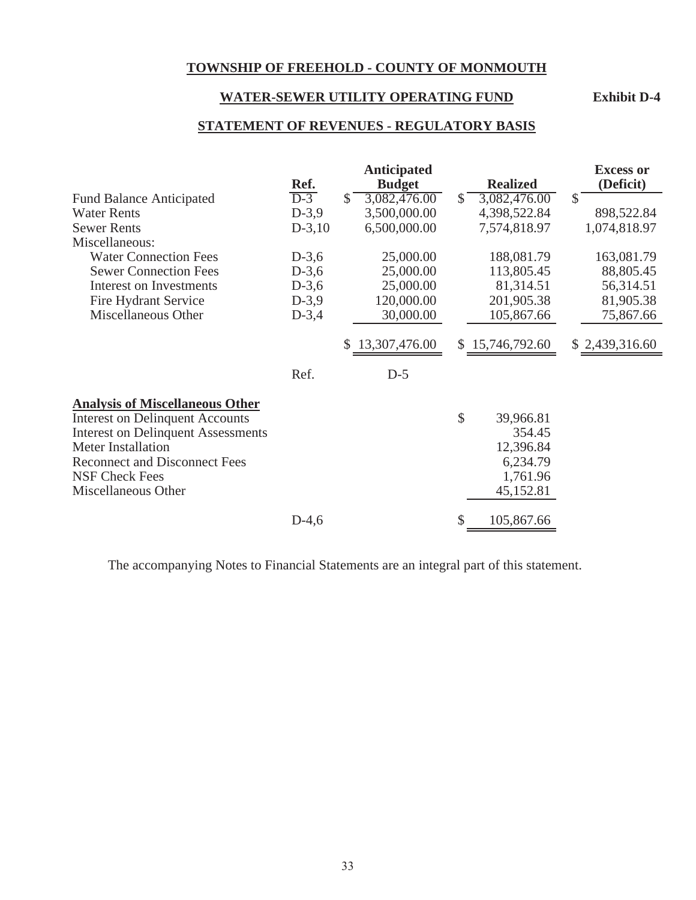# TOWNSHIP OF FREEHOLD - COUNTY OF MONMOUTH

## WATER-SEWER UTILITY OPERATING FUND

**Exhibit D-4**

## STATEMENT OF REVENUES - REGULATORY BASIS

| | Ref. | Anticipated Budget | Realized | Excess or (Deficit) |
|---|---|---|---|---|
| Fund Balance Anticipated | D-3 | $ 3,082,476.00 | $ 3,082,476.00 | $ |
| Water Rents | D-3,9 | 3,500,000.00 | 4,398,522.84 | 898,522.84 |
| Sewer Rents | D-3,10 | 6,500,000.00 | 7,574,818.97 | 1,074,818.97 |
| Miscellaneous: | | | | |
| Water Connection Fees | D-3,6 | 25,000.00 | 188,081.79 | 163,081.79 |
| Sewer Connection Fees | D-3,6 | 25,000.00 | 113,805.45 | 88,805.45 |
| Interest on Investments | D-3,6 | 25,000.00 | 81,314.51 | 56,314.51 |
| Fire Hydrant Service | D-3,9 | 120,000.00 | 201,905.38 | 81,905.38 |
| Miscellaneous Other | D-3,4 | 30,000.00 | 105,867.66 | 75,867.66 |
| | | $ 13,307,476.00 | $ 15,746,792.60 | $ 2,439,316.60 |
| | Ref. | D-5 | | |

**Analysis of Miscellaneous Other**

| | Ref. | Amount |
|---|---|---|
| Interest on Delinquent Accounts | | $ 39,966.81 |
| Interest on Delinquent Assessments | | 354.45 |
| Meter Installation | | 12,396.84 |
| Reconnect and Disconnect Fees | | 6,234.79 |
| NSF Check Fees | | 1,761.96 |
| Miscellaneous Other | | 45,152.81 |
| | D-4,6 | $ 105,867.66 |

The accompanying Notes to Financial Statements are an integral part of this statement.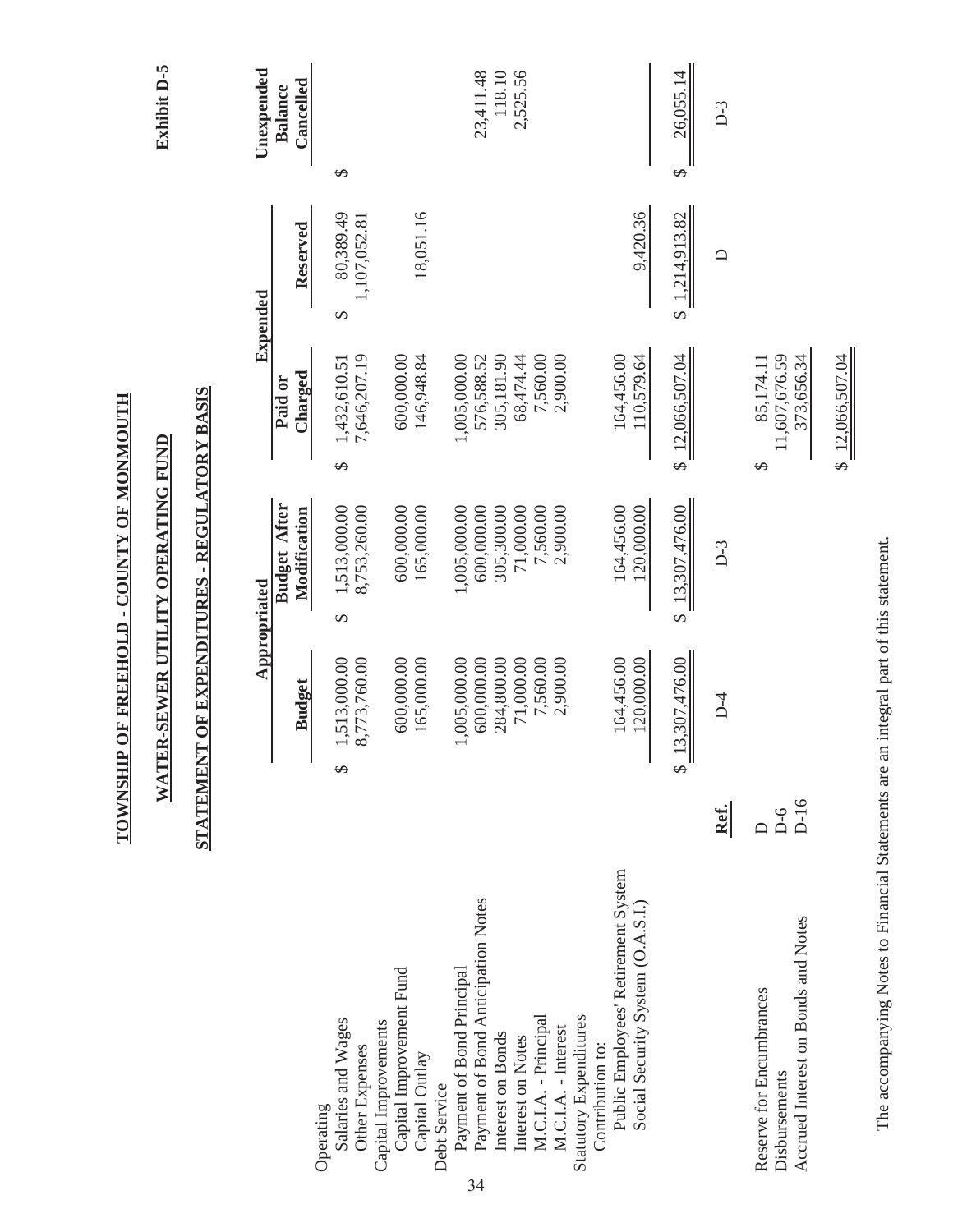**Exhibit D-5**

**TOWNSHIP OF FREEHOLD - COUNTY OF MONMOUTH**

**WATER-SEWER UTILITY OPERATING FUND**

**STATEMENT OF EXPENDITURES - REGULATORY BASIS**

| | Ref. | Appropriated | | Expended | | Unexpended |
|---|---|---|---|---|---|---|
| | | Budget | Budget After Modification | Paid or Charged | Reserved | Balance Cancelled |
| Operating | | | | | | |
| Salaries and Wages | | $ 1,513,000.00 | $ 1,513,000.00 | $ 1,432,610.51 | $ 80,389.49 | $ |
| Other Expenses | | 8,773,760.00 | 8,753,260.00 | 7,646,207.19 | 1,107,052.81 | |
| Capital Improvements | | | | | | |
| Capital Improvement Fund | | 600,000.00 | 600,000.00 | 600,000.00 | | |
| Capital Outlay | | 165,000.00 | 165,000.00 | 146,948.84 | 18,051.16 | |
| Debt Service | | | | | | |
| Payment of Bond Principal | | 1,005,000.00 | 1,005,000.00 | 1,005,000.00 | | |
| Payment of Bond Anticipation Notes | | 600,000.00 | 600,000.00 | 576,588.52 | | 23,411.48 |
| Interest on Bonds | | 284,800.00 | 305,300.00 | 305,181.90 | | 118.10 |
| Interest on Notes | | 71,000.00 | 71,000.00 | 68,474.44 | | 2,525.56 |
| M.C.I.A. - Principal | | 7,560.00 | 7,560.00 | 7,560.00 | | |
| M.C.I.A. - Interest | | 2,900.00 | 2,900.00 | 2,900.00 | | |
| Statutory Expenditures | | | | | | |
| Contribution to: | | | | | | |
| Public Employees' Retirement System | | 164,456.00 | 164,456.00 | 164,456.00 | | |
| Social Security System (O.A.S.I.) | | 120,000.00 | 120,000.00 | 110,579.64 | 9,420.36 | |
| | | $ 13,307,476.00 | $ 13,307,476.00 | $ 12,066,507.04 | $ 1,214,913.82 | $ 26,055.14 |
| | | D-4 | D-3 | | D | D-3 |
| Reserve for Encumbrances | D | | | $ 85,174.11 | | |
| Disbursements | D-6 | | | 11,607,676.59 | | |
| Accrued Interest on Bonds and Notes | D-16 | | | 373,656.34 | | |
| | | | | $ 12,066,507.04 | | |

The accompanying Notes to Financial Statements are an integral part of this statement.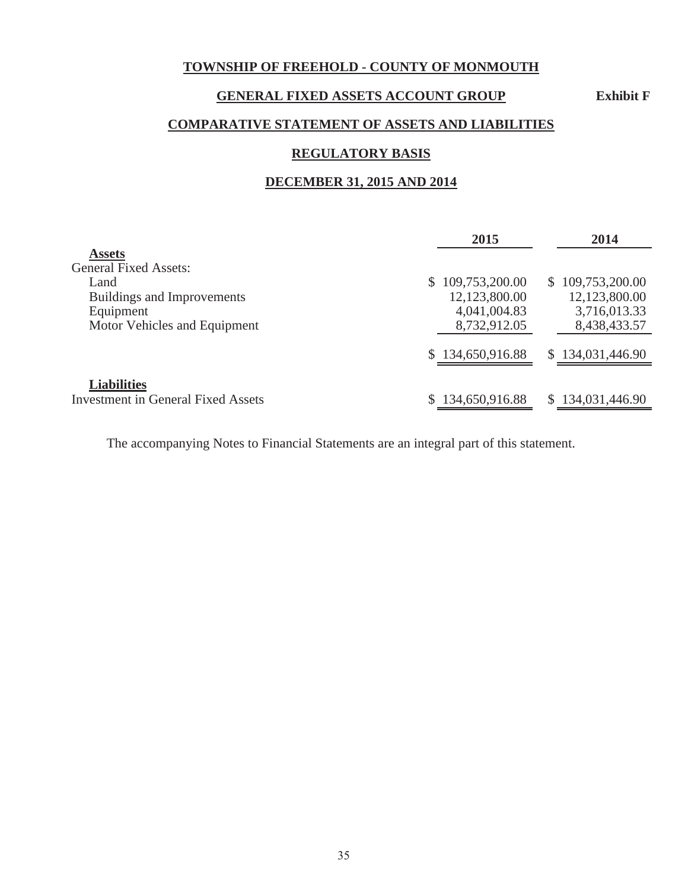# TOWNSHIP OF FREEHOLD - COUNTY OF MONMOUTH

## GENERAL FIXED ASSETS ACCOUNT GROUP

**Exhibit F**

## COMPARATIVE STATEMENT OF ASSETS AND LIABILITIES

## REGULATORY BASIS

## DECEMBER 31, 2015 AND 2014

| | 2015 | 2014 |
|---|---|---|
| **Assets** | | |
| General Fixed Assets: | | |
| Land | $ 109,753,200.00 | $ 109,753,200.00 |
| Buildings and Improvements | 12,123,800.00 | 12,123,800.00 |
| Equipment | 4,041,004.83 | 3,716,013.33 |
| Motor Vehicles and Equipment | 8,732,912.05 | 8,438,433.57 |
| | $ 134,650,916.88 | $ 134,031,446.90 |
| **Liabilities** | | |
| Investment in General Fixed Assets | $ 134,650,916.88 | $ 134,031,446.90 |

The accompanying Notes to Financial Statements are an integral part of this statement.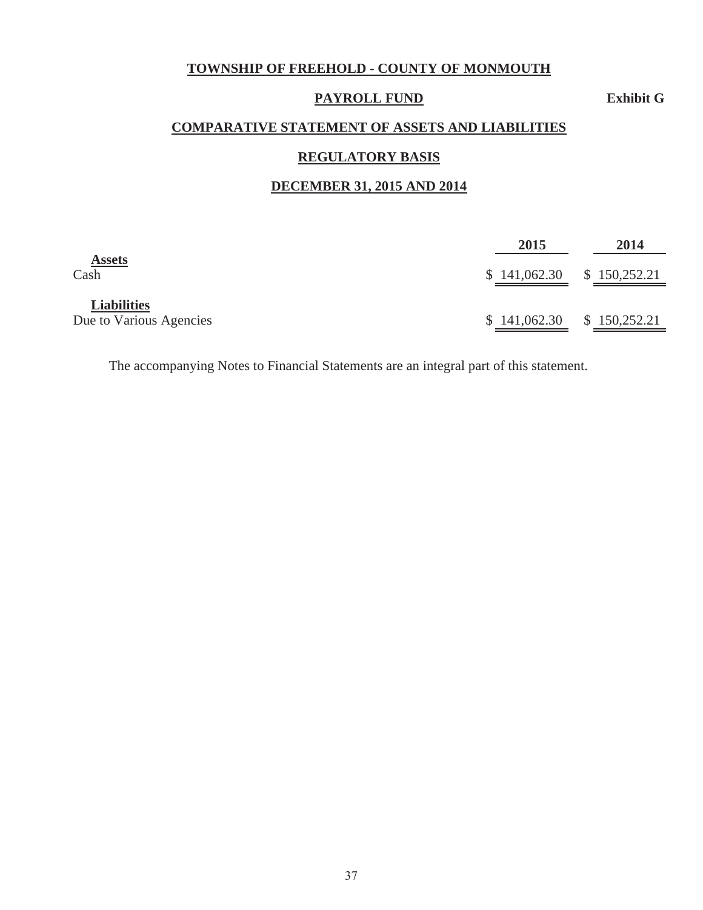**TOWNSHIP OF FREEHOLD - COUNTY OF MONMOUTH**

**PAYROLL FUND** **Exhibit G**

**COMPARATIVE STATEMENT OF ASSETS AND LIABILITIES**

**REGULATORY BASIS**

**DECEMBER 31, 2015 AND 2014**

| | 2015 | 2014 |
|---|---|---|
| **Assets** | | |
| Cash | $ 141,062.30 | $ 150,252.21 |
| **Liabilities** | | |
| Due to Various Agencies | $ 141,062.30 | $ 150,252.21 |

The accompanying Notes to Financial Statements are an integral part of this statement.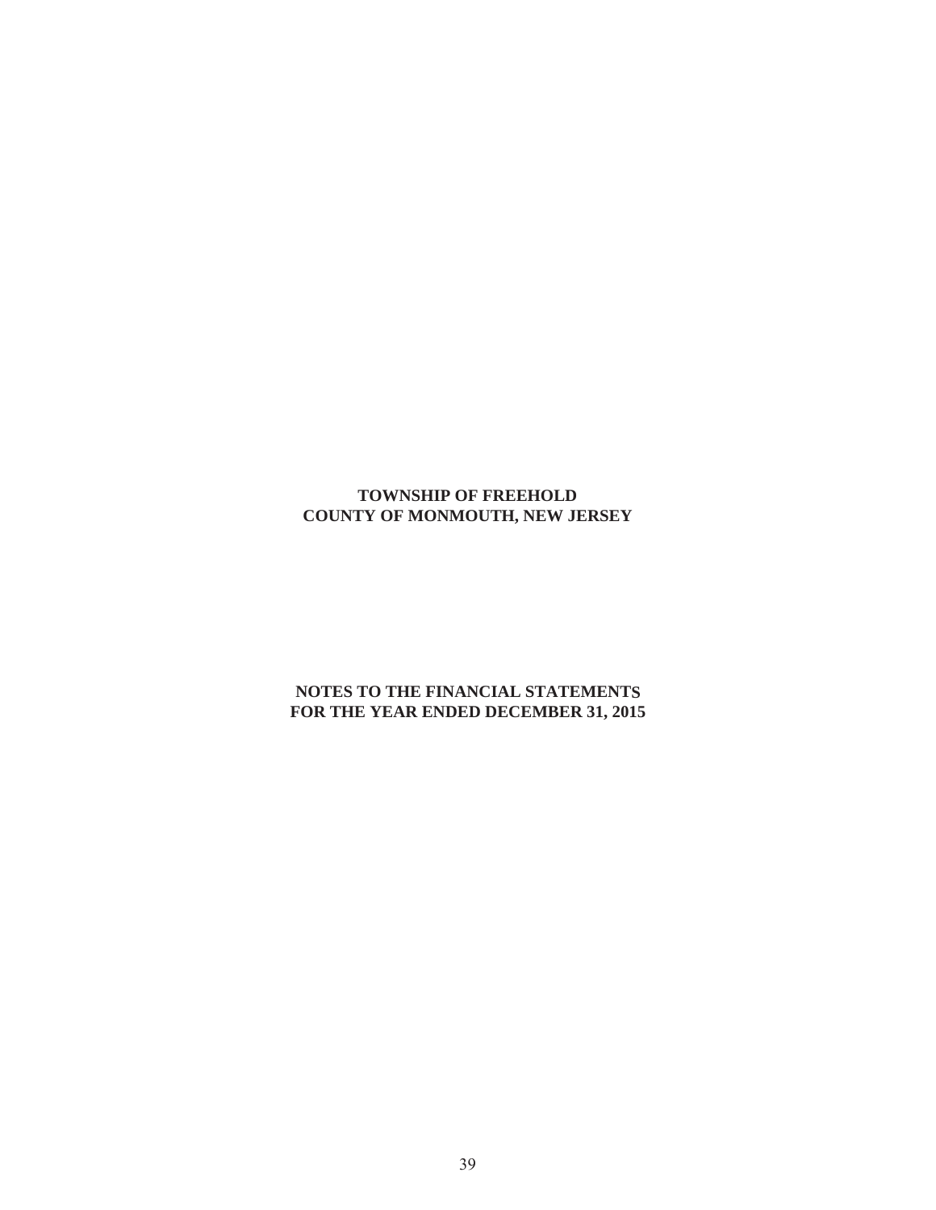**TOWNSHIP OF FREEHOLD**
**COUNTY OF MONMOUTH, NEW JERSEY**

**NOTES TO THE FINANCIAL STATEMENTS**
**FOR THE YEAR ENDED DECEMBER 31, 2015**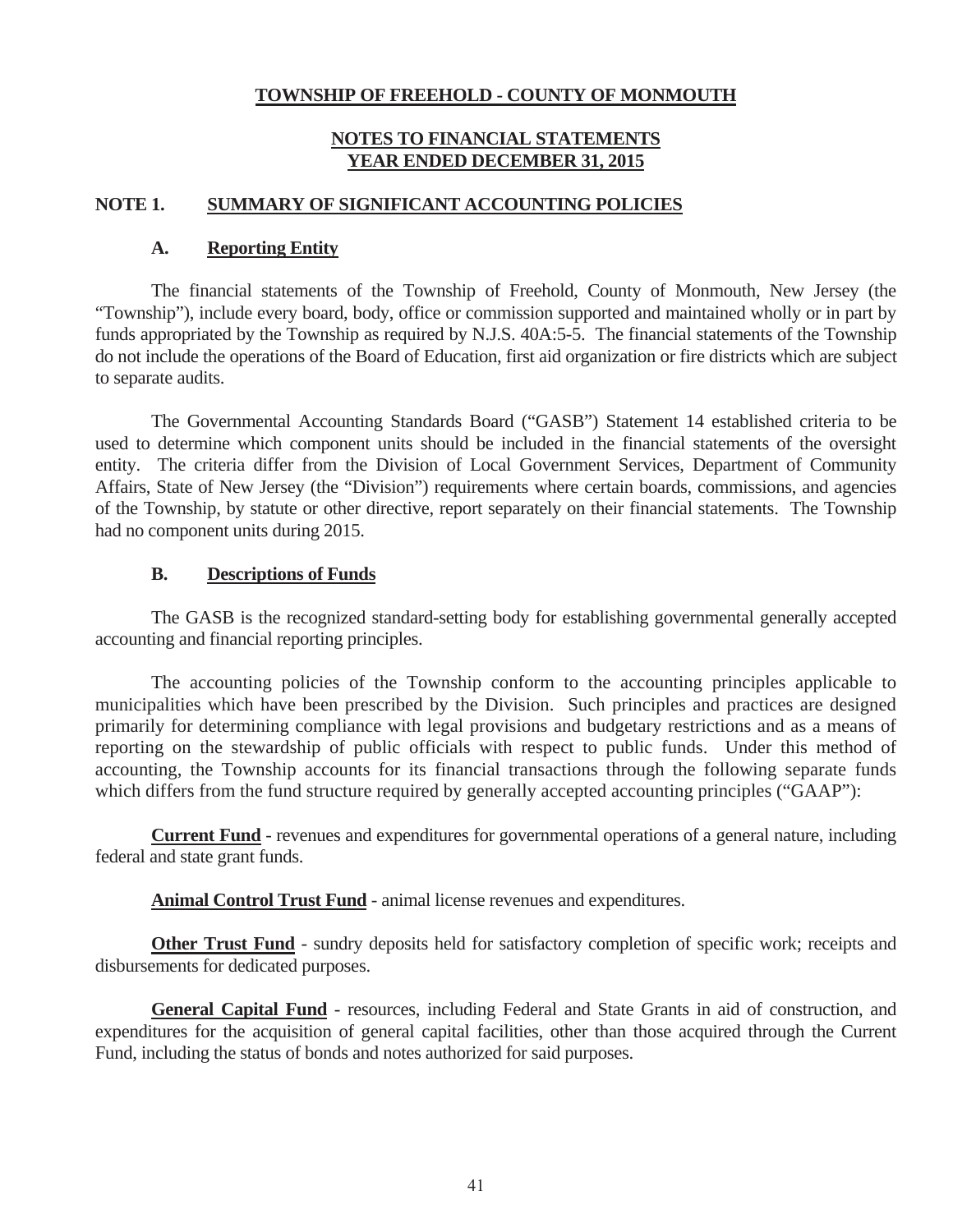# TOWNSHIP OF FREEHOLD - COUNTY OF MONMOUTH

## NOTES TO FINANCIAL STATEMENTS
## YEAR ENDED DECEMBER 31, 2015

## NOTE 1. SUMMARY OF SIGNIFICANT ACCOUNTING POLICIES

### A. Reporting Entity

The financial statements of the Township of Freehold, County of Monmouth, New Jersey (the "Township"), include every board, body, office or commission supported and maintained wholly or in part by funds appropriated by the Township as required by N.J.S. 40A:5-5. The financial statements of the Township do not include the operations of the Board of Education, first aid organization or fire districts which are subject to separate audits.

The Governmental Accounting Standards Board ("GASB") Statement 14 established criteria to be used to determine which component units should be included in the financial statements of the oversight entity. The criteria differ from the Division of Local Government Services, Department of Community Affairs, State of New Jersey (the "Division") requirements where certain boards, commissions, and agencies of the Township, by statute or other directive, report separately on their financial statements. The Township had no component units during 2015.

### B. Descriptions of Funds

The GASB is the recognized standard-setting body for establishing governmental generally accepted accounting and financial reporting principles.

The accounting policies of the Township conform to the accounting principles applicable to municipalities which have been prescribed by the Division. Such principles and practices are designed primarily for determining compliance with legal provisions and budgetary restrictions and as a means of reporting on the stewardship of public officials with respect to public funds. Under this method of accounting, the Township accounts for its financial transactions through the following separate funds which differs from the fund structure required by generally accepted accounting principles ("GAAP"):

**Current Fund** - revenues and expenditures for governmental operations of a general nature, including federal and state grant funds.

**Animal Control Trust Fund** - animal license revenues and expenditures.

**Other Trust Fund** - sundry deposits held for satisfactory completion of specific work; receipts and disbursements for dedicated purposes.

**General Capital Fund** - resources, including Federal and State Grants in aid of construction, and expenditures for the acquisition of general capital facilities, other than those acquired through the Current Fund, including the status of bonds and notes authorized for said purposes.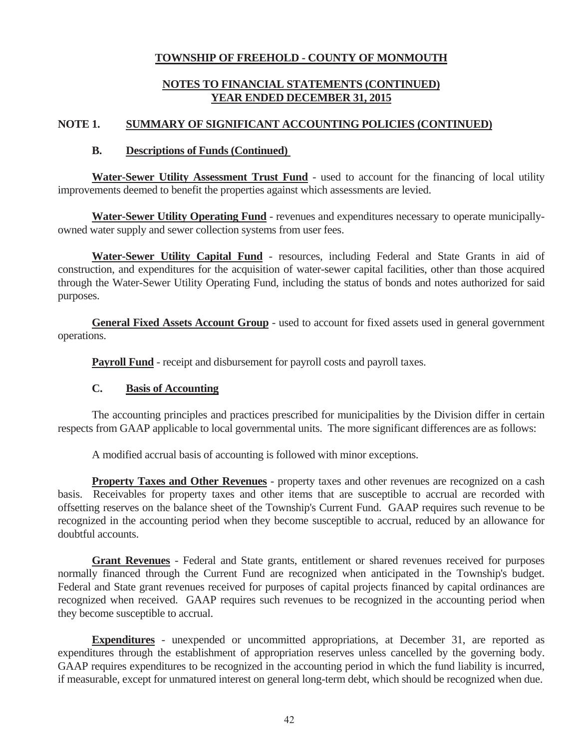# TOWNSHIP OF FREEHOLD - COUNTY OF MONMOUTH

## NOTES TO FINANCIAL STATEMENTS (CONTINUED)
## YEAR ENDED DECEMBER 31, 2015

### NOTE 1. SUMMARY OF SIGNIFICANT ACCOUNTING POLICIES (CONTINUED)

#### B. Descriptions of Funds (Continued)

**Water-Sewer Utility Assessment Trust Fund** - used to account for the financing of local utility improvements deemed to benefit the properties against which assessments are levied.

**Water-Sewer Utility Operating Fund** - revenues and expenditures necessary to operate municipally-owned water supply and sewer collection systems from user fees.

**Water-Sewer Utility Capital Fund** - resources, including Federal and State Grants in aid of construction, and expenditures for the acquisition of water-sewer capital facilities, other than those acquired through the Water-Sewer Utility Operating Fund, including the status of bonds and notes authorized for said purposes.

**General Fixed Assets Account Group** - used to account for fixed assets used in general government operations.

**Payroll Fund** - receipt and disbursement for payroll costs and payroll taxes.

#### C. Basis of Accounting

The accounting principles and practices prescribed for municipalities by the Division differ in certain respects from GAAP applicable to local governmental units. The more significant differences are as follows:

A modified accrual basis of accounting is followed with minor exceptions.

**Property Taxes and Other Revenues** - property taxes and other revenues are recognized on a cash basis. Receivables for property taxes and other items that are susceptible to accrual are recorded with offsetting reserves on the balance sheet of the Township's Current Fund. GAAP requires such revenue to be recognized in the accounting period when they become susceptible to accrual, reduced by an allowance for doubtful accounts.

**Grant Revenues** - Federal and State grants, entitlement or shared revenues received for purposes normally financed through the Current Fund are recognized when anticipated in the Township's budget. Federal and State grant revenues received for purposes of capital projects financed by capital ordinances are recognized when received. GAAP requires such revenues to be recognized in the accounting period when they become susceptible to accrual.

**Expenditures** - unexpended or uncommitted appropriations, at December 31, are reported as expenditures through the establishment of appropriation reserves unless cancelled by the governing body. GAAP requires expenditures to be recognized in the accounting period in which the fund liability is incurred, if measurable, except for unmatured interest on general long-term debt, which should be recognized when due.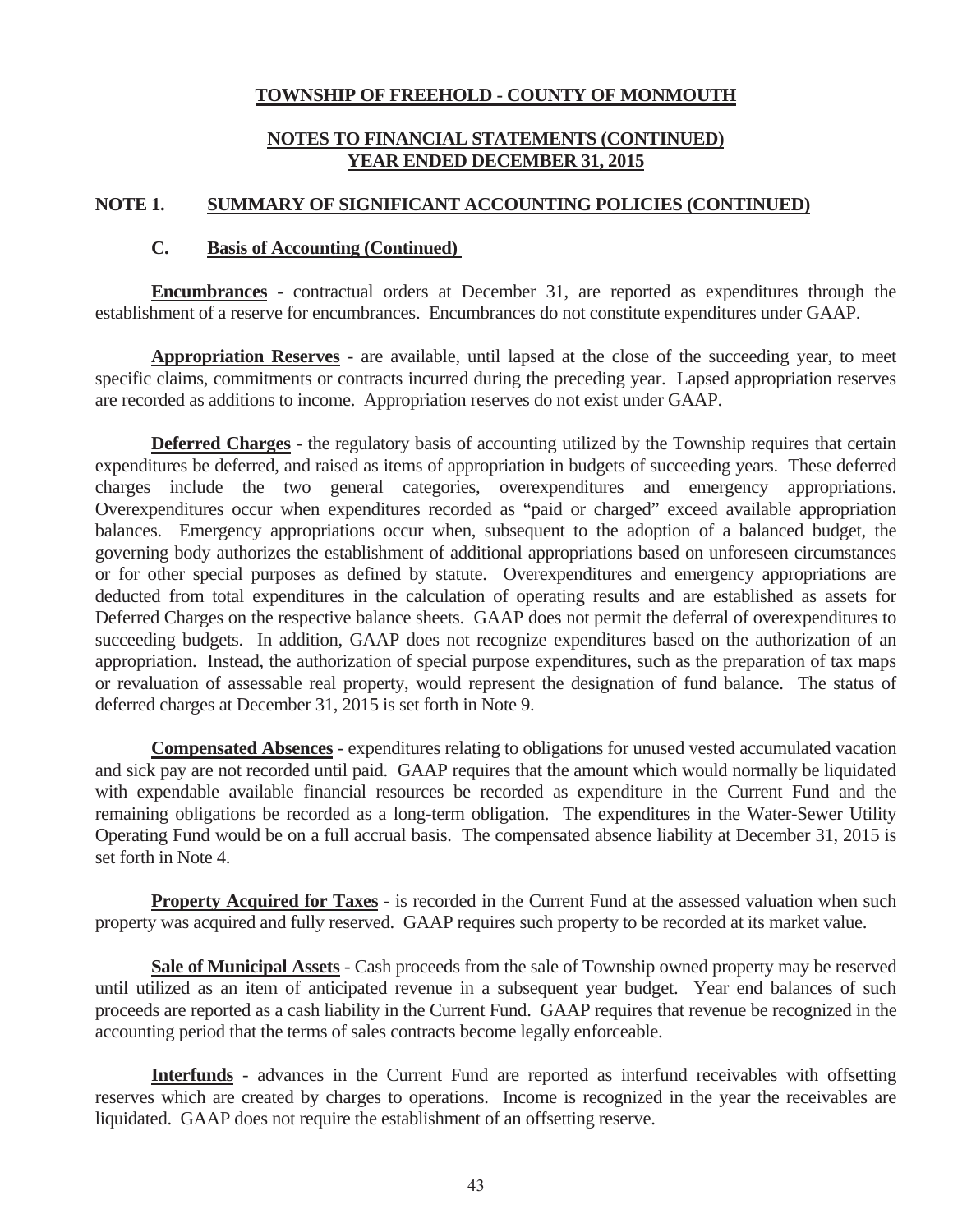# TOWNSHIP OF FREEHOLD - COUNTY OF MONMOUTH

## NOTES TO FINANCIAL STATEMENTS (CONTINUED)
## YEAR ENDED DECEMBER 31, 2015

## NOTE 1. SUMMARY OF SIGNIFICANT ACCOUNTING POLICIES (CONTINUED)

### C. Basis of Accounting (Continued)

**Encumbrances** - contractual orders at December 31, are reported as expenditures through the establishment of a reserve for encumbrances. Encumbrances do not constitute expenditures under GAAP.

**Appropriation Reserves** - are available, until lapsed at the close of the succeeding year, to meet specific claims, commitments or contracts incurred during the preceding year. Lapsed appropriation reserves are recorded as additions to income. Appropriation reserves do not exist under GAAP.

**Deferred Charges** - the regulatory basis of accounting utilized by the Township requires that certain expenditures be deferred, and raised as items of appropriation in budgets of succeeding years. These deferred charges include the two general categories, overexpenditures and emergency appropriations. Overexpenditures occur when expenditures recorded as "paid or charged" exceed available appropriation balances. Emergency appropriations occur when, subsequent to the adoption of a balanced budget, the governing body authorizes the establishment of additional appropriations based on unforeseen circumstances or for other special purposes as defined by statute. Overexpenditures and emergency appropriations are deducted from total expenditures in the calculation of operating results and are established as assets for Deferred Charges on the respective balance sheets. GAAP does not permit the deferral of overexpenditures to succeeding budgets. In addition, GAAP does not recognize expenditures based on the authorization of an appropriation. Instead, the authorization of special purpose expenditures, such as the preparation of tax maps or revaluation of assessable real property, would represent the designation of fund balance. The status of deferred charges at December 31, 2015 is set forth in Note 9.

**Compensated Absences** - expenditures relating to obligations for unused vested accumulated vacation and sick pay are not recorded until paid. GAAP requires that the amount which would normally be liquidated with expendable available financial resources be recorded as expenditure in the Current Fund and the remaining obligations be recorded as a long-term obligation. The expenditures in the Water-Sewer Utility Operating Fund would be on a full accrual basis. The compensated absence liability at December 31, 2015 is set forth in Note 4.

**Property Acquired for Taxes** - is recorded in the Current Fund at the assessed valuation when such property was acquired and fully reserved. GAAP requires such property to be recorded at its market value.

**Sale of Municipal Assets** - Cash proceeds from the sale of Township owned property may be reserved until utilized as an item of anticipated revenue in a subsequent year budget. Year end balances of such proceeds are reported as a cash liability in the Current Fund. GAAP requires that revenue be recognized in the accounting period that the terms of sales contracts become legally enforceable.

**Interfunds** - advances in the Current Fund are reported as interfund receivables with offsetting reserves which are created by charges to operations. Income is recognized in the year the receivables are liquidated. GAAP does not require the establishment of an offsetting reserve.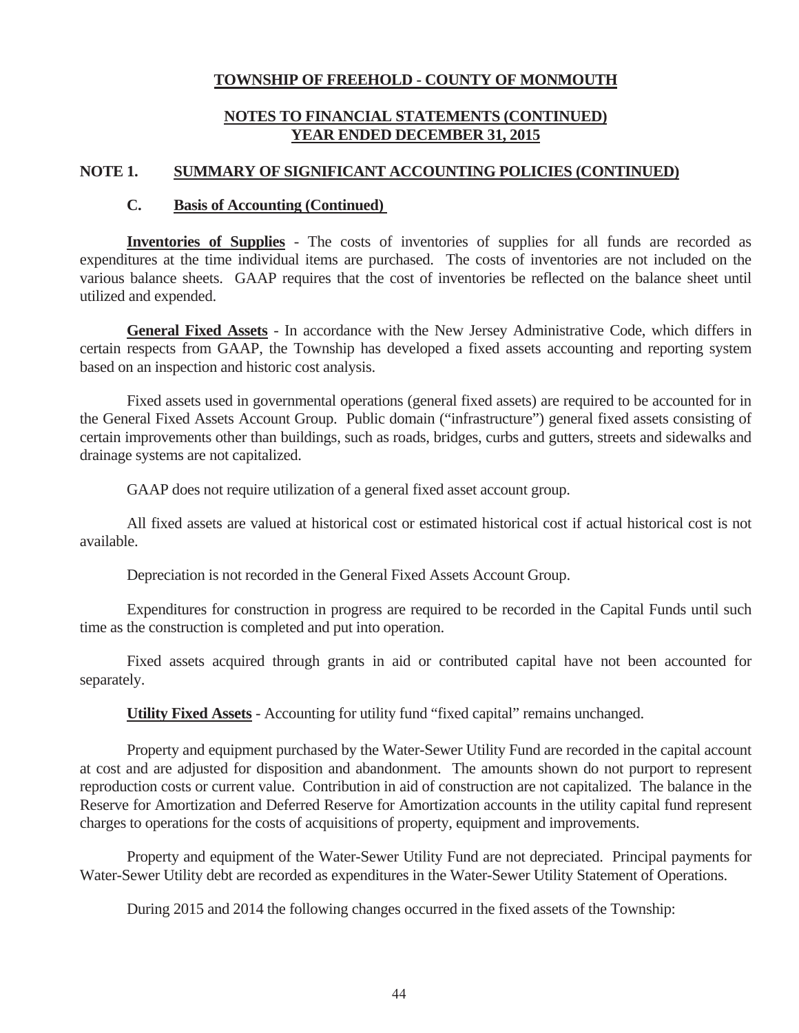# TOWNSHIP OF FREEHOLD - COUNTY OF MONMOUTH

## NOTES TO FINANCIAL STATEMENTS (CONTINUED)
## YEAR ENDED DECEMBER 31, 2015

### NOTE 1. SUMMARY OF SIGNIFICANT ACCOUNTING POLICIES (CONTINUED)

#### C. Basis of Accounting (Continued)

**Inventories of Supplies** - The costs of inventories of supplies for all funds are recorded as expenditures at the time individual items are purchased. The costs of inventories are not included on the various balance sheets. GAAP requires that the cost of inventories be reflected on the balance sheet until utilized and expended.

**General Fixed Assets** - In accordance with the New Jersey Administrative Code, which differs in certain respects from GAAP, the Township has developed a fixed assets accounting and reporting system based on an inspection and historic cost analysis.

Fixed assets used in governmental operations (general fixed assets) are required to be accounted for in the General Fixed Assets Account Group. Public domain ("infrastructure") general fixed assets consisting of certain improvements other than buildings, such as roads, bridges, curbs and gutters, streets and sidewalks and drainage systems are not capitalized.

GAAP does not require utilization of a general fixed asset account group.

All fixed assets are valued at historical cost or estimated historical cost if actual historical cost is not available.

Depreciation is not recorded in the General Fixed Assets Account Group.

Expenditures for construction in progress are required to be recorded in the Capital Funds until such time as the construction is completed and put into operation.

Fixed assets acquired through grants in aid or contributed capital have not been accounted for separately.

**Utility Fixed Assets** - Accounting for utility fund "fixed capital" remains unchanged.

Property and equipment purchased by the Water-Sewer Utility Fund are recorded in the capital account at cost and are adjusted for disposition and abandonment. The amounts shown do not purport to represent reproduction costs or current value. Contribution in aid of construction are not capitalized. The balance in the Reserve for Amortization and Deferred Reserve for Amortization accounts in the utility capital fund represent charges to operations for the costs of acquisitions of property, equipment and improvements.

Property and equipment of the Water-Sewer Utility Fund are not depreciated. Principal payments for Water-Sewer Utility debt are recorded as expenditures in the Water-Sewer Utility Statement of Operations.

During 2015 and 2014 the following changes occurred in the fixed assets of the Township: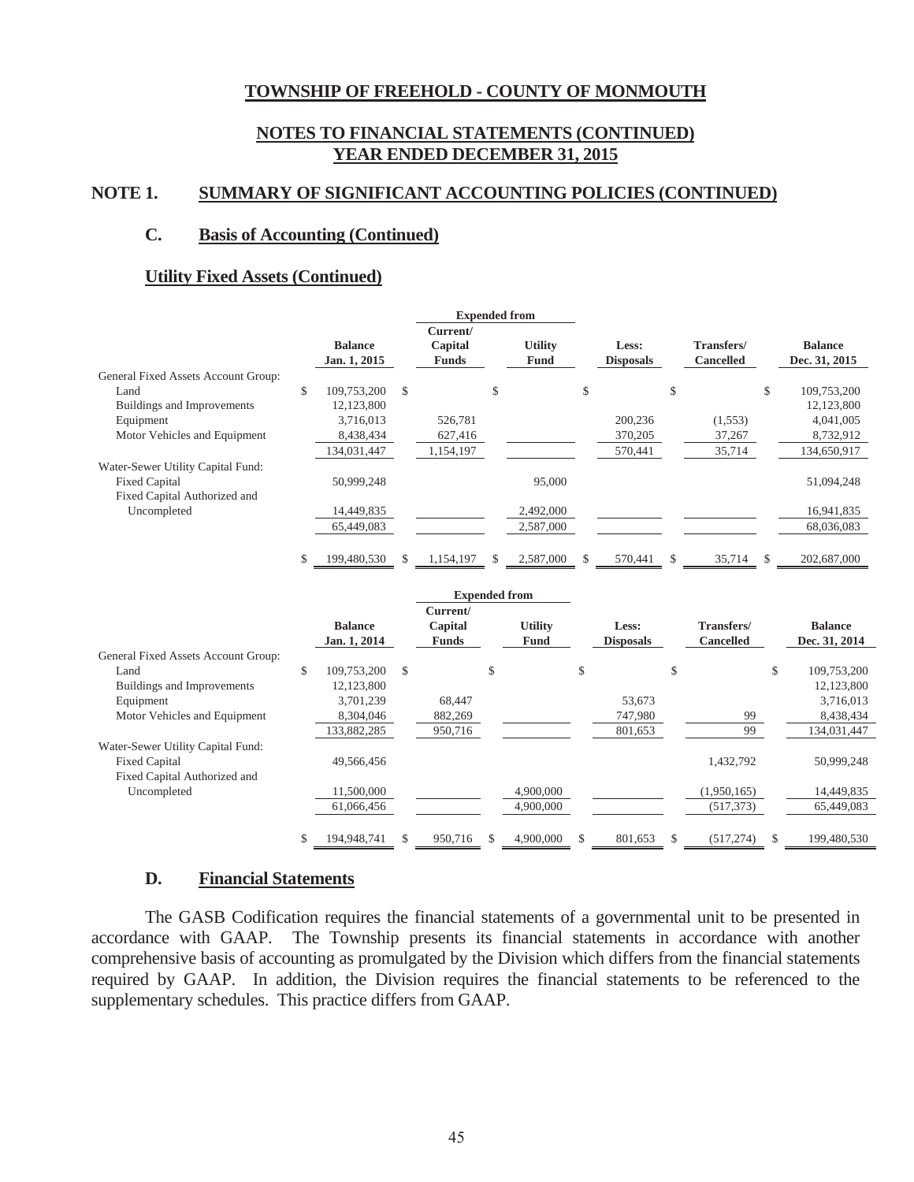**TOWNSHIP OF FREEHOLD - COUNTY OF MONMOUTH**

**NOTES TO FINANCIAL STATEMENTS (CONTINUED)**
**YEAR ENDED DECEMBER 31, 2015**

## NOTE 1. SUMMARY OF SIGNIFICANT ACCOUNTING POLICIES (CONTINUED)

### C. Basis of Accounting (Continued)

**Utility Fixed Assets (Continued)**

| | Balance Jan. 1, 2015 | Expended from Current/ Capital Funds | Expended from Utility Fund | Less: Disposals | Transfers/ Cancelled | Balance Dec. 31, 2015 |
|---|---|---|---|---|---|---|
| General Fixed Assets Account Group: | | | | | | |
| Land | $ 109,753,200 | $ | $ | $ | $ | $ 109,753,200 |
| Buildings and Improvements | 12,123,800 | | | | | 12,123,800 |
| Equipment | 3,716,013 | 526,781 | | 200,236 | (1,553) | 4,041,005 |
| Motor Vehicles and Equipment | 8,438,434 | 627,416 | | 370,205 | 37,267 | 8,732,912 |
| | 134,031,447 | 1,154,197 | | 570,441 | 35,714 | 134,650,917 |
| Water-Sewer Utility Capital Fund: | | | | | | |
| Fixed Capital | 50,999,248 | | 95,000 | | | 51,094,248 |
| Fixed Capital Authorized and Uncompleted | 14,449,835 | | 2,492,000 | | | 16,941,835 |
| | 65,449,083 | | 2,587,000 | | | 68,036,083 |
| | $ 199,480,530 | $ 1,154,197 | $ 2,587,000 | $ 570,441 | $ 35,714 | $ 202,687,000 |

| | Balance Jan. 1, 2014 | Expended from Current/ Capital Funds | Expended from Utility Fund | Less: Disposals | Transfers/ Cancelled | Balance Dec. 31, 2014 |
|---|---|---|---|---|---|---|
| General Fixed Assets Account Group: | | | | | | |
| Land | $ 109,753,200 | $ | $ | $ | $ | $ 109,753,200 |
| Buildings and Improvements | 12,123,800 | | | | | 12,123,800 |
| Equipment | 3,701,239 | 68,447 | | 53,673 | | 3,716,013 |
| Motor Vehicles and Equipment | 8,304,046 | 882,269 | | 747,980 | 99 | 8,438,434 |
| | 133,882,285 | 950,716 | | 801,653 | 99 | 134,031,447 |
| Water-Sewer Utility Capital Fund: | | | | | | |
| Fixed Capital | 49,566,456 | | | | 1,432,792 | 50,999,248 |
| Fixed Capital Authorized and Uncompleted | 11,500,000 | | 4,900,000 | | (1,950,165) | 14,449,835 |
| | 61,066,456 | | 4,900,000 | | (517,373) | 65,449,083 |
| | $ 194,948,741 | $ 950,716 | $ 4,900,000 | $ 801,653 | $ (517,274) | $ 199,480,530 |

### D. Financial Statements

The GASB Codification requires the financial statements of a governmental unit to be presented in accordance with GAAP. The Township presents its financial statements in accordance with another comprehensive basis of accounting as promulgated by the Division which differs from the financial statements required by GAAP. In addition, the Division requires the financial statements to be referenced to the supplementary schedules. This practice differs from GAAP.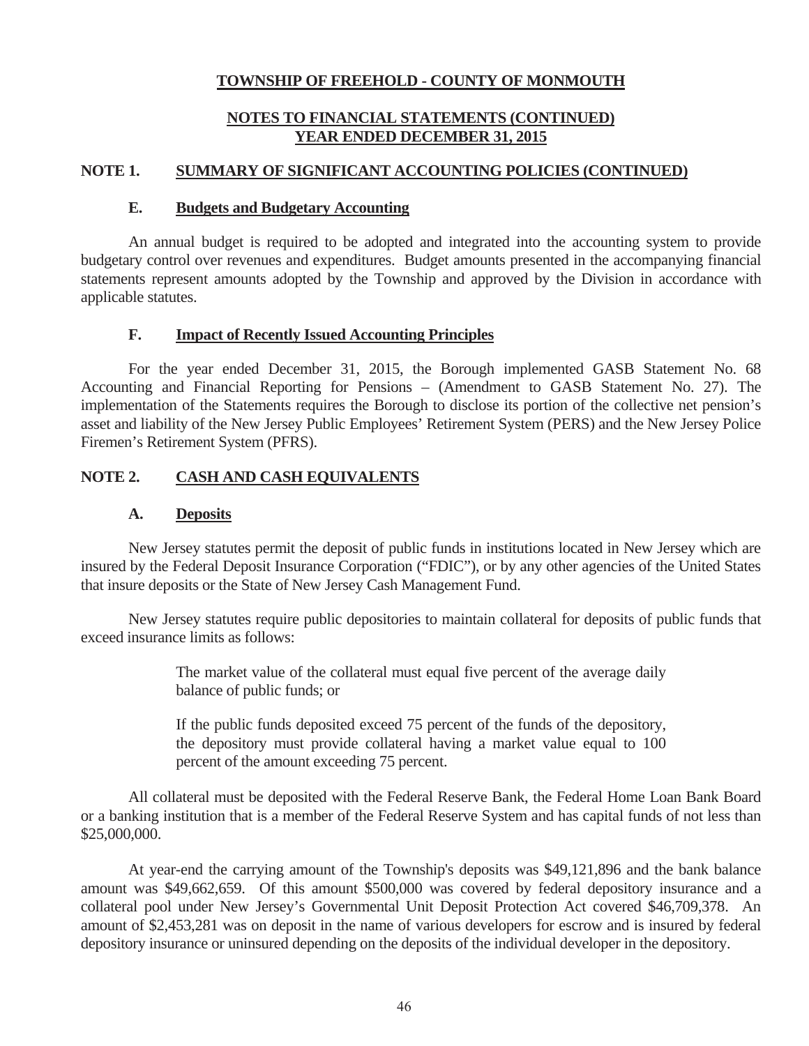# TOWNSHIP OF FREEHOLD - COUNTY OF MONMOUTH

## NOTES TO FINANCIAL STATEMENTS (CONTINUED)
## YEAR ENDED DECEMBER 31, 2015

## NOTE 1. SUMMARY OF SIGNIFICANT ACCOUNTING POLICIES (CONTINUED)

### E. Budgets and Budgetary Accounting

An annual budget is required to be adopted and integrated into the accounting system to provide budgetary control over revenues and expenditures. Budget amounts presented in the accompanying financial statements represent amounts adopted by the Township and approved by the Division in accordance with applicable statutes.

### F. Impact of Recently Issued Accounting Principles

For the year ended December 31, 2015, the Borough implemented GASB Statement No. 68 Accounting and Financial Reporting for Pensions – (Amendment to GASB Statement No. 27). The implementation of the Statements requires the Borough to disclose its portion of the collective net pension's asset and liability of the New Jersey Public Employees' Retirement System (PERS) and the New Jersey Police Firemen's Retirement System (PFRS).

## NOTE 2. CASH AND CASH EQUIVALENTS

### A. Deposits

New Jersey statutes permit the deposit of public funds in institutions located in New Jersey which are insured by the Federal Deposit Insurance Corporation ("FDIC"), or by any other agencies of the United States that insure deposits or the State of New Jersey Cash Management Fund.

New Jersey statutes require public depositories to maintain collateral for deposits of public funds that exceed insurance limits as follows:

> The market value of the collateral must equal five percent of the average daily balance of public funds; or
>
> If the public funds deposited exceed 75 percent of the funds of the depository, the depository must provide collateral having a market value equal to 100 percent of the amount exceeding 75 percent.

All collateral must be deposited with the Federal Reserve Bank, the Federal Home Loan Bank Board or a banking institution that is a member of the Federal Reserve System and has capital funds of not less than $25,000,000.

At year-end the carrying amount of the Township's deposits was $49,121,896 and the bank balance amount was $49,662,659. Of this amount $500,000 was covered by federal depository insurance and a collateral pool under New Jersey's Governmental Unit Deposit Protection Act covered $46,709,378. An amount of $2,453,281 was on deposit in the name of various developers for escrow and is insured by federal depository insurance or uninsured depending on the deposits of the individual developer in the depository.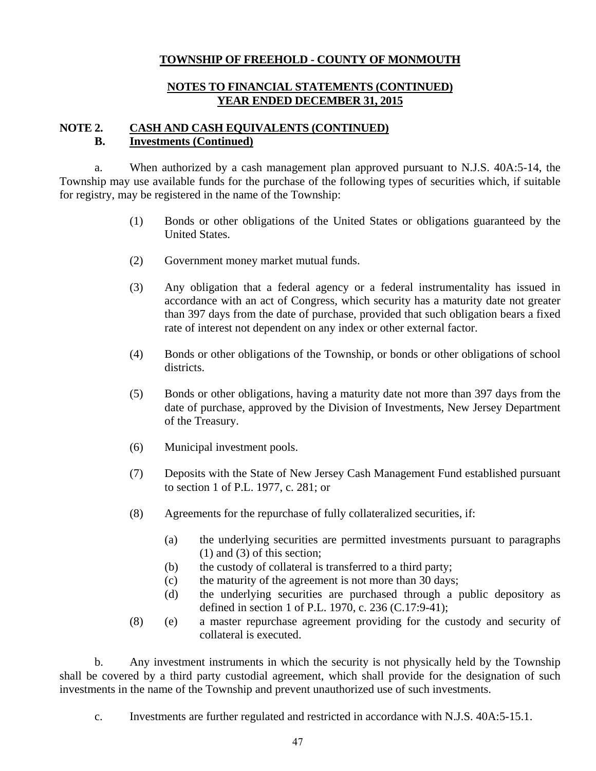**TOWNSHIP OF FREEHOLD - COUNTY OF MONMOUTH**

**NOTES TO FINANCIAL STATEMENTS (CONTINUED)**
**YEAR ENDED DECEMBER 31, 2015**

**NOTE 2. CASH AND CASH EQUIVALENTS (CONTINUED)**
**B. Investments (Continued)**

a. When authorized by a cash management plan approved pursuant to N.J.S. 40A:5-14, the Township may use available funds for the purchase of the following types of securities which, if suitable for registry, may be registered in the name of the Township:

(1) Bonds or other obligations of the United States or obligations guaranteed by the United States.

(2) Government money market mutual funds.

(3) Any obligation that a federal agency or a federal instrumentality has issued in accordance with an act of Congress, which security has a maturity date not greater than 397 days from the date of purchase, provided that such obligation bears a fixed rate of interest not dependent on any index or other external factor.

(4) Bonds or other obligations of the Township, or bonds or other obligations of school districts.

(5) Bonds or other obligations, having a maturity date not more than 397 days from the date of purchase, approved by the Division of Investments, New Jersey Department of the Treasury.

(6) Municipal investment pools.

(7) Deposits with the State of New Jersey Cash Management Fund established pursuant to section 1 of P.L. 1977, c. 281; or

(8) Agreements for the repurchase of fully collateralized securities, if:

(a) the underlying securities are permitted investments pursuant to paragraphs (1) and (3) of this section;
(b) the custody of collateral is transferred to a third party;
(c) the maturity of the agreement is not more than 30 days;
(d) the underlying securities are purchased through a public depository as defined in section 1 of P.L. 1970, c. 236 (C.17:9-41);

(8) (e) a master repurchase agreement providing for the custody and security of collateral is executed.

b. Any investment instruments in which the security is not physically held by the Township shall be covered by a third party custodial agreement, which shall provide for the designation of such investments in the name of the Township and prevent unauthorized use of such investments.

c. Investments are further regulated and restricted in accordance with N.J.S. 40A:5-15.1.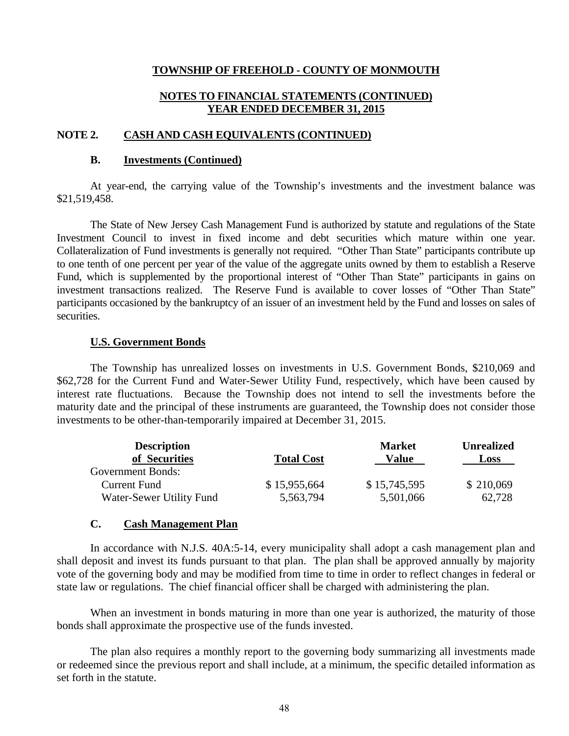**TOWNSHIP OF FREEHOLD - COUNTY OF MONMOUTH**

**NOTES TO FINANCIAL STATEMENTS (CONTINUED)**
**YEAR ENDED DECEMBER 31, 2015**

## NOTE 2. CASH AND CASH EQUIVALENTS (CONTINUED)

### B. Investments (Continued)

At year-end, the carrying value of the Township's investments and the investment balance was $21,519,458.

The State of New Jersey Cash Management Fund is authorized by statute and regulations of the State Investment Council to invest in fixed income and debt securities which mature within one year. Collateralization of Fund investments is generally not required. "Other Than State" participants contribute up to one tenth of one percent per year of the value of the aggregate units owned by them to establish a Reserve Fund, which is supplemented by the proportional interest of "Other Than State" participants in gains on investment transactions realized. The Reserve Fund is available to cover losses of "Other Than State" participants occasioned by the bankruptcy of an issuer of an investment held by the Fund and losses on sales of securities.

**U.S. Government Bonds**

The Township has unrealized losses on investments in U.S. Government Bonds, $210,069 and $62,728 for the Current Fund and Water-Sewer Utility Fund, respectively, which have been caused by interest rate fluctuations. Because the Township does not intend to sell the investments before the maturity date and the principal of these instruments are guaranteed, the Township does not consider those investments to be other-than-temporarily impaired at December 31, 2015.

| Description of Securities | Total Cost | Market Value | Unrealized Loss |
|---|---|---|---|
| Government Bonds: | | | |
| Current Fund | $ 15,955,664 | $ 15,745,595 | $ 210,069 |
| Water-Sewer Utility Fund | 5,563,794 | 5,501,066 | 62,728 |

### C. Cash Management Plan

In accordance with N.J.S. 40A:5-14, every municipality shall adopt a cash management plan and shall deposit and invest its funds pursuant to that plan. The plan shall be approved annually by majority vote of the governing body and may be modified from time to time in order to reflect changes in federal or state law or regulations. The chief financial officer shall be charged with administering the plan.

When an investment in bonds maturing in more than one year is authorized, the maturity of those bonds shall approximate the prospective use of the funds invested.

The plan also requires a monthly report to the governing body summarizing all investments made or redeemed since the previous report and shall include, at a minimum, the specific detailed information as set forth in the statute.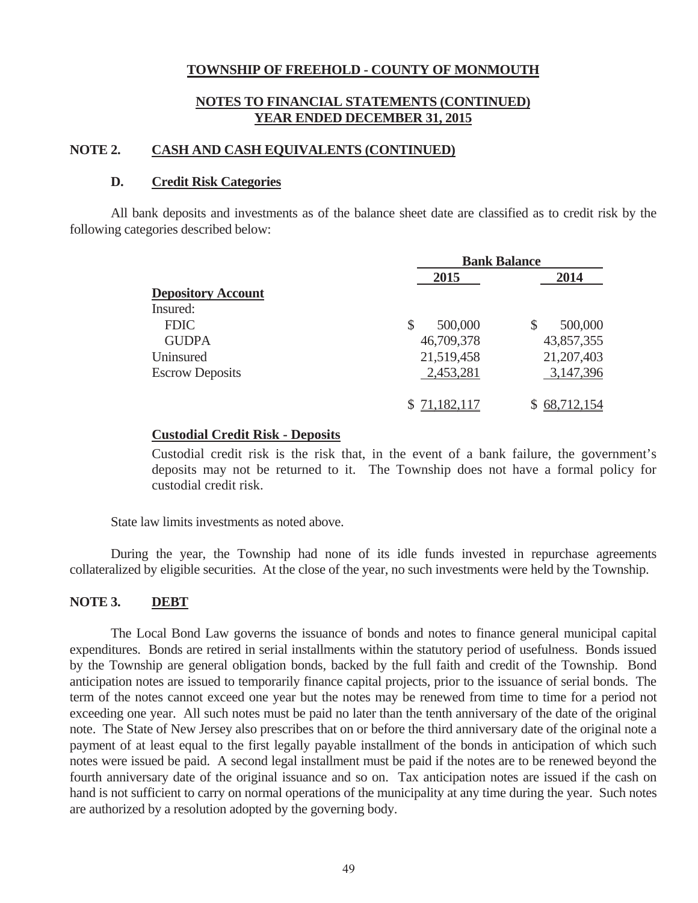# TOWNSHIP OF FREEHOLD - COUNTY OF MONMOUTH

## NOTES TO FINANCIAL STATEMENTS (CONTINUED)
## YEAR ENDED DECEMBER 31, 2015

### NOTE 2. CASH AND CASH EQUIVALENTS (CONTINUED)

#### D. Credit Risk Categories

All bank deposits and investments as of the balance sheet date are classified as to credit risk by the following categories described below:

| | Bank Balance | |
|---|---|---|
| | 2015 | 2014 |
| **Depository Account** | | |
| Insured: | | |
| FDIC | $ 500,000 | $ 500,000 |
| GUDPA | 46,709,378 | 43,857,355 |
| Uninsured | 21,519,458 | 21,207,403 |
| Escrow Deposits | 2,453,281 | 3,147,396 |
| | $ 71,182,117 | $ 68,712,154 |

**Custodial Credit Risk - Deposits**

Custodial credit risk is the risk that, in the event of a bank failure, the government's deposits may not be returned to it. The Township does not have a formal policy for custodial credit risk.

State law limits investments as noted above.

During the year, the Township had none of its idle funds invested in repurchase agreements collateralized by eligible securities. At the close of the year, no such investments were held by the Township.

### NOTE 3. DEBT

The Local Bond Law governs the issuance of bonds and notes to finance general municipal capital expenditures. Bonds are retired in serial installments within the statutory period of usefulness. Bonds issued by the Township are general obligation bonds, backed by the full faith and credit of the Township. Bond anticipation notes are issued to temporarily finance capital projects, prior to the issuance of serial bonds. The term of the notes cannot exceed one year but the notes may be renewed from time to time for a period not exceeding one year. All such notes must be paid no later than the tenth anniversary of the date of the original note. The State of New Jersey also prescribes that on or before the third anniversary date of the original note a payment of at least equal to the first legally payable installment of the bonds in anticipation of which such notes were issued be paid. A second legal installment must be paid if the notes are to be renewed beyond the fourth anniversary date of the original issuance and so on. Tax anticipation notes are issued if the cash on hand is not sufficient to carry on normal operations of the municipality at any time during the year. Such notes are authorized by a resolution adopted by the governing body.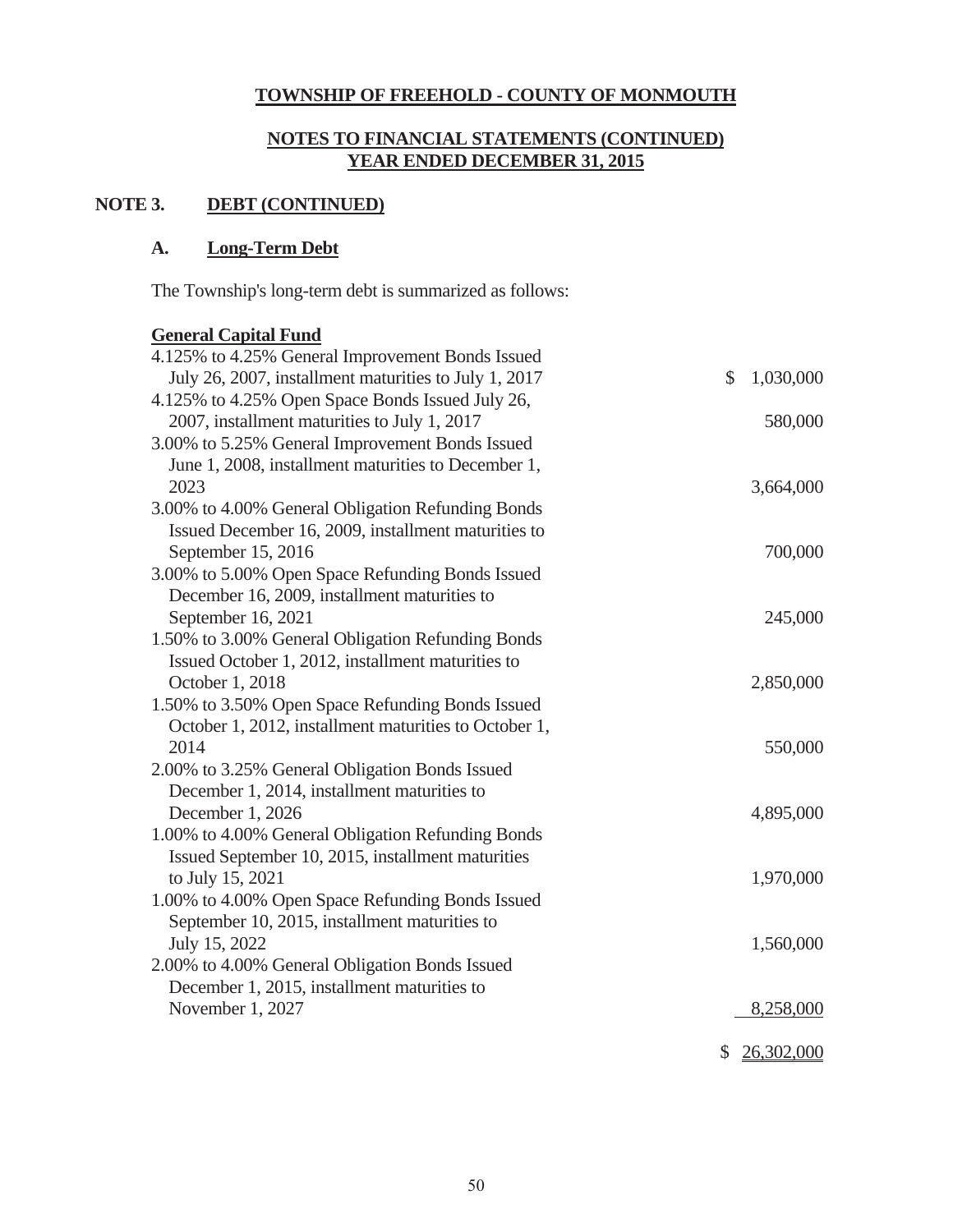## TOWNSHIP OF FREEHOLD - COUNTY OF MONMOUTH

## NOTES TO FINANCIAL STATEMENTS (CONTINUED)
## YEAR ENDED DECEMBER 31, 2015

### NOTE 3. DEBT (CONTINUED)

#### A. Long-Term Debt

The Township's long-term debt is summarized as follows:

**General Capital Fund**

| Description | Amount |
|---|---|
| 4.125% to 4.25% General Improvement Bonds Issued July 26, 2007, installment maturities to July 1, 2017 | $ 1,030,000 |
| 4.125% to 4.25% Open Space Bonds Issued July 26, 2007, installment maturities to July 1, 2017 | 580,000 |
| 3.00% to 5.25% General Improvement Bonds Issued June 1, 2008, installment maturities to December 1, 2023 | 3,664,000 |
| 3.00% to 4.00% General Obligation Refunding Bonds Issued December 16, 2009, installment maturities to September 15, 2016 | 700,000 |
| 3.00% to 5.00% Open Space Refunding Bonds Issued December 16, 2009, installment maturities to September 16, 2021 | 245,000 |
| 1.50% to 3.00% General Obligation Refunding Bonds Issued October 1, 2012, installment maturities to October 1, 2018 | 2,850,000 |
| 1.50% to 3.50% Open Space Refunding Bonds Issued October 1, 2012, installment maturities to October 1, 2014 | 550,000 |
| 2.00% to 3.25% General Obligation Bonds Issued December 1, 2014, installment maturities to December 1, 2026 | 4,895,000 |
| 1.00% to 4.00% General Obligation Refunding Bonds Issued September 10, 2015, installment maturities to July 15, 2021 | 1,970,000 |
| 1.00% to 4.00% Open Space Refunding Bonds Issued September 10, 2015, installment maturities to July 15, 2022 | 1,560,000 |
| 2.00% to 4.00% General Obligation Bonds Issued December 1, 2015, installment maturities to November 1, 2027 | 8,258,000 |
| | $ 26,302,000 |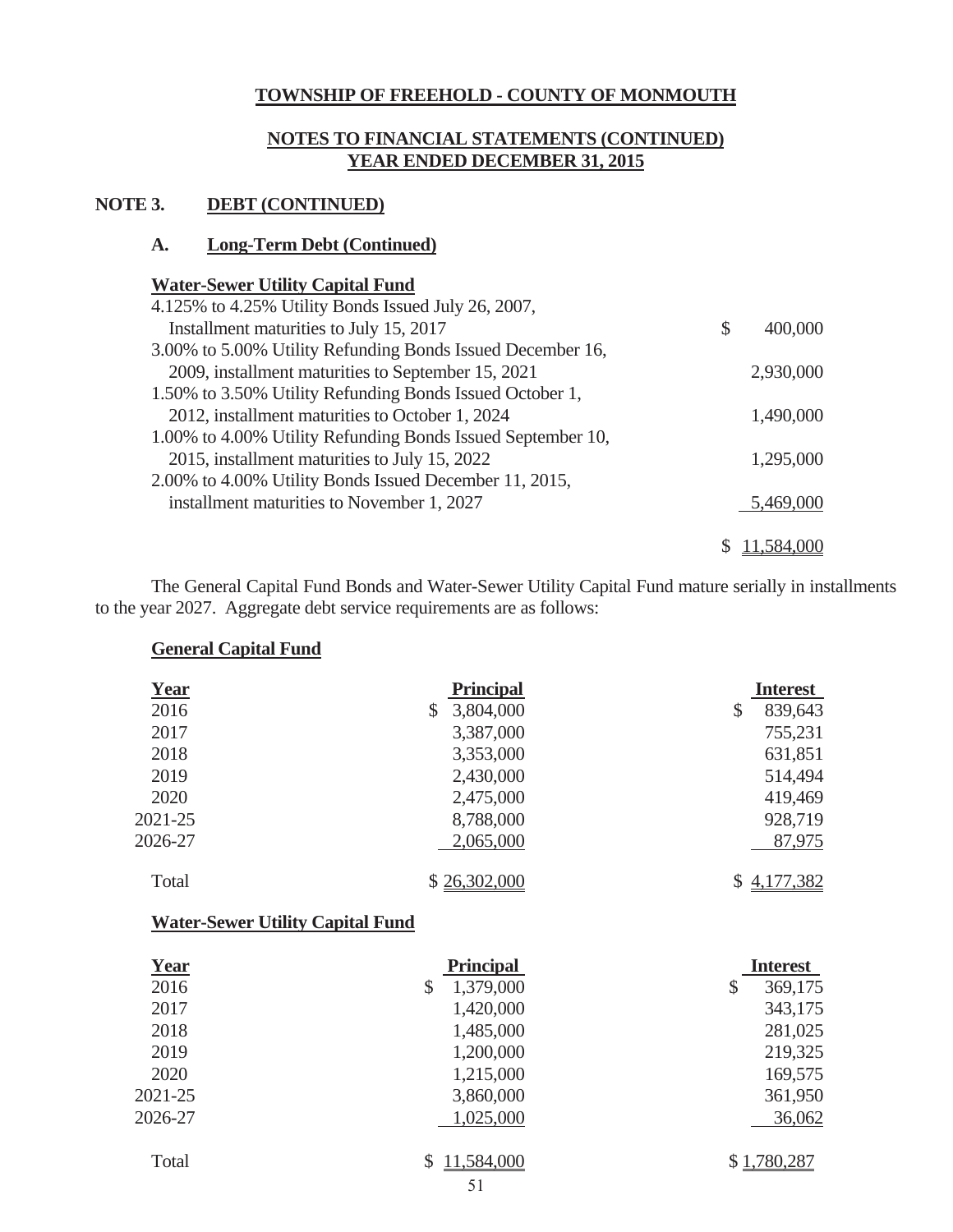## TOWNSHIP OF FREEHOLD - COUNTY OF MONMOUTH

## NOTES TO FINANCIAL STATEMENTS (CONTINUED)
## YEAR ENDED DECEMBER 31, 2015

### NOTE 3. DEBT (CONTINUED)

#### A. Long-Term Debt (Continued)

**Water-Sewer Utility Capital Fund**

| | |
|---|---|
| 4.125% to 4.25% Utility Bonds Issued July 26, 2007, Installment maturities to July 15, 2017 | $ 400,000 |
| 3.00% to 5.00% Utility Refunding Bonds Issued December 16, 2009, installment maturities to September 15, 2021 | 2,930,000 |
| 1.50% to 3.50% Utility Refunding Bonds Issued October 1, 2012, installment maturities to October 1, 2024 | 1,490,000 |
| 1.00% to 4.00% Utility Refunding Bonds Issued September 10, 2015, installment maturities to July 15, 2022 | 1,295,000 |
| 2.00% to 4.00% Utility Bonds Issued December 11, 2015, installment maturities to November 1, 2027 | 5,469,000 |
| | $ 11,584,000 |

The General Capital Fund Bonds and Water-Sewer Utility Capital Fund mature serially in installments to the year 2027. Aggregate debt service requirements are as follows:

**General Capital Fund**

| Year | Principal | Interest |
|---|---|---|
| 2016 | $ 3,804,000 | $ 839,643 |
| 2017 | 3,387,000 | 755,231 |
| 2018 | 3,353,000 | 631,851 |
| 2019 | 2,430,000 | 514,494 |
| 2020 | 2,475,000 | 419,469 |
| 2021-25 | 8,788,000 | 928,719 |
| 2026-27 | 2,065,000 | 87,975 |
| Total | $ 26,302,000 | $ 4,177,382 |

**Water-Sewer Utility Capital Fund**

| Year | Principal | Interest |
|---|---|---|
| 2016 | $ 1,379,000 | $ 369,175 |
| 2017 | 1,420,000 | 343,175 |
| 2018 | 1,485,000 | 281,025 |
| 2019 | 1,200,000 | 219,325 |
| 2020 | 1,215,000 | 169,575 |
| 2021-25 | 3,860,000 | 361,950 |
| 2026-27 | 1,025,000 | 36,062 |
| Total | $ 11,584,000 | $ 1,780,287 |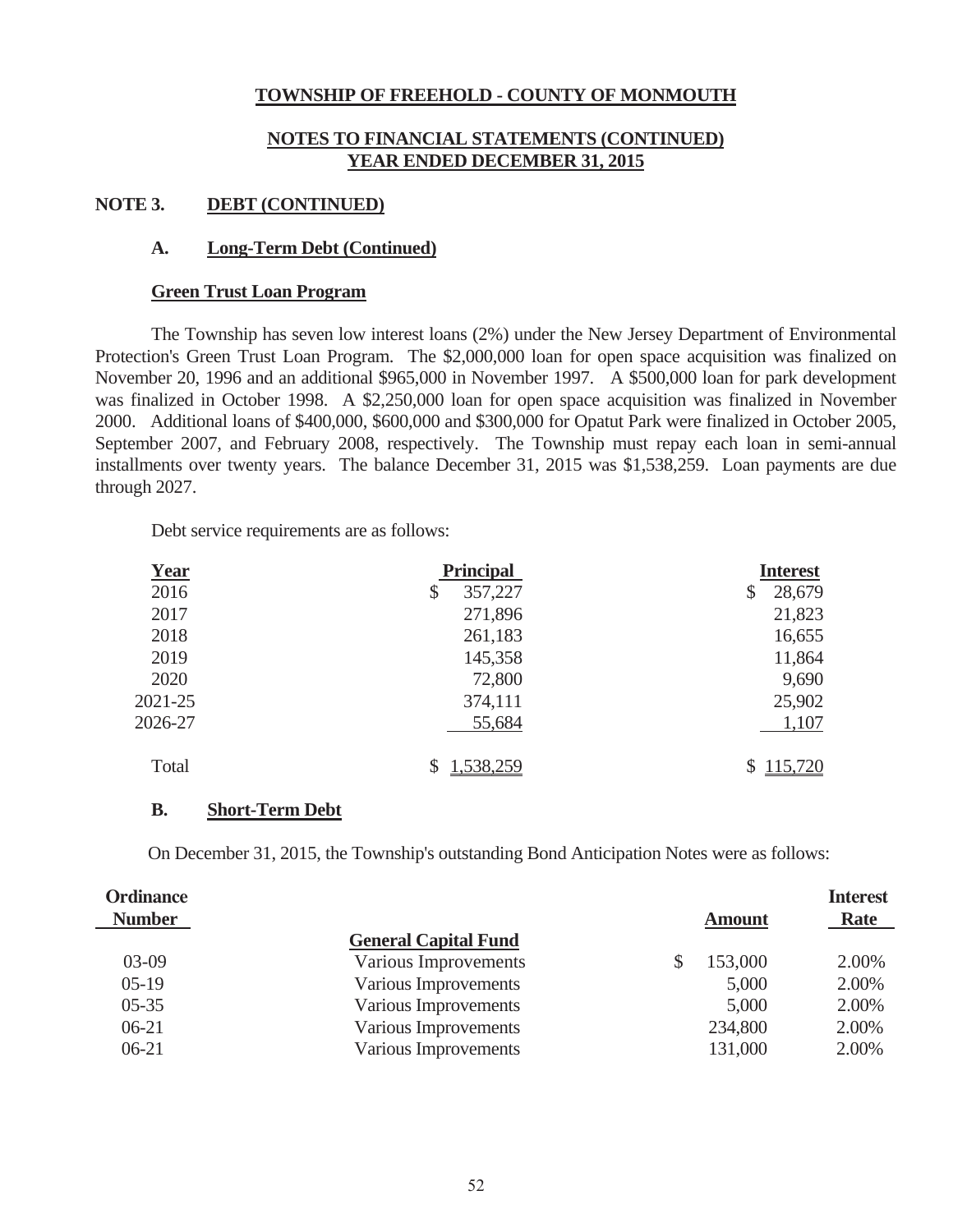# TOWNSHIP OF FREEHOLD - COUNTY OF MONMOUTH

## NOTES TO FINANCIAL STATEMENTS (CONTINUED)
## YEAR ENDED DECEMBER 31, 2015

### NOTE 3. DEBT (CONTINUED)

#### A. Long-Term Debt (Continued)

**Green Trust Loan Program**

The Township has seven low interest loans (2%) under the New Jersey Department of Environmental Protection's Green Trust Loan Program. The $2,000,000 loan for open space acquisition was finalized on November 20, 1996 and an additional $965,000 in November 1997. A $500,000 loan for park development was finalized in October 1998. A $2,250,000 loan for open space acquisition was finalized in November 2000. Additional loans of $400,000, $600,000 and $300,000 for Opatut Park were finalized in October 2005, September 2007, and February 2008, respectively. The Township must repay each loan in semi-annual installments over twenty years. The balance December 31, 2015 was $1,538,259. Loan payments are due through 2027.

Debt service requirements are as follows:

| Year | Principal | Interest |
|---|---|---|
| 2016 | $ 357,227 | $ 28,679 |
| 2017 | 271,896 | 21,823 |
| 2018 | 261,183 | 16,655 |
| 2019 | 145,358 | 11,864 |
| 2020 | 72,800 | 9,690 |
| 2021-25 | 374,111 | 25,902 |
| 2026-27 | 55,684 | 1,107 |
| Total | $ 1,538,259 | $ 115,720 |

#### B. Short-Term Debt

On December 31, 2015, the Township's outstanding Bond Anticipation Notes were as follows:

| Ordinance Number | | Amount | Interest Rate |
|---|---|---|---|
| | **General Capital Fund** | | |
| 03-09 | Various Improvements | $ 153,000 | 2.00% |
| 05-19 | Various Improvements | 5,000 | 2.00% |
| 05-35 | Various Improvements | 5,000 | 2.00% |
| 06-21 | Various Improvements | 234,800 | 2.00% |
| 06-21 | Various Improvements | 131,000 | 2.00% |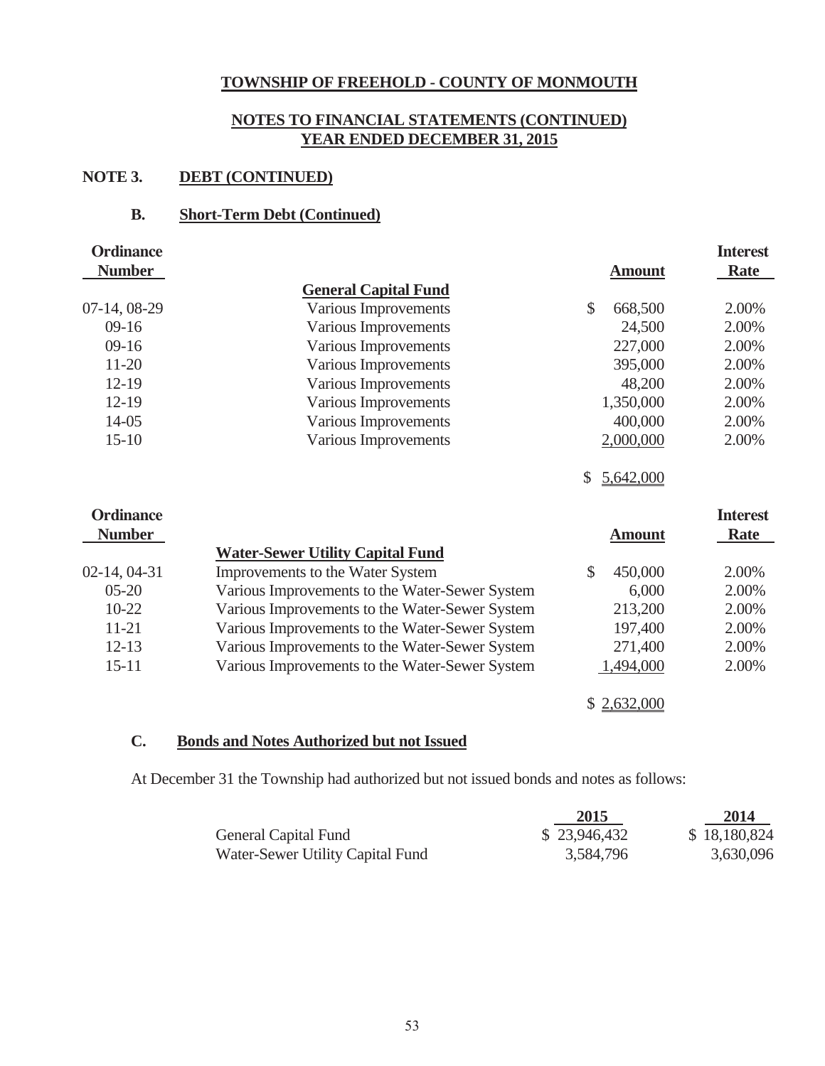# TOWNSHIP OF FREEHOLD - COUNTY OF MONMOUTH

## NOTES TO FINANCIAL STATEMENTS (CONTINUED)
## YEAR ENDED DECEMBER 31, 2015

### NOTE 3. DEBT (CONTINUED)

#### B. Short-Term Debt (Continued)

| Ordinance Number | | Amount | Interest Rate |
|---|---|---|---|
| | **General Capital Fund** | | |
| 07-14, 08-29 | Various Improvements | $ 668,500 | 2.00% |
| 09-16 | Various Improvements | 24,500 | 2.00% |
| 09-16 | Various Improvements | 227,000 | 2.00% |
| 11-20 | Various Improvements | 395,000 | 2.00% |
| 12-19 | Various Improvements | 48,200 | 2.00% |
| 12-19 | Various Improvements | 1,350,000 | 2.00% |
| 14-05 | Various Improvements | 400,000 | 2.00% |
| 15-10 | Various Improvements | 2,000,000 | 2.00% |
| | | $ 5,642,000 | |

| Ordinance Number | | Amount | Interest Rate |
|---|---|---|---|
| | **Water-Sewer Utility Capital Fund** | | |
| 02-14, 04-31 | Improvements to the Water System | $ 450,000 | 2.00% |
| 05-20 | Various Improvements to the Water-Sewer System | 6,000 | 2.00% |
| 10-22 | Various Improvements to the Water-Sewer System | 213,200 | 2.00% |
| 11-21 | Various Improvements to the Water-Sewer System | 197,400 | 2.00% |
| 12-13 | Various Improvements to the Water-Sewer System | 271,400 | 2.00% |
| 15-11 | Various Improvements to the Water-Sewer System | 1,494,000 | 2.00% |
| | | $ 2,632,000 | |

#### C. Bonds and Notes Authorized but not Issued

At December 31 the Township had authorized but not issued bonds and notes as follows:

| | 2015 | 2014 |
|---|---|---|
| General Capital Fund | $ 23,946,432 | $ 18,180,824 |
| Water-Sewer Utility Capital Fund | 3,584,796 | 3,630,096 |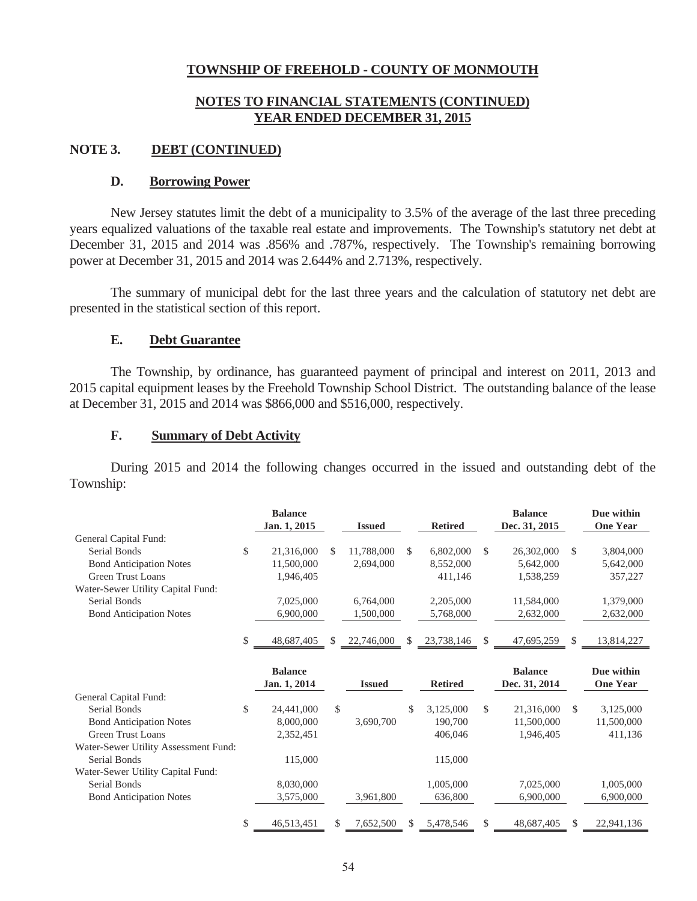# TOWNSHIP OF FREEHOLD - COUNTY OF MONMOUTH

## NOTES TO FINANCIAL STATEMENTS (CONTINUED)
## YEAR ENDED DECEMBER 31, 2015

### NOTE 3. DEBT (CONTINUED)

#### D. Borrowing Power

New Jersey statutes limit the debt of a municipality to 3.5% of the average of the last three preceding years equalized valuations of the taxable real estate and improvements. The Township's statutory net debt at December 31, 2015 and 2014 was .856% and .787%, respectively. The Township's remaining borrowing power at December 31, 2015 and 2014 was 2.644% and 2.713%, respectively.

The summary of municipal debt for the last three years and the calculation of statutory net debt are presented in the statistical section of this report.

#### E. Debt Guarantee

The Township, by ordinance, has guaranteed payment of principal and interest on 2011, 2013 and 2015 capital equipment leases by the Freehold Township School District. The outstanding balance of the lease at December 31, 2015 and 2014 was $866,000 and $516,000, respectively.

#### F. Summary of Debt Activity

During 2015 and 2014 the following changes occurred in the issued and outstanding debt of the Township:

| | Balance Jan. 1, 2015 | Issued | Retired | Balance Dec. 31, 2015 | Due within One Year |
|---|---|---|---|---|---|
| General Capital Fund: | | | | | |
| Serial Bonds | $ 21,316,000 | $ 11,788,000 | $ 6,802,000 | $ 26,302,000 | $ 3,804,000 |
| Bond Anticipation Notes | 11,500,000 | 2,694,000 | 8,552,000 | 5,642,000 | 5,642,000 |
| Green Trust Loans | 1,946,405 | | 411,146 | 1,538,259 | 357,227 |
| Water-Sewer Utility Capital Fund: | | | | | |
| Serial Bonds | 7,025,000 | 6,764,000 | 2,205,000 | 11,584,000 | 1,379,000 |
| Bond Anticipation Notes | 6,900,000 | 1,500,000 | 5,768,000 | 2,632,000 | 2,632,000 |
| | $ 48,687,405 | $ 22,746,000 | $ 23,738,146 | $ 47,695,259 | $ 13,814,227 |

| | Balance Jan. 1, 2014 | Issued | Retired | Balance Dec. 31, 2014 | Due within One Year |
|---|---|---|---|---|---|
| General Capital Fund: | | | | | |
| Serial Bonds | $ 24,441,000 | $ | $ 3,125,000 | $ 21,316,000 | $ 3,125,000 |
| Bond Anticipation Notes | 8,000,000 | 3,690,700 | 190,700 | 11,500,000 | 11,500,000 |
| Green Trust Loans | 2,352,451 | | 406,046 | 1,946,405 | 411,136 |
| Water-Sewer Utility Assessment Fund: | | | | | |
| Serial Bonds | 115,000 | | 115,000 | | |
| Water-Sewer Utility Capital Fund: | | | | | |
| Serial Bonds | 8,030,000 | | 1,005,000 | 7,025,000 | 1,005,000 |
| Bond Anticipation Notes | 3,575,000 | 3,961,800 | 636,800 | 6,900,000 | 6,900,000 |
| | $ 46,513,451 | $ 7,652,500 | $ 5,478,546 | $ 48,687,405 | $ 22,941,136 |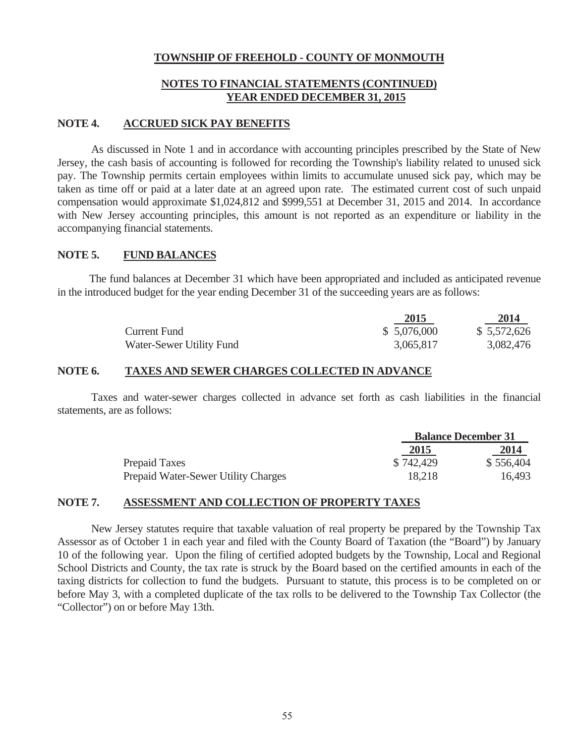# TOWNSHIP OF FREEHOLD - COUNTY OF MONMOUTH

## NOTES TO FINANCIAL STATEMENTS (CONTINUED)
## YEAR ENDED DECEMBER 31, 2015

### NOTE 4. ACCRUED SICK PAY BENEFITS

As discussed in Note 1 and in accordance with accounting principles prescribed by the State of New Jersey, the cash basis of accounting is followed for recording the Township's liability related to unused sick pay. The Township permits certain employees within limits to accumulate unused sick pay, which may be taken as time off or paid at a later date at an agreed upon rate. The estimated current cost of such unpaid compensation would approximate $1,024,812 and $999,551 at December 31, 2015 and 2014. In accordance with New Jersey accounting principles, this amount is not reported as an expenditure or liability in the accompanying financial statements.

### NOTE 5. FUND BALANCES

The fund balances at December 31 which have been appropriated and included as anticipated revenue in the introduced budget for the year ending December 31 of the succeeding years are as follows:

| | 2015 | 2014 |
|---|---|---|
| Current Fund | $ 5,076,000 | $ 5,572,626 |
| Water-Sewer Utility Fund | 3,065,817 | 3,082,476 |

### NOTE 6. TAXES AND SEWER CHARGES COLLECTED IN ADVANCE

Taxes and water-sewer charges collected in advance set forth as cash liabilities in the financial statements, are as follows:

| | Balance December 31 | |
|---|---|---|
| | 2015 | 2014 |
| Prepaid Taxes | $ 742,429 | $ 556,404 |
| Prepaid Water-Sewer Utility Charges | 18,218 | 16,493 |

### NOTE 7. ASSESSMENT AND COLLECTION OF PROPERTY TAXES

New Jersey statutes require that taxable valuation of real property be prepared by the Township Tax Assessor as of October 1 in each year and filed with the County Board of Taxation (the "Board") by January 10 of the following year. Upon the filing of certified adopted budgets by the Township, Local and Regional School Districts and County, the tax rate is struck by the Board based on the certified amounts in each of the taxing districts for collection to fund the budgets. Pursuant to statute, this process is to be completed on or before May 3, with a completed duplicate of the tax rolls to be delivered to the Township Tax Collector (the "Collector") on or before May 13th.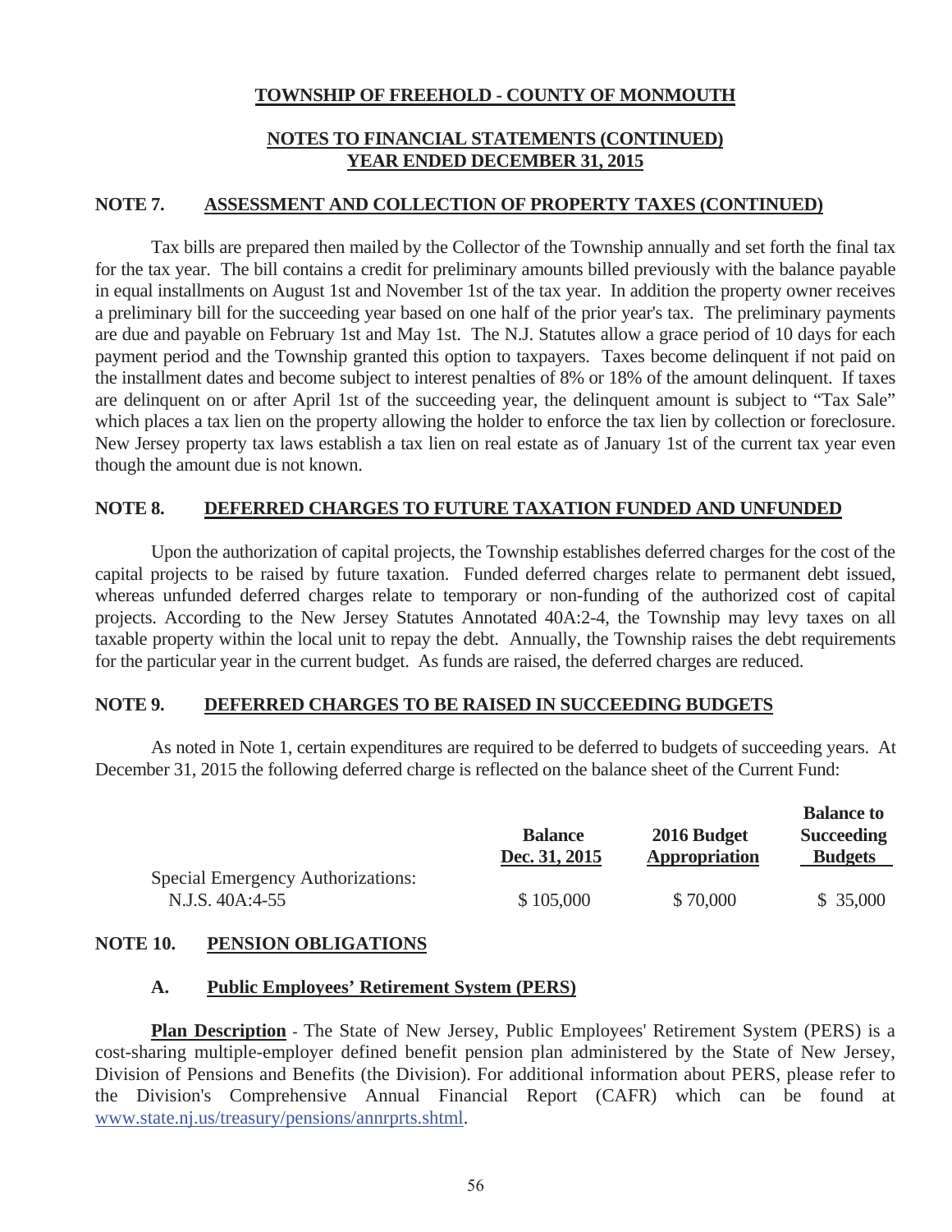## TOWNSHIP OF FREEHOLD - COUNTY OF MONMOUTH

## NOTES TO FINANCIAL STATEMENTS (CONTINUED)
## YEAR ENDED DECEMBER 31, 2015

### NOTE 7. ASSESSMENT AND COLLECTION OF PROPERTY TAXES (CONTINUED)

Tax bills are prepared then mailed by the Collector of the Township annually and set forth the final tax for the tax year. The bill contains a credit for preliminary amounts billed previously with the balance payable in equal installments on August 1st and November 1st of the tax year. In addition the property owner receives a preliminary bill for the succeeding year based on one half of the prior year's tax. The preliminary payments are due and payable on February 1st and May 1st. The N.J. Statutes allow a grace period of 10 days for each payment period and the Township granted this option to taxpayers. Taxes become delinquent if not paid on the installment dates and become subject to interest penalties of 8% or 18% of the amount delinquent. If taxes are delinquent on or after April 1st of the succeeding year, the delinquent amount is subject to "Tax Sale" which places a tax lien on the property allowing the holder to enforce the tax lien by collection or foreclosure. New Jersey property tax laws establish a tax lien on real estate as of January 1st of the current tax year even though the amount due is not known.

### NOTE 8. DEFERRED CHARGES TO FUTURE TAXATION FUNDED AND UNFUNDED

Upon the authorization of capital projects, the Township establishes deferred charges for the cost of the capital projects to be raised by future taxation. Funded deferred charges relate to permanent debt issued, whereas unfunded deferred charges relate to temporary or non-funding of the authorized cost of capital projects. According to the New Jersey Statutes Annotated 40A:2-4, the Township may levy taxes on all taxable property within the local unit to repay the debt. Annually, the Township raises the debt requirements for the particular year in the current budget. As funds are raised, the deferred charges are reduced.

### NOTE 9. DEFERRED CHARGES TO BE RAISED IN SUCCEEDING BUDGETS

As noted in Note 1, certain expenditures are required to be deferred to budgets of succeeding years. At December 31, 2015 the following deferred charge is reflected on the balance sheet of the Current Fund:

| | Balance Dec. 31, 2015 | 2016 Budget Appropriation | Balance to Succeeding Budgets |
|---|---|---|---|
| Special Emergency Authorizations: | | | |
| N.J.S. 40A:4-55 | $ 105,000 | $ 70,000 | $ 35,000 |

### NOTE 10. PENSION OBLIGATIONS

#### A. Public Employees' Retirement System (PERS)

**Plan Description** - The State of New Jersey, Public Employees' Retirement System (PERS) is a cost-sharing multiple-employer defined benefit pension plan administered by the State of New Jersey, Division of Pensions and Benefits (the Division). For additional information about PERS, please refer to the Division's Comprehensive Annual Financial Report (CAFR) which can be found at www.state.nj.us/treasury/pensions/annrprts.shtml.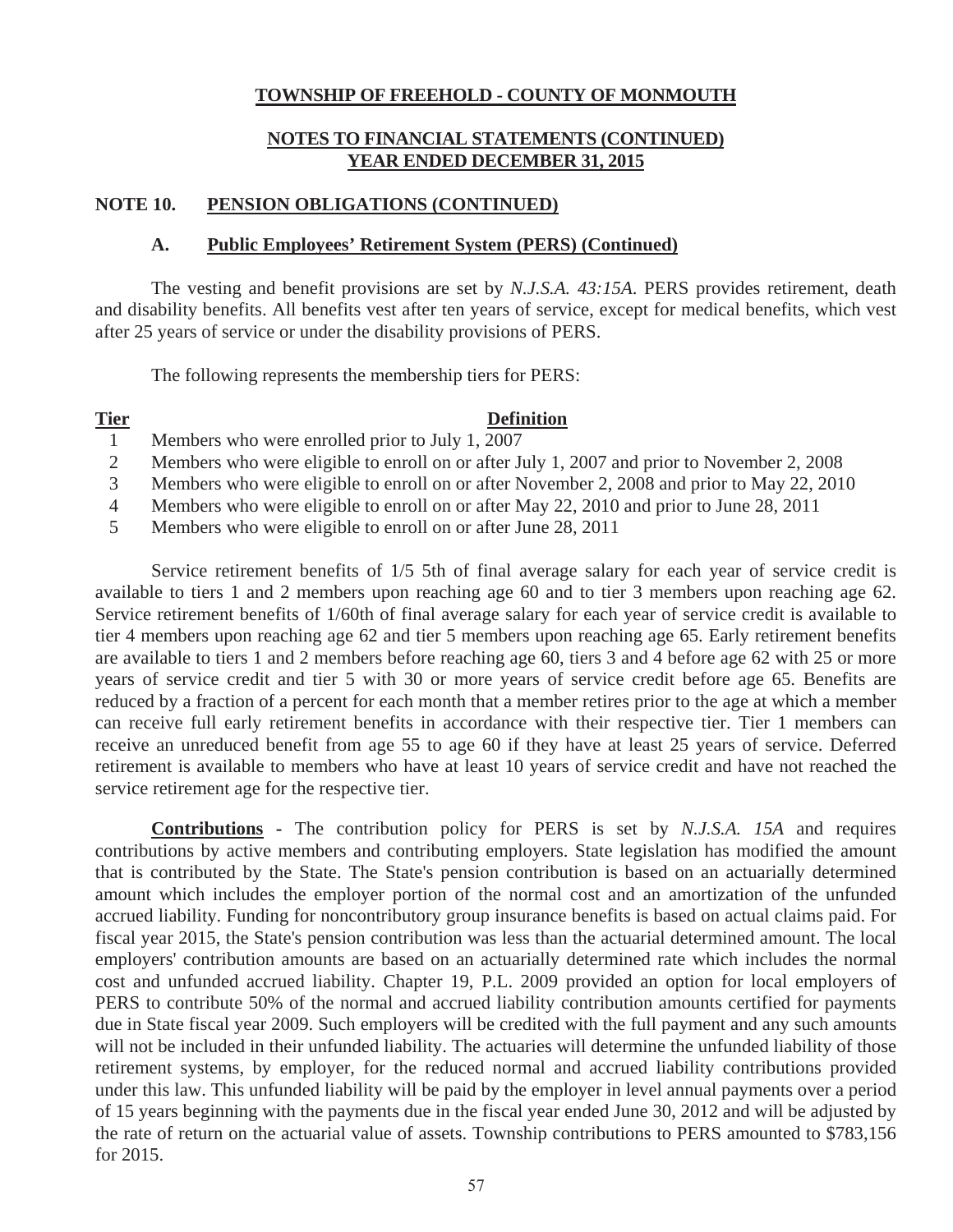**TOWNSHIP OF FREEHOLD - COUNTY OF MONMOUTH**

**NOTES TO FINANCIAL STATEMENTS (CONTINUED)**
**YEAR ENDED DECEMBER 31, 2015**

## NOTE 10. PENSION OBLIGATIONS (CONTINUED)

### A. Public Employees' Retirement System (PERS) (Continued)

The vesting and benefit provisions are set by *N.J.S.A. 43:15A*. PERS provides retirement, death and disability benefits. All benefits vest after ten years of service, except for medical benefits, which vest after 25 years of service or under the disability provisions of PERS.

The following represents the membership tiers for PERS:

| Tier | Definition |
|---|---|
| 1 | Members who were enrolled prior to July 1, 2007 |
| 2 | Members who were eligible to enroll on or after July 1, 2007 and prior to November 2, 2008 |
| 3 | Members who were eligible to enroll on or after November 2, 2008 and prior to May 22, 2010 |
| 4 | Members who were eligible to enroll on or after May 22, 2010 and prior to June 28, 2011 |
| 5 | Members who were eligible to enroll on or after June 28, 2011 |

Service retirement benefits of 1/5 5th of final average salary for each year of service credit is available to tiers 1 and 2 members upon reaching age 60 and to tier 3 members upon reaching age 62. Service retirement benefits of 1/60th of final average salary for each year of service credit is available to tier 4 members upon reaching age 62 and tier 5 members upon reaching age 65. Early retirement benefits are available to tiers 1 and 2 members before reaching age 60, tiers 3 and 4 before age 62 with 25 or more years of service credit and tier 5 with 30 or more years of service credit before age 65. Benefits are reduced by a fraction of a percent for each month that a member retires prior to the age at which a member can receive full early retirement benefits in accordance with their respective tier. Tier 1 members can receive an unreduced benefit from age 55 to age 60 if they have at least 25 years of service. Deferred retirement is available to members who have at least 10 years of service credit and have not reached the service retirement age for the respective tier.

**Contributions** - The contribution policy for PERS is set by *N.J.S.A. 15A* and requires contributions by active members and contributing employers. State legislation has modified the amount that is contributed by the State. The State's pension contribution is based on an actuarially determined amount which includes the employer portion of the normal cost and an amortization of the unfunded accrued liability. Funding for noncontributory group insurance benefits is based on actual claims paid. For fiscal year 2015, the State's pension contribution was less than the actuarial determined amount. The local employers' contribution amounts are based on an actuarially determined rate which includes the normal cost and unfunded accrued liability. Chapter 19, P.L. 2009 provided an option for local employers of PERS to contribute 50% of the normal and accrued liability contribution amounts certified for payments due in State fiscal year 2009. Such employers will be credited with the full payment and any such amounts will not be included in their unfunded liability. The actuaries will determine the unfunded liability of those retirement systems, by employer, for the reduced normal and accrued liability contributions provided under this law. This unfunded liability will be paid by the employer in level annual payments over a period of 15 years beginning with the payments due in the fiscal year ended June 30, 2012 and will be adjusted by the rate of return on the actuarial value of assets. Township contributions to PERS amounted to $783,156 for 2015.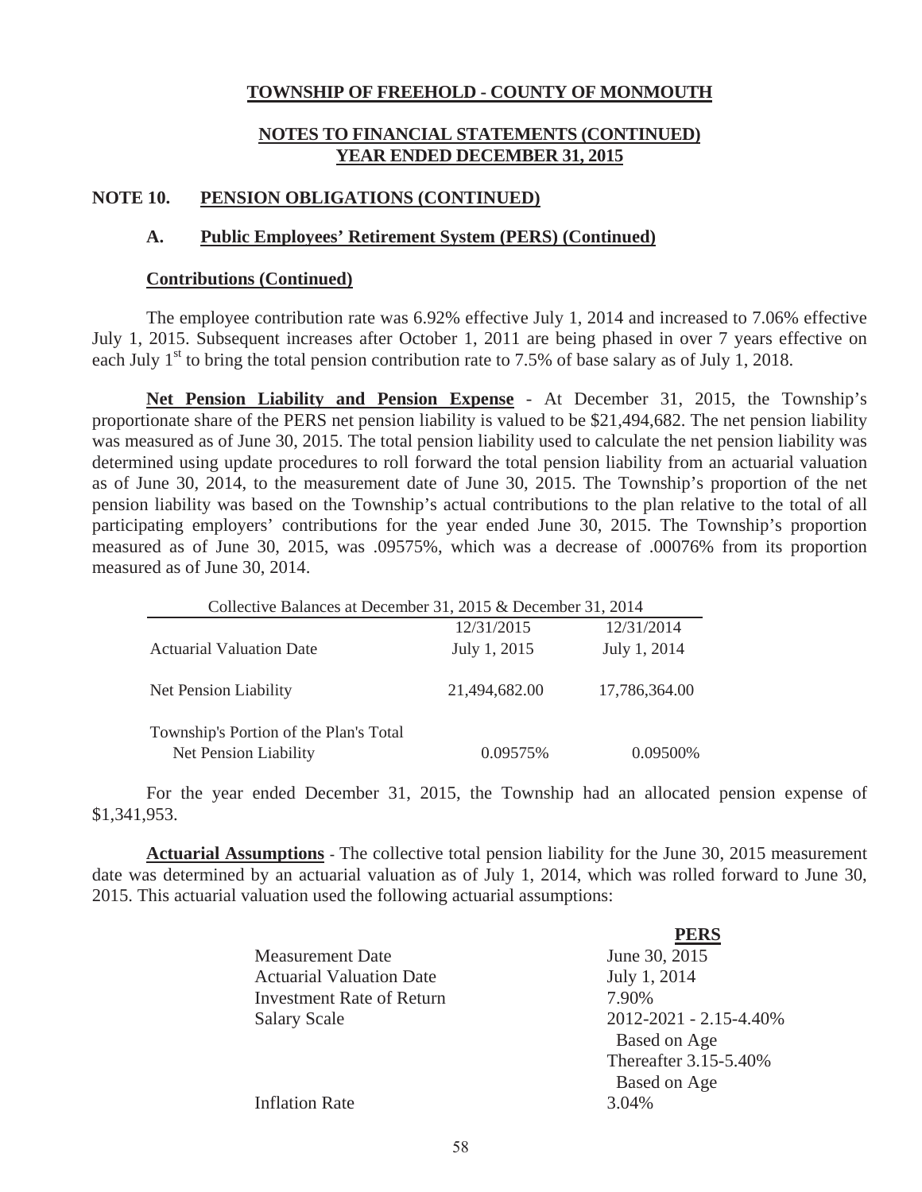**TOWNSHIP OF FREEHOLD - COUNTY OF MONMOUTH**

**NOTES TO FINANCIAL STATEMENTS (CONTINUED)**
**YEAR ENDED DECEMBER 31, 2015**

## NOTE 10. PENSION OBLIGATIONS (CONTINUED)

### A. Public Employees' Retirement System (PERS) (Continued)

#### Contributions (Continued)

The employee contribution rate was 6.92% effective July 1, 2014 and increased to 7.06% effective July 1, 2015. Subsequent increases after October 1, 2011 are being phased in over 7 years effective on each July 1st to bring the total pension contribution rate to 7.5% of base salary as of July 1, 2018.

**Net Pension Liability and Pension Expense** - At December 31, 2015, the Township's proportionate share of the PERS net pension liability is valued to be $21,494,682. The net pension liability was measured as of June 30, 2015. The total pension liability used to calculate the net pension liability was determined using update procedures to roll forward the total pension liability from an actuarial valuation as of June 30, 2014, to the measurement date of June 30, 2015. The Township's proportion of the net pension liability was based on the Township's actual contributions to the plan relative to the total of all participating employers' contributions for the year ended June 30, 2015. The Township's proportion measured as of June 30, 2015, was .09575%, which was a decrease of .00076% from its proportion measured as of June 30, 2014.

| Collective Balances at December 31, 2015 & December 31, 2014 | | |
|---|---|---|
| | 12/31/2015 | 12/31/2014 |
| Actuarial Valuation Date | July 1, 2015 | July 1, 2014 |
| Net Pension Liability | 21,494,682.00 | 17,786,364.00 |
| Township's Portion of the Plan's Total Net Pension Liability | 0.09575% | 0.09500% |

For the year ended December 31, 2015, the Township had an allocated pension expense of $1,341,953.

**Actuarial Assumptions** - The collective total pension liability for the June 30, 2015 measurement date was determined by an actuarial valuation as of July 1, 2014, which was rolled forward to June 30, 2015. This actuarial valuation used the following actuarial assumptions:

| | **PERS** |
|---|---|
| Measurement Date | June 30, 2015 |
| Actuarial Valuation Date | July 1, 2014 |
| Investment Rate of Return | 7.90% |
| Salary Scale | 2012-2021 - 2.15-4.40% Based on Age<br>Thereafter 3.15-5.40% Based on Age |
| Inflation Rate | 3.04% |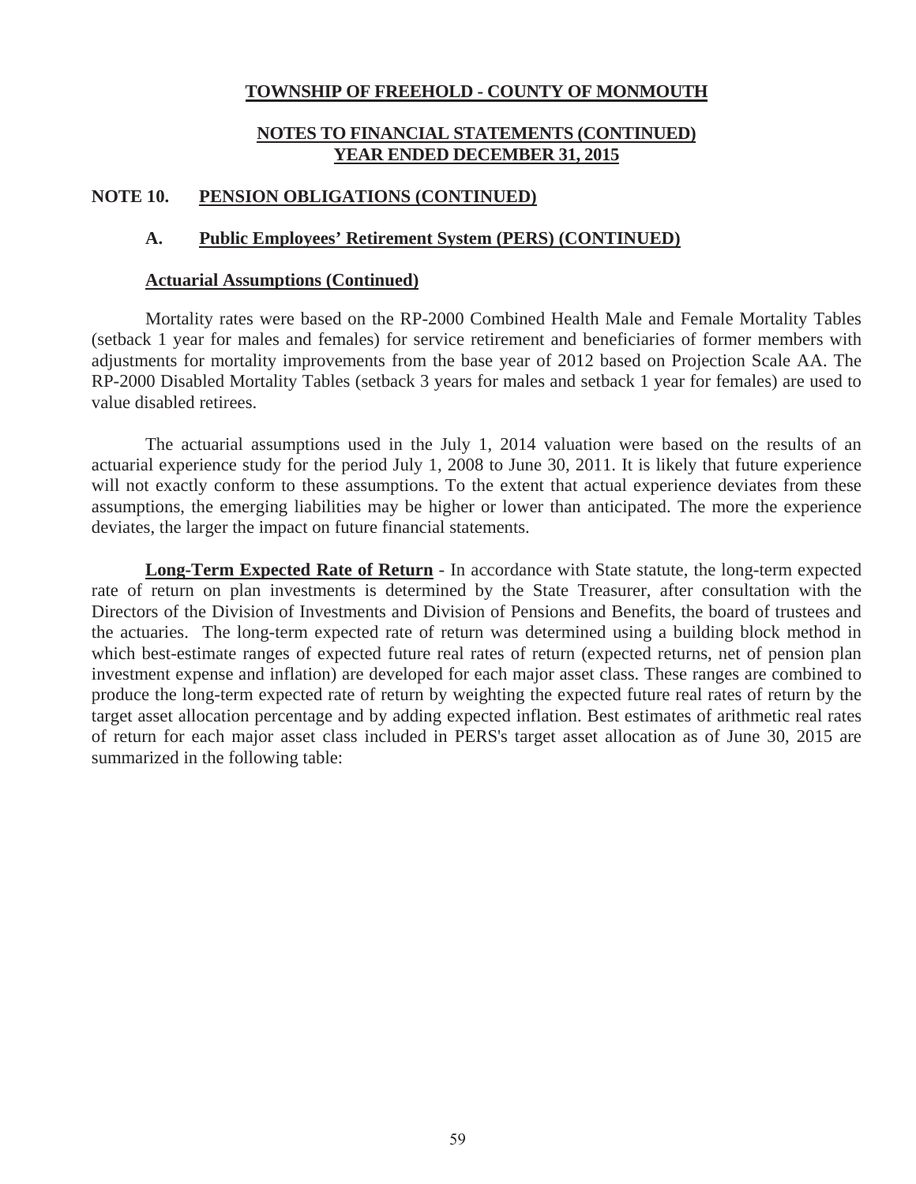# TOWNSHIP OF FREEHOLD - COUNTY OF MONMOUTH

## NOTES TO FINANCIAL STATEMENTS (CONTINUED)
## YEAR ENDED DECEMBER 31, 2015

## NOTE 10. PENSION OBLIGATIONS (CONTINUED)

### A. Public Employees' Retirement System (PERS) (CONTINUED)

#### Actuarial Assumptions (Continued)

Mortality rates were based on the RP-2000 Combined Health Male and Female Mortality Tables (setback 1 year for males and females) for service retirement and beneficiaries of former members with adjustments for mortality improvements from the base year of 2012 based on Projection Scale AA. The RP-2000 Disabled Mortality Tables (setback 3 years for males and setback 1 year for females) are used to value disabled retirees.

The actuarial assumptions used in the July 1, 2014 valuation were based on the results of an actuarial experience study for the period July 1, 2008 to June 30, 2011. It is likely that future experience will not exactly conform to these assumptions. To the extent that actual experience deviates from these assumptions, the emerging liabilities may be higher or lower than anticipated. The more the experience deviates, the larger the impact on future financial statements.

**Long-Term Expected Rate of Return** - In accordance with State statute, the long-term expected rate of return on plan investments is determined by the State Treasurer, after consultation with the Directors of the Division of Investments and Division of Pensions and Benefits, the board of trustees and the actuaries. The long-term expected rate of return was determined using a building block method in which best-estimate ranges of expected future real rates of return (expected returns, net of pension plan investment expense and inflation) are developed for each major asset class. These ranges are combined to produce the long-term expected rate of return by weighting the expected future real rates of return by the target asset allocation percentage and by adding expected inflation. Best estimates of arithmetic real rates of return for each major asset class included in PERS's target asset allocation as of June 30, 2015 are summarized in the following table: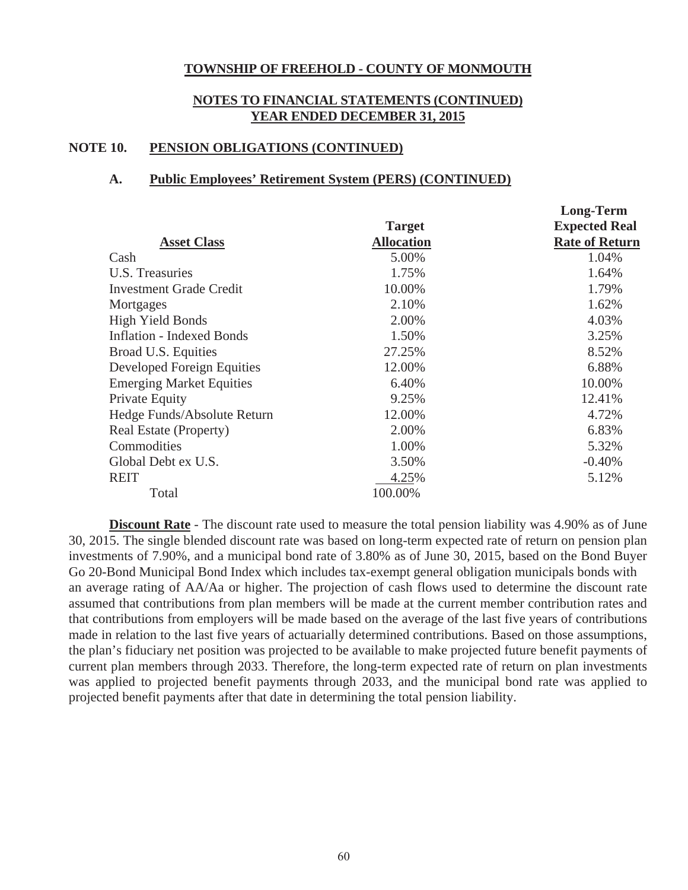# TOWNSHIP OF FREEHOLD - COUNTY OF MONMOUTH

## NOTES TO FINANCIAL STATEMENTS (CONTINUED)
## YEAR ENDED DECEMBER 31, 2015

### NOTE 10. PENSION OBLIGATIONS (CONTINUED)

#### A. Public Employees' Retirement System (PERS) (CONTINUED)

| Asset Class | Target Allocation | Long-Term Expected Real Rate of Return |
|---|---|---|
| Cash | 5.00% | 1.04% |
| U.S. Treasuries | 1.75% | 1.64% |
| Investment Grade Credit | 10.00% | 1.79% |
| Mortgages | 2.10% | 1.62% |
| High Yield Bonds | 2.00% | 4.03% |
| Inflation - Indexed Bonds | 1.50% | 3.25% |
| Broad U.S. Equities | 27.25% | 8.52% |
| Developed Foreign Equities | 12.00% | 6.88% |
| Emerging Market Equities | 6.40% | 10.00% |
| Private Equity | 9.25% | 12.41% |
| Hedge Funds/Absolute Return | 12.00% | 4.72% |
| Real Estate (Property) | 2.00% | 6.83% |
| Commodities | 1.00% | 5.32% |
| Global Debt ex U.S. | 3.50% | -0.40% |
| REIT | 4.25% | 5.12% |
| Total | 100.00% | |

**Discount Rate** - The discount rate used to measure the total pension liability was 4.90% as of June 30, 2015. The single blended discount rate was based on long-term expected rate of return on pension plan investments of 7.90%, and a municipal bond rate of 3.80% as of June 30, 2015, based on the Bond Buyer Go 20-Bond Municipal Bond Index which includes tax-exempt general obligation municipals bonds with an average rating of AA/Aa or higher. The projection of cash flows used to determine the discount rate assumed that contributions from plan members will be made at the current member contribution rates and that contributions from employers will be made based on the average of the last five years of contributions made in relation to the last five years of actuarially determined contributions. Based on those assumptions, the plan's fiduciary net position was projected to be available to make projected future benefit payments of current plan members through 2033. Therefore, the long-term expected rate of return on plan investments was applied to projected benefit payments through 2033, and the municipal bond rate was applied to projected benefit payments after that date in determining the total pension liability.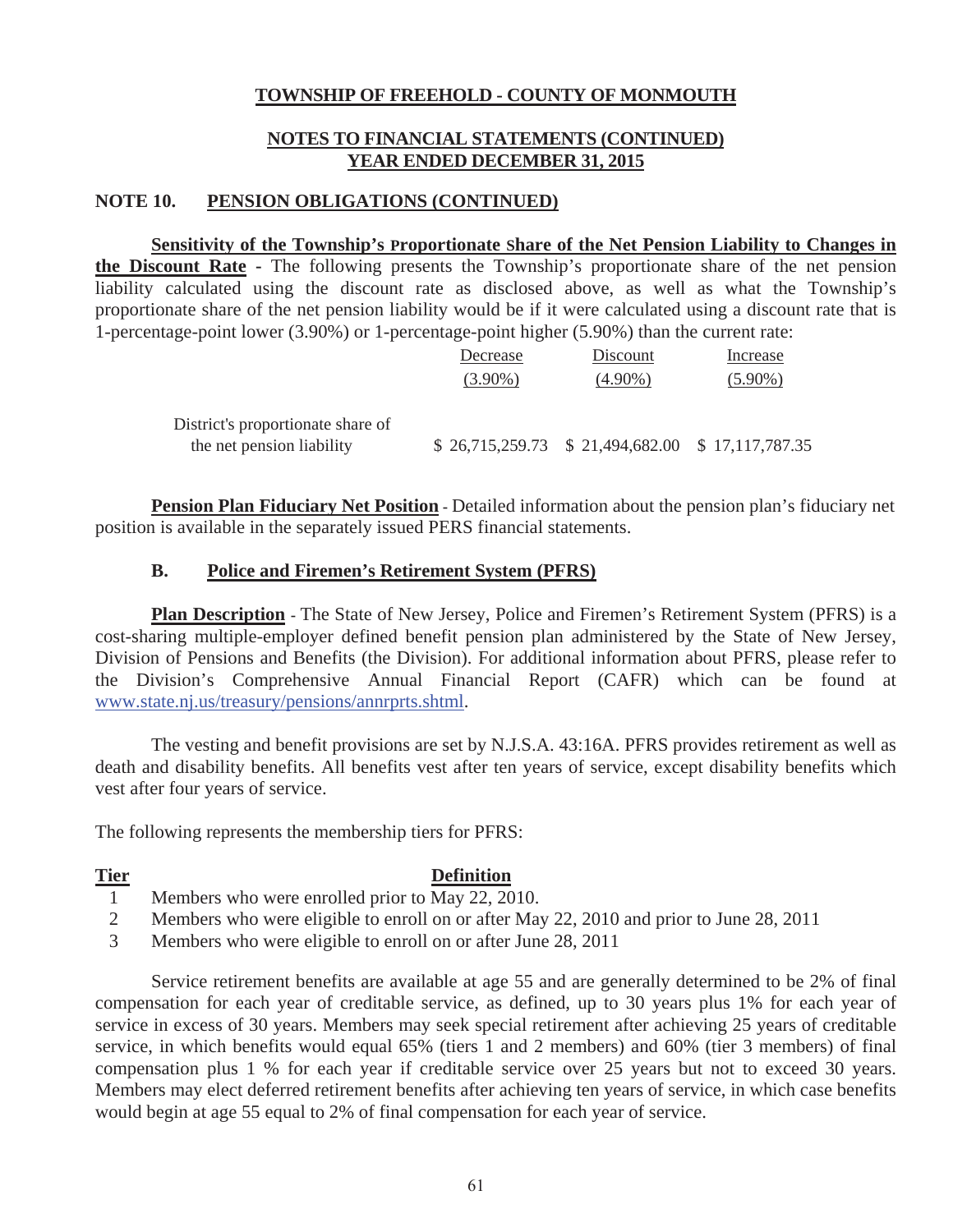**TOWNSHIP OF FREEHOLD - COUNTY OF MONMOUTH**

**NOTES TO FINANCIAL STATEMENTS (CONTINUED)**
**YEAR ENDED DECEMBER 31, 2015**

## NOTE 10. PENSION OBLIGATIONS (CONTINUED)

**Sensitivity of the Township's Proportionate Share of the Net Pension Liability to Changes in the Discount Rate** - The following presents the Township's proportionate share of the net pension liability calculated using the discount rate as disclosed above, as well as what the Township's proportionate share of the net pension liability would be if it were calculated using a discount rate that is 1-percentage-point lower (3.90%) or 1-percentage-point higher (5.90%) than the current rate:

| | Decrease (3.90%) | Discount (4.90%) | Increase (5.90%) |
|---|---|---|---|
| District's proportionate share of the net pension liability | $ 26,715,259.73 | $ 21,494,682.00 | $ 17,117,787.35 |

**Pension Plan Fiduciary Net Position** - Detailed information about the pension plan's fiduciary net position is available in the separately issued PERS financial statements.

### B. Police and Firemen's Retirement System (PFRS)

**Plan Description** - The State of New Jersey, Police and Firemen's Retirement System (PFRS) is a cost-sharing multiple-employer defined benefit pension plan administered by the State of New Jersey, Division of Pensions and Benefits (the Division). For additional information about PFRS, please refer to the Division's Comprehensive Annual Financial Report (CAFR) which can be found at www.state.nj.us/treasury/pensions/annrprts.shtml.

The vesting and benefit provisions are set by N.J.S.A. 43:16A. PFRS provides retirement as well as death and disability benefits. All benefits vest after ten years of service, except disability benefits which vest after four years of service.

The following represents the membership tiers for PFRS:

| Tier | Definition |
|---|---|
| 1 | Members who were enrolled prior to May 22, 2010. |
| 2 | Members who were eligible to enroll on or after May 22, 2010 and prior to June 28, 2011 |
| 3 | Members who were eligible to enroll on or after June 28, 2011 |

Service retirement benefits are available at age 55 and are generally determined to be 2% of final compensation for each year of creditable service, as defined, up to 30 years plus 1% for each year of service in excess of 30 years. Members may seek special retirement after achieving 25 years of creditable service, in which benefits would equal 65% (tiers 1 and 2 members) and 60% (tier 3 members) of final compensation plus 1 % for each year if creditable service over 25 years but not to exceed 30 years. Members may elect deferred retirement benefits after achieving ten years of service, in which case benefits would begin at age 55 equal to 2% of final compensation for each year of service.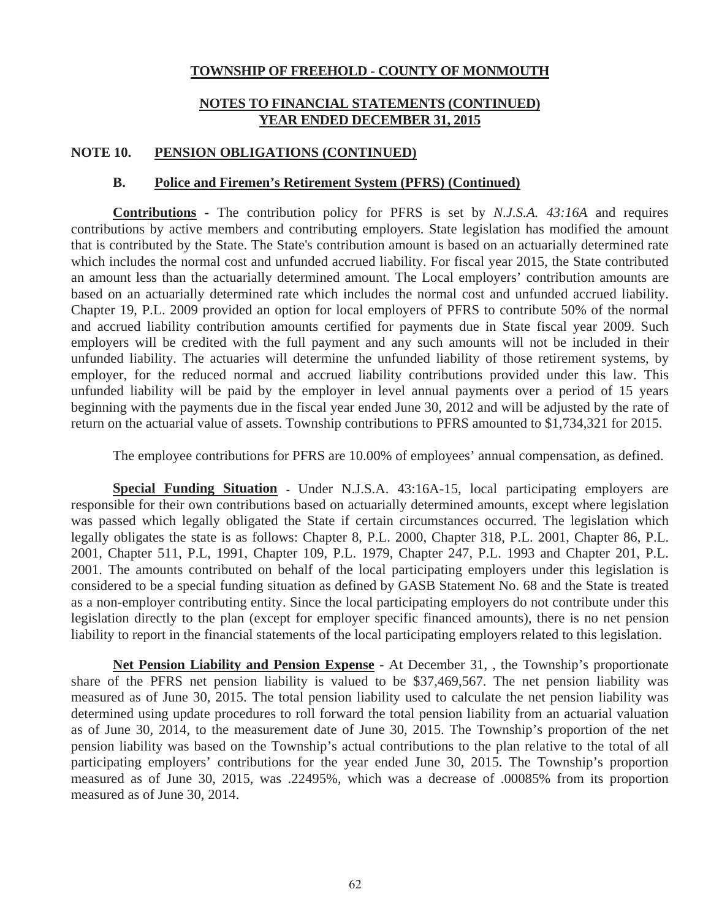# TOWNSHIP OF FREEHOLD - COUNTY OF MONMOUTH

## NOTES TO FINANCIAL STATEMENTS (CONTINUED)
## YEAR ENDED DECEMBER 31, 2015

## NOTE 10. PENSION OBLIGATIONS (CONTINUED)

### B. Police and Firemen's Retirement System (PFRS) (Continued)

**Contributions** - The contribution policy for PFRS is set by *N.J.S.A. 43:16A* and requires contributions by active members and contributing employers. State legislation has modified the amount that is contributed by the State. The State's contribution amount is based on an actuarially determined rate which includes the normal cost and unfunded accrued liability. For fiscal year 2015, the State contributed an amount less than the actuarially determined amount. The Local employers' contribution amounts are based on an actuarially determined rate which includes the normal cost and unfunded accrued liability. Chapter 19, P.L. 2009 provided an option for local employers of PFRS to contribute 50% of the normal and accrued liability contribution amounts certified for payments due in State fiscal year 2009. Such employers will be credited with the full payment and any such amounts will not be included in their unfunded liability. The actuaries will determine the unfunded liability of those retirement systems, by employer, for the reduced normal and accrued liability contributions provided under this law. This unfunded liability will be paid by the employer in level annual payments over a period of 15 years beginning with the payments due in the fiscal year ended June 30, 2012 and will be adjusted by the rate of return on the actuarial value of assets. Township contributions to PFRS amounted to $1,734,321 for 2015.

The employee contributions for PFRS are 10.00% of employees' annual compensation, as defined.

**Special Funding Situation** - Under N.J.S.A. 43:16A-15, local participating employers are responsible for their own contributions based on actuarially determined amounts, except where legislation was passed which legally obligated the State if certain circumstances occurred. The legislation which legally obligates the state is as follows: Chapter 8, P.L. 2000, Chapter 318, P.L. 2001, Chapter 86, P.L. 2001, Chapter 511, P.L, 1991, Chapter 109, P.L. 1979, Chapter 247, P.L. 1993 and Chapter 201, P.L. 2001. The amounts contributed on behalf of the local participating employers under this legislation is considered to be a special funding situation as defined by GASB Statement No. 68 and the State is treated as a non-employer contributing entity. Since the local participating employers do not contribute under this legislation directly to the plan (except for employer specific financed amounts), there is no net pension liability to report in the financial statements of the local participating employers related to this legislation.

**Net Pension Liability and Pension Expense** - At December 31, , the Township's proportionate share of the PFRS net pension liability is valued to be $37,469,567. The net pension liability was measured as of June 30, 2015. The total pension liability used to calculate the net pension liability was determined using update procedures to roll forward the total pension liability from an actuarial valuation as of June 30, 2014, to the measurement date of June 30, 2015. The Township's proportion of the net pension liability was based on the Township's actual contributions to the plan relative to the total of all participating employers' contributions for the year ended June 30, 2015. The Township's proportion measured as of June 30, 2015, was .22495%, which was a decrease of .00085% from its proportion measured as of June 30, 2014.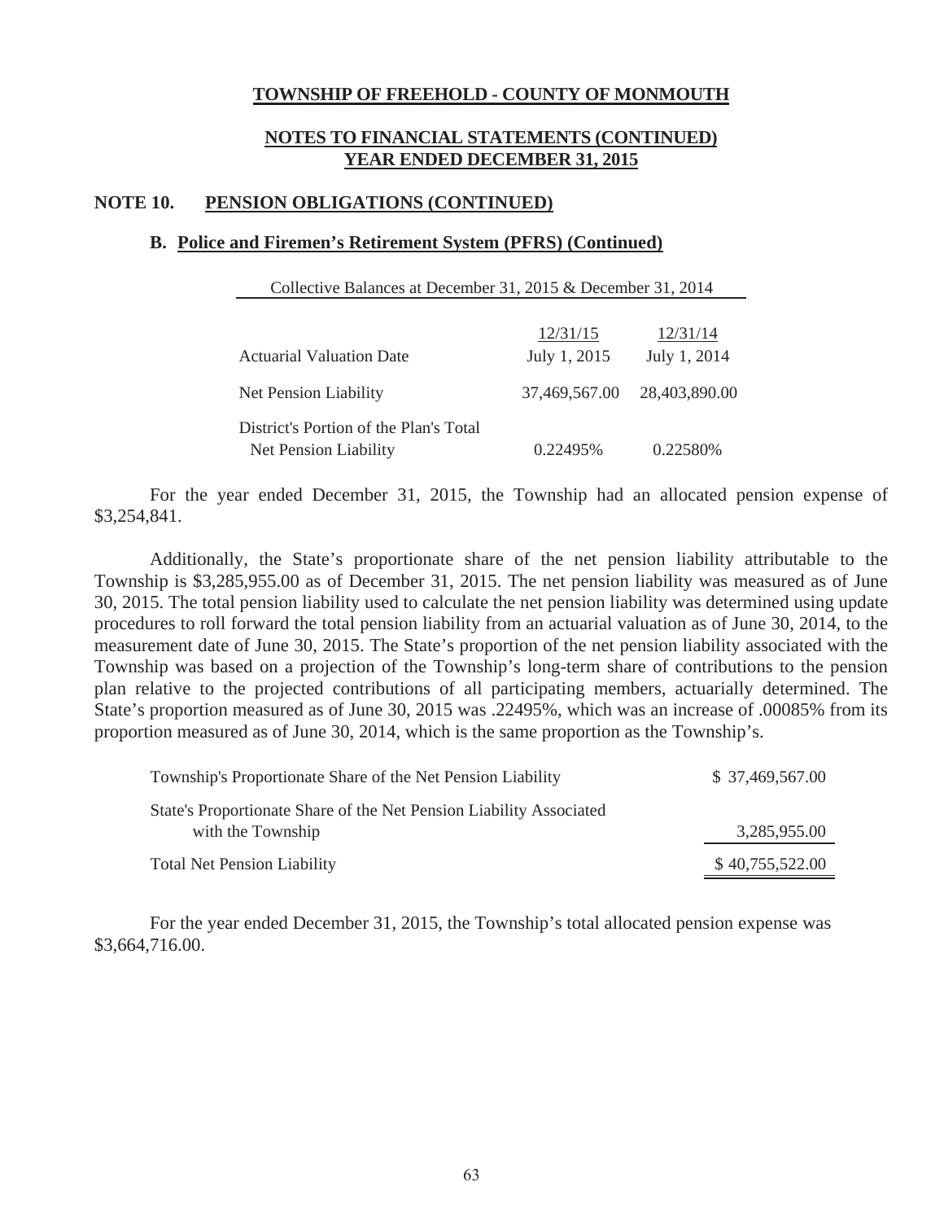**TOWNSHIP OF FREEHOLD - COUNTY OF MONMOUTH**

**NOTES TO FINANCIAL STATEMENTS (CONTINUED)**
**YEAR ENDED DECEMBER 31, 2015**

## NOTE 10. PENSION OBLIGATIONS (CONTINUED)

### B. Police and Firemen's Retirement System (PFRS) (Continued)

| Collective Balances at December 31, 2015 & December 31, 2014 | | |
|---|---|---|
| | 12/31/15 | 12/31/14 |
| Actuarial Valuation Date | July 1, 2015 | July 1, 2014 |
| Net Pension Liability | 37,469,567.00 | 28,403,890.00 |
| District's Portion of the Plan's Total Net Pension Liability | 0.22495% | 0.22580% |

For the year ended December 31, 2015, the Township had an allocated pension expense of $3,254,841.

Additionally, the State's proportionate share of the net pension liability attributable to the Township is $3,285,955.00 as of December 31, 2015. The net pension liability was measured as of June 30, 2015. The total pension liability used to calculate the net pension liability was determined using update procedures to roll forward the total pension liability from an actuarial valuation as of June 30, 2014, to the measurement date of June 30, 2015. The State's proportion of the net pension liability associated with the Township was based on a projection of the Township's long-term share of contributions to the pension plan relative to the projected contributions of all participating members, actuarially determined. The State's proportion measured as of June 30, 2015 was .22495%, which was an increase of .00085% from its proportion measured as of June 30, 2014, which is the same proportion as the Township's.

| | |
|---|---|
| Township's Proportionate Share of the Net Pension Liability | $ 37,469,567.00 |
| State's Proportionate Share of the Net Pension Liability Associated with the Township | 3,285,955.00 |
| Total Net Pension Liability | $ 40,755,522.00 |

For the year ended December 31, 2015, the Township's total allocated pension expense was $3,664,716.00.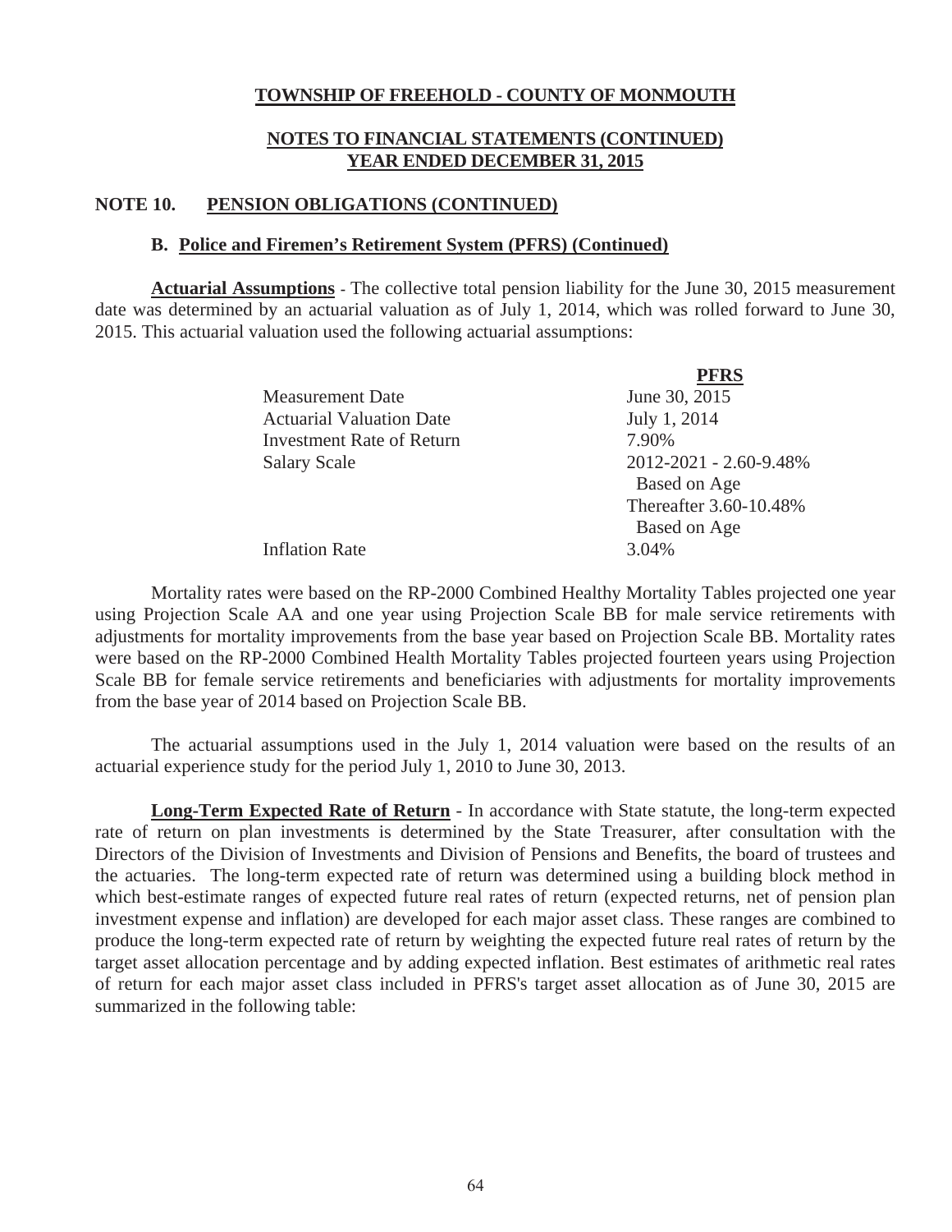**TOWNSHIP OF FREEHOLD - COUNTY OF MONMOUTH**

**NOTES TO FINANCIAL STATEMENTS (CONTINUED)**
**YEAR ENDED DECEMBER 31, 2015**

## NOTE 10. PENSION OBLIGATIONS (CONTINUED)

### B. Police and Firemen's Retirement System (PFRS) (Continued)

**Actuarial Assumptions** - The collective total pension liability for the June 30, 2015 measurement date was determined by an actuarial valuation as of July 1, 2014, which was rolled forward to June 30, 2015. This actuarial valuation used the following actuarial assumptions:

| | PFRS |
|---|---|
| Measurement Date | June 30, 2015 |
| Actuarial Valuation Date | July 1, 2014 |
| Investment Rate of Return | 7.90% |
| Salary Scale | 2012-2021 - 2.60-9.48% Based on Age<br>Thereafter 3.60-10.48% Based on Age |
| Inflation Rate | 3.04% |

Mortality rates were based on the RP-2000 Combined Healthy Mortality Tables projected one year using Projection Scale AA and one year using Projection Scale BB for male service retirements with adjustments for mortality improvements from the base year based on Projection Scale BB. Mortality rates were based on the RP-2000 Combined Health Mortality Tables projected fourteen years using Projection Scale BB for female service retirements and beneficiaries with adjustments for mortality improvements from the base year of 2014 based on Projection Scale BB.

The actuarial assumptions used in the July 1, 2014 valuation were based on the results of an actuarial experience study for the period July 1, 2010 to June 30, 2013.

**Long-Term Expected Rate of Return** - In accordance with State statute, the long-term expected rate of return on plan investments is determined by the State Treasurer, after consultation with the Directors of the Division of Investments and Division of Pensions and Benefits, the board of trustees and the actuaries. The long-term expected rate of return was determined using a building block method in which best-estimate ranges of expected future real rates of return (expected returns, net of pension plan investment expense and inflation) are developed for each major asset class. These ranges are combined to produce the long-term expected rate of return by weighting the expected future real rates of return by the target asset allocation percentage and by adding expected inflation. Best estimates of arithmetic real rates of return for each major asset class included in PFRS's target asset allocation as of June 30, 2015 are summarized in the following table: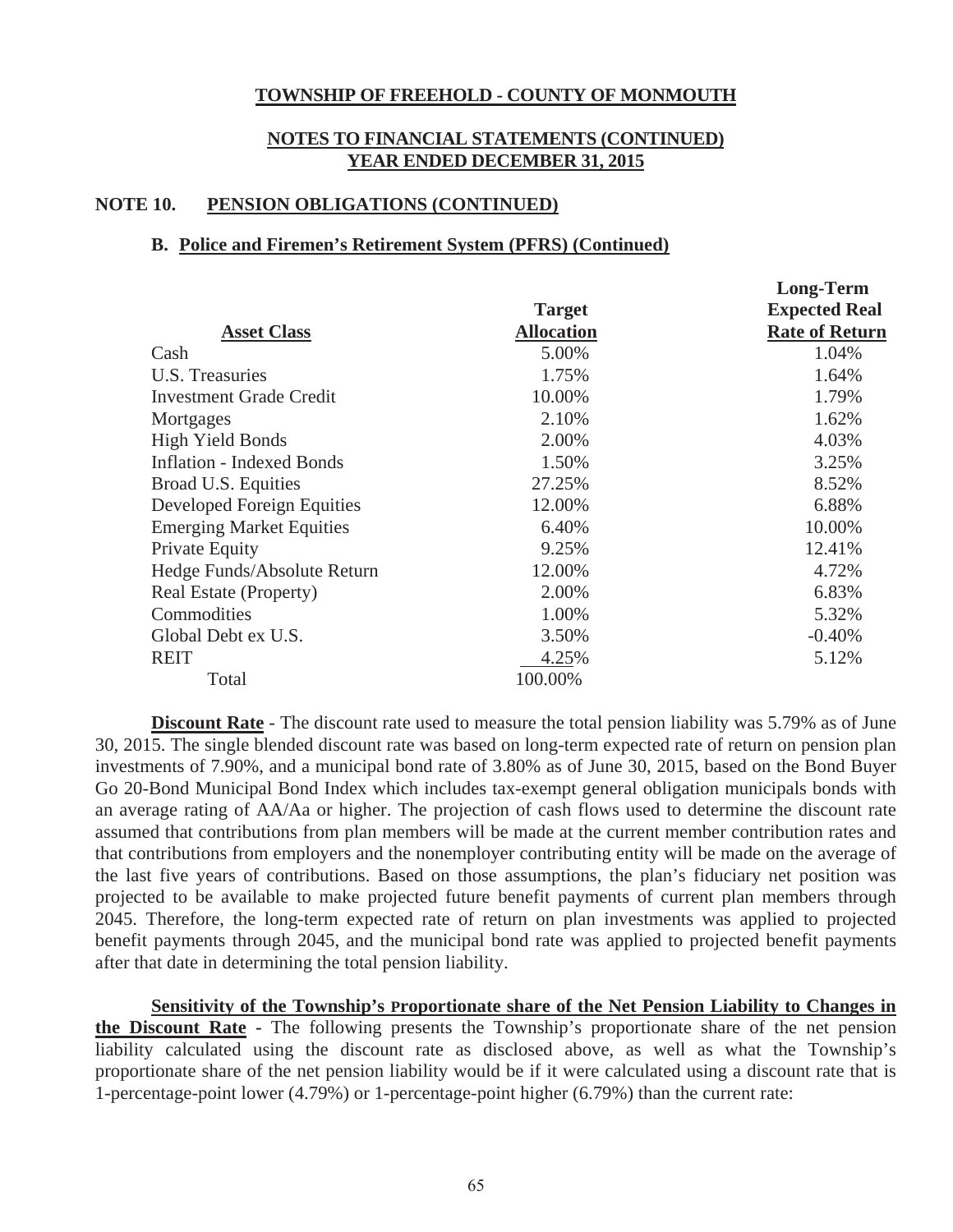# TOWNSHIP OF FREEHOLD - COUNTY OF MONMOUTH

## NOTES TO FINANCIAL STATEMENTS (CONTINUED)
## YEAR ENDED DECEMBER 31, 2015

### NOTE 10. PENSION OBLIGATIONS (CONTINUED)

#### B. Police and Firemen's Retirement System (PFRS) (Continued)

| Asset Class | Target Allocation | Long-Term Expected Real Rate of Return |
|---|---|---|
| Cash | 5.00% | 1.04% |
| U.S. Treasuries | 1.75% | 1.64% |
| Investment Grade Credit | 10.00% | 1.79% |
| Mortgages | 2.10% | 1.62% |
| High Yield Bonds | 2.00% | 4.03% |
| Inflation - Indexed Bonds | 1.50% | 3.25% |
| Broad U.S. Equities | 27.25% | 8.52% |
| Developed Foreign Equities | 12.00% | 6.88% |
| Emerging Market Equities | 6.40% | 10.00% |
| Private Equity | 9.25% | 12.41% |
| Hedge Funds/Absolute Return | 12.00% | 4.72% |
| Real Estate (Property) | 2.00% | 6.83% |
| Commodities | 1.00% | 5.32% |
| Global Debt ex U.S. | 3.50% | -0.40% |
| REIT | 4.25% | 5.12% |
| Total | 100.00% | |

**Discount Rate** - The discount rate used to measure the total pension liability was 5.79% as of June 30, 2015. The single blended discount rate was based on long-term expected rate of return on pension plan investments of 7.90%, and a municipal bond rate of 3.80% as of June 30, 2015, based on the Bond Buyer Go 20-Bond Municipal Bond Index which includes tax-exempt general obligation municipals bonds with an average rating of AA/Aa or higher. The projection of cash flows used to determine the discount rate assumed that contributions from plan members will be made at the current member contribution rates and that contributions from employers and the nonemployer contributing entity will be made on the average of the last five years of contributions. Based on those assumptions, the plan's fiduciary net position was projected to be available to make projected future benefit payments of current plan members through 2045. Therefore, the long-term expected rate of return on plan investments was applied to projected benefit payments through 2045, and the municipal bond rate was applied to projected benefit payments after that date in determining the total pension liability.

**Sensitivity of the Township's Proportionate share of the Net Pension Liability to Changes in the Discount Rate** - The following presents the Township's proportionate share of the net pension liability calculated using the discount rate as disclosed above, as well as what the Township's proportionate share of the net pension liability would be if it were calculated using a discount rate that is 1-percentage-point lower (4.79%) or 1-percentage-point higher (6.79%) than the current rate: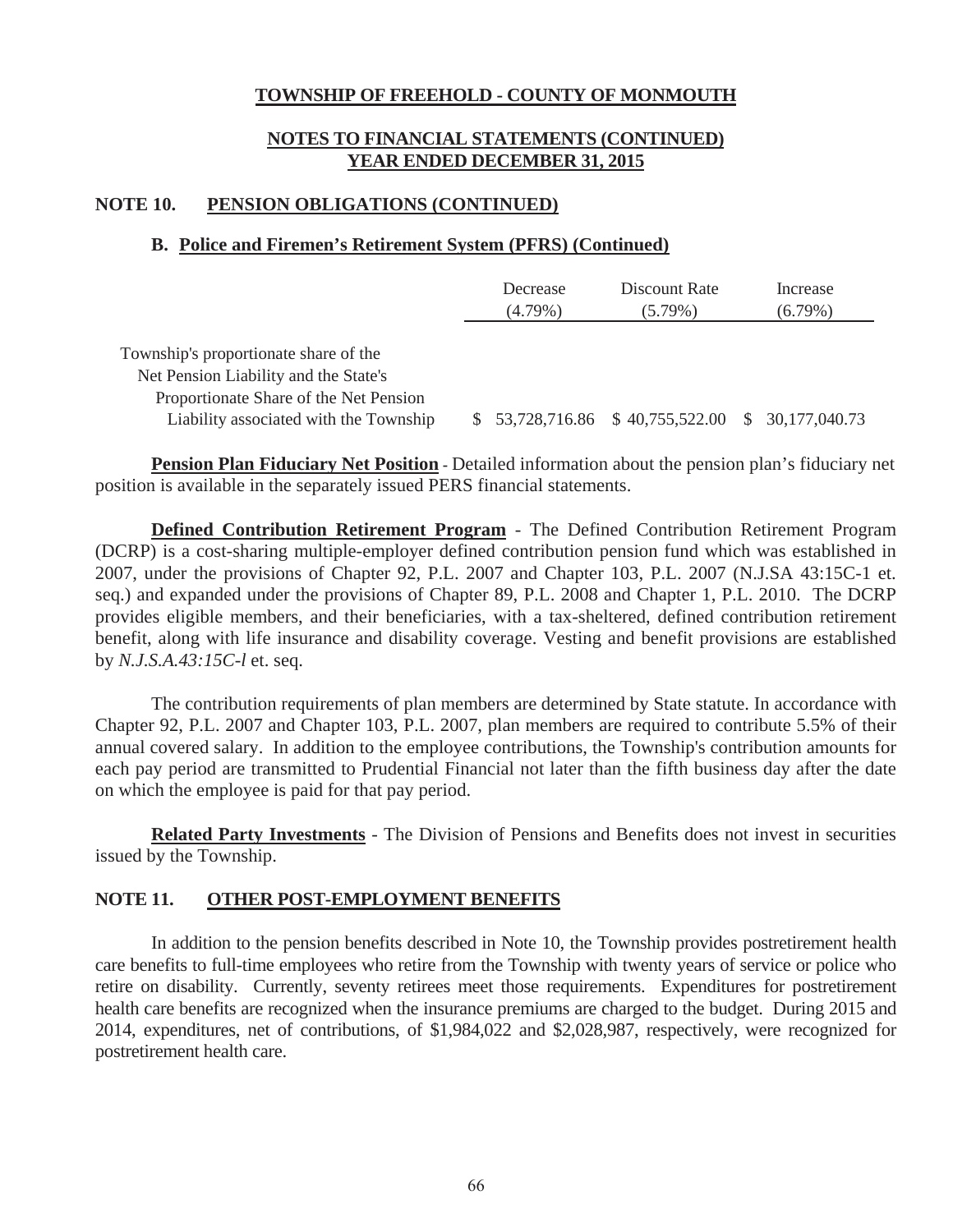# TOWNSHIP OF FREEHOLD - COUNTY OF MONMOUTH

## NOTES TO FINANCIAL STATEMENTS (CONTINUED)
## YEAR ENDED DECEMBER 31, 2015

## NOTE 10. PENSION OBLIGATIONS (CONTINUED)

### B. Police and Firemen's Retirement System (PFRS) (Continued)

| | Decrease (4.79%) | Discount Rate (5.79%) | Increase (6.79%) |
|---|---|---|---|
| Township's proportionate share of the Net Pension Liability and the State's Proportionate Share of the Net Pension Liability associated with the Township | $ 53,728,716.86 | $ 40,755,522.00 | $ 30,177,040.73 |

**Pension Plan Fiduciary Net Position** - Detailed information about the pension plan's fiduciary net position is available in the separately issued PERS financial statements.

**Defined Contribution Retirement Program** - The Defined Contribution Retirement Program (DCRP) is a cost-sharing multiple-employer defined contribution pension fund which was established in 2007, under the provisions of Chapter 92, P.L. 2007 and Chapter 103, P.L. 2007 (N.J.SA 43:15C-1 et. seq.) and expanded under the provisions of Chapter 89, P.L. 2008 and Chapter 1, P.L. 2010. The DCRP provides eligible members, and their beneficiaries, with a tax-sheltered, defined contribution retirement benefit, along with life insurance and disability coverage. Vesting and benefit provisions are established by *N.J.S.A.43:15C-l* et. seq.

The contribution requirements of plan members are determined by State statute. In accordance with Chapter 92, P.L. 2007 and Chapter 103, P.L. 2007, plan members are required to contribute 5.5% of their annual covered salary. In addition to the employee contributions, the Township's contribution amounts for each pay period are transmitted to Prudential Financial not later than the fifth business day after the date on which the employee is paid for that pay period.

**Related Party Investments** - The Division of Pensions and Benefits does not invest in securities issued by the Township.

## NOTE 11. OTHER POST-EMPLOYMENT BENEFITS

In addition to the pension benefits described in Note 10, the Township provides postretirement health care benefits to full-time employees who retire from the Township with twenty years of service or police who retire on disability. Currently, seventy retirees meet those requirements. Expenditures for postretirement health care benefits are recognized when the insurance premiums are charged to the budget. During 2015 and 2014, expenditures, net of contributions, of $1,984,022 and $2,028,987, respectively, were recognized for postretirement health care.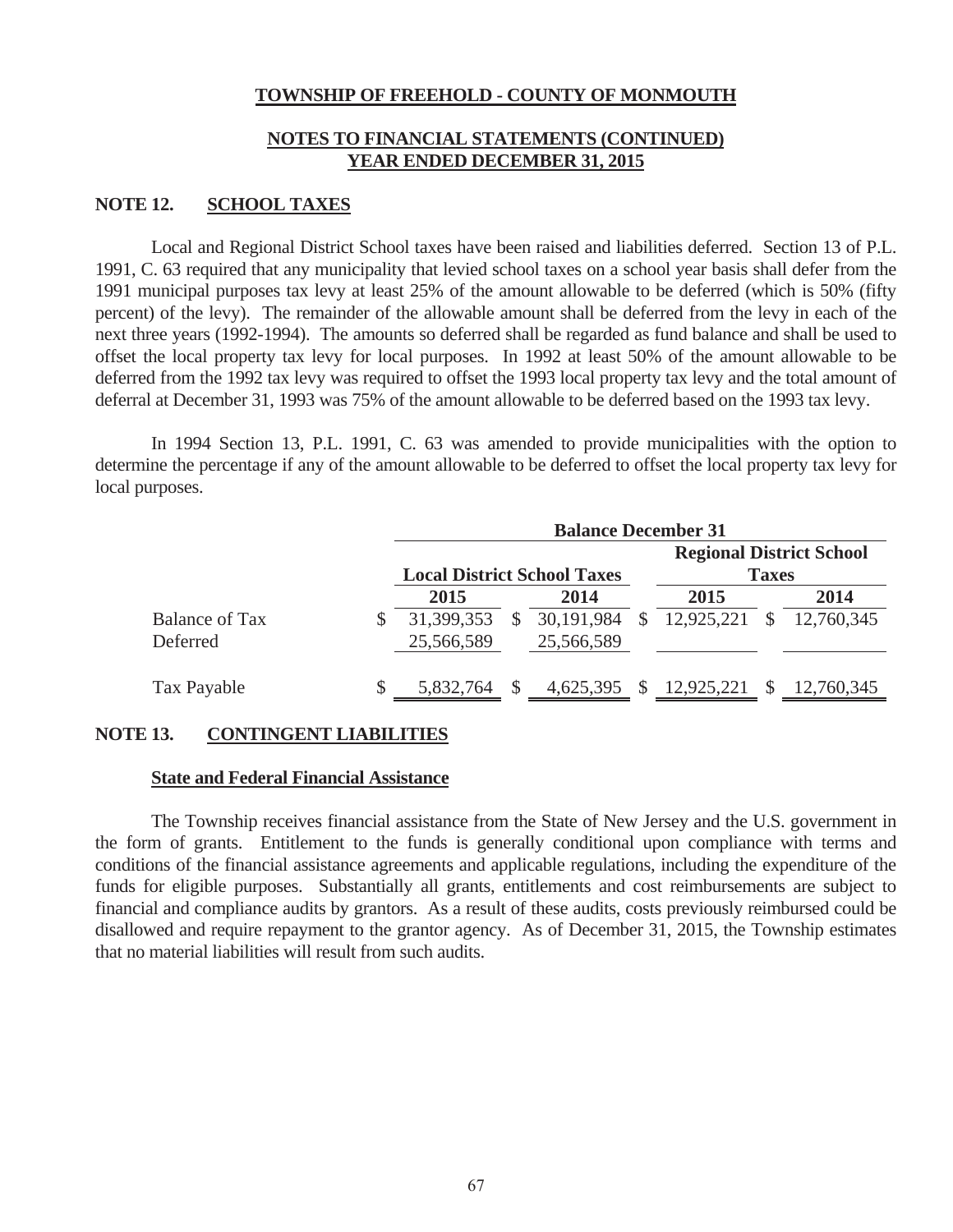**TOWNSHIP OF FREEHOLD - COUNTY OF MONMOUTH**

**NOTES TO FINANCIAL STATEMENTS (CONTINUED)**
**YEAR ENDED DECEMBER 31, 2015**

## NOTE 12. SCHOOL TAXES

Local and Regional District School taxes have been raised and liabilities deferred. Section 13 of P.L. 1991, C. 63 required that any municipality that levied school taxes on a school year basis shall defer from the 1991 municipal purposes tax levy at least 25% of the amount allowable to be deferred (which is 50% (fifty percent) of the levy). The remainder of the allowable amount shall be deferred from the levy in each of the next three years (1992-1994). The amounts so deferred shall be regarded as fund balance and shall be used to offset the local property tax levy for local purposes. In 1992 at least 50% of the amount allowable to be deferred from the 1992 tax levy was required to offset the 1993 local property tax levy and the total amount of deferral at December 31, 1993 was 75% of the amount allowable to be deferred based on the 1993 tax levy.

In 1994 Section 13, P.L. 1991, C. 63 was amended to provide municipalities with the option to determine the percentage if any of the amount allowable to be deferred to offset the local property tax levy for local purposes.

| | Balance December 31 | | | |
|---|---|---|---|---|
| | Local District School Taxes | | Regional District School Taxes | |
| | 2015 | 2014 | 2015 | 2014 |
| Balance of Tax | $ 31,399,353 | $ 30,191,984 | $ 12,925,221 | $ 12,760,345 |
| Deferred | 25,566,589 | 25,566,589 | | |
| Tax Payable | $ 5,832,764 | $ 4,625,395 | $ 12,925,221 | $ 12,760,345 |

## NOTE 13. CONTINGENT LIABILITIES

### State and Federal Financial Assistance

The Township receives financial assistance from the State of New Jersey and the U.S. government in the form of grants. Entitlement to the funds is generally conditional upon compliance with terms and conditions of the financial assistance agreements and applicable regulations, including the expenditure of the funds for eligible purposes. Substantially all grants, entitlements and cost reimbursements are subject to financial and compliance audits by grantors. As a result of these audits, costs previously reimbursed could be disallowed and require repayment to the grantor agency. As of December 31, 2015, the Township estimates that no material liabilities will result from such audits.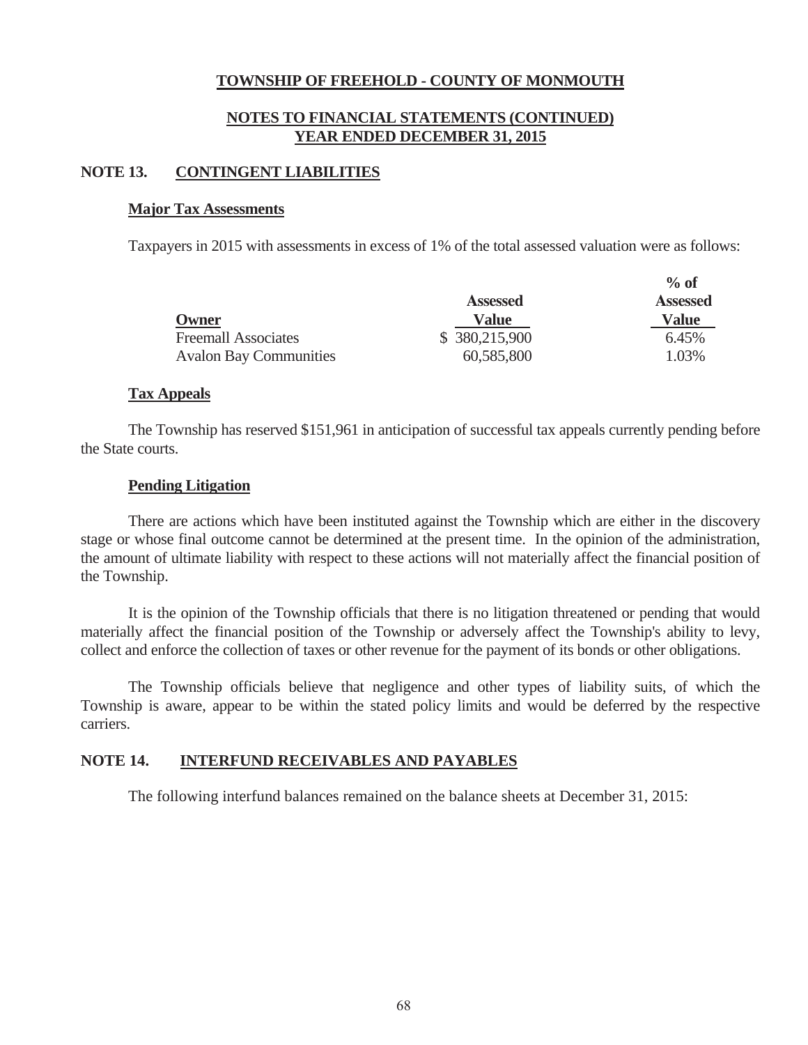**TOWNSHIP OF FREEHOLD - COUNTY OF MONMOUTH**

**NOTES TO FINANCIAL STATEMENTS (CONTINUED)**
**YEAR ENDED DECEMBER 31, 2015**

## NOTE 13. CONTINGENT LIABILITIES

### Major Tax Assessments

Taxpayers in 2015 with assessments in excess of 1% of the total assessed valuation were as follows:

| Owner | Assessed Value | % of Assessed Value |
|---|---|---|
| Freemall Associates | $ 380,215,900 | 6.45% |
| Avalon Bay Communities | 60,585,800 | 1.03% |

### Tax Appeals

The Township has reserved $151,961 in anticipation of successful tax appeals currently pending before the State courts.

### Pending Litigation

There are actions which have been instituted against the Township which are either in the discovery stage or whose final outcome cannot be determined at the present time. In the opinion of the administration, the amount of ultimate liability with respect to these actions will not materially affect the financial position of the Township.

It is the opinion of the Township officials that there is no litigation threatened or pending that would materially affect the financial position of the Township or adversely affect the Township's ability to levy, collect and enforce the collection of taxes or other revenue for the payment of its bonds or other obligations.

The Township officials believe that negligence and other types of liability suits, of which the Township is aware, appear to be within the stated policy limits and would be deferred by the respective carriers.

## NOTE 14. INTERFUND RECEIVABLES AND PAYABLES

The following interfund balances remained on the balance sheets at December 31, 2015: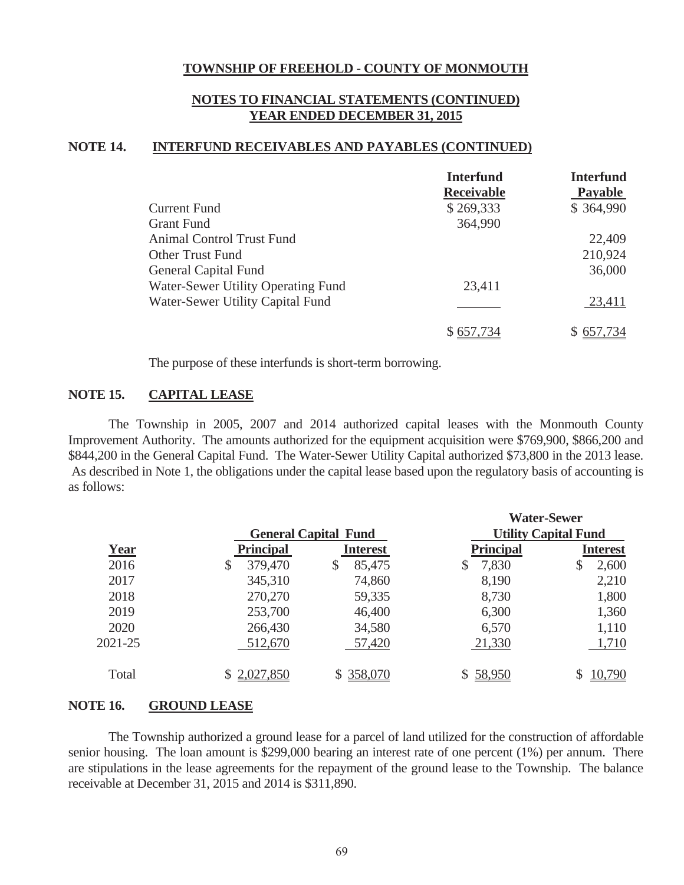**TOWNSHIP OF FREEHOLD - COUNTY OF MONMOUTH**

**NOTES TO FINANCIAL STATEMENTS (CONTINUED)**
**YEAR ENDED DECEMBER 31, 2015**

## NOTE 14. INTERFUND RECEIVABLES AND PAYABLES (CONTINUED)

| | Interfund Receivable | Interfund Payable |
|---|---|---|
| Current Fund | $ 269,333 | $ 364,990 |
| Grant Fund | 364,990 | |
| Animal Control Trust Fund | | 22,409 |
| Other Trust Fund | | 210,924 |
| General Capital Fund | | 36,000 |
| Water-Sewer Utility Operating Fund | 23,411 | |
| Water-Sewer Utility Capital Fund | | 23,411 |
| | $ 657,734 | $ 657,734 |

The purpose of these interfunds is short-term borrowing.

## NOTE 15. CAPITAL LEASE

The Township in 2005, 2007 and 2014 authorized capital leases with the Monmouth County Improvement Authority. The amounts authorized for the equipment acquisition were $769,900, $866,200 and $844,200 in the General Capital Fund. The Water-Sewer Utility Capital authorized $73,800 in the 2013 lease. As described in Note 1, the obligations under the capital lease based upon the regulatory basis of accounting is as follows:

| | General Capital Fund | | Water-Sewer Utility Capital Fund | |
|---|---|---|---|---|
| **Year** | **Principal** | **Interest** | **Principal** | **Interest** |
| 2016 | $ 379,470 | $ 85,475 | $ 7,830 | $ 2,600 |
| 2017 | 345,310 | 74,860 | 8,190 | 2,210 |
| 2018 | 270,270 | 59,335 | 8,730 | 1,800 |
| 2019 | 253,700 | 46,400 | 6,300 | 1,360 |
| 2020 | 266,430 | 34,580 | 6,570 | 1,110 |
| 2021-25 | 512,670 | 57,420 | 21,330 | 1,710 |
| Total | $ 2,027,850 | $ 358,070 | $ 58,950 | $ 10,790 |

## NOTE 16. GROUND LEASE

The Township authorized a ground lease for a parcel of land utilized for the construction of affordable senior housing. The loan amount is $299,000 bearing an interest rate of one percent (1%) per annum. There are stipulations in the lease agreements for the repayment of the ground lease to the Township. The balance receivable at December 31, 2015 and 2014 is $311,890.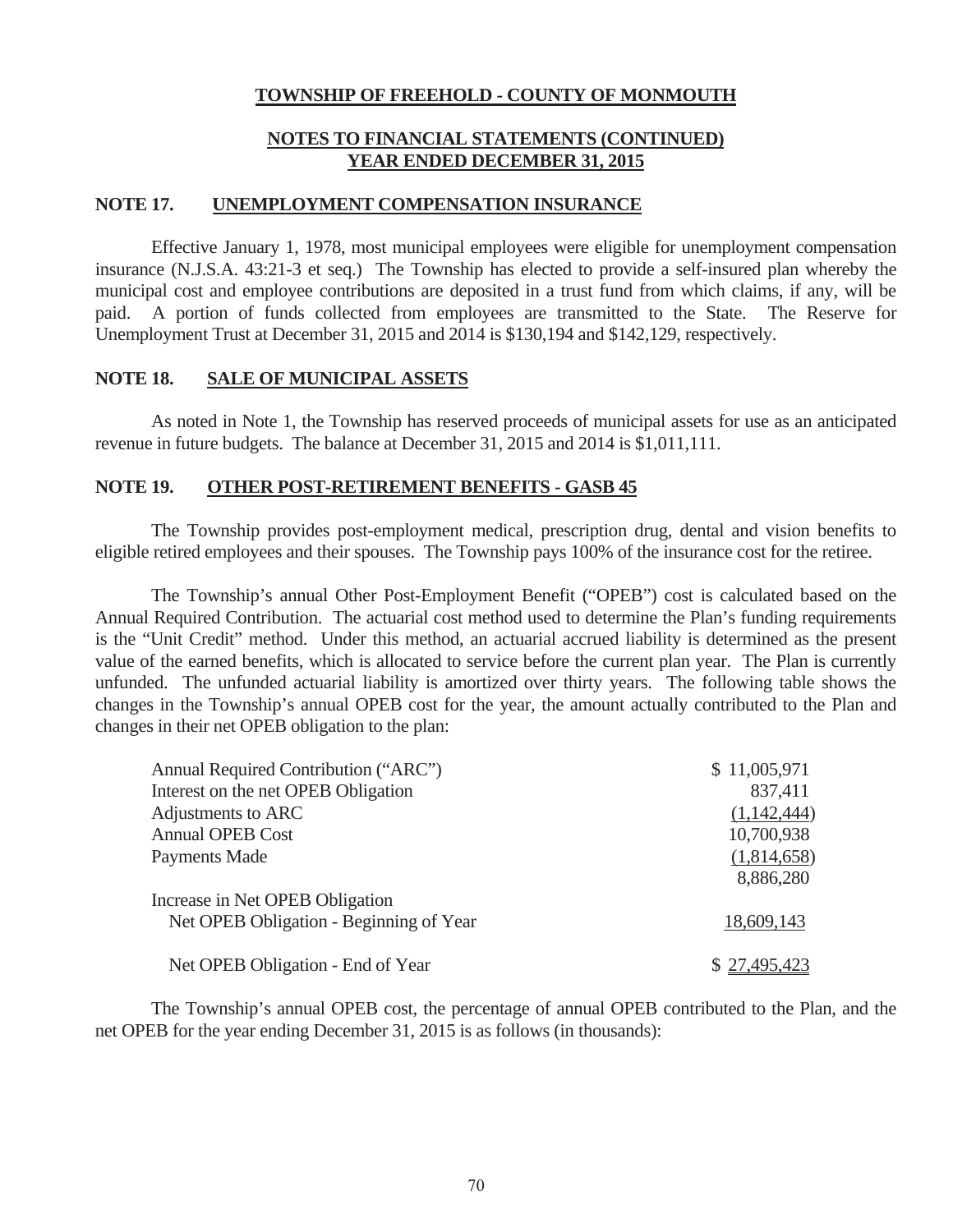**TOWNSHIP OF FREEHOLD - COUNTY OF MONMOUTH**

**NOTES TO FINANCIAL STATEMENTS (CONTINUED)**
**YEAR ENDED DECEMBER 31, 2015**

## NOTE 17. UNEMPLOYMENT COMPENSATION INSURANCE

Effective January 1, 1978, most municipal employees were eligible for unemployment compensation insurance (N.J.S.A. 43:21-3 et seq.) The Township has elected to provide a self-insured plan whereby the municipal cost and employee contributions are deposited in a trust fund from which claims, if any, will be paid. A portion of funds collected from employees are transmitted to the State. The Reserve for Unemployment Trust at December 31, 2015 and 2014 is $130,194 and $142,129, respectively.

## NOTE 18. SALE OF MUNICIPAL ASSETS

As noted in Note 1, the Township has reserved proceeds of municipal assets for use as an anticipated revenue in future budgets. The balance at December 31, 2015 and 2014 is $1,011,111.

## NOTE 19. OTHER POST-RETIREMENT BENEFITS - GASB 45

The Township provides post-employment medical, prescription drug, dental and vision benefits to eligible retired employees and their spouses. The Township pays 100% of the insurance cost for the retiree.

The Township's annual Other Post-Employment Benefit ("OPEB") cost is calculated based on the Annual Required Contribution. The actuarial cost method used to determine the Plan's funding requirements is the "Unit Credit" method. Under this method, an actuarial accrued liability is determined as the present value of the earned benefits, which is allocated to service before the current plan year. The Plan is currently unfunded. The unfunded actuarial liability is amortized over thirty years. The following table shows the changes in the Township's annual OPEB cost for the year, the amount actually contributed to the Plan and changes in their net OPEB obligation to the plan:

| | |
|---|---|
| Annual Required Contribution ("ARC") | $ 11,005,971 |
| Interest on the net OPEB Obligation | 837,411 |
| Adjustments to ARC | (1,142,444) |
| Annual OPEB Cost | 10,700,938 |
| Payments Made | (1,814,658) |
| | 8,886,280 |
| Increase in Net OPEB Obligation | |
| Net OPEB Obligation - Beginning of Year | 18,609,143 |
| Net OPEB Obligation - End of Year | $ 27,495,423 |

The Township's annual OPEB cost, the percentage of annual OPEB contributed to the Plan, and the net OPEB for the year ending December 31, 2015 is as follows (in thousands):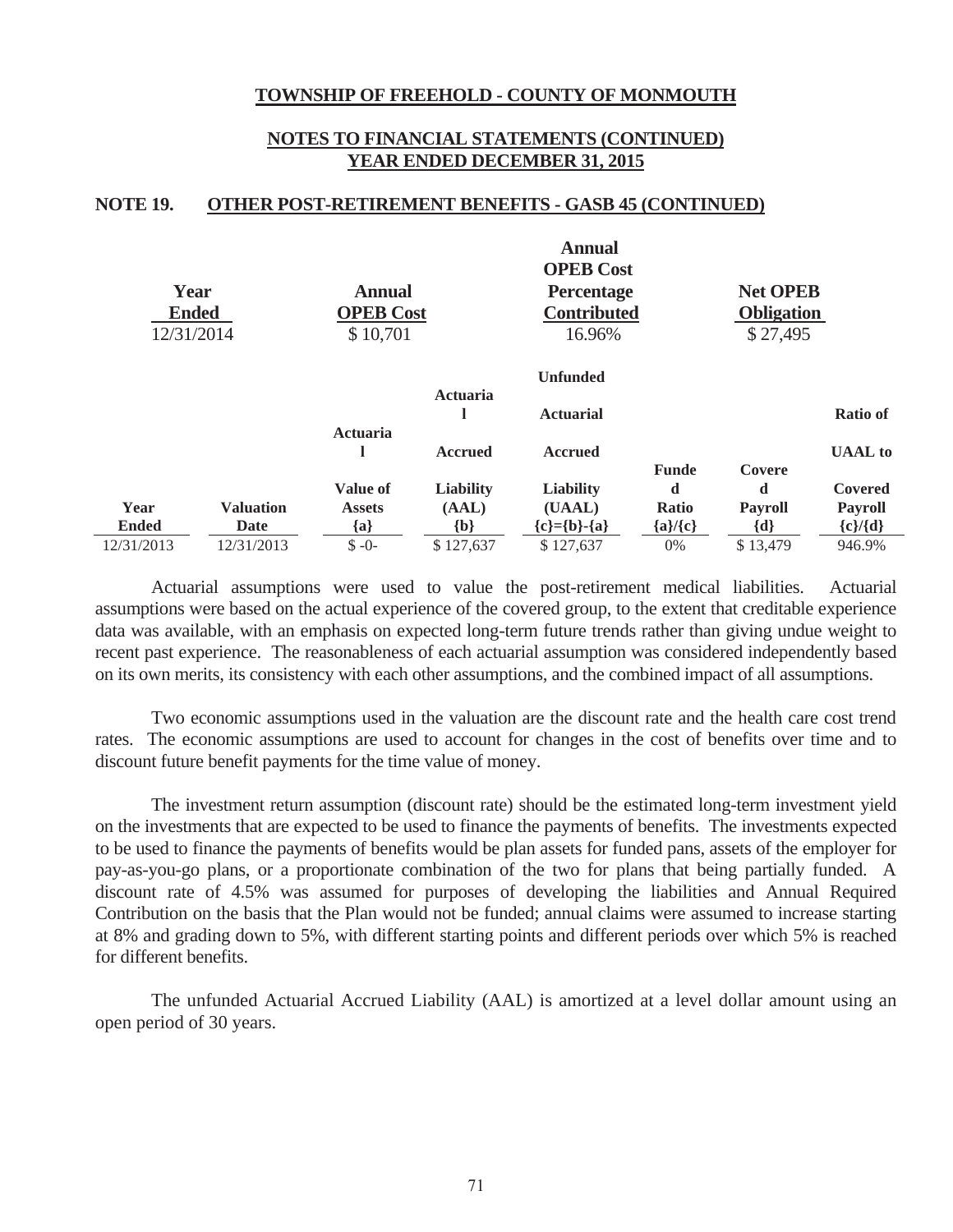# TOWNSHIP OF FREEHOLD - COUNTY OF MONMOUTH

## NOTES TO FINANCIAL STATEMENTS (CONTINUED)
## YEAR ENDED DECEMBER 31, 2015

### NOTE 19. OTHER POST-RETIREMENT BENEFITS - GASB 45 (CONTINUED)

| Year Ended | Annual OPEB Cost | Annual OPEB Cost Percentage Contributed | Net OPEB Obligation |
|---|---|---|---|
| 12/31/2014 | $ 10,701 | 16.96% | $ 27,495 |

| Year Ended | Valuation Date | Actuarial Value of Assets {a} | Actuarial Accrued Liability (AAL) {b} | Unfunded Actuarial Accrued Liability (UAAL) {c}={b}-{a} | Funded Ratio {a}/{c} | Covered Payroll {d} | Ratio of UAAL to Covered Payroll {c}/{d} |
|---|---|---|---|---|---|---|---|
| 12/31/2013 | 12/31/2013 | $ -0- | $ 127,637 | $ 127,637 | 0% | $ 13,479 | 946.9% |

Actuarial assumptions were used to value the post-retirement medical liabilities. Actuarial assumptions were based on the actual experience of the covered group, to the extent that creditable experience data was available, with an emphasis on expected long-term future trends rather than giving undue weight to recent past experience. The reasonableness of each actuarial assumption was considered independently based on its own merits, its consistency with each other assumptions, and the combined impact of all assumptions.

Two economic assumptions used in the valuation are the discount rate and the health care cost trend rates. The economic assumptions are used to account for changes in the cost of benefits over time and to discount future benefit payments for the time value of money.

The investment return assumption (discount rate) should be the estimated long-term investment yield on the investments that are expected to be used to finance the payments of benefits. The investments expected to be used to finance the payments of benefits would be plan assets for funded pans, assets of the employer for pay-as-you-go plans, or a proportionate combination of the two for plans that being partially funded. A discount rate of 4.5% was assumed for purposes of developing the liabilities and Annual Required Contribution on the basis that the Plan would not be funded; annual claims were assumed to increase starting at 8% and grading down to 5%, with different starting points and different periods over which 5% is reached for different benefits.

The unfunded Actuarial Accrued Liability (AAL) is amortized at a level dollar amount using an open period of 30 years.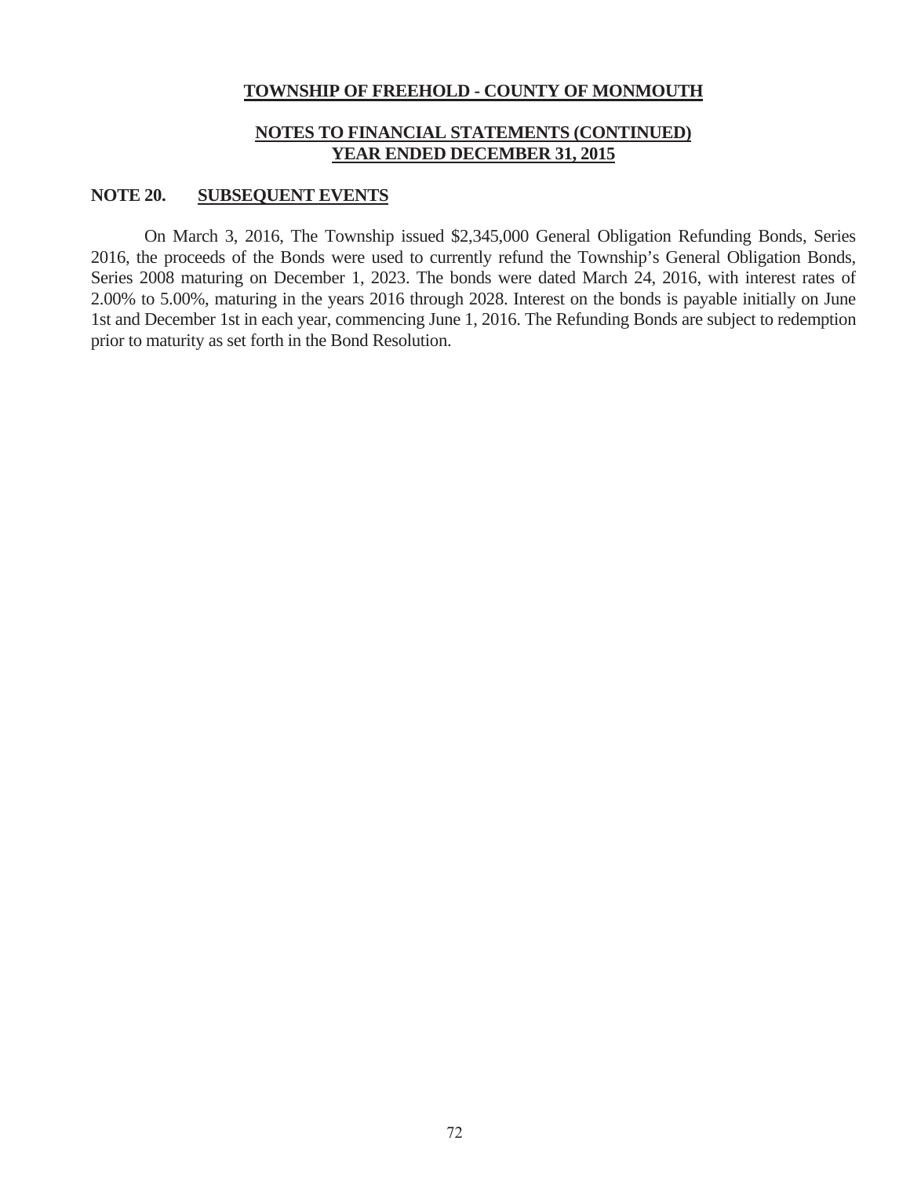**TOWNSHIP OF FREEHOLD - COUNTY OF MONMOUTH**

**NOTES TO FINANCIAL STATEMENTS (CONTINUED)**
**YEAR ENDED DECEMBER 31, 2015**

## NOTE 20. SUBSEQUENT EVENTS

On March 3, 2016, The Township issued $2,345,000 General Obligation Refunding Bonds, Series 2016, the proceeds of the Bonds were used to currently refund the Township's General Obligation Bonds, Series 2008 maturing on December 1, 2023. The bonds were dated March 24, 2016, with interest rates of 2.00% to 5.00%, maturing in the years 2016 through 2028. Interest on the bonds is payable initially on June 1st and December 1st in each year, commencing June 1, 2016. The Refunding Bonds are subject to redemption prior to maturity as set forth in the Bond Resolution.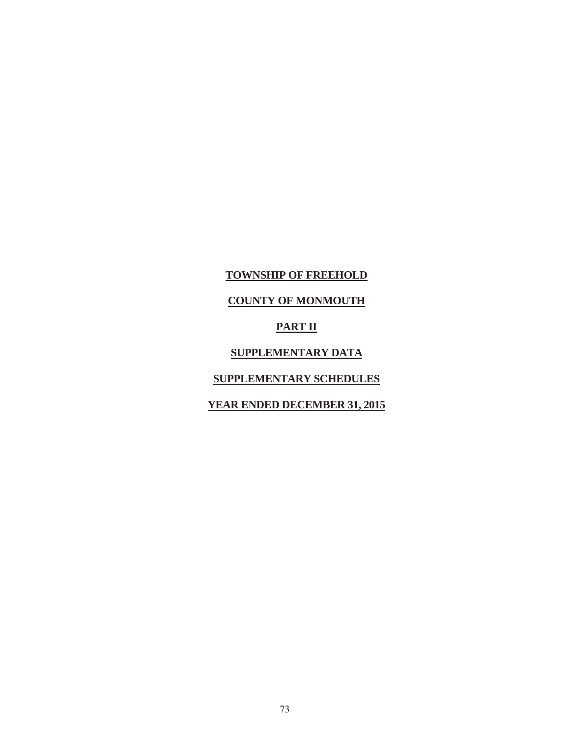**TOWNSHIP OF FREEHOLD**

**COUNTY OF MONMOUTH**

**PART II**

**SUPPLEMENTARY DATA**

**SUPPLEMENTARY SCHEDULES**

**YEAR ENDED DECEMBER 31, 2015**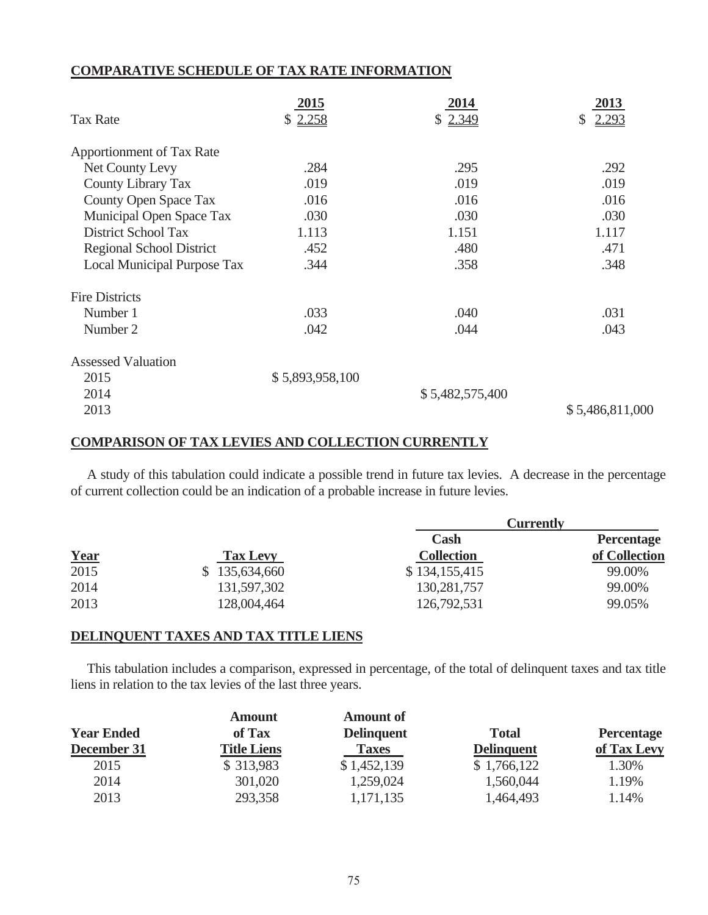## COMPARATIVE SCHEDULE OF TAX RATE INFORMATION

| | 2015 | 2014 | 2013 |
|---|---|---|---|
| Tax Rate | $ 2.258 | $ 2.349 | $ 2.293 |
| Apportionment of Tax Rate | | | |
| Net County Levy | .284 | .295 | .292 |
| County Library Tax | .019 | .019 | .019 |
| County Open Space Tax | .016 | .016 | .016 |
| Municipal Open Space Tax | .030 | .030 | .030 |
| District School Tax | 1.113 | 1.151 | 1.117 |
| Regional School District | .452 | .480 | .471 |
| Local Municipal Purpose Tax | .344 | .358 | .348 |
| Fire Districts | | | |
| Number 1 | .033 | .040 | .031 |
| Number 2 | .042 | .044 | .043 |
| Assessed Valuation | | | |
| 2015 | $ 5,893,958,100 | | |
| 2014 | | $ 5,482,575,400 | |
| 2013 | | | $ 5,486,811,000 |

## COMPARISON OF TAX LEVIES AND COLLECTION CURRENTLY

A study of this tabulation could indicate a possible trend in future tax levies. A decrease in the percentage of current collection could be an indication of a probable increase in future levies.

| | | Currently | |
|---|---|---|---|
| Year | Tax Levy | Cash Collection | Percentage of Collection |
| 2015 | $ 135,634,660 | $ 134,155,415 | 99.00% |
| 2014 | 131,597,302 | 130,281,757 | 99.00% |
| 2013 | 128,004,464 | 126,792,531 | 99.05% |

## DELINQUENT TAXES AND TAX TITLE LIENS

This tabulation includes a comparison, expressed in percentage, of the total of delinquent taxes and tax title liens in relation to the tax levies of the last three years.

| Year Ended December 31 | Amount of Tax Title Liens | Amount of Delinquent Taxes | Total Delinquent | Percentage of Tax Levy |
|---|---|---|---|---|
| 2015 | $ 313,983 | $ 1,452,139 | $ 1,766,122 | 1.30% |
| 2014 | 301,020 | 1,259,024 | 1,560,044 | 1.19% |
| 2013 | 293,358 | 1,171,135 | 1,464,493 | 1.14% |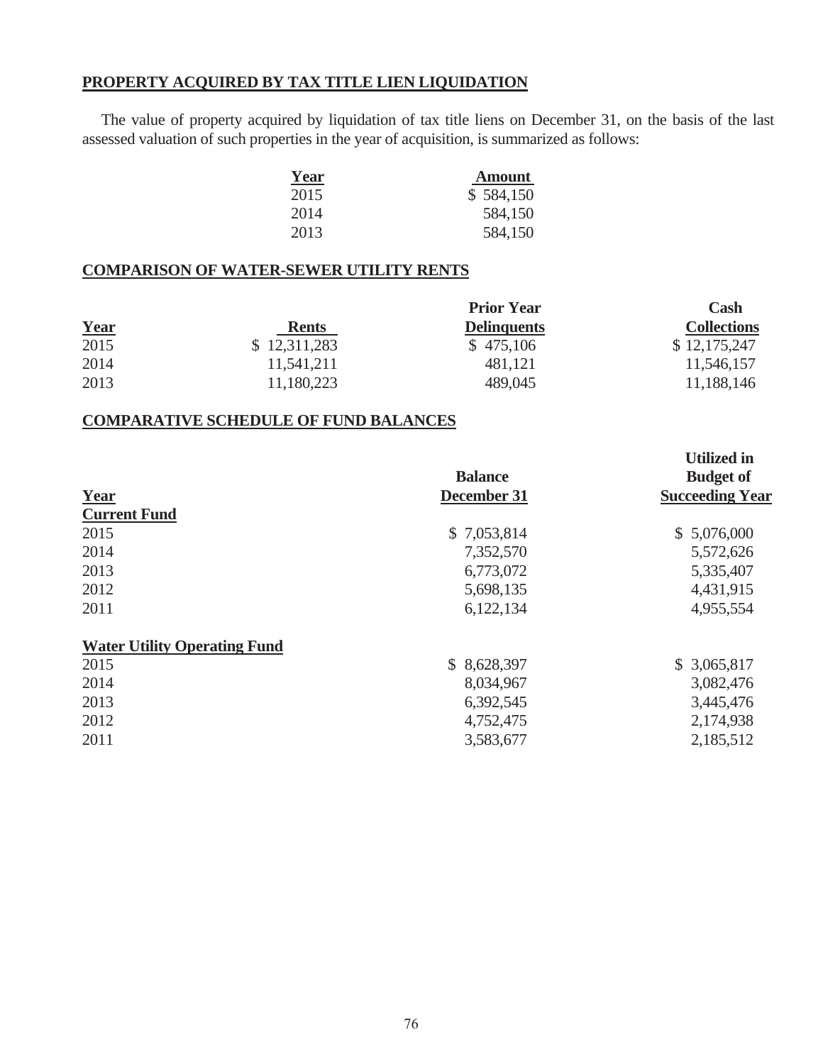## PROPERTY ACQUIRED BY TAX TITLE LIEN LIQUIDATION

The value of property acquired by liquidation of tax title liens on December 31, on the basis of the last assessed valuation of such properties in the year of acquisition, is summarized as follows:

| Year | Amount |
|---|---|
| 2015 | $ 584,150 |
| 2014 | 584,150 |
| 2013 | 584,150 |

## COMPARISON OF WATER-SEWER UTILITY RENTS

| Year | Rents | Prior Year Delinquents | Cash Collections |
|---|---|---|---|
| 2015 | $ 12,311,283 | $ 475,106 | $ 12,175,247 |
| 2014 | 11,541,211 | 481,121 | 11,546,157 |
| 2013 | 11,180,223 | 489,045 | 11,188,146 |

## COMPARATIVE SCHEDULE OF FUND BALANCES

| Year | Balance December 31 | Utilized in Budget of Succeeding Year |
|---|---|---|
| **Current Fund** | | |
| 2015 | $ 7,053,814 | $ 5,076,000 |
| 2014 | 7,352,570 | 5,572,626 |
| 2013 | 6,773,072 | 5,335,407 |
| 2012 | 5,698,135 | 4,431,915 |
| 2011 | 6,122,134 | 4,955,554 |
| **Water Utility Operating Fund** | | |
| 2015 | $ 8,628,397 | $ 3,065,817 |
| 2014 | 8,034,967 | 3,082,476 |
| 2013 | 6,392,545 | 3,445,476 |
| 2012 | 4,752,475 | 2,174,938 |
| 2011 | 3,583,677 | 2,185,512 |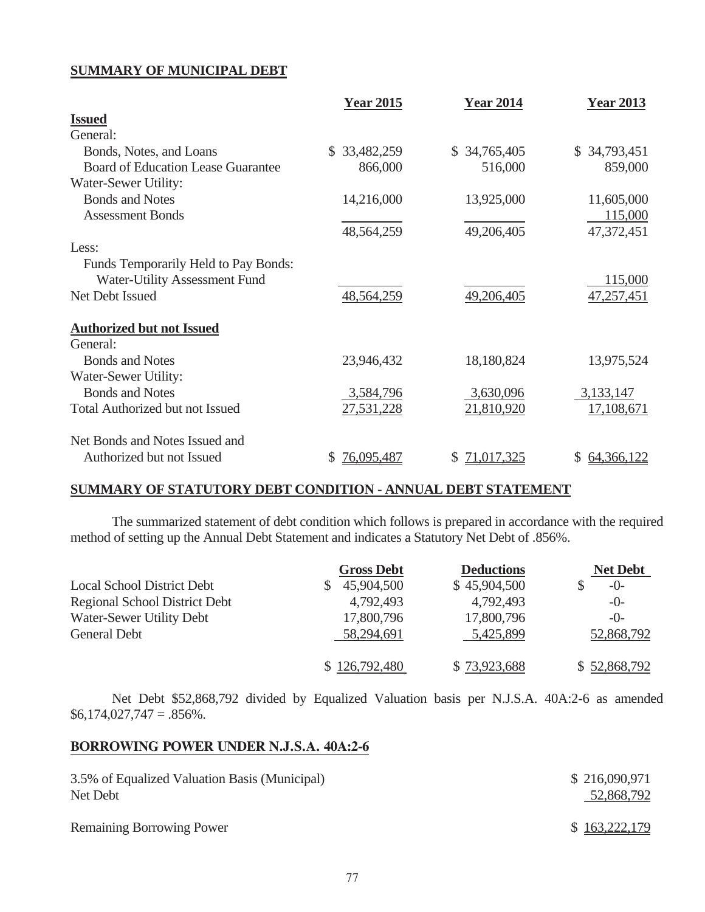## SUMMARY OF MUNICIPAL DEBT

| | Year 2015 | Year 2014 | Year 2013 |
|---|---|---|---|
| **Issued** | | | |
| General: | | | |
| Bonds, Notes, and Loans | $ 33,482,259 | $ 34,765,405 | $ 34,793,451 |
| Board of Education Lease Guarantee | 866,000 | 516,000 | 859,000 |
| Water-Sewer Utility: | | | |
| Bonds and Notes | 14,216,000 | 13,925,000 | 11,605,000 |
| Assessment Bonds | | | 115,000 |
| | 48,564,259 | 49,206,405 | 47,372,451 |
| Less: | | | |
| Funds Temporarily Held to Pay Bonds: | | | |
| Water-Utility Assessment Fund | | | 115,000 |
| Net Debt Issued | 48,564,259 | 49,206,405 | 47,257,451 |
| **Authorized but not Issued** | | | |
| General: | | | |
| Bonds and Notes | 23,946,432 | 18,180,824 | 13,975,524 |
| Water-Sewer Utility: | | | |
| Bonds and Notes | 3,584,796 | 3,630,096 | 3,133,147 |
| Total Authorized but not Issued | 27,531,228 | 21,810,920 | 17,108,671 |
| Net Bonds and Notes Issued and Authorized but not Issued | $ 76,095,487 | $ 71,017,325 | $ 64,366,122 |

## SUMMARY OF STATUTORY DEBT CONDITION - ANNUAL DEBT STATEMENT

The summarized statement of debt condition which follows is prepared in accordance with the required method of setting up the Annual Debt Statement and indicates a Statutory Net Debt of .856%.

| | Gross Debt | Deductions | Net Debt |
|---|---|---|---|
| Local School District Debt | $ 45,904,500 | $ 45,904,500 | $ -0- |
| Regional School District Debt | 4,792,493 | 4,792,493 | -0- |
| Water-Sewer Utility Debt | 17,800,796 | 17,800,796 | -0- |
| General Debt | 58,294,691 | 5,425,899 | 52,868,792 |
| | $ 126,792,480 | $ 73,923,688 | $ 52,868,792 |

Net Debt $52,868,792 divided by Equalized Valuation basis per N.J.S.A. 40A:2-6 as amended $6,174,027,747 = .856%.

## BORROWING POWER UNDER N.J.S.A. 40A:2-6

| | |
|---|---|
| 3.5% of Equalized Valuation Basis (Municipal) | $ 216,090,971 |
| Net Debt | 52,868,792 |
| Remaining Borrowing Power | $ 163,222,179 |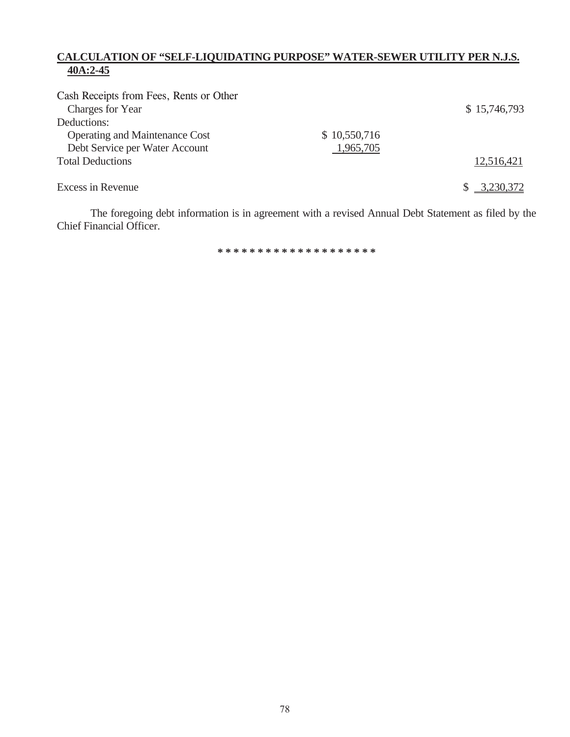## CALCULATION OF "SELF-LIQUIDATING PURPOSE" WATER-SEWER UTILITY PER N.J.S. 40A:2-45

| | | |
|---|---|---|
| Cash Receipts from Fees, Rents or Other Charges for Year | | $ 15,746,793 |
| Deductions: | | |
| Operating and Maintenance Cost | $ 10,550,716 | |
| Debt Service per Water Account | 1,965,705 | |
| Total Deductions | | 12,516,421 |
| Excess in Revenue | | $ 3,230,372 |

The foregoing debt information is in agreement with a revised Annual Debt Statement as filed by the Chief Financial Officer.

* * * * * * * * * * * * * * * * * * * *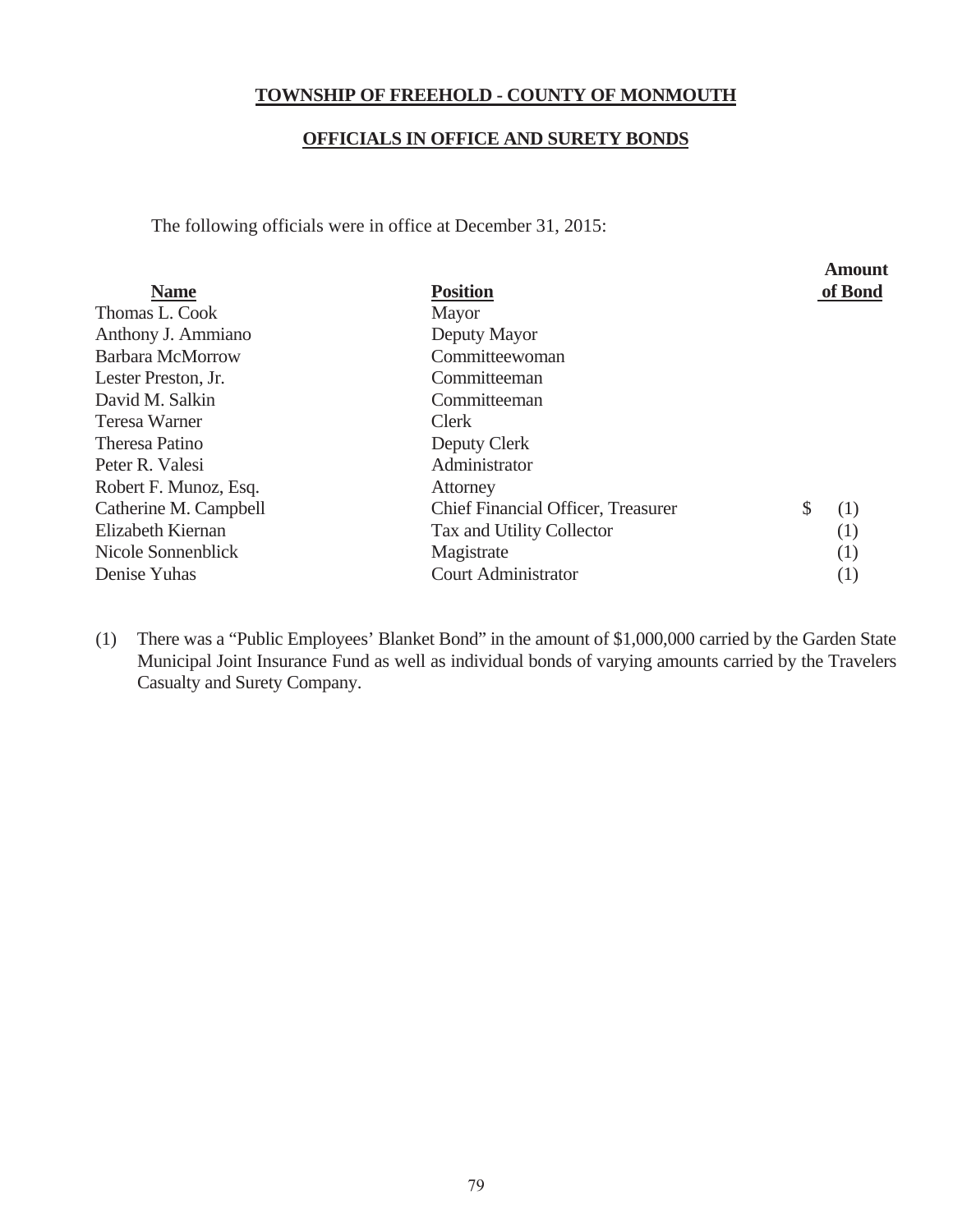## TOWNSHIP OF FREEHOLD - COUNTY OF MONMOUTH

## OFFICIALS IN OFFICE AND SURETY BONDS

The following officials were in office at December 31, 2015:

| Name | Position | Amount of Bond |
|---|---|---|
| Thomas L. Cook | Mayor | |
| Anthony J. Ammiano | Deputy Mayor | |
| Barbara McMorrow | Committeewoman | |
| Lester Preston, Jr. | Committeeman | |
| David M. Salkin | Committeeman | |
| Teresa Warner | Clerk | |
| Theresa Patino | Deputy Clerk | |
| Peter R. Valesi | Administrator | |
| Robert F. Munoz, Esq. | Attorney | |
| Catherine M. Campbell | Chief Financial Officer, Treasurer | $ (1) |
| Elizabeth Kiernan | Tax and Utility Collector | (1) |
| Nicole Sonnenblick | Magistrate | (1) |
| Denise Yuhas | Court Administrator | (1) |

(1) There was a "Public Employees' Blanket Bond" in the amount of $1,000,000 carried by the Garden State Municipal Joint Insurance Fund as well as individual bonds of varying amounts carried by the Travelers Casualty and Surety Company.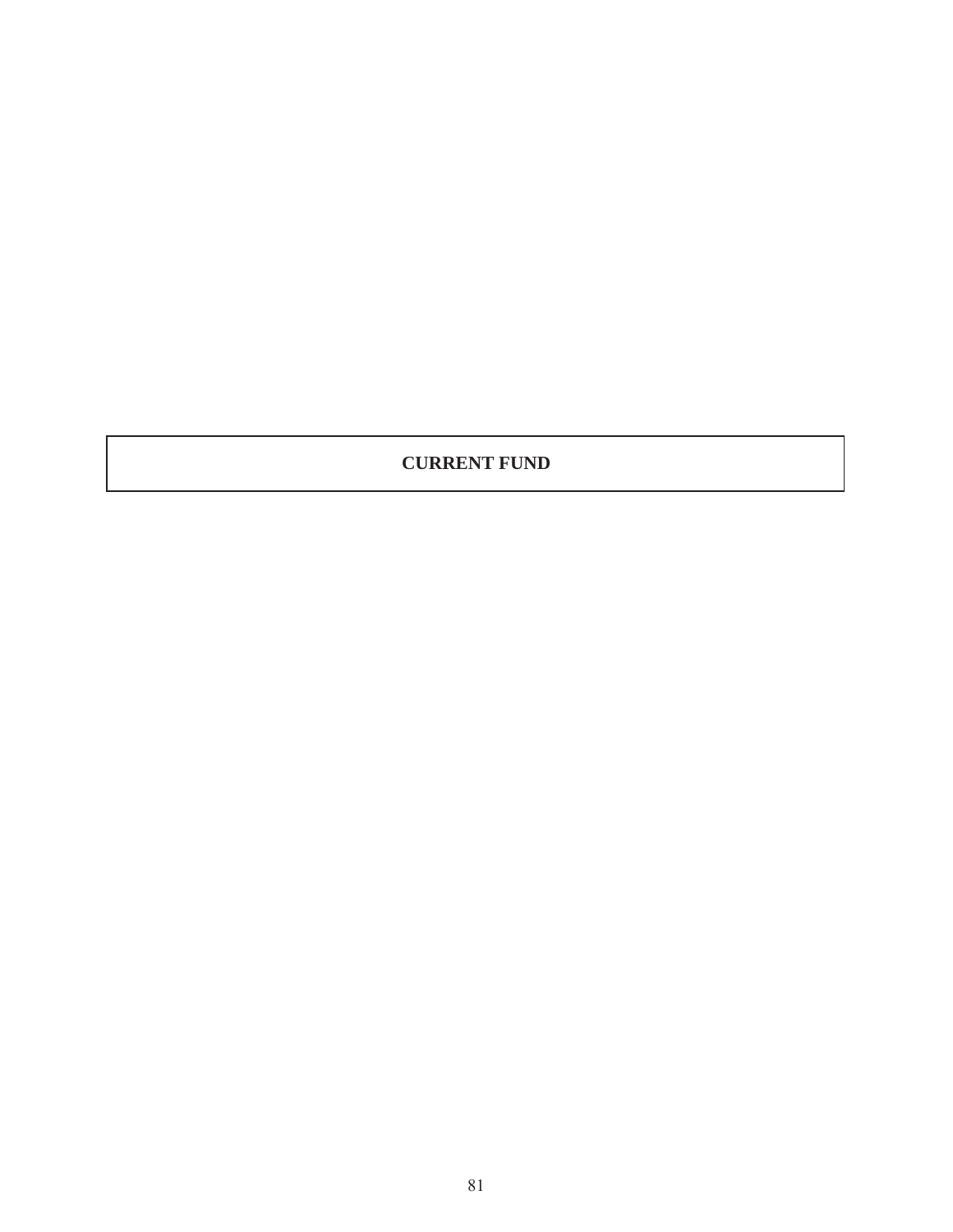# CURRENT FUND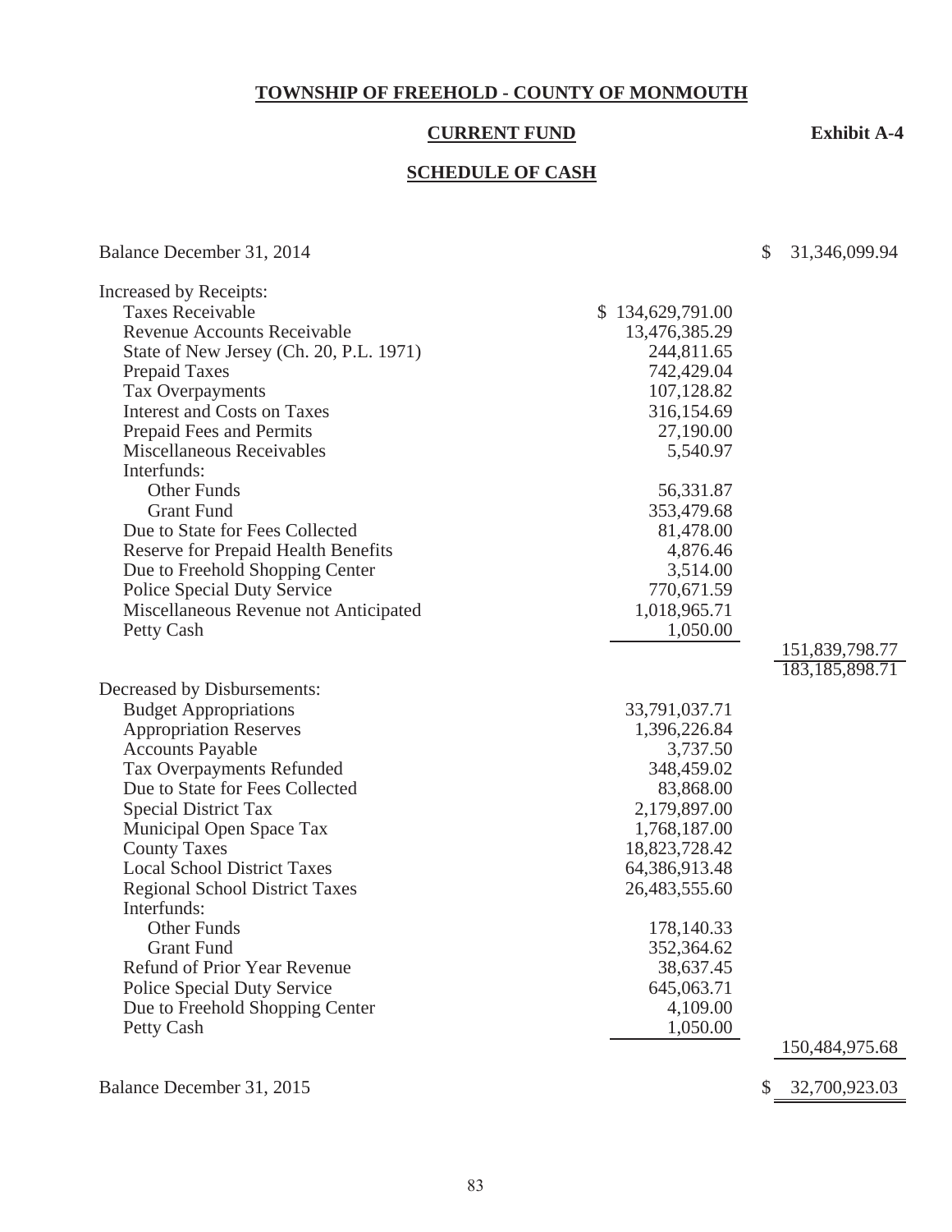# TOWNSHIP OF FREEHOLD - COUNTY OF MONMOUTH

## CURRENT FUND

**Exhibit A-4**

## SCHEDULE OF CASH

| | | |
|---|---|---|
| Balance December 31, 2014 | | $ 31,346,099.94 |
| Increased by Receipts: | | |
| Taxes Receivable | $ 134,629,791.00 | |
| Revenue Accounts Receivable | 13,476,385.29 | |
| State of New Jersey (Ch. 20, P.L. 1971) | 244,811.65 | |
| Prepaid Taxes | 742,429.04 | |
| Tax Overpayments | 107,128.82 | |
| Interest and Costs on Taxes | 316,154.69 | |
| Prepaid Fees and Permits | 27,190.00 | |
| Miscellaneous Receivables | 5,540.97 | |
| Interfunds: | | |
| Other Funds | 56,331.87 | |
| Grant Fund | 353,479.68 | |
| Due to State for Fees Collected | 81,478.00 | |
| Reserve for Prepaid Health Benefits | 4,876.46 | |
| Due to Freehold Shopping Center | 3,514.00 | |
| Police Special Duty Service | 770,671.59 | |
| Miscellaneous Revenue not Anticipated | 1,018,965.71 | |
| Petty Cash | 1,050.00 | |
| | | 151,839,798.77 |
| | | 183,185,898.71 |
| Decreased by Disbursements: | | |
| Budget Appropriations | 33,791,037.71 | |
| Appropriation Reserves | 1,396,226.84 | |
| Accounts Payable | 3,737.50 | |
| Tax Overpayments Refunded | 348,459.02 | |
| Due to State for Fees Collected | 83,868.00 | |
| Special District Tax | 2,179,897.00 | |
| Municipal Open Space Tax | 1,768,187.00 | |
| County Taxes | 18,823,728.42 | |
| Local School District Taxes | 64,386,913.48 | |
| Regional School District Taxes | 26,483,555.60 | |
| Interfunds: | | |
| Other Funds | 178,140.33 | |
| Grant Fund | 352,364.62 | |
| Refund of Prior Year Revenue | 38,637.45 | |
| Police Special Duty Service | 645,063.71 | |
| Due to Freehold Shopping Center | 4,109.00 | |
| Petty Cash | 1,050.00 | |
| | | 150,484,975.68 |
| Balance December 31, 2015 | | $ 32,700,923.03 |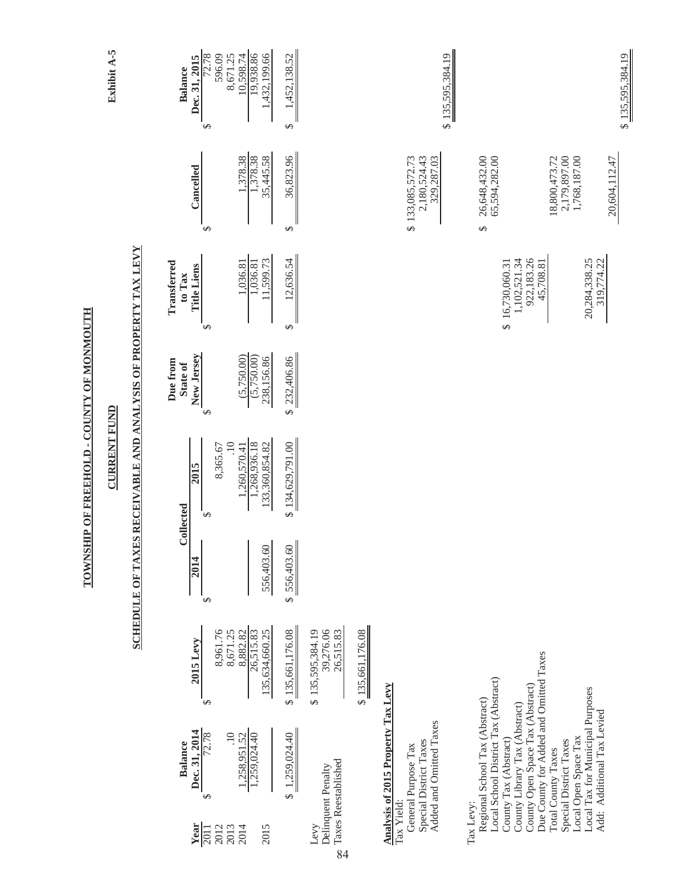Exhibit A-5

# TOWNSHIP OF FREEHOLD - COUNTY OF MONMOUTH

## CURRENT FUND

## SCHEDULE OF TAXES RECEIVABLE AND ANALYSIS OF PROPERTY TAX LEVY

| Year | Balance Dec. 31, 2014 | 2015 Levy | Collected 2014 | Collected 2015 | Due from State of New Jersey | Transferred to Tax Title Liens | Cancelled | Balance Dec. 31, 2015 |
|---|---|---|---|---|---|---|---|---|
| 2011 | $ 72.78 | | | | | | | $ 72.78 |
| 2012 | | $ 8,961.76 | | $ 8,365.67 | | | | 596.09 |
| 2013 | .10 | 8,671.25 | | .10 | | | | 8,671.25 |
| 2014 | 1,258,951.52 | 8,882.82 | | 1,260,570.41 | $ (5,750.00) | $ 1,036.81 | $ 1,378.38 | 10,598.74 |
| | 1,259,024.40 | 26,515.83 | | 1,268,936.18 | (5,750.00) | 1,036.81 | 1,378.38 | 19,938.86 |
| 2015 | | 135,634,660.25 | $ 556,403.60 | 133,360,854.82 | 238,156.86 | 11,599.73 | 35,445.58 | 1,432,199.66 |
| | $ 1,259,024.40 | $ 135,661,176.08 | $ 556,403.60 | $ 134,629,791.00 | $ 232,406.86 | $ 12,636.54 | $ 36,823.96 | $ 1,452,138.52 |

| | |
|---|---|
| Levy | $ 135,595,384.19 |
| Delinquent Penalty | 39,276.06 |
| Taxes Reestablished | 26,515.83 |
| | $ 135,661,176.08 |

**Analysis of 2015 Property Tax Levy**

| | | | |
|---|---|---|---|
| Tax Yield: | | | |
| General Purpose Tax | | $ 133,085,572.73 | |
| Special District Taxes | | 2,180,524.43 | |
| Added and Omitted Taxes | | 329,287.03 | |
| | | | $ 135,595,384.19 |
| Tax Levy: | | | |
| Regional School Tax (Abstract) | | $ 26,648,432.00 | |
| Local School District Tax (Abstract) | | 65,594,282.00 | |
| County Tax (Abstract) | $ 16,730,060.31 | | |
| County Library Tax (Abstract) | 1,102,521.34 | | |
| County Open Space Tax (Abstract) | 922,183.26 | | |
| Due County for Added and Omitted Taxes | 45,708.81 | | |
| Total County Taxes | | 18,800,473.72 | |
| Special District Taxes | | 2,179,897.00 | |
| Local Open Space Tax | | 1,768,187.00 | |
| Local Tax for Municipal Purposes | 20,284,338.25 | | |
| Add: Additional Tax Levied | 319,774.22 | | |
| | | 20,604,112.47 | |
| | | | $ 135,595,384.19 |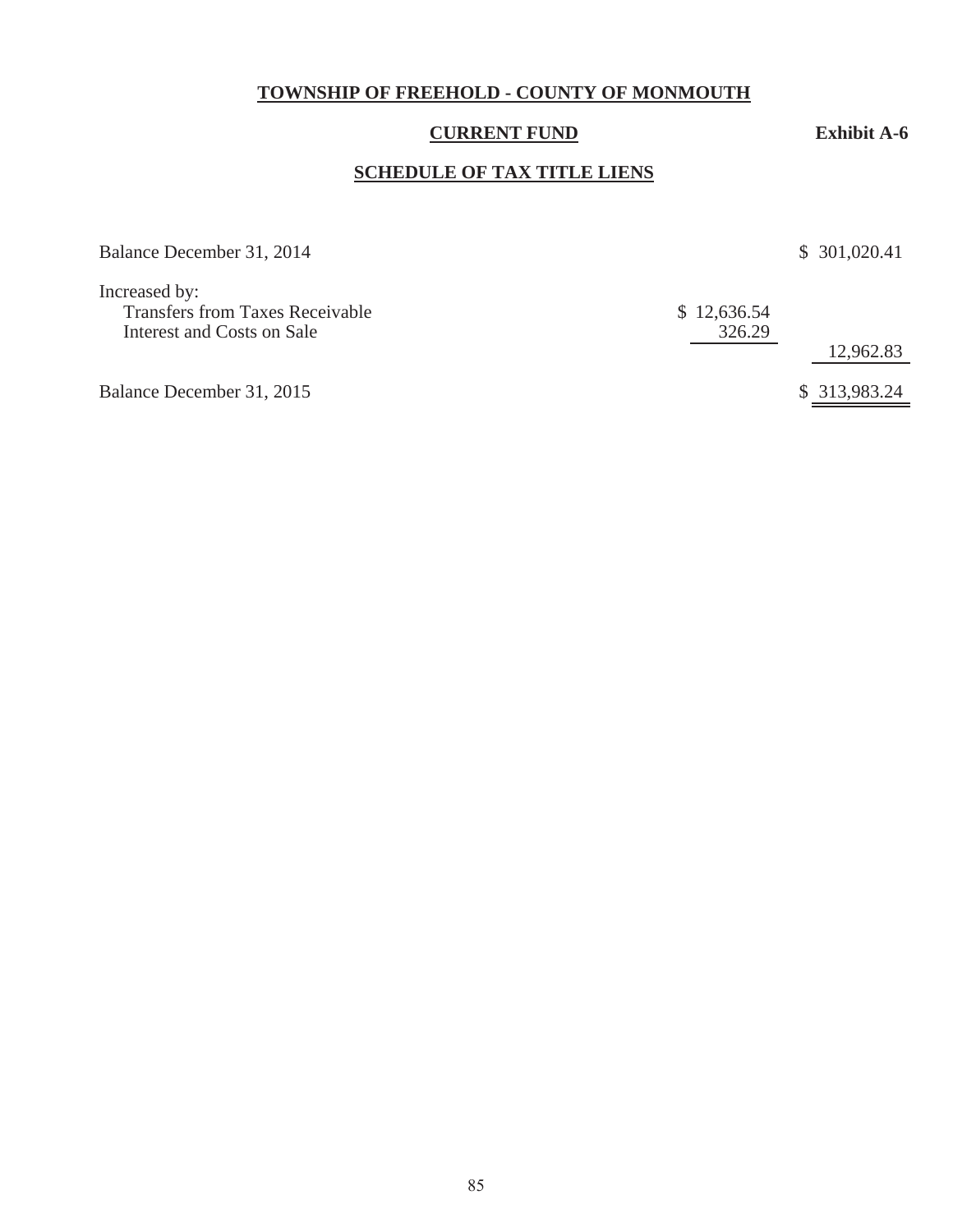**TOWNSHIP OF FREEHOLD - COUNTY OF MONMOUTH**

**CURRENT FUND** — **Exhibit A-6**

**SCHEDULE OF TAX TITLE LIENS**

| | | |
|---|---|---|
| Balance December 31, 2014 | | $ 301,020.41 |
| Increased by: | | |
| Transfers from Taxes Receivable | $ 12,636.54 | |
| Interest and Costs on Sale | 326.29 | |
| | | 12,962.83 |
| Balance December 31, 2015 | | $ 313,983.24 |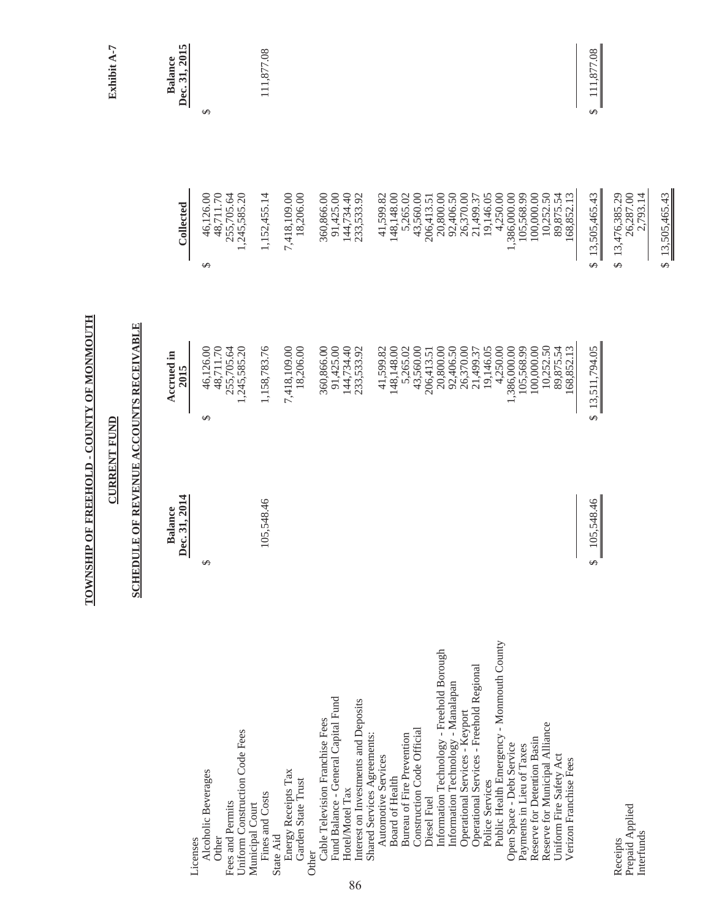Exhibit A-7

# TOWNSHIP OF FREEHOLD - COUNTY OF MONMOUTH

## CURRENT FUND

## SCHEDULE OF REVENUE ACCOUNTS RECEIVABLE

| | Balance Dec. 31, 2014 | Accrued in 2015 | Collected | Balance Dec. 31, 2015 |
|---|---|---|---|---|
| Licenses | | | | |
| Alcoholic Beverages | $ | $ 46,126.00 | $ 46,126.00 | $ |
| Other | | 48,711.70 | 48,711.70 | |
| Fees and Permits | | 255,705.64 | 255,705.64 | |
| Uniform Construction Code Fees | | 1,245,585.20 | 1,245,585.20 | |
| Municipal Court | | | | |
| Fines and Costs | 105,548.46 | 1,158,783.76 | 1,152,455.14 | 111,877.08 |
| State Aid | | | | |
| Energy Receipts Tax | | 7,418,109.00 | 7,418,109.00 | |
| Garden State Trust | | 18,206.00 | 18,206.00 | |
| Other | | | | |
| Cable Television Franchise Fees | | 360,866.00 | 360,866.00 | |
| Fund Balance - General Capital Fund | | 91,425.00 | 91,425.00 | |
| Hotel/Motel Tax | | 144,734.40 | 144,734.40 | |
| Interest on Investments and Deposits | | 233,533.92 | 233,533.92 | |
| Shared Services Agreements: | | | | |
| Automotive Services | | 41,599.82 | 41,599.82 | |
| Board of Health | | 148,148.00 | 148,148.00 | |
| Bureau of Fire Prevention | | 5,265.02 | 5,265.02 | |
| Construction Code Official | | 43,560.00 | 43,560.00 | |
| Diesel Fuel | | 206,413.51 | 206,413.51 | |
| Information Technology - Freehold Borough | | 20,800.00 | 20,800.00 | |
| Information Technology - Manalapan | | 92,406.50 | 92,406.50 | |
| Operational Services - Keyport | | 26,370.00 | 26,370.00 | |
| Operational Services - Freehold Regional | | 21,499.37 | 21,499.37 | |
| Police Services | | 19,146.05 | 19,146.05 | |
| Public Health Emergency - Monmouth County | | 4,250.00 | 4,250.00 | |
| Open Space - Debt Service | | 1,386,000.00 | 1,386,000.00 | |
| Payments in Lieu of Taxes | | 105,568.99 | 105,568.99 | |
| Reserve for Detention Basin | | 100,000.00 | 100,000.00 | |
| Reserve for Municipal Alliance | | 10,252.50 | 10,252.50 | |
| Uniform Fire Safety Act | | 89,875.54 | 89,875.54 | |
| Verizon Franchise Fees | | 168,852.13 | 168,852.13 | |
| | $ 105,548.46 | $ 13,511,794.05 | $ 13,505,465.43 | $ 111,877.08 |
| Receipts | | | $ 13,476,385.29 | |
| Prepaid Applied | | | 26,287.00 | |
| Interfunds | | | 2,793.14 | |
| | | | $ 13,505,465.43 | |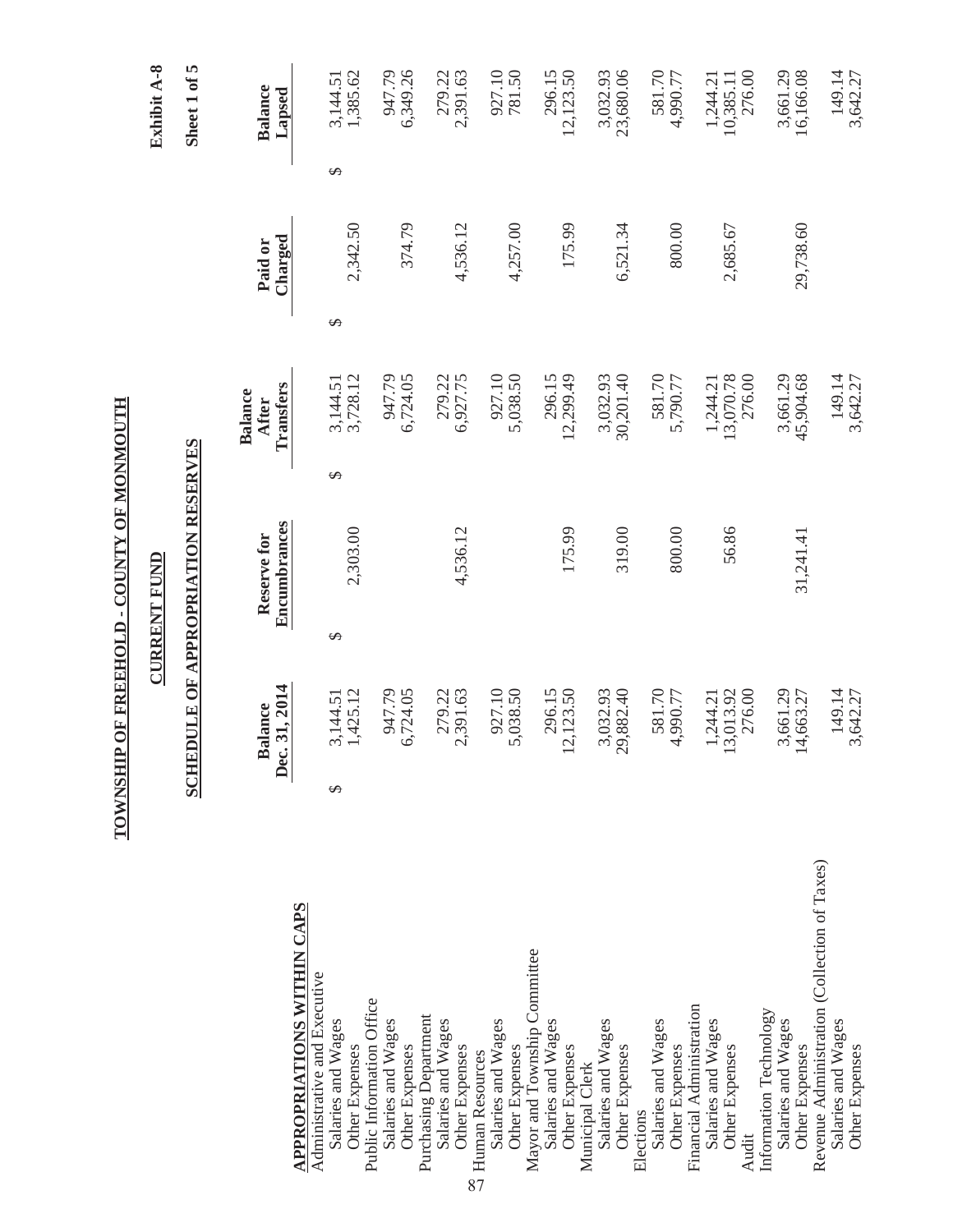Exhibit A-8

Sheet 1 of 5

# TOWNSHIP OF FREEHOLD - COUNTY OF MONMOUTH

## CURRENT FUND

## SCHEDULE OF APPROPRIATION RESERVES

| | Balance Dec. 31, 2014 | Reserve for Encumbrances | Balance After Transfers | Paid or Charged | Balance Lapsed |
|---|---|---|---|---|---|
| **APPROPRIATIONS WITHIN CAPS** | | | | | |
| Administrative and Executive | | | | | |
| Salaries and Wages | $ 3,144.51 | | $ 3,144.51 | | $ 3,144.51 |
| Other Expenses | 1,425.12 | $ 2,303.00 | 3,728.12 | $ 2,342.50 | 1,385.62 |
| Public Information Office | | | | | |
| Salaries and Wages | 947.79 | | 947.79 | | 947.79 |
| Other Expenses | 6,724.05 | | 6,724.05 | 374.79 | 6,349.26 |
| Purchasing Department | | | | | |
| Salaries and Wages | 279.22 | | 279.22 | | 279.22 |
| Other Expenses | 2,391.63 | 4,536.12 | 6,927.75 | 4,536.12 | 2,391.63 |
| Human Resources | | | | | |
| Salaries and Wages | 927.10 | | 927.10 | | 927.10 |
| Other Expenses | 5,038.50 | | 5,038.50 | 4,257.00 | 781.50 |
| Mayor and Township Committee | | | | | |
| Salaries and Wages | 296.15 | | 296.15 | | 296.15 |
| Other Expenses | 12,123.50 | 175.99 | 12,299.49 | 175.99 | 12,123.50 |
| Municipal Clerk | | | | | |
| Salaries and Wages | 3,032.93 | | 3,032.93 | | 3,032.93 |
| Other Expenses | 29,882.40 | 319.00 | 30,201.40 | 6,521.34 | 23,680.06 |
| Elections | | | | | |
| Salaries and Wages | 581.70 | | 581.70 | | 581.70 |
| Other Expenses | 4,990.77 | 800.00 | 5,790.77 | 800.00 | 4,990.77 |
| Financial Administration | | | | | |
| Salaries and Wages | 1,244.21 | | 1,244.21 | | 1,244.21 |
| Other Expenses | 13,013.92 | 56.86 | 13,070.78 | 2,685.67 | 10,385.11 |
| Audit | 276.00 | | 276.00 | | 276.00 |
| Information Technology | | | | | |
| Salaries and Wages | 3,661.29 | | 3,661.29 | | 3,661.29 |
| Other Expenses | 14,663.27 | 31,241.41 | 45,904.68 | 29,738.60 | 16,166.08 |
| Revenue Administration (Collection of Taxes) | | | | | |
| Salaries and Wages | 149.14 | | 149.14 | | 149.14 |
| Other Expenses | 3,642.27 | | 3,642.27 | | 3,642.27 |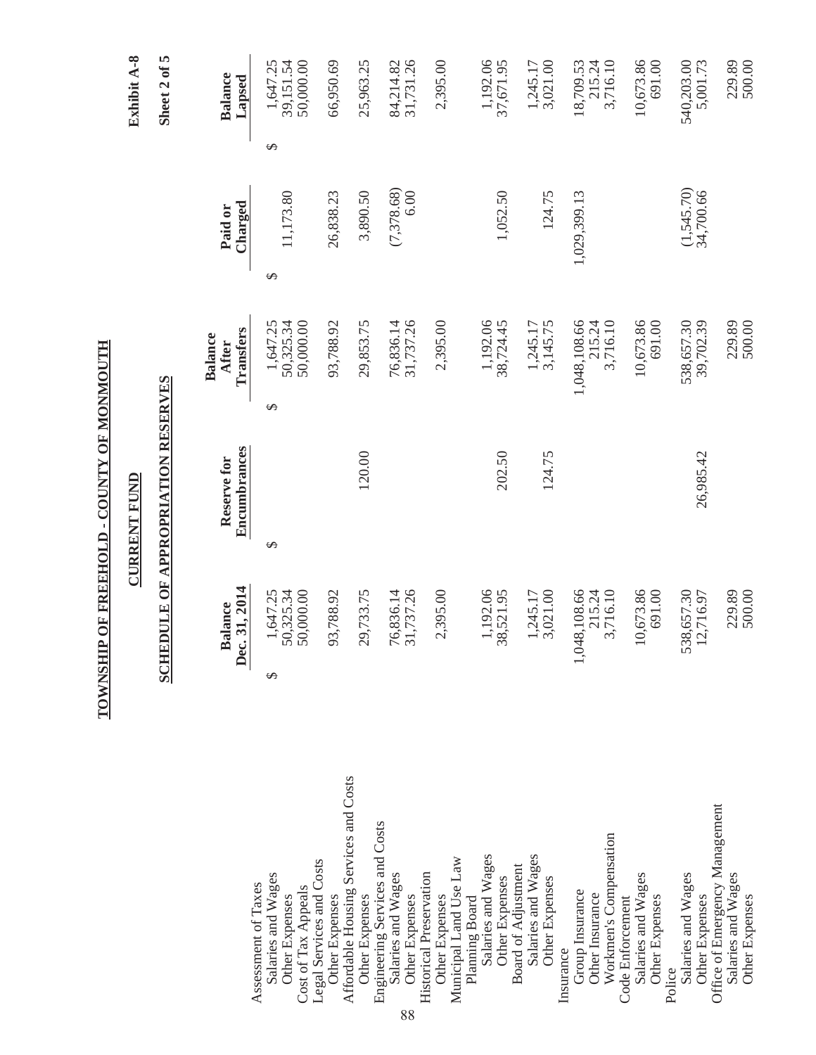# TOWNSHIP OF FREEHOLD - COUNTY OF MONMOUTH

## CURRENT FUND

## SCHEDULE OF APPROPRIATION RESERVES

Exhibit A-8

Sheet 2 of 5

| | Balance Dec. 31, 2014 | Reserve for Encumbrances | Balance After Transfers | Paid or Charged | Balance Lapsed |
|---|---|---|---|---|---|
| Assessment of Taxes | | | | | |
| Salaries and Wages | $ 1,647.25 | $ | $ 1,647.25 | $ | $ 1,647.25 |
| Other Expenses | 50,325.34 | | 50,325.34 | 11,173.80 | 39,151.54 |
| Cost of Tax Appeals | 50,000.00 | | 50,000.00 | | 50,000.00 |
| Legal Services and Costs | | | | | |
| Other Expenses | 93,788.92 | | 93,788.92 | 26,838.23 | 66,950.69 |
| Affordable Housing Services and Costs | | | | | |
| Other Expenses | 29,733.75 | 120.00 | 29,853.75 | 3,890.50 | 25,963.25 |
| Engineering Services and Costs | | | | | |
| Salaries and Wages | 76,836.14 | | 76,836.14 | (7,378.68) | 84,214.82 |
| Other Expenses | 31,737.26 | | 31,737.26 | 6.00 | 31,731.26 |
| Historical Preservation | | | | | |
| Other Expenses | 2,395.00 | | 2,395.00 | | 2,395.00 |
| Municipal Land Use Law | | | | | |
| Planning Board | | | | | |
| Salaries and Wages | 1,192.06 | | 1,192.06 | | 1,192.06 |
| Other Expenses | 38,521.95 | 202.50 | 38,724.45 | 1,052.50 | 37,671.95 |
| Board of Adjustment | | | | | |
| Salaries and Wages | 1,245.17 | | 1,245.17 | | 1,245.17 |
| Other Expenses | 3,021.00 | 124.75 | 3,145.75 | 124.75 | 3,021.00 |
| Insurance | | | | | |
| Group Insurance | 1,048,108.66 | | 1,048,108.66 | 1,029,399.13 | 18,709.53 |
| Other Insurance | 215.24 | | 215.24 | | 215.24 |
| Workmen's Compensation | 3,716.10 | | 3,716.10 | | 3,716.10 |
| Code Enforcement | | | | | |
| Salaries and Wages | 10,673.86 | | 10,673.86 | | 10,673.86 |
| Other Expenses | 691.00 | | 691.00 | | 691.00 |
| Police | | | | | |
| Salaries and Wages | 538,657.30 | | 538,657.30 | (1,545.70) | 540,203.00 |
| Other Expenses | 12,716.97 | 26,985.42 | 39,702.39 | 34,700.66 | 5,001.73 |
| Office of Emergency Management | | | | | |
| Salaries and Wages | 229.89 | | 229.89 | | 229.89 |
| Other Expenses | 500.00 | | 500.00 | | 500.00 |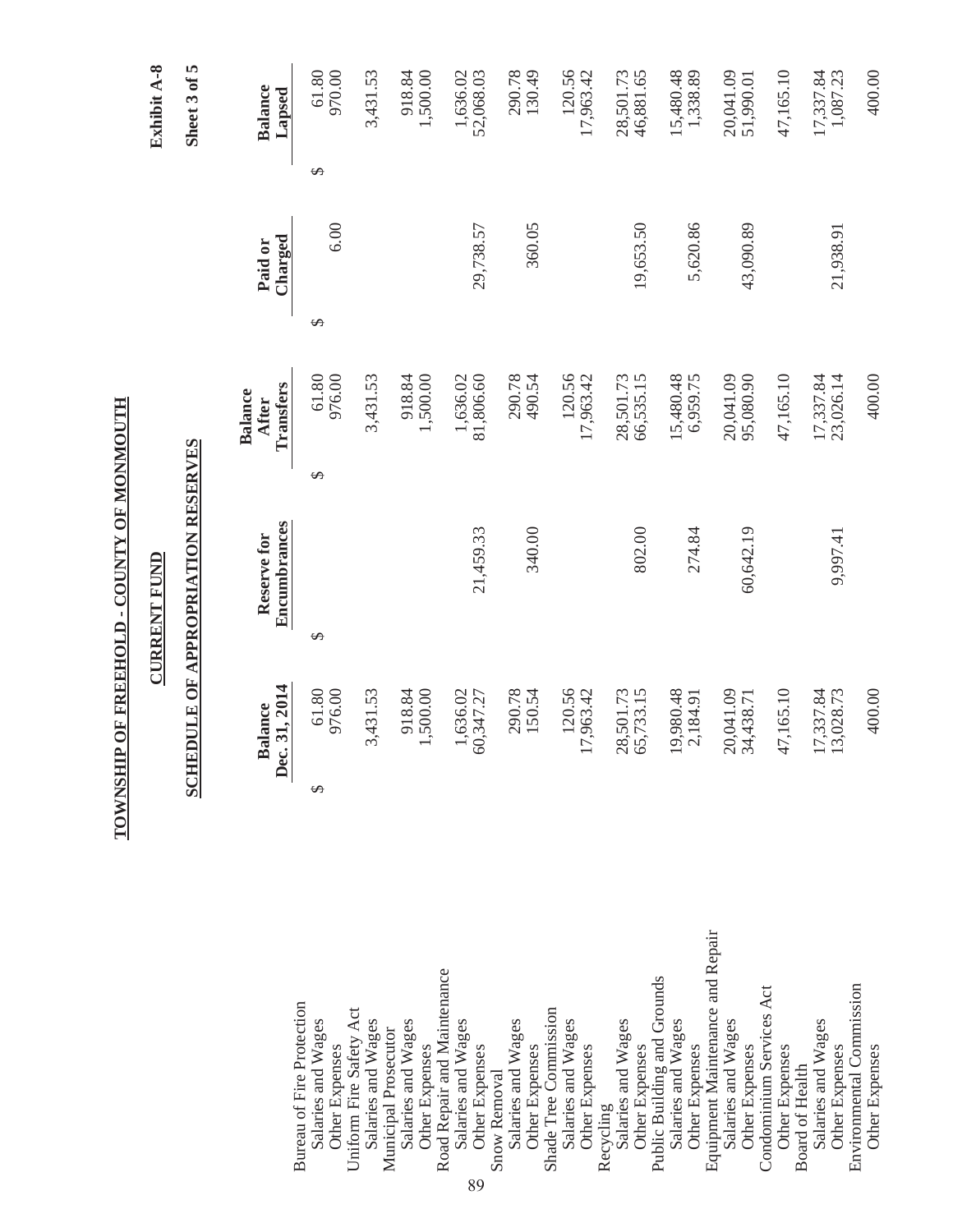Exhibit A-8

Sheet 3 of 5

**TOWNSHIP OF FREEHOLD - COUNTY OF MONMOUTH**

**CURRENT FUND**

**SCHEDULE OF APPROPRIATION RESERVES**

| | Balance Dec. 31, 2014 | Reserve for Encumbrances | Balance After Transfers | Paid or Charged | Balance Lapsed |
|---|---|---|---|---|---|
| Bureau of Fire Protection | | | | | |
| Salaries and Wages | $ 61.80 | $ | $ 61.80 | $ | $ 61.80 |
| Other Expenses | 976.00 | | 976.00 | 6.00 | 970.00 |
| Uniform Fire Safety Act | | | | | |
| Salaries and Wages | 3,431.53 | | 3,431.53 | | 3,431.53 |
| Municipal Prosecutor | | | | | |
| Salaries and Wages | 918.84 | | 918.84 | | 918.84 |
| Other Expenses | 1,500.00 | | 1,500.00 | | 1,500.00 |
| Road Repair and Maintenance | | | | | |
| Salaries and Wages | 1,636.02 | | 1,636.02 | | 1,636.02 |
| Other Expenses | 60,347.27 | 21,459.33 | 81,806.60 | 29,738.57 | 52,068.03 |
| Snow Removal | | | | | |
| Salaries and Wages | 290.78 | | 290.78 | | 290.78 |
| Other Expenses | 150.54 | 340.00 | 490.54 | 360.05 | 130.49 |
| Shade Tree Commission | | | | | |
| Salaries and Wages | 120.56 | | 120.56 | | 120.56 |
| Other Expenses | 17,963.42 | | 17,963.42 | | 17,963.42 |
| Recycling | | | | | |
| Salaries and Wages | 28,501.73 | | 28,501.73 | | 28,501.73 |
| Other Expenses | 65,733.15 | 802.00 | 66,535.15 | 19,653.50 | 46,881.65 |
| Public Building and Grounds | | | | | |
| Salaries and Wages | 19,980.48 | | 15,480.48 | | 15,480.48 |
| Other Expenses | 2,184.91 | 274.84 | 6,959.75 | 5,620.86 | 1,338.89 |
| Equipment Maintenance and Repair | | | | | |
| Salaries and Wages | 20,041.09 | | 20,041.09 | | 20,041.09 |
| Other Expenses | 34,438.71 | 60,642.19 | 95,080.90 | 43,090.89 | 51,990.01 |
| Condominium Services Act | | | | | |
| Other Expenses | 47,165.10 | | 47,165.10 | | 47,165.10 |
| Board of Health | | | | | |
| Salaries and Wages | 17,337.84 | | 17,337.84 | | 17,337.84 |
| Other Expenses | 13,028.73 | 9,997.41 | 23,026.14 | 21,938.91 | 1,087.23 |
| Environmental Commission | | | | | |
| Other Expenses | 400.00 | | 400.00 | | 400.00 |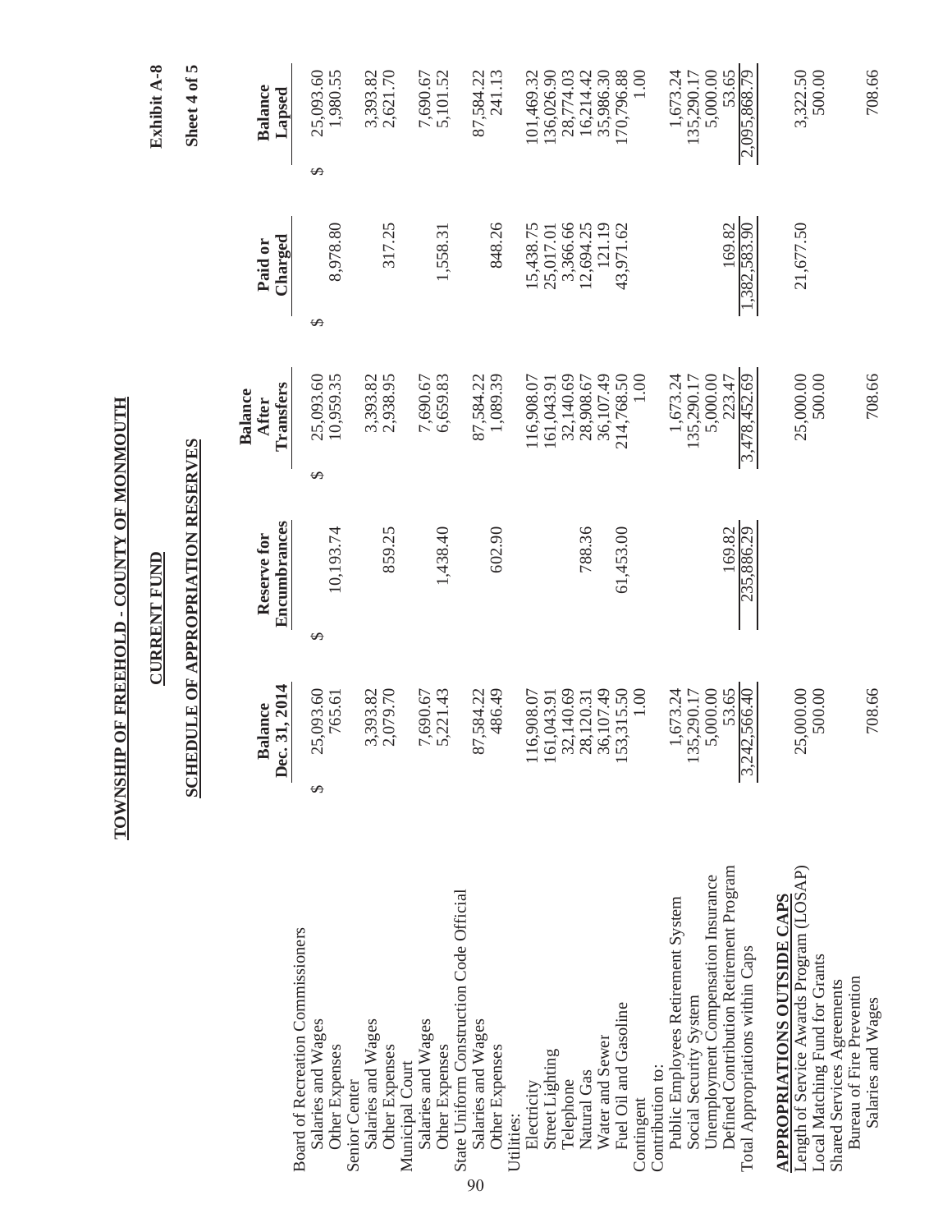# TOWNSHIP OF FREEHOLD - COUNTY OF MONMOUTH

## CURRENT FUND

## SCHEDULE OF APPROPRIATION RESERVES

Exhibit A-8

Sheet 4 of 5

| | Balance Dec. 31, 2014 | Reserve for Encumbrances | Balance After Transfers | Paid or Charged | Balance Lapsed |
|---|---|---|---|---|---|
| Board of Recreation Commissioners | | | | | |
| Salaries and Wages | $ 25,093.60 | | $ 25,093.60 | | $ 25,093.60 |
| Other Expenses | 765.61 | $ 10,193.74 | 10,959.35 | $ 8,978.80 | 1,980.55 |
| Senior Center | | | | | |
| Salaries and Wages | 3,393.82 | | 3,393.82 | | 3,393.82 |
| Other Expenses | 2,079.70 | 859.25 | 2,938.95 | 317.25 | 2,621.70 |
| Municipal Court | | | | | |
| Salaries and Wages | 7,690.67 | | 7,690.67 | | 7,690.67 |
| Other Expenses | 5,221.43 | 1,438.40 | 6,659.83 | 1,558.31 | 5,101.52 |
| State Uniform Construction Code Official | | | | | |
| Salaries and Wages | 87,584.22 | | 87,584.22 | | 87,584.22 |
| Other Expenses | 486.49 | 602.90 | 1,089.39 | 848.26 | 241.13 |
| Utilities: | | | | | |
| Electricity | 116,908.07 | | 116,908.07 | 15,438.75 | 101,469.32 |
| Street Lighting | 161,043.91 | | 161,043.91 | 25,017.01 | 136,026.90 |
| Telephone | 32,140.69 | | 32,140.69 | 3,366.66 | 28,774.03 |
| Natural Gas | 28,120.31 | 788.36 | 28,908.67 | 12,694.25 | 16,214.42 |
| Water and Sewer | 36,107.49 | | 36,107.49 | 121.19 | 35,986.30 |
| Fuel Oil and Gasoline | 153,315.50 | 61,453.00 | 214,768.50 | 43,971.62 | 170,796.88 |
| Contingent | 1.00 | | 1.00 | | 1.00 |
| Contribution to: | | | | | |
| Public Employees Retirement System | 1,673.24 | | 1,673.24 | | 1,673.24 |
| Social Security System | 135,290.17 | | 135,290.17 | | 135,290.17 |
| Unemployment Compensation Insurance | 5,000.00 | | 5,000.00 | | 5,000.00 |
| Defined Contribution Retirement Program | 53.65 | 169.82 | 223.47 | 169.82 | 53.65 |
| Total Appropriations within Caps | 3,242,566.40 | 235,886.29 | 3,478,452.69 | 1,382,583.90 | 2,095,868.79 |
| **APPROPRIATIONS OUTSIDE CAPS** | | | | | |
| Length of Service Awards Program (LOSAP) | 25,000.00 | | 25,000.00 | 21,677.50 | 3,322.50 |
| Local Matching Fund for Grants | 500.00 | | 500.00 | | 500.00 |
| Shared Services Agreements | | | | | |
| Bureau of Fire Prevention | | | | | |
| Salaries and Wages | 708.66 | | 708.66 | | 708.66 |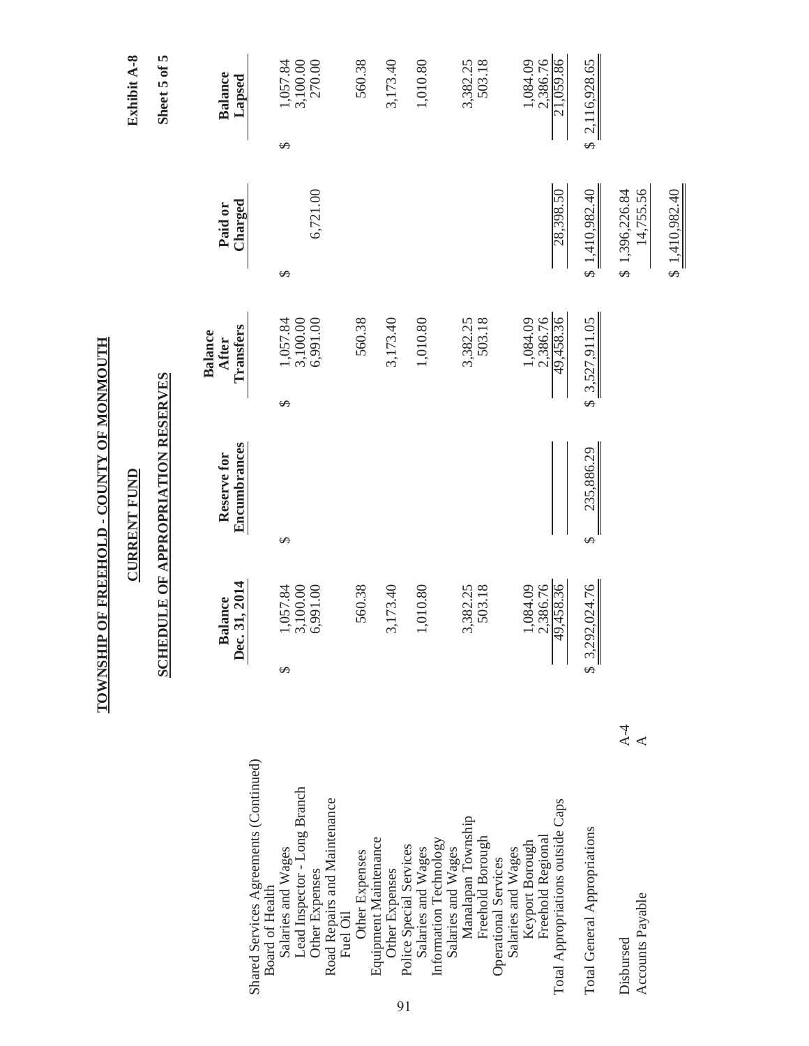# TOWNSHIP OF FREEHOLD - COUNTY OF MONMOUTH

## CURRENT FUND

## SCHEDULE OF APPROPRIATION RESERVES

Exhibit A-8

Sheet 5 of 5

| | | Balance Dec. 31, 2014 | Reserve for Encumbrances | Balance After Transfers | Paid or Charged | Balance Lapsed |
|---|---|---|---|---|---|---|
| Shared Services Agreements (Continued) | | | | | | |
| Board of Health | | | | | | |
| Salaries and Wages | | $ 1,057.84 | $ | $ 1,057.84 | $ | $ 1,057.84 |
| Lead Inspector - Long Branch | | 3,100.00 | | 3,100.00 | | 3,100.00 |
| Other Expenses | | 6,991.00 | | 6,991.00 | 6,721.00 | 270.00 |
| Road Repairs and Maintenance | | | | | | |
| Fuel Oil | | | | | | |
| Other Expenses | | 560.38 | | 560.38 | | 560.38 |
| Equipment Maintenance | | | | | | |
| Other Expenses | | 3,173.40 | | 3,173.40 | | 3,173.40 |
| Police Special Services | | | | | | |
| Salaries and Wages | | 1,010.80 | | 1,010.80 | | 1,010.80 |
| Information Technology | | | | | | |
| Salaries and Wages | | | | | | |
| Manalapan Township | | 3,382.25 | | 3,382.25 | | 3,382.25 |
| Freehold Borough | | 503.18 | | 503.18 | | 503.18 |
| Operational Services | | | | | | |
| Salaries and Wages | | | | | | |
| Keyport Borough | | 1,084.09 | | 1,084.09 | | 1,084.09 |
| Freehold Regional | | 2,386.76 | | 2,386.76 | | 2,386.76 |
| Total Appropriations outside Caps | | 49,458.36 | | 49,458.36 | 28,398.50 | 21,059.86 |
| Total General Appropriations | | $ 3,292,024.76 | $ 235,886.29 | $ 3,527,911.05 | $ 1,410,982.40 | $ 2,116,928.65 |
| Disbursed | A-4 | | | | $ 1,396,226.84 | |
| Accounts Payable | A | | | | 14,755.56 | |
| | | | | | $ 1,410,982.40 | |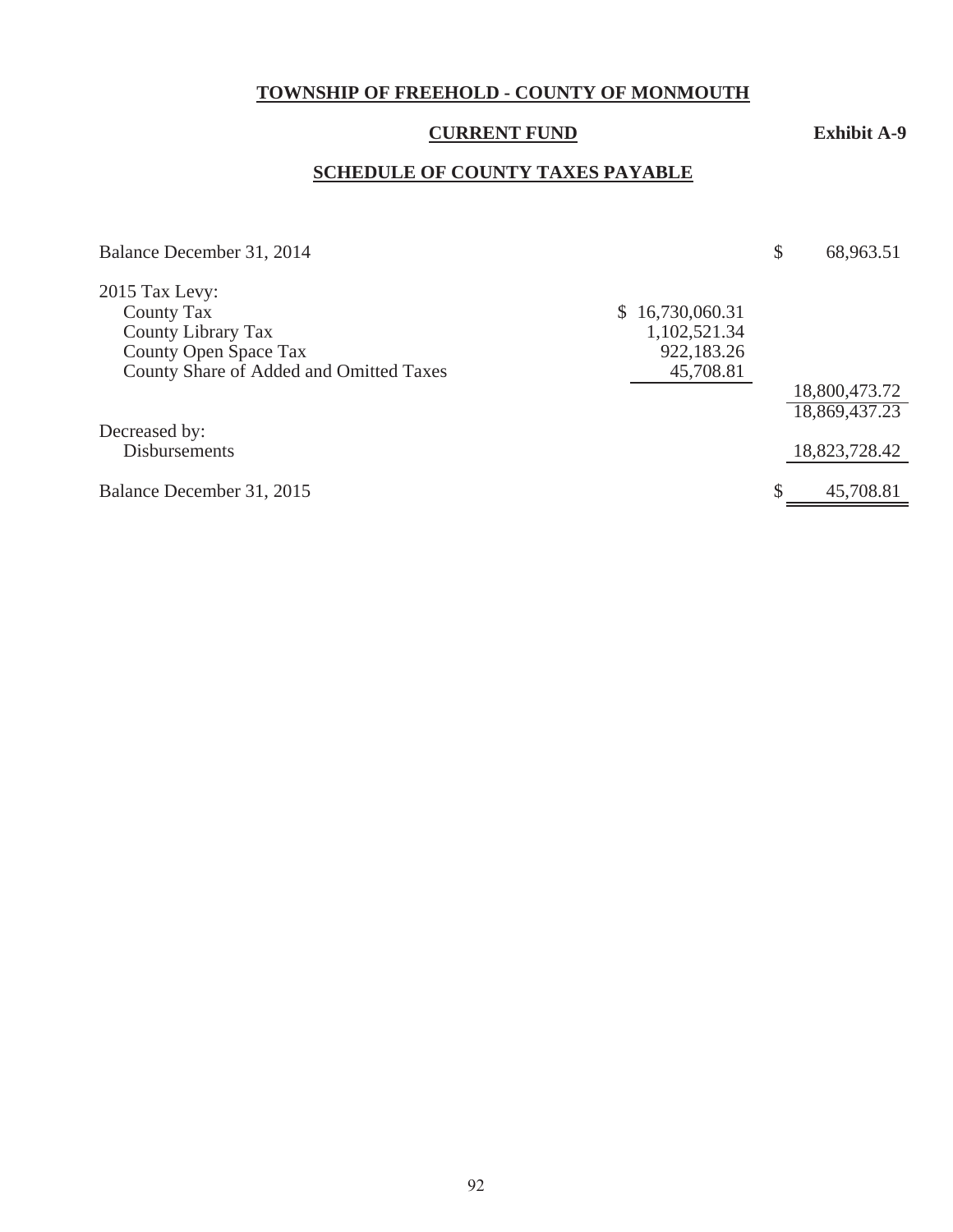# TOWNSHIP OF FREEHOLD - COUNTY OF MONMOUTH

## CURRENT FUND

**Exhibit A-9**

## SCHEDULE OF COUNTY TAXES PAYABLE

| | | |
|---|---|---|
| Balance December 31, 2014 | | $ 68,963.51 |
| 2015 Tax Levy: | | |
| County Tax | $ 16,730,060.31 | |
| County Library Tax | 1,102,521.34 | |
| County Open Space Tax | 922,183.26 | |
| County Share of Added and Omitted Taxes | 45,708.81 | |
| | | 18,800,473.72 |
| | | 18,869,437.23 |
| Decreased by: | | |
| Disbursements | | 18,823,728.42 |
| Balance December 31, 2015 | | $ 45,708.81 |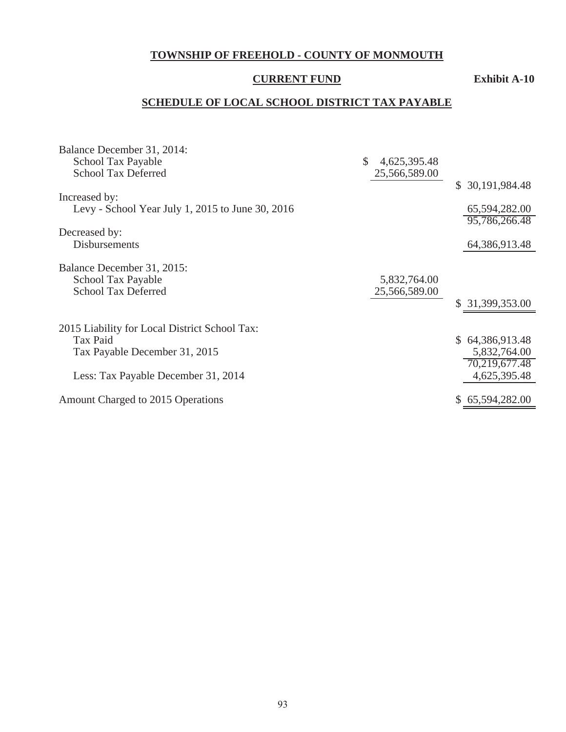# TOWNSHIP OF FREEHOLD - COUNTY OF MONMOUTH

## CURRENT FUND

**Exhibit A-10**

## SCHEDULE OF LOCAL SCHOOL DISTRICT TAX PAYABLE

| | | |
|---|---|---|
| Balance December 31, 2014: | | |
| School Tax Payable | $ 4,625,395.48 | |
| School Tax Deferred | 25,566,589.00 | |
| | | $ 30,191,984.48 |
| Increased by: | | |
| Levy - School Year July 1, 2015 to June 30, 2016 | | 65,594,282.00 |
| | | 95,786,266.48 |
| Decreased by: | | |
| Disbursements | | 64,386,913.48 |
| Balance December 31, 2015: | | |
| School Tax Payable | 5,832,764.00 | |
| School Tax Deferred | 25,566,589.00 | |
| | | $ 31,399,353.00 |
| 2015 Liability for Local District School Tax: | | |
| Tax Paid | | $ 64,386,913.48 |
| Tax Payable December 31, 2015 | | 5,832,764.00 |
| | | 70,219,677.48 |
| Less: Tax Payable December 31, 2014 | | 4,625,395.48 |
| Amount Charged to 2015 Operations | | $ 65,594,282.00 |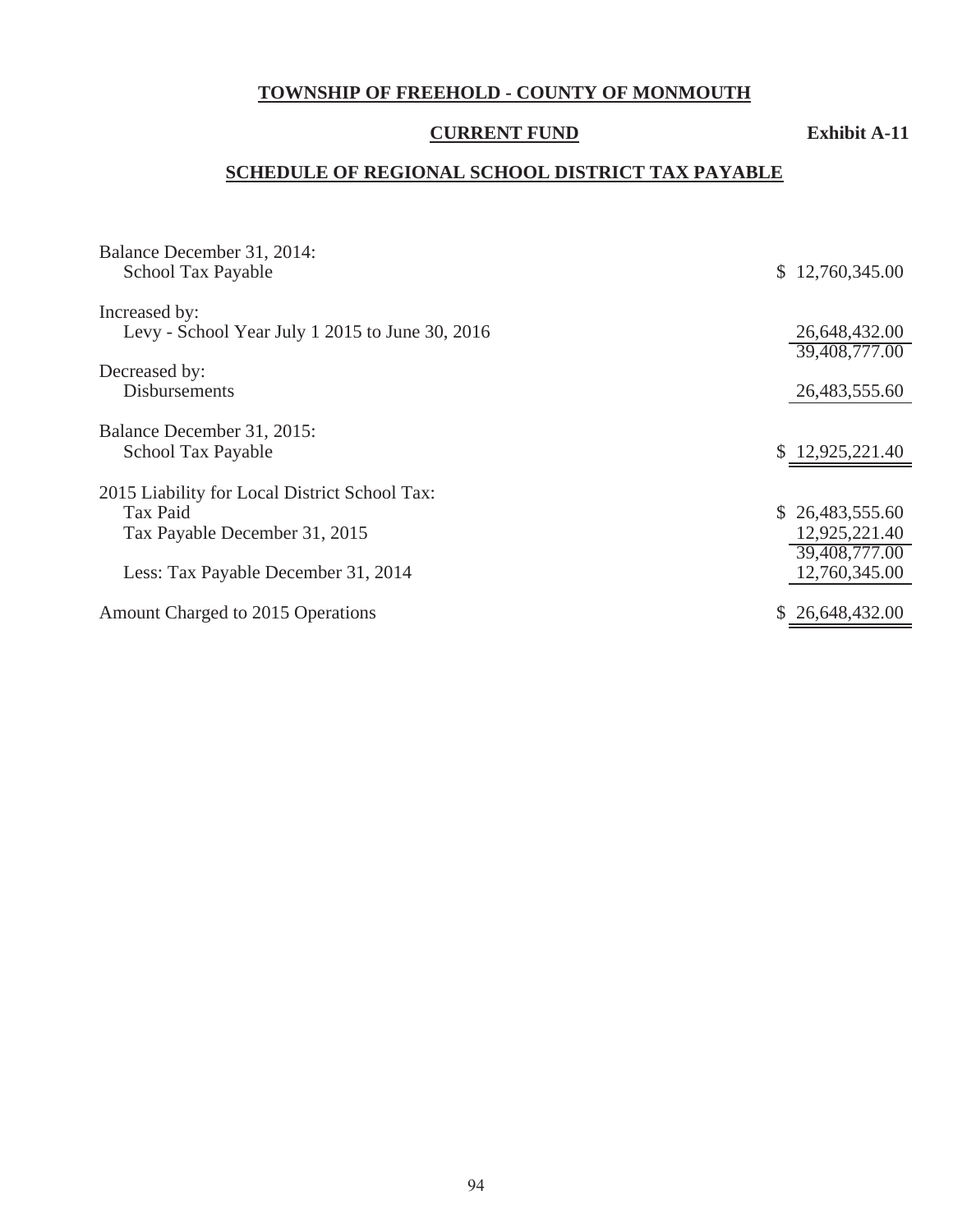**TOWNSHIP OF FREEHOLD - COUNTY OF MONMOUTH**

**CURRENT FUND** **Exhibit A-11**

**SCHEDULE OF REGIONAL SCHOOL DISTRICT TAX PAYABLE**

| | |
|---|---|
| Balance December 31, 2014: | |
| School Tax Payable | $ 12,760,345.00 |
| Increased by: | |
| Levy - School Year July 1 2015 to June 30, 2016 | 26,648,432.00 |
| | 39,408,777.00 |
| Decreased by: | |
| Disbursements | 26,483,555.60 |
| Balance December 31, 2015: | |
| School Tax Payable | $ 12,925,221.40 |
| 2015 Liability for Local District School Tax: | |
| Tax Paid | $ 26,483,555.60 |
| Tax Payable December 31, 2015 | 12,925,221.40 |
| | 39,408,777.00 |
| Less: Tax Payable December 31, 2014 | 12,760,345.00 |
| Amount Charged to 2015 Operations | $ 26,648,432.00 |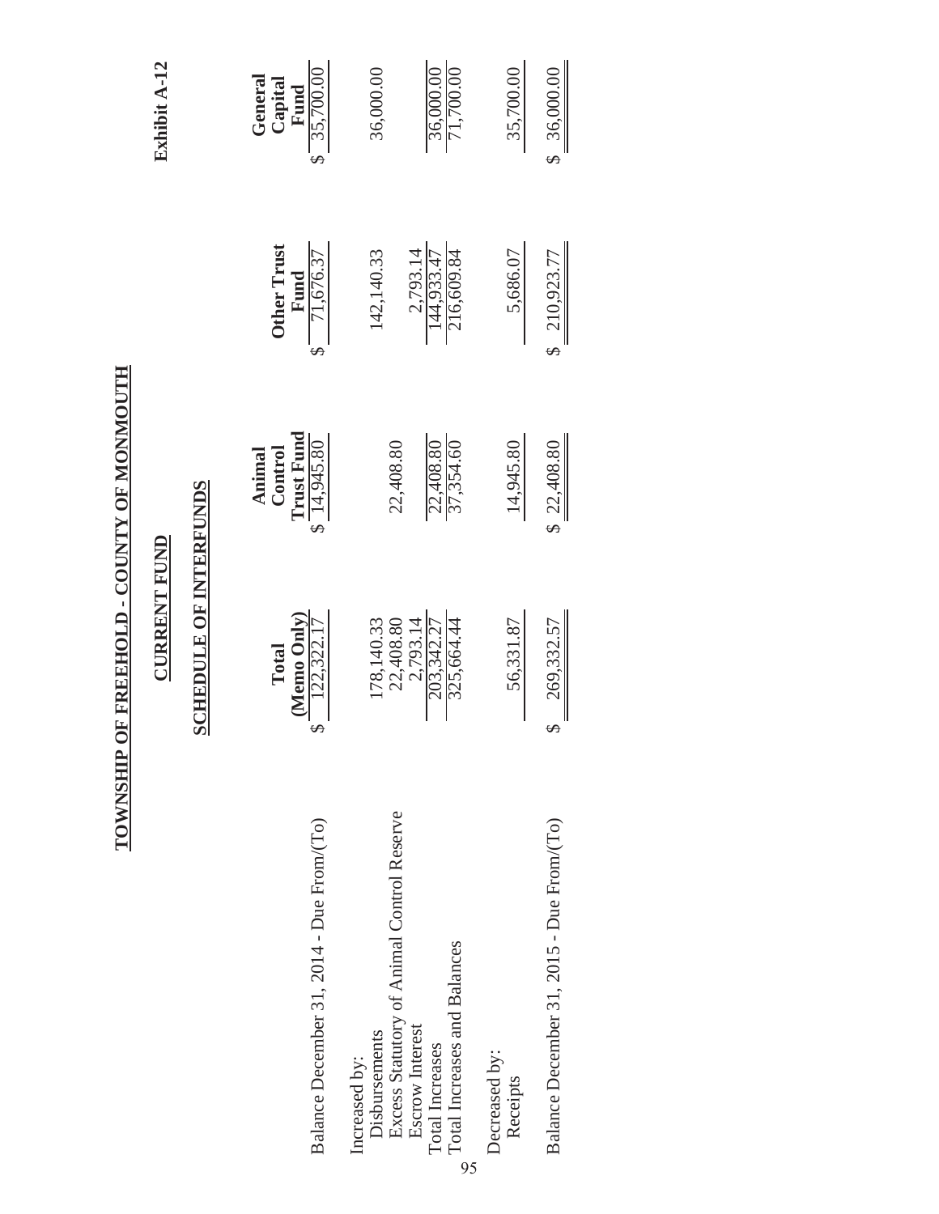**Exhibit A-12**

# TOWNSHIP OF FREEHOLD - COUNTY OF MONMOUTH

## CURRENT FUND

## SCHEDULE OF INTERFUNDS

| | Total (Memo Only) | Animal Control Trust Fund | Other Trust Fund | General Capital Fund |
|---|---|---|---|---|
| Balance December 31, 2014 - Due From/(To) | $ 122,322.17 | $ 14,945.80 | $ 71,676.37 | $ 35,700.00 |
| Increased by: | | | | |
| Disbursements | 178,140.33 | | 142,140.33 | 36,000.00 |
| Excess Statutory of Animal Control Reserve | 22,408.80 | 22,408.80 | | |
| Escrow Interest | 2,793.14 | | 2,793.14 | |
| Total Increases | 203,342.27 | 22,408.80 | 144,933.47 | 36,000.00 |
| Total Increases and Balances | 325,664.44 | 37,354.60 | 216,609.84 | 71,700.00 |
| Decreased by: | | | | |
| Receipts | 56,331.87 | 14,945.80 | 5,686.07 | 35,700.00 |
| Balance December 31, 2015 - Due From/(To) | $ 269,332.57 | $ 22,408.80 | $ 210,923.77 | $ 36,000.00 |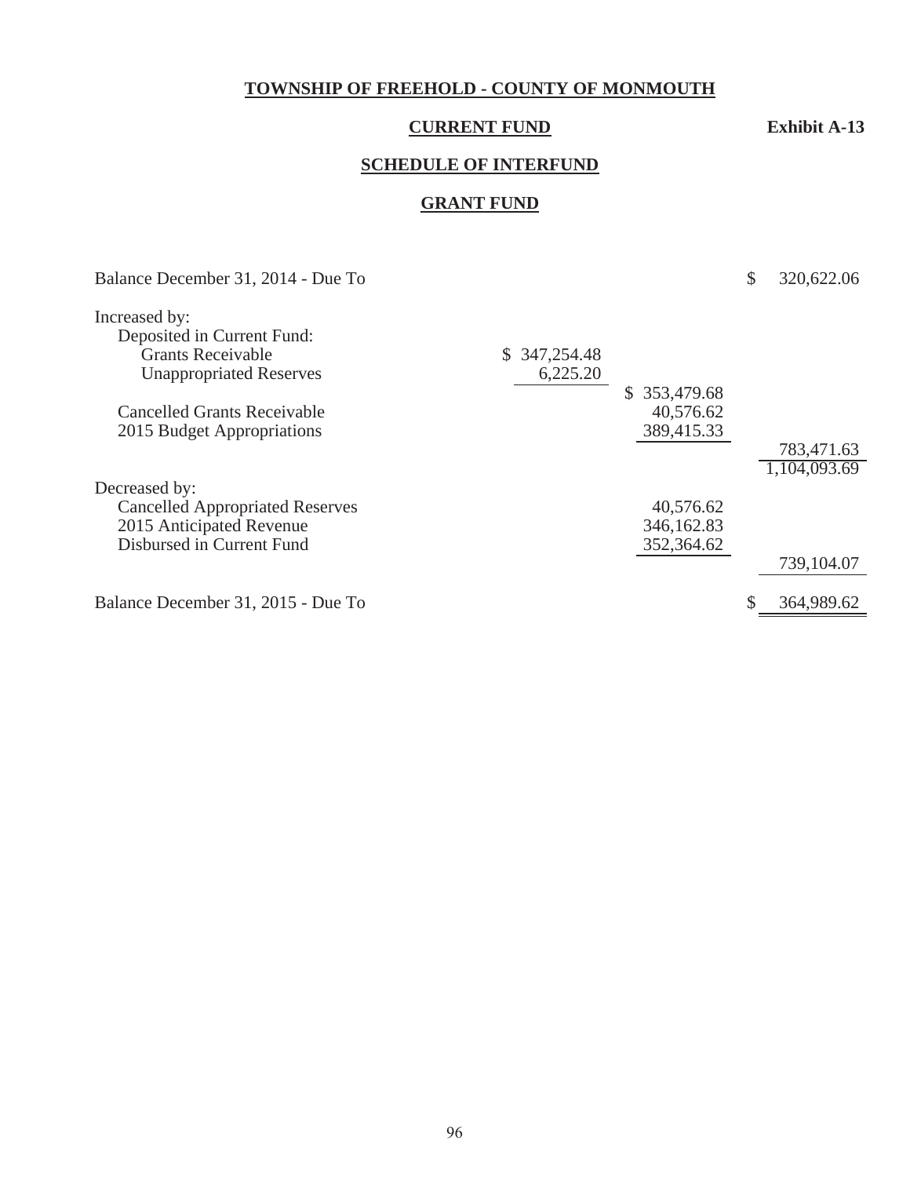**TOWNSHIP OF FREEHOLD - COUNTY OF MONMOUTH**

**CURRENT FUND** **Exhibit A-13**

**SCHEDULE OF INTERFUND**

**GRANT FUND**

| | | | |
|---|---|---|---|
| Balance December 31, 2014 - Due To | | | $ 320,622.06 |
| Increased by: | | | |
| Deposited in Current Fund: | | | |
| Grants Receivable | $ 347,254.48 | | |
| Unappropriated Reserves | 6,225.20 | | |
| | | $ 353,479.68 | |
| Cancelled Grants Receivable | | 40,576.62 | |
| 2015 Budget Appropriations | | 389,415.33 | |
| | | | 783,471.63 |
| | | | 1,104,093.69 |
| Decreased by: | | | |
| Cancelled Appropriated Reserves | | 40,576.62 | |
| 2015 Anticipated Revenue | | 346,162.83 | |
| Disbursed in Current Fund | | 352,364.62 | |
| | | | 739,104.07 |
| Balance December 31, 2015 - Due To | | | $ 364,989.62 |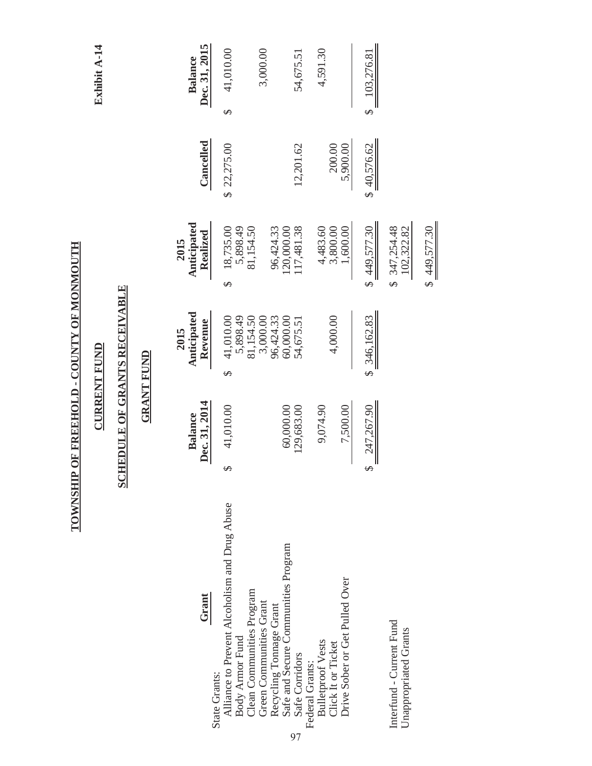**Exhibit A-14**

# TOWNSHIP OF FREEHOLD - COUNTY OF MONMOUTH

## CURRENT FUND

## SCHEDULE OF GRANTS RECEIVABLE

### GRANT FUND

| Grant | Balance Dec. 31, 2014 | 2015 Anticipated Revenue | 2015 Anticipated Realized | Cancelled | Balance Dec. 31, 2015 |
|---|---|---|---|---|---|
| State Grants: | | | | | |
| Alliance to Prevent Alcoholism and Drug Abuse | $ 41,010.00 | $ 41,010.00 | $ 18,735.00 | $ 22,275.00 | $ 41,010.00 |
| Body Armor Fund | | 5,898.49 | 5,898.49 | | |
| Clean Communities Program | | 81,154.50 | 81,154.50 | | |
| Green Communities Grant | | 3,000.00 | | | 3,000.00 |
| Recycling Tonnage Grant | | 96,424.33 | 96,424.33 | | |
| Safe and Secure Communities Program | 60,000.00 | 60,000.00 | 120,000.00 | | |
| Safe Corridors | 129,683.00 | 54,675.51 | 117,481.38 | 12,201.62 | 54,675.51 |
| Federal Grants: | | | | | |
| Bulletproof Vests | 9,074.90 | | 4,483.60 | | 4,591.30 |
| Click It or Ticket | | 4,000.00 | 3,800.00 | 200.00 | |
| Drive Sober or Get Pulled Over | 7,500.00 | | 1,600.00 | 5,900.00 | |
| | $ 247,267.90 | $ 346,162.83 | $ 449,577.30 | $ 40,576.62 | $ 103,276.81 |
| Interfund - Current Fund | | | $ 347,254.48 | | |
| Unappropriated Grants | | | 102,322.82 | | |
| | | | $ 449,577.30 | | |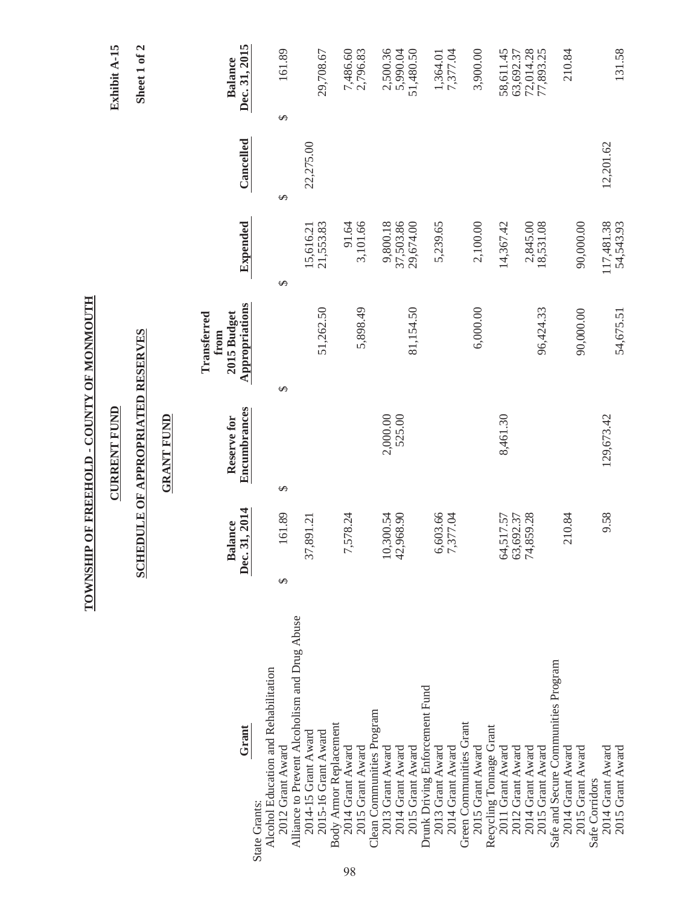# TOWNSHIP OF FREEHOLD - COUNTY OF MONMOUTH

## CURRENT FUND

## SCHEDULE OF APPROPRIATED RESERVES

## GRANT FUND

Exhibit A-15

Sheet 1 of 2

| Grant | Balance Dec. 31, 2014 | Reserve for Encumbrances | Transferred from 2015 Budget Appropriations | Expended | Cancelled | Balance Dec. 31, 2015 |
|---|---|---|---|---|---|---|
| State Grants: | | | | | | |
| Alcohol Education and Rehabilitation | | | | | | |
| 2012 Grant Award | $ 161.89 | $ | $ | $ | $ | $ 161.89 |
| Alliance to Prevent Alcoholism and Drug Abuse | | | | | | |
| 2014-15 Grant Award | 37,891.21 | | | 15,616.21 | 22,275.00 | |
| 2015-16 Grant Award | | | 51,262.50 | 21,553.83 | | 29,708.67 |
| Body Armor Replacement | | | | | | |
| 2014 Grant Award | 7,578.24 | | | 91.64 | | 7,486.60 |
| 2015 Grant Award | | | 5,898.49 | 3,101.66 | | 2,796.83 |
| Clean Communities Program | | | | | | |
| 2013 Grant Award | 10,300.54 | 2,000.00 | | 9,800.18 | | 2,500.36 |
| 2014 Grant Award | 42,968.90 | 525.00 | | 37,503.86 | | 5,990.04 |
| 2015 Grant Award | | | 81,154.50 | 29,674.00 | | 51,480.50 |
| Drunk Driving Enforcement Fund | | | | | | |
| 2013 Grant Award | 6,603.66 | | | 5,239.65 | | 1,364.01 |
| 2014 Grant Award | 7,377.04 | | | | | 7,377.04 |
| Green Communities Grant | | | | | | |
| 2015 Grant Award | | | 6,000.00 | 2,100.00 | | 3,900.00 |
| Recycling Tonnage Grant | | | | | | |
| 2011 Grant Award | 64,517.57 | 8,461.30 | | 14,367.42 | | 58,611.45 |
| 2012 Grant Award | 63,692.37 | | | | | 63,692.37 |
| 2014 Grant Award | 74,859.28 | | | 2,845.00 | | 72,014.28 |
| 2015 Grant Award | | | 96,424.33 | 18,531.08 | | 77,893.25 |
| Safe and Secure Communities Program | | | | | | |
| 2014 Grant Award | 210.84 | | | | | 210.84 |
| 2015 Grant Award | | | 90,000.00 | 90,000.00 | | |
| Safe Corridors | | | | | | |
| 2014 Grant Award | 9.58 | 129,673.42 | | 117,481.38 | 12,201.62 | |
| 2015 Grant Award | | | 54,675.51 | 54,543.93 | | 131.58 |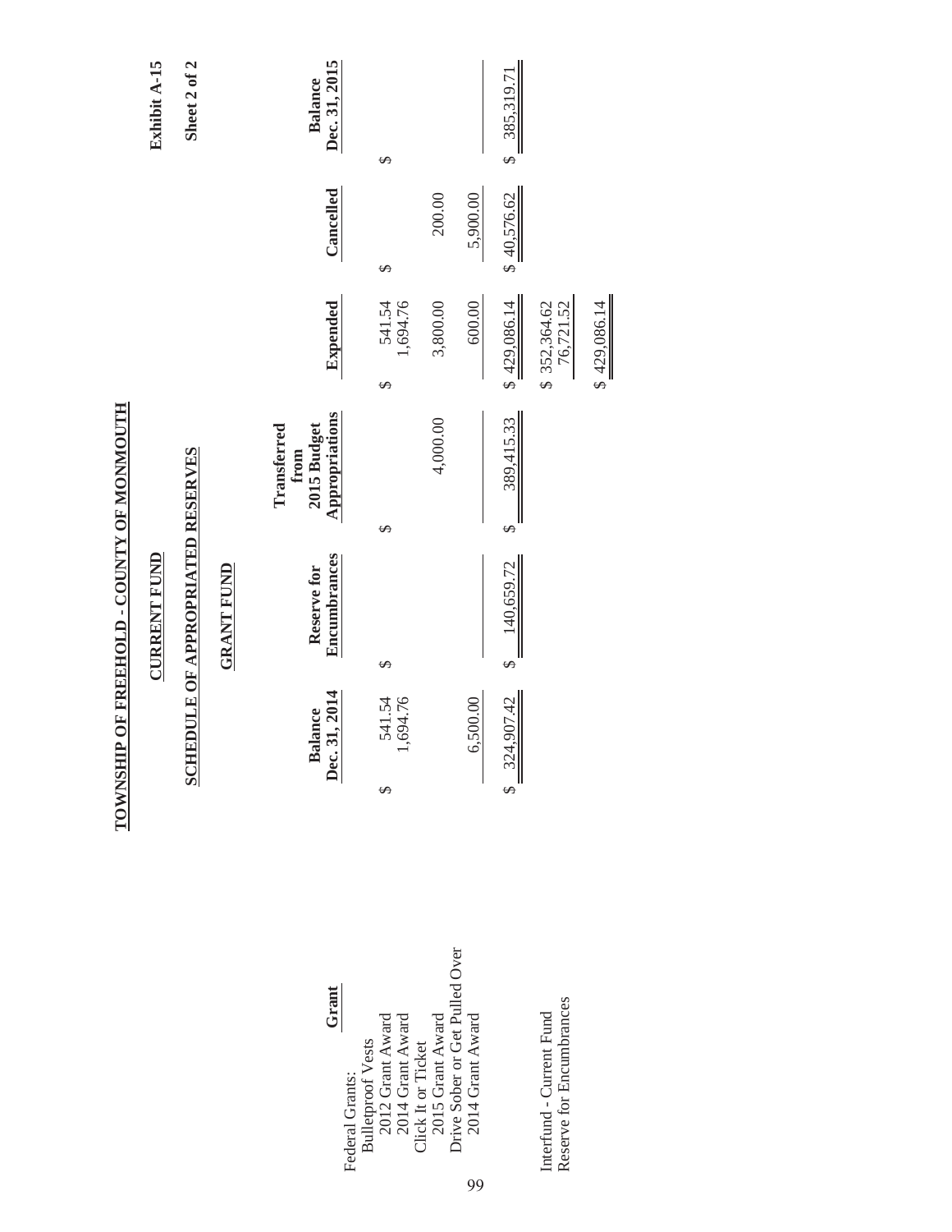# TOWNSHIP OF FREEHOLD - COUNTY OF MONMOUTH

Exhibit A-15

Sheet 2 of 2

## CURRENT FUND

## SCHEDULE OF APPROPRIATED RESERVES

## GRANT FUND

| Grant | Balance Dec. 31, 2014 | Reserve for Encumbrances | Transferred from 2015 Budget Appropriations | Expended | Cancelled | Balance Dec. 31, 2015 |
|---|---|---|---|---|---|---|
| Federal Grants: | | | | | | |
| Bulletproof Vests | | | | | | |
| 2012 Grant Award | $ 541.54 | $ | $ | $ 541.54 | $ | $ |
| 2014 Grant Award | 1,694.76 | | | 1,694.76 | | |
| Click It or Ticket | | | | | | |
| 2015 Grant Award | | | 4,000.00 | 3,800.00 | 200.00 | |
| Drive Sober or Get Pulled Over | | | | | | |
| 2014 Grant Award | 6,500.00 | | | 600.00 | 5,900.00 | |
| | $ 324,907.42 | $ 140,659.72 | $ 389,415.33 | $ 429,086.14 | $ 40,576.62 | $ 385,319.71 |
| Interfund - Current Fund | | | | $ 352,364.62 | | |
| Reserve for Encumbrances | | | | 76,721.52 | | |
| | | | | $ 429,086.14 | | |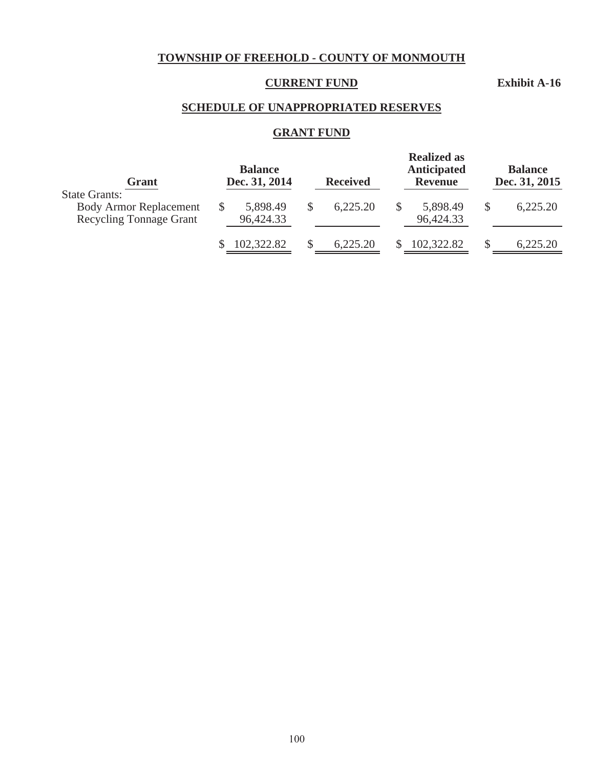# TOWNSHIP OF FREEHOLD - COUNTY OF MONMOUTH

## CURRENT FUND

**Exhibit A-16**

## SCHEDULE OF UNAPPROPRIATED RESERVES

## GRANT FUND

| Grant | Balance Dec. 31, 2014 | Received | Realized as Anticipated Revenue | Balance Dec. 31, 2015 |
|---|---|---|---|---|
| State Grants: | | | | |
| Body Armor Replacement | $ 5,898.49 | $ 6,225.20 | $ 5,898.49 | $ 6,225.20 |
| Recycling Tonnage Grant | 96,424.33 | | 96,424.33 | |
| | $ 102,322.82 | $ 6,225.20 | $ 102,322.82 | $ 6,225.20 |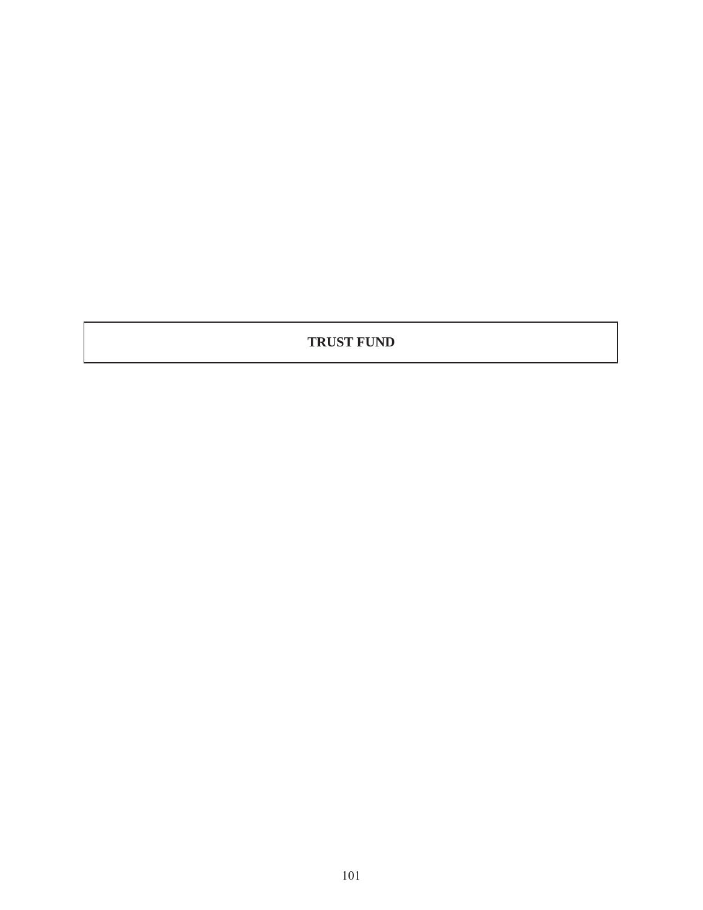# TRUST FUND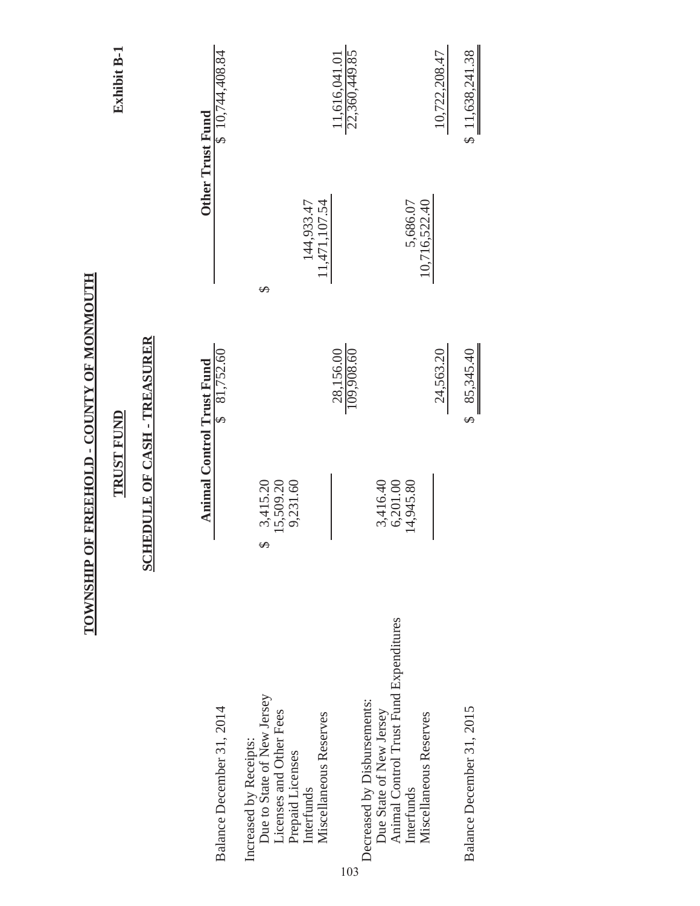Exhibit B-1

# TOWNSHIP OF FREEHOLD - COUNTY OF MONMOUTH

## TRUST FUND

## SCHEDULE OF CASH - TREASURER

| | Animal Control Trust Fund | | Other Trust Fund | |
|---|---|---|---|---|
| Balance December 31, 2014 | | $ 81,752.60 | | $ 10,744,408.84 |
| Increased by Receipts: | | | | |
| Due to State of New Jersey | $ 3,415.20 | | $ | |
| Licenses and Other Fees | 15,509.20 | | | |
| Prepaid Licenses | 9,231.60 | | | |
| Interfunds | | | 144,933.47 | |
| Miscellaneous Reserves | | | 11,471,107.54 | |
| | | 28,156.00 | | 11,616,041.01 |
| | | 109,908.60 | | 22,360,449.85 |
| Decreased by Disbursements: | | | | |
| Due State of New Jersey | 3,416.40 | | | |
| Animal Control Trust Fund Expenditures | 6,201.00 | | | |
| Interfunds | 14,945.80 | | 5,686.07 | |
| Miscellaneous Reserves | | | 10,716,522.40 | |
| | | 24,563.20 | | 10,722,208.47 |
| Balance December 31, 2015 | | $ 85,345.40 | | $ 11,638,241.38 |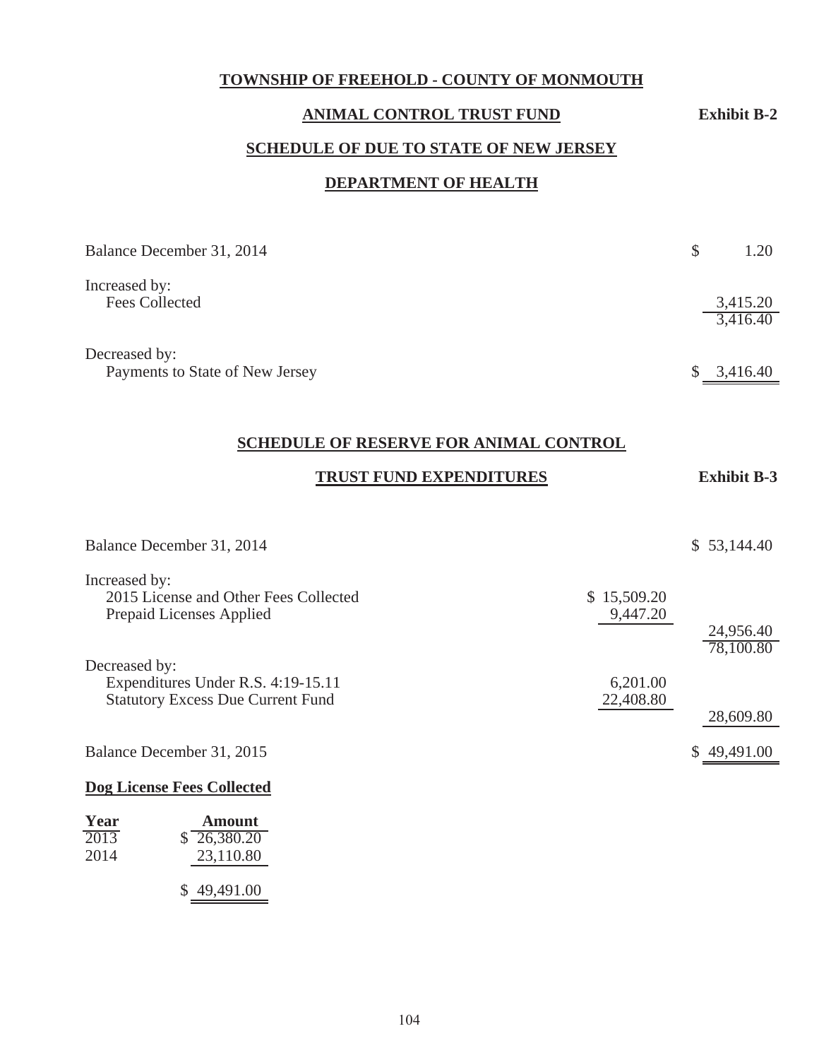# TOWNSHIP OF FREEHOLD - COUNTY OF MONMOUTH

## ANIMAL CONTROL TRUST FUND

**Exhibit B-2**

## SCHEDULE OF DUE TO STATE OF NEW JERSEY

## DEPARTMENT OF HEALTH

| | |
|---|---|
| Balance December 31, 2014 | $ 1.20 |
| Increased by: | |
| Fees Collected | 3,415.20 |
| | 3,416.40 |
| Decreased by: | |
| Payments to State of New Jersey | $ 3,416.40 |

## SCHEDULE OF RESERVE FOR ANIMAL CONTROL

## TRUST FUND EXPENDITURES

**Exhibit B-3**

| | | |
|---|---|---|
| Balance December 31, 2014 | | $ 53,144.40 |
| Increased by: | | |
| 2015 License and Other Fees Collected | $ 15,509.20 | |
| Prepaid Licenses Applied | 9,447.20 | |
| | | 24,956.40 |
| | | 78,100.80 |
| Decreased by: | | |
| Expenditures Under R.S. 4:19-15.11 | 6,201.00 | |
| Statutory Excess Due Current Fund | 22,408.80 | |
| | | 28,609.80 |
| Balance December 31, 2015 | | $ 49,491.00 |

**Dog License Fees Collected**

| Year | Amount |
|---|---|
| 2013 | $ 26,380.20 |
| 2014 | 23,110.80 |
| | $ 49,491.00 |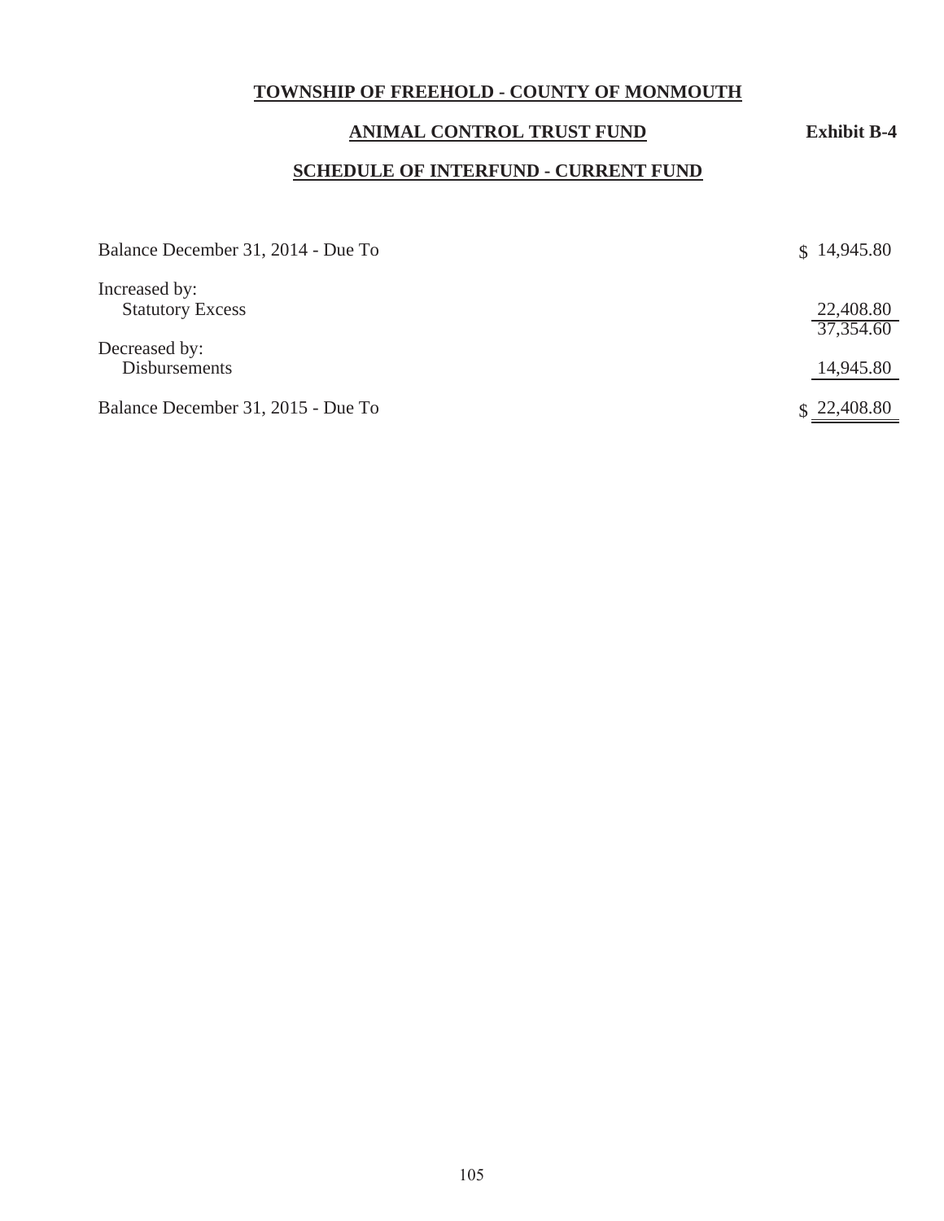**TOWNSHIP OF FREEHOLD - COUNTY OF MONMOUTH**

**ANIMAL CONTROL TRUST FUND** **Exhibit B-4**

**SCHEDULE OF INTERFUND - CURRENT FUND**

| | |
|---|---|
| Balance December 31, 2014 - Due To | $ 14,945.80 |
| Increased by: | |
| Statutory Excess | 22,408.80 |
| | 37,354.60 |
| Decreased by: | |
| Disbursements | 14,945.80 |
| Balance December 31, 2015 - Due To | $ 22,408.80 |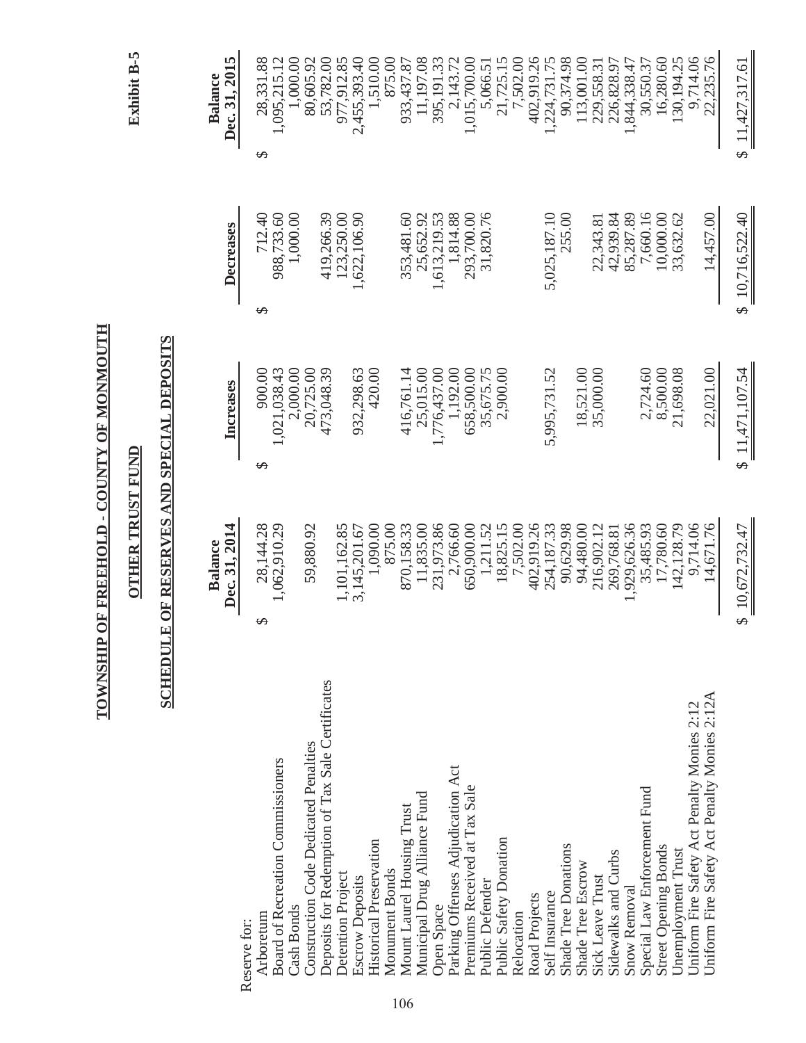# TOWNSHIP OF FREEHOLD - COUNTY OF MONMOUTH

Exhibit B-5

## OTHER TRUST FUND

## SCHEDULE OF RESERVES AND SPECIAL DEPOSITS

| | Balance Dec. 31, 2014 | Increases | Decreases | Balance Dec. 31, 2015 |
|---|---|---|---|---|
| Reserve for: | | | | |
| Arboretum | $ 28,144.28 | $ 900.00 | $ 712.40 | $ 28,331.88 |
| Board of Recreation Commissioners | 1,062,910.29 | 1,021,038.43 | 988,733.60 | 1,095,215.12 |
| Cash Bonds | | 2,000.00 | 1,000.00 | 1,000.00 |
| Construction Code Dedicated Penalties | 59,880.92 | 20,725.00 | | 80,605.92 |
| Deposits for Redemption of Tax Sale Certificates | | 473,048.39 | 419,266.39 | 53,782.00 |
| Detention Project | 1,101,162.85 | | 123,250.00 | 977,912.85 |
| Escrow Deposits | 3,145,201.67 | 932,298.63 | 1,622,106.90 | 2,455,393.40 |
| Historical Preservation | 1,090.00 | 420.00 | | 1,510.00 |
| Monument Bonds | 875.00 | | | 875.00 |
| Mount Laurel Housing Trust | 870,158.33 | 416,761.14 | 353,481.60 | 933,437.87 |
| Municipal Drug Alliance Fund | 11,835.00 | 25,015.00 | 25,652.92 | 11,197.08 |
| Open Space | 231,973.86 | 1,776,437.00 | 1,613,219.53 | 395,191.33 |
| Parking Offenses Adjudication Act | 2,766.60 | 1,192.00 | 1,814.88 | 2,143.72 |
| Premiums Received at Tax Sale | 650,900.00 | 658,500.00 | 293,700.00 | 1,015,700.00 |
| Public Defender | 1,211.52 | 35,675.75 | 31,820.76 | 5,066.51 |
| Public Safety Donation | 18,825.15 | 2,900.00 | | 21,725.15 |
| Relocation | 7,502.00 | | | 7,502.00 |
| Road Projects | 402,919.26 | | | 402,919.26 |
| Self Insurance | 254,187.33 | 5,995,731.52 | 5,025,187.10 | 1,224,731.75 |
| Shade Tree Donations | 90,629.98 | | 255.00 | 90,374.98 |
| Shade Tree Escrow | 94,480.00 | 18,521.00 | | 113,001.00 |
| Sick Leave Trust | 216,902.12 | 35,000.00 | 22,343.81 | 229,558.31 |
| Sidewalks and Curbs | 269,768.81 | | 42,939.84 | 226,828.97 |
| Snow Removal | 1,929,626.36 | | 85,287.89 | 1,844,338.47 |
| Special Law Enforcement Fund | 35,485.93 | 2,724.60 | 7,660.16 | 30,550.37 |
| Street Opening Bonds | 17,780.60 | 8,500.00 | 10,000.00 | 16,280.60 |
| Unemployment Trust | 142,128.79 | 21,698.08 | 33,632.62 | 130,194.25 |
| Uniform Fire Safety Act Penalty Monies 2:12 | 9,714.06 | | | 9,714.06 |
| Uniform Fire Safety Act Penalty Monies 2:12A | 14,671.76 | 22,021.00 | 14,457.00 | 22,235.76 |
| | $ 10,672,732.47 | $ 11,471,107.54 | $ 10,716,522.40 | $ 11,427,317.61 |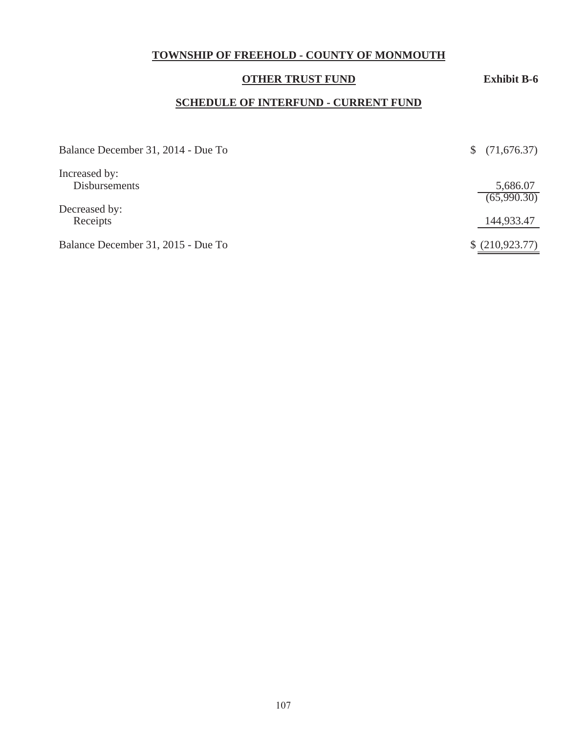# TOWNSHIP OF FREEHOLD - COUNTY OF MONMOUTH

## OTHER TRUST FUND

**Exhibit B-6**

## SCHEDULE OF INTERFUND - CURRENT FUND

| | |
|---|---|
| Balance December 31, 2014 - Due To | $ (71,676.37) |
| Increased by: | |
| Disbursements | 5,686.07 |
| | (65,990.30) |
| Decreased by: | |
| Receipts | 144,933.47 |
| Balance December 31, 2015 - Due To | $ (210,923.77) |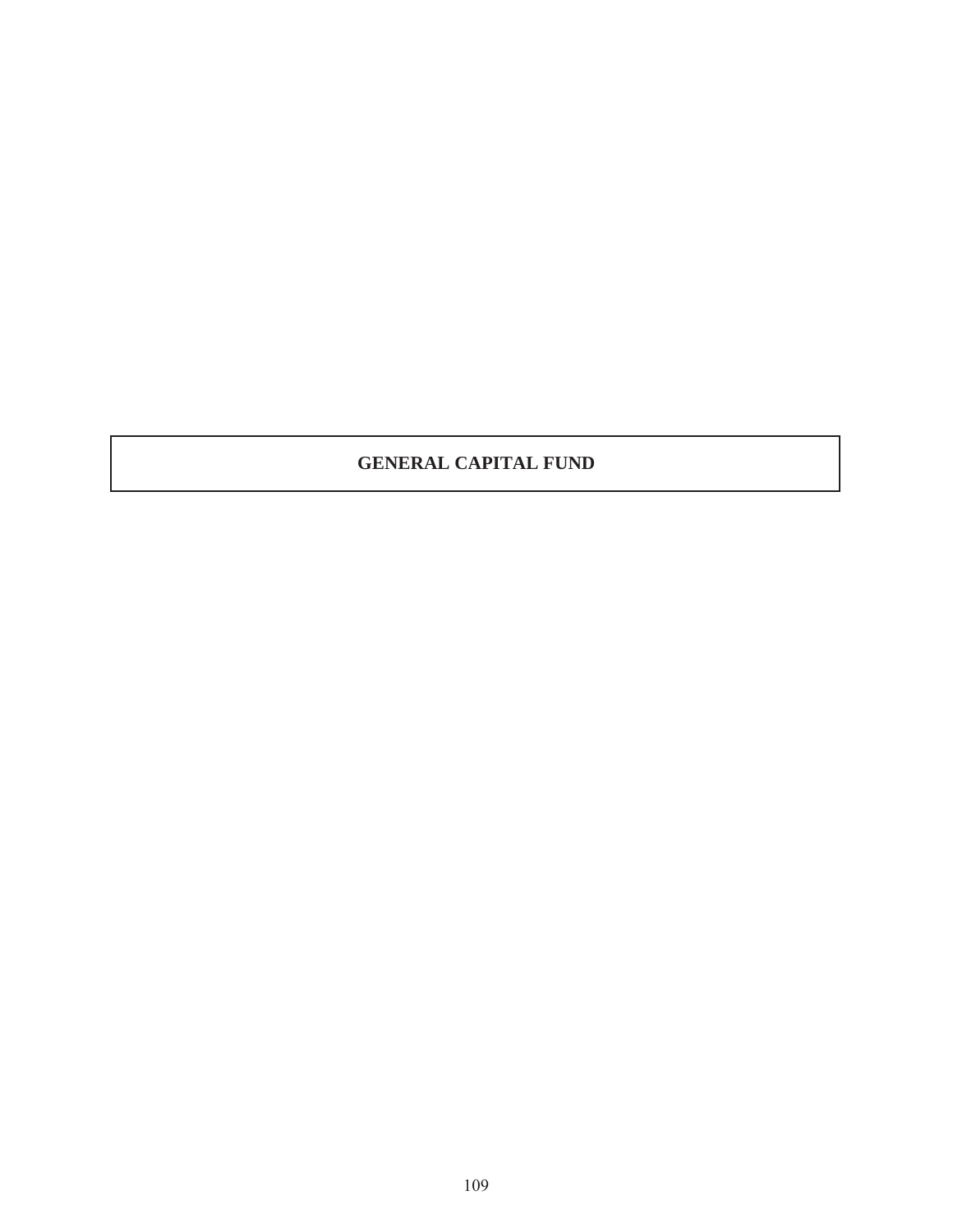# GENERAL CAPITAL FUND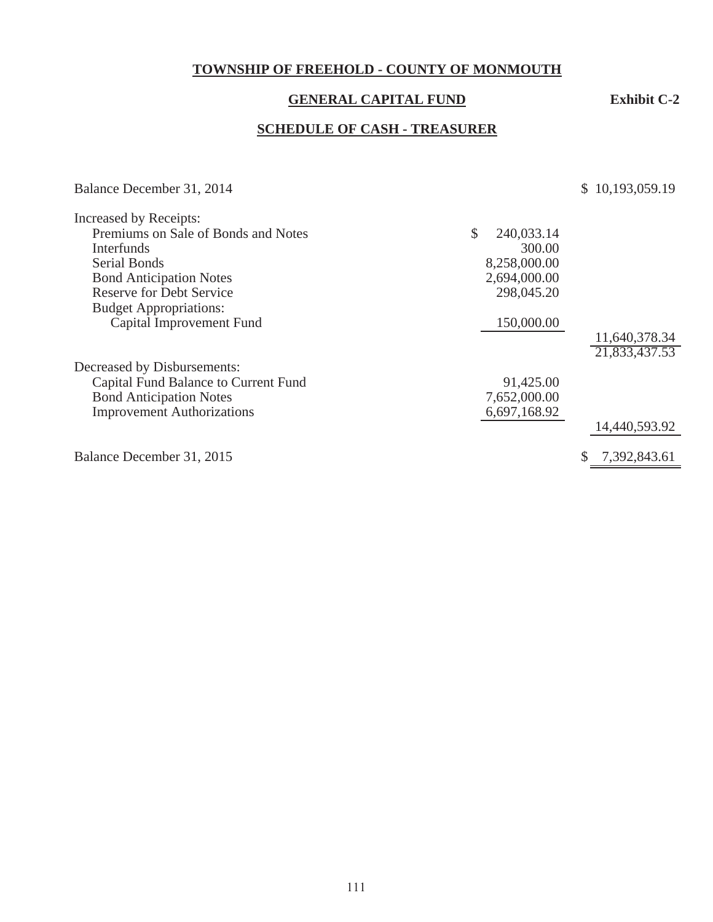**TOWNSHIP OF FREEHOLD - COUNTY OF MONMOUTH**

**GENERAL CAPITAL FUND** **Exhibit C-2**

**SCHEDULE OF CASH - TREASURER**

| | | |
|---|---|---|
| Balance December 31, 2014 | | $ 10,193,059.19 |
| Increased by Receipts: | | |
| Premiums on Sale of Bonds and Notes | $ 240,033.14 | |
| Interfunds | 300.00 | |
| Serial Bonds | 8,258,000.00 | |
| Bond Anticipation Notes | 2,694,000.00 | |
| Reserve for Debt Service | 298,045.20 | |
| Budget Appropriations: | | |
| Capital Improvement Fund | 150,000.00 | |
| | | 11,640,378.34 |
| | | 21,833,437.53 |
| Decreased by Disbursements: | | |
| Capital Fund Balance to Current Fund | 91,425.00 | |
| Bond Anticipation Notes | 7,652,000.00 | |
| Improvement Authorizations | 6,697,168.92 | |
| | | 14,440,593.92 |
| Balance December 31, 2015 | | $ 7,392,843.61 |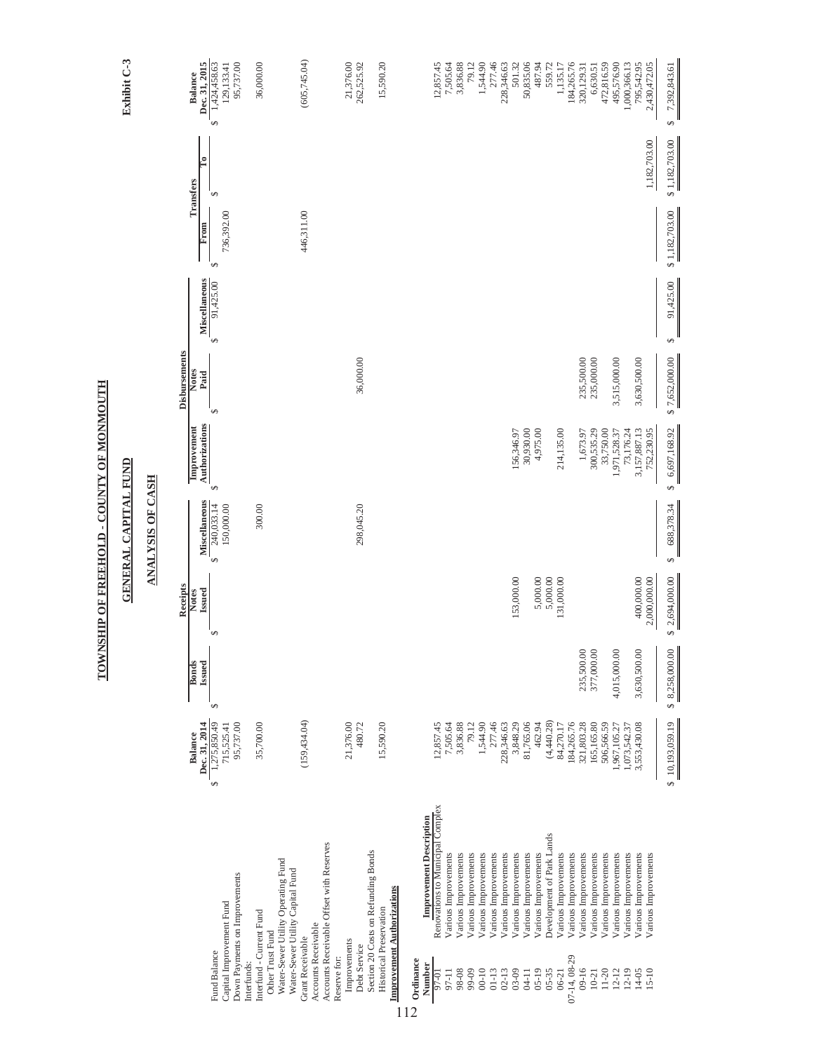# TOWNSHIP OF FREEHOLD - COUNTY OF MONMOUTH

## GENERAL CAPITAL FUND

### ANALYSIS OF CASH

**Exhibit C-3**

| | Balance Dec. 31, 2014 | Receipts: Bonds Issued | Receipts: Notes Issued | Receipts: Miscellaneous | Disbursements: Improvement Authorizations | Disbursements: Notes Paid | Disbursements: Miscellaneous | Transfers: From | Transfers: To | Balance Dec. 31, 2015 |
|---|---|---|---|---|---|---|---|---|---|---|
| Fund Balance | $ 1,275,850.49 | $ | $ | $ 240,033.14 | $ | $ | $ 91,425.00 | $ | $ | $ 1,424,458.63 |
| Capital Improvement Fund | 715,525.41 | | | 150,000.00 | | | | 736,392.00 | | 129,133.41 |
| Down Payments on Improvements | 95,737.00 | | | | | | | | | 95,737.00 |
| Interfunds: | | | | | | | | | | |
| Interfund - Current Fund | 35,700.00 | | | 300.00 | | | | | | 36,000.00 |
| Other Trust Fund | | | | | | | | | | |
| Water-Sewer Utility Operating Fund | | | | | | | | | | |
| Water-Sewer Utility Capital Fund | | | | | | | | | | |
| Grant Receivable | (159,434.04) | | | | | | | 446,311.00 | | (605,745.04) |
| Accounts Receivable | | | | | | | | | | |
| Accounts Receivable Offset with Reserves | | | | | | | | | | |
| Reserve for: | | | | | | | | | | |
| Improvements | 21,376.00 | | | | | | | | | 21,376.00 |
| Debt Service | 480.72 | | | 298,045.20 | | 36,000.00 | | | | 262,525.92 |
| Section 20 Costs on Refunding Bonds | | | | | | | | | | |
| Historical Preservation | 15,590.20 | | | | | | | | | 15,590.20 |
| **Improvement Authorizations** | | | | | | | | | | |
| **Ordinance Number / Improvement Description** | | | | | | | | | | |
| 97-01 Renovations to Municipal Complex | 12,857.45 | | | | | | | | | 12,857.45 |
| 97-11 Various Improvements | 7,505.64 | | | | | | | | | 7,505.64 |
| 98-08 Various Improvements | 3,836.88 | | | | | | | | | 3,836.88 |
| 99-09 Various Improvements | 79.12 | | | | | | | | | 79.12 |
| 00-10 Various Improvements | 1,544.90 | | | | | | | | | 1,544.90 |
| 01-13 Various Improvements | 277.46 | | | | | | | | | 277.46 |
| 02-13 Various Improvements | 228,346.63 | | | | | | | | | 228,346.63 |
| 03-09 Various Improvements | 3,848.29 | | 153,000.00 | | 156,346.97 | | | | | 501.32 |
| 04-11 Various Improvements | 81,765.06 | | | | 30,930.00 | | | | | 50,835.06 |
| 05-19 Various Improvements | 462.94 | | 5,000.00 | | 4,975.00 | | | | | 487.94 |
| 05-35 Development of Park Lands | (4,440.28) | | 5,000.00 | | | | | | | 559.72 |
| 06-21 Various Improvements | 84,270.17 | | 131,000.00 | | 214,135.00 | | | | | 1,135.17 |
| 07-14, 08-29 Various Improvements | 184,265.76 | | | | | | | | | 184,265.76 |
| 09-16 Various Improvements | 321,803.28 | 235,500.00 | | | 1,673.97 | 235,500.00 | | | | 320,129.31 |
| 10-21 Various Improvements | 165,165.80 | 377,000.00 | | | 300,535.29 | 235,000.00 | | | | 6,630.51 |
| 11-20 Various Improvements | 506,566.59 | | | | 33,750.00 | | | | | 472,816.59 |
| 12-12 Various Improvements | 1,967,105.27 | 4,015,000.00 | | | 1,971,528.37 | 3,515,000.00 | | | | 495,576.90 |
| 12-19 Various Improvements | 1,073,542.37 | | | | 73,176.24 | | | | | 1,000,366.13 |
| 14-05 Various Improvements | 3,553,430.08 | 3,630,500.00 | 400,000.00 | | 3,157,887.13 | 3,630,500.00 | | | | 795,542.95 |
| 15-10 Various Improvements | | | 2,000,000.00 | | 752,230.95 | | | | 1,182,703.00 | 2,430,472.05 |
| | $ 10,193,059.19 | $ 8,258,000.00 | $ 2,694,000.00 | $ 688,378.34 | $ 6,697,168.92 | $ 7,652,000.00 | $ 91,425.00 | $ 1,182,703.00 | $ 1,182,703.00 | $ 7,392,843.61 |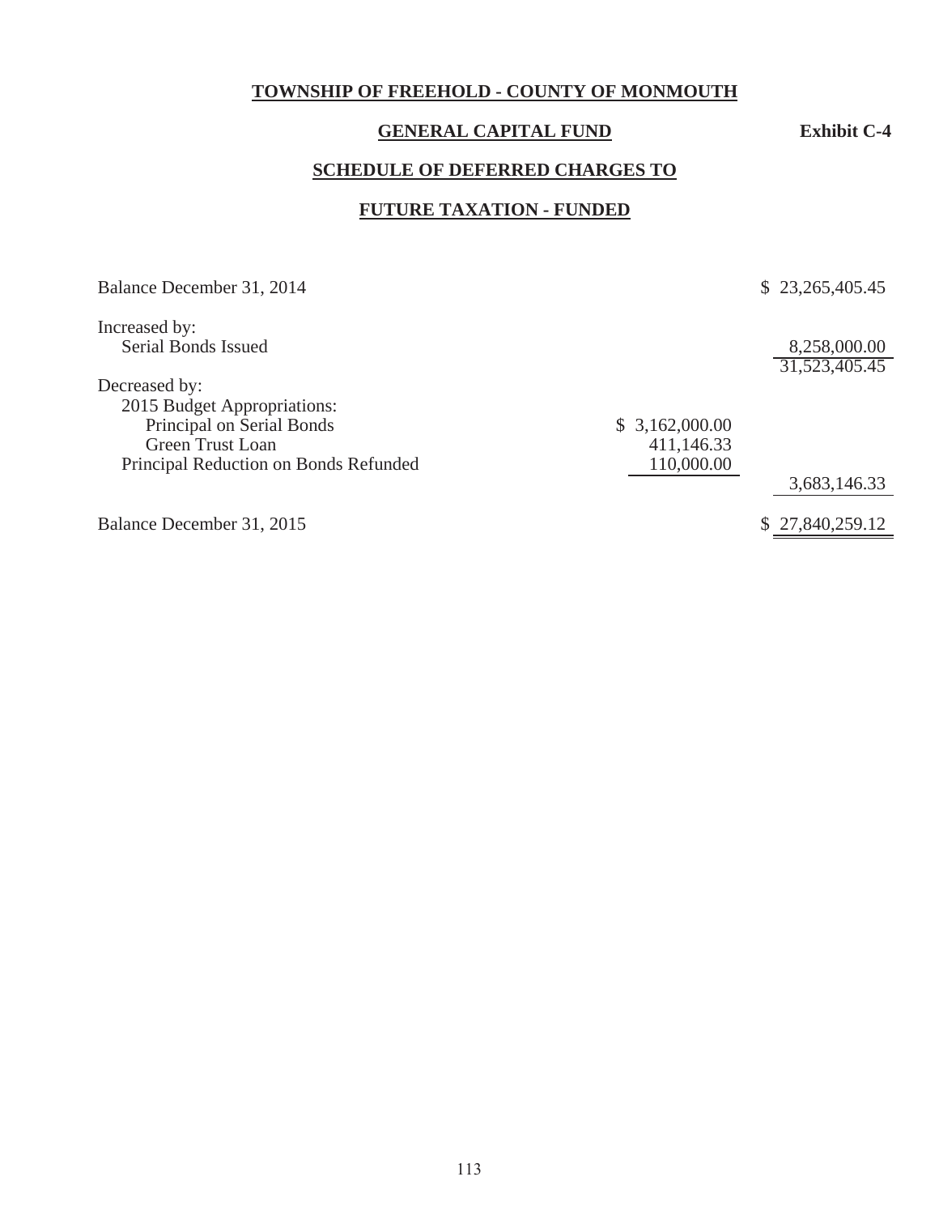# TOWNSHIP OF FREEHOLD - COUNTY OF MONMOUTH

## GENERAL CAPITAL FUND

**Exhibit C-4**

## SCHEDULE OF DEFERRED CHARGES TO

## FUTURE TAXATION - FUNDED

| | | |
|---|---|---|
| Balance December 31, 2014 | | $ 23,265,405.45 |
| Increased by: | | |
| Serial Bonds Issued | | 8,258,000.00 |
| | | 31,523,405.45 |
| Decreased by: | | |
| 2015 Budget Appropriations: | | |
| Principal on Serial Bonds | $ 3,162,000.00 | |
| Green Trust Loan | 411,146.33 | |
| Principal Reduction on Bonds Refunded | 110,000.00 | |
| | | 3,683,146.33 |
| Balance December 31, 2015 | | $ 27,840,259.12 |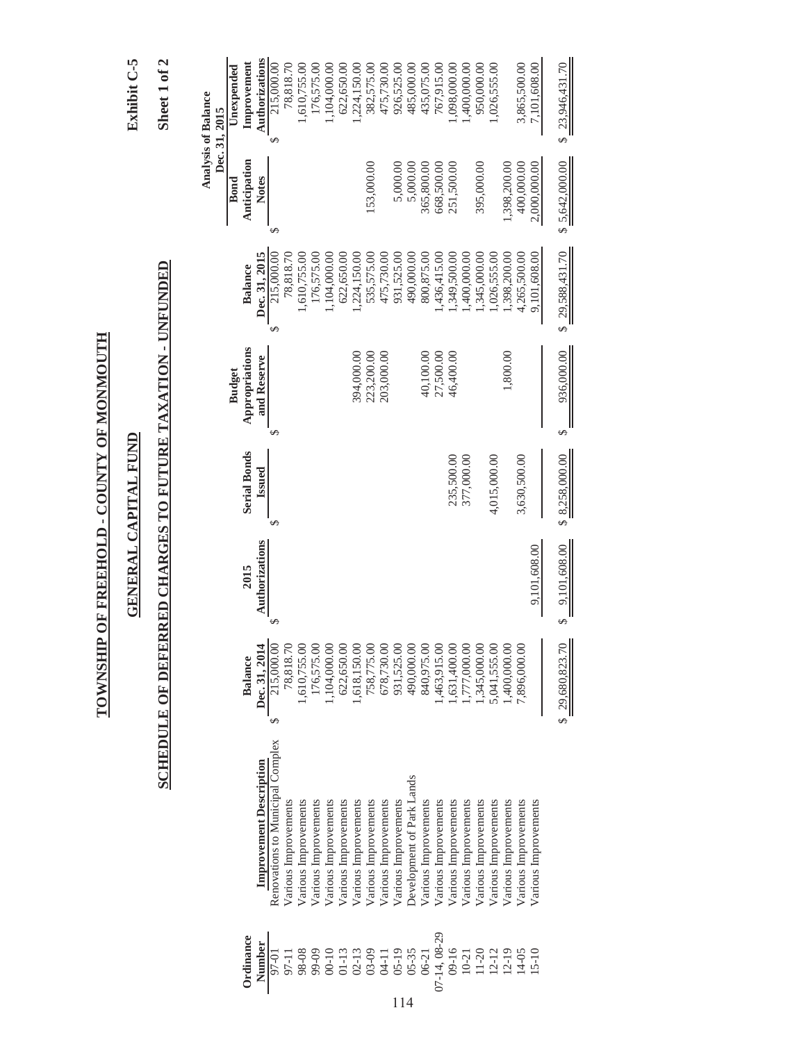# TOWNSHIP OF FREEHOLD - COUNTY OF MONMOUTH

## GENERAL CAPITAL FUND

## SCHEDULE OF DEFERRED CHARGES TO FUTURE TAXATION - UNFUNDED

Exhibit C-5

Sheet 1 of 2

| Ordinance Number | Improvement Description | Balance Dec. 31, 2014 | 2015 Authorizations | Serial Bonds Issued | Budget Appropriations and Reserve | Balance Dec. 31, 2015 | Analysis of Balance Dec. 31, 2015 | |
|---|---|---|---|---|---|---|---|---|
| | | | | | | | Bond Anticipation Notes | Unexpended Improvement Authorizations |
| 97-01 | Renovations to Municipal Complex | $ 215,000.00 | $ | $ | $ | $ 215,000.00 | $ | $ 215,000.00 |
| 97-11 | Various Improvements | 78,818.70 | | | | 78,818.70 | | 78,818.70 |
| 98-08 | Various Improvements | 1,610,755.00 | | | | 1,610,755.00 | | 1,610,755.00 |
| 99-09 | Various Improvements | 176,575.00 | | | | 176,575.00 | | 176,575.00 |
| 00-10 | Various Improvements | 1,104,000.00 | | | | 1,104,000.00 | | 1,104,000.00 |
| 01-13 | Various Improvements | 622,650.00 | | | | 622,650.00 | | 622,650.00 |
| 02-13 | Various Improvements | 1,618,150.00 | | | 394,000.00 | 1,224,150.00 | | 1,224,150.00 |
| 03-09 | Various Improvements | 758,775.00 | | | 223,200.00 | 535,575.00 | 153,000.00 | 382,575.00 |
| 04-11 | Various Improvements | 678,730.00 | | | 203,000.00 | 475,730.00 | | 475,730.00 |
| 05-19 | Various Improvements | 931,525.00 | | | | 931,525.00 | 5,000.00 | 926,525.00 |
| 05-35 | Development of Park Lands | 490,000.00 | | | | 490,000.00 | 5,000.00 | 485,000.00 |
| 06-21 | Various Improvements | 840,975.00 | | | 40,100.00 | 800,875.00 | 365,800.00 | 435,075.00 |
| 07-14, 08-29 | Various Improvements | 1,463,915.00 | | | 27,500.00 | 1,436,415.00 | 668,500.00 | 767,915.00 |
| 09-16 | Various Improvements | 1,631,400.00 | | 235,500.00 | 46,400.00 | 1,349,500.00 | 251,500.00 | 1,098,000.00 |
| 10-21 | Various Improvements | 1,777,000.00 | | 377,000.00 | | 1,400,000.00 | | 1,400,000.00 |
| 11-20 | Various Improvements | 1,345,000.00 | | | | 1,345,000.00 | 395,000.00 | 950,000.00 |
| 12-12 | Various Improvements | 5,041,555.00 | | 4,015,000.00 | | 1,026,555.00 | | 1,026,555.00 |
| 12-19 | Various Improvements | 1,400,000.00 | | | 1,800.00 | 1,398,200.00 | 1,398,200.00 | |
| 14-05 | Various Improvements | 7,896,000.00 | | 3,630,500.00 | | 4,265,500.00 | 400,000.00 | 3,865,500.00 |
| 15-10 | Various Improvements | | 9,101,608.00 | | | 9,101,608.00 | 2,000,000.00 | 7,101,608.00 |
| | | $ 29,680,823.70 | $ 9,101,608.00 | $ 8,258,000.00 | $ 936,000.00 | $ 29,588,431.70 | $ 5,642,000.00 | $ 23,946,431.70 |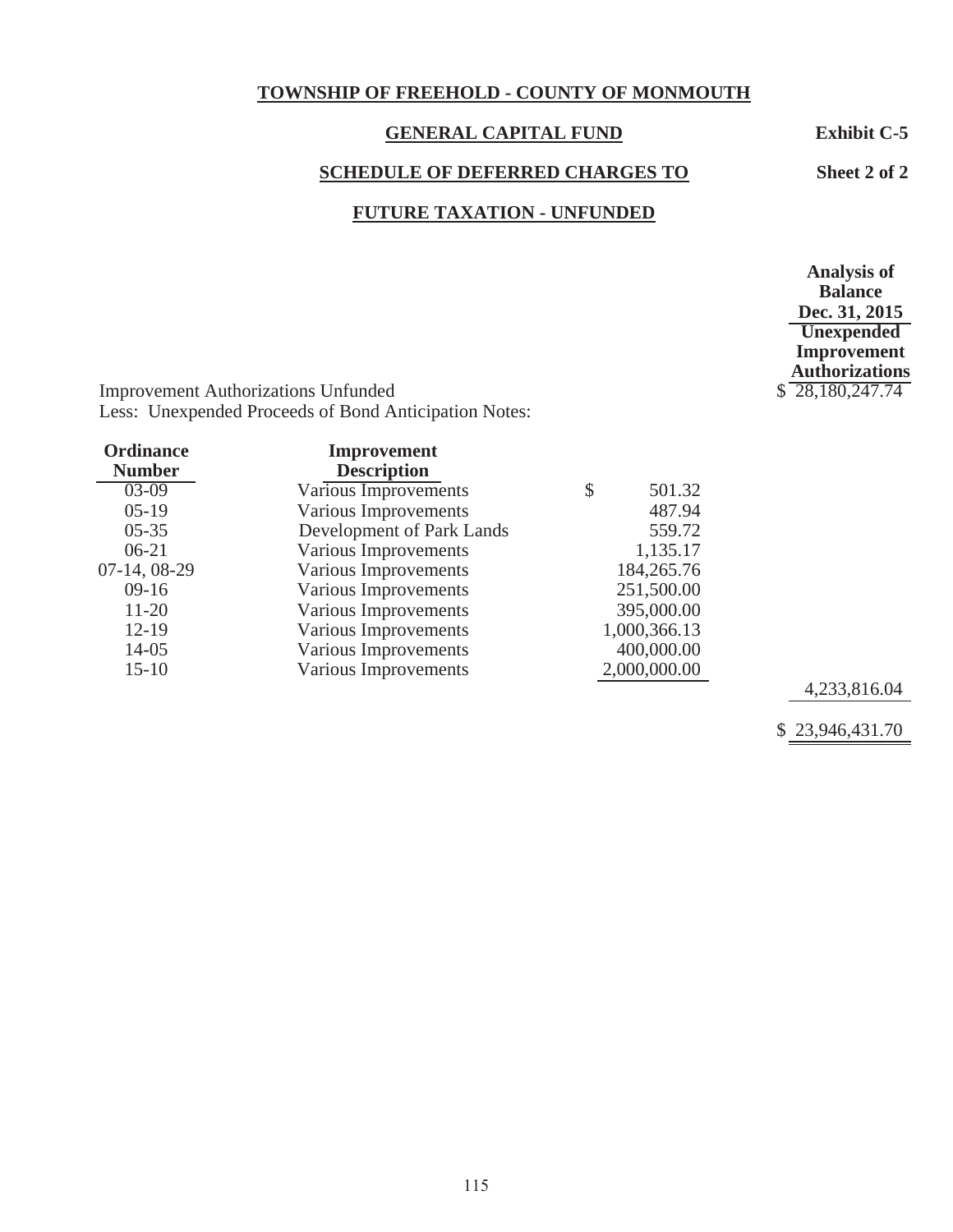**TOWNSHIP OF FREEHOLD - COUNTY OF MONMOUTH**

**GENERAL CAPITAL FUND** — **Exhibit C-5**

**SCHEDULE OF DEFERRED CHARGES TO** — **Sheet 2 of 2**

**FUTURE TAXATION - UNFUNDED**

| | | | Analysis of Balance Dec. 31, 2015 Unexpended Improvement Authorizations |
|---|---|---|---|
| Improvement Authorizations Unfunded | | | $ 28,180,247.74 |
| Less: Unexpended Proceeds of Bond Anticipation Notes: | | | |
| **Ordinance Number** | **Improvement Description** | | |
| 03-09 | Various Improvements | $ 501.32 | |
| 05-19 | Various Improvements | 487.94 | |
| 05-35 | Development of Park Lands | 559.72 | |
| 06-21 | Various Improvements | 1,135.17 | |
| 07-14, 08-29 | Various Improvements | 184,265.76 | |
| 09-16 | Various Improvements | 251,500.00 | |
| 11-20 | Various Improvements | 395,000.00 | |
| 12-19 | Various Improvements | 1,000,366.13 | |
| 14-05 | Various Improvements | 400,000.00 | |
| 15-10 | Various Improvements | 2,000,000.00 | |
| | | | 4,233,816.04 |
| | | | $ 23,946,431.70 |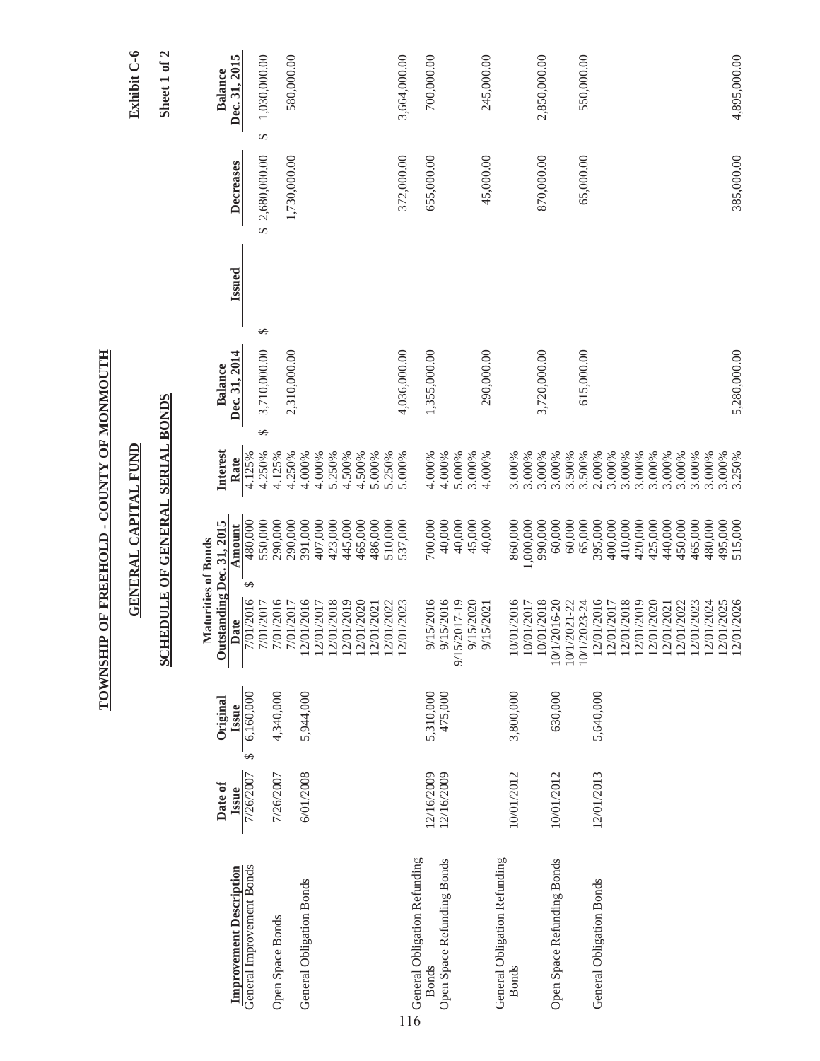# TOWNSHIP OF FREEHOLD - COUNTY OF MONMOUTH

## GENERAL CAPITAL FUND

## SCHEDULE OF GENERAL SERIAL BONDS

Exhibit C-6

Sheet 1 of 2

| Improvement Description | Date of Issue | Original Issue | Maturities of Bonds Outstanding Dec. 31, 2015 Date | Amount | Interest Rate | Balance Dec. 31, 2014 | Issued | Decreases | Balance Dec. 31, 2015 |
|---|---|---|---|---|---|---|---|---|---|
| General Improvement Bonds | 7/26/2007 | $ 6,160,000 | 7/01/2016 | $ 480,000 | 4.125% | $ 3,710,000.00 | $ | $ 2,680,000.00 | $ 1,030,000.00 |
| | | | 7/01/2017 | 550,000 | 4.250% | | | | |
| Open Space Bonds | 7/26/2007 | 4,340,000 | 7/01/2016 | 290,000 | 4.125% | 2,310,000.00 | | 1,730,000.00 | 580,000.00 |
| | | | 7/01/2017 | 290,000 | 4.250% | | | | |
| General Obligation Bonds | 6/01/2008 | 5,944,000 | 12/01/2016 | 391,000 | 4.000% | | | | |
| | | | 12/01/2017 | 407,000 | 4.000% | | | | |
| | | | 12/01/2018 | 423,000 | 5.250% | | | | |
| | | | 12/01/2019 | 445,000 | 4.500% | | | | |
| | | | 12/01/2020 | 465,000 | 4.500% | | | | |
| | | | 12/01/2021 | 486,000 | 5.000% | | | | |
| | | | 12/01/2022 | 510,000 | 5.250% | | | | |
| | | | 12/01/2023 | 537,000 | 5.000% | 4,036,000.00 | | 372,000.00 | 3,664,000.00 |
| General Obligation Refunding Bonds | 12/16/2009 | 5,310,000 | 9/15/2016 | 700,000 | 4.000% | 1,355,000.00 | | 655,000.00 | 700,000.00 |
| Open Space Refunding Bonds | 12/16/2009 | 475,000 | 9/15/2016 | 40,000 | 4.000% | | | | |
| | | | 9/15/2017-19 | 40,000 | 5.000% | | | | |
| | | | 9/15/2020 | 45,000 | 3.000% | | | | |
| | | | 9/15/2021 | 40,000 | 4.000% | 290,000.00 | | 45,000.00 | 245,000.00 |
| General Obligation Refunding Bonds | 10/01/2012 | 3,800,000 | 10/01/2016 | 860,000 | 3.000% | | | | |
| | | | 10/01/2017 | 1,000,000 | 3.000% | | | | |
| | | | 10/01/2018 | 990,000 | 3.000% | 3,720,000.00 | | 870,000.00 | 2,850,000.00 |
| Open Space Refunding Bonds | 10/01/2012 | 630,000 | 10/1/2016-20 | 60,000 | 3.000% | | | | |
| | | | 10/1/2021-22 | 60,000 | 3.500% | | | | |
| | | | 10/1/2023-24 | 65,000 | 3.500% | 615,000.00 | | 65,000.00 | 550,000.00 |
| General Obligation Bonds | 12/01/2013 | 5,640,000 | 12/01/2016 | 395,000 | 2.000% | | | | |
| | | | 12/01/2017 | 400,000 | 3.000% | | | | |
| | | | 12/01/2018 | 410,000 | 3.000% | | | | |
| | | | 12/01/2019 | 420,000 | 3.000% | | | | |
| | | | 12/01/2020 | 425,000 | 3.000% | | | | |
| | | | 12/01/2021 | 440,000 | 3.000% | | | | |
| | | | 12/01/2022 | 450,000 | 3.000% | | | | |
| | | | 12/01/2023 | 465,000 | 3.000% | | | | |
| | | | 12/01/2024 | 480,000 | 3.000% | | | | |
| | | | 12/01/2025 | 495,000 | 3.000% | | | | |
| | | | 12/01/2026 | 515,000 | 3.250% | 5,280,000.00 | | 385,000.00 | 4,895,000.00 |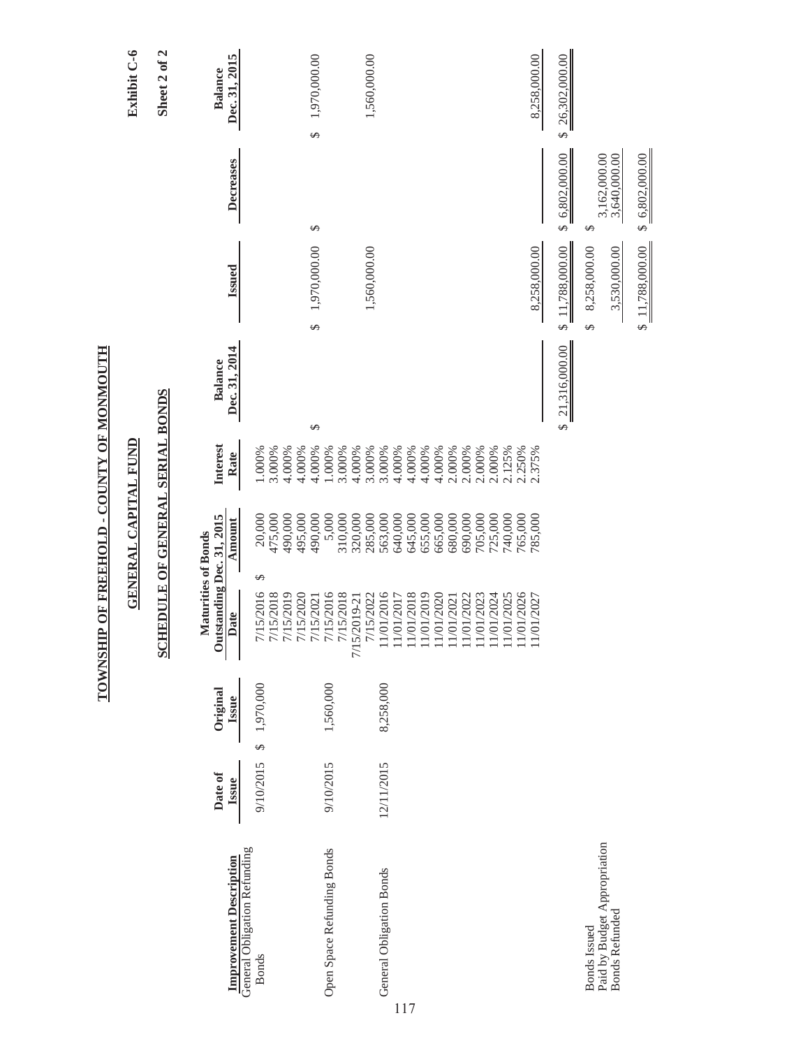Exhibit C-6

Sheet 2 of 2

# TOWNSHIP OF FREEHOLD - COUNTY OF MONMOUTH

## GENERAL CAPITAL FUND

## SCHEDULE OF GENERAL SERIAL BONDS

| Improvement Description | Date of Issue | Original Issue | Maturities of Bonds Outstanding Dec. 31, 2015 | | Interest Rate | Balance Dec. 31, 2014 | Issued | Decreases | Balance Dec. 31, 2015 |
|---|---|---|---|---|---|---|---|---|---|
| | | | Date | Amount | | | | | |
| General Obligation Refunding Bonds | 9/10/2015 | $ 1,970,000 | 7/15/2016 | $ 20,000 | 1.000% | | | | |
| | | | 7/15/2018 | 475,000 | 3.000% | | | | |
| | | | 7/15/2019 | 490,000 | 4.000% | | | | |
| | | | 7/15/2020 | 495,000 | 4.000% | | | | |
| | | | 7/15/2021 | 490,000 | 4.000% | $ | $ 1,970,000.00 | $ | $ 1,970,000.00 |
| Open Space Refunding Bonds | 9/10/2015 | 1,560,000 | 7/15/2016 | 5,000 | 1.000% | | | | |
| | | | 7/15/2018 | 310,000 | 3.000% | | | | |
| | | | 7/15/2019-21 | 320,000 | 4.000% | | | | |
| | | | 7/15/2022 | 285,000 | 3.000% | | 1,560,000.00 | | 1,560,000.00 |
| General Obligation Bonds | 12/11/2015 | 8,258,000 | 11/01/2016 | 563,000 | 3.000% | | | | |
| | | | 11/01/2017 | 640,000 | 4.000% | | | | |
| | | | 11/01/2018 | 645,000 | 4.000% | | | | |
| | | | 11/01/2019 | 655,000 | 4.000% | | | | |
| | | | 11/01/2020 | 665,000 | 4.000% | | | | |
| | | | 11/01/2021 | 680,000 | 2.000% | | | | |
| | | | 11/01/2022 | 690,000 | 2.000% | | | | |
| | | | 11/01/2023 | 705,000 | 2.000% | | | | |
| | | | 11/01/2024 | 725,000 | 2.000% | | | | |
| | | | 11/01/2025 | 740,000 | 2.125% | | | | |
| | | | 11/01/2026 | 765,000 | 2.250% | | | | |
| | | | 11/01/2027 | 785,000 | 2.375% | | 8,258,000.00 | | 8,258,000.00 |
| | | | | | | $ 21,316,000.00 | $ 11,788,000.00 | $ 6,802,000.00 | $ 26,302,000.00 |
| Bonds Issued | | | | | | | $ 8,258,000.00 | $ | |
| Paid by Budget Appropriation | | | | | | | | 3,162,000.00 | |
| Bonds Refunded | | | | | | | 3,530,000.00 | 3,640,000.00 | |
| | | | | | | | $ 11,788,000.00 | $ 6,802,000.00 | |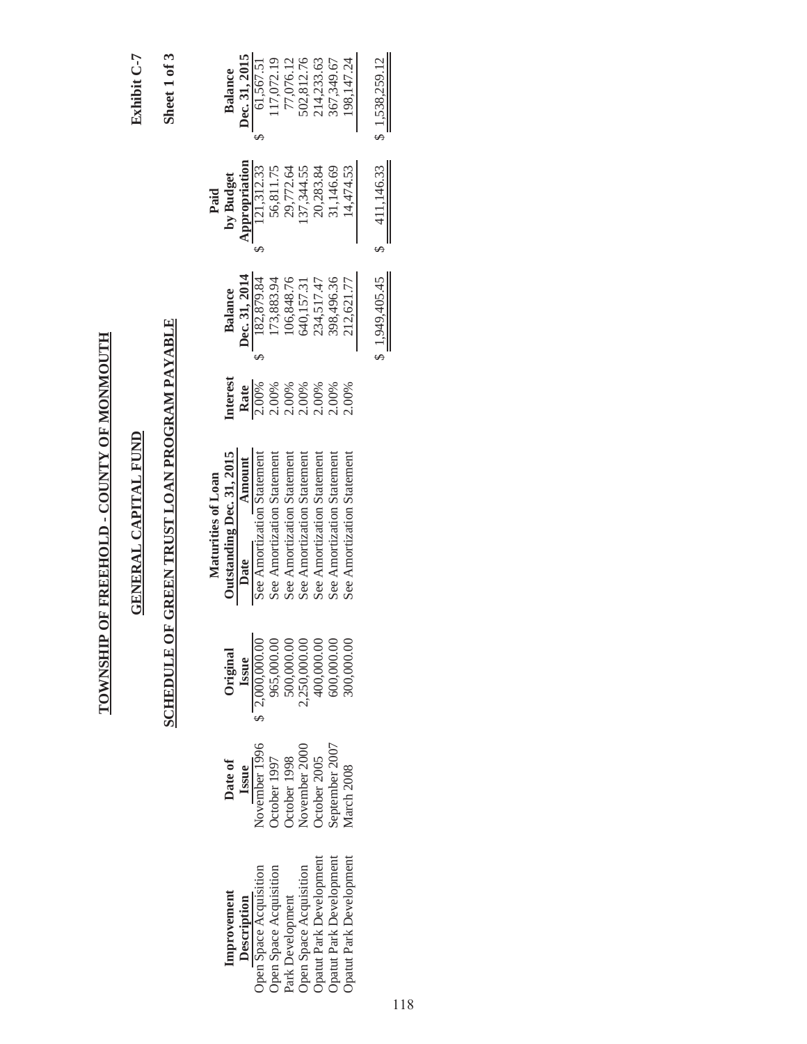Exhibit C-7

Sheet 1 of 3

# TOWNSHIP OF FREEHOLD - COUNTY OF MONMOUTH

## GENERAL CAPITAL FUND

## SCHEDULE OF GREEN TRUST LOAN PROGRAM PAYABLE

| Improvement Description | Date of Issue | Original Issue | Maturities of Loan Outstanding Dec. 31, 2015 | | Interest Rate | Balance Dec. 31, 2014 | Paid by Budget Appropriation | Balance Dec. 31, 2015 |
|---|---|---|---|---|---|---|---|---|
| | | | Date | Amount | | | | |
| Open Space Acquisition | November 1996 | $ 2,000,000.00 | See Amortization Statement | | 2.00% | $ 182,879.84 | $ 121,312.33 | $ 61,567.51 |
| Open Space Acquisition | October 1997 | 965,000.00 | See Amortization Statement | | 2.00% | 173,883.94 | 56,811.75 | 117,072.19 |
| Park Development | October 1998 | 500,000.00 | See Amortization Statement | | 2.00% | 106,848.76 | 29,772.64 | 77,076.12 |
| Open Space Acquisition | November 2000 | 2,250,000.00 | See Amortization Statement | | 2.00% | 640,157.31 | 137,344.55 | 502,812.76 |
| Opatut Park Development | October 2005 | 400,000.00 | See Amortization Statement | | 2.00% | 234,517.47 | 20,283.84 | 214,233.63 |
| Opatut Park Development | September 2007 | 600,000.00 | See Amortization Statement | | 2.00% | 398,496.36 | 31,146.69 | 367,349.67 |
| Opatut Park Development | March 2008 | 300,000.00 | See Amortization Statement | | 2.00% | 212,621.77 | 14,474.53 | 198,147.24 |
| | | | | | | $ 1,949,405.45 | $ 411,146.33 | $ 1,538,259.12 |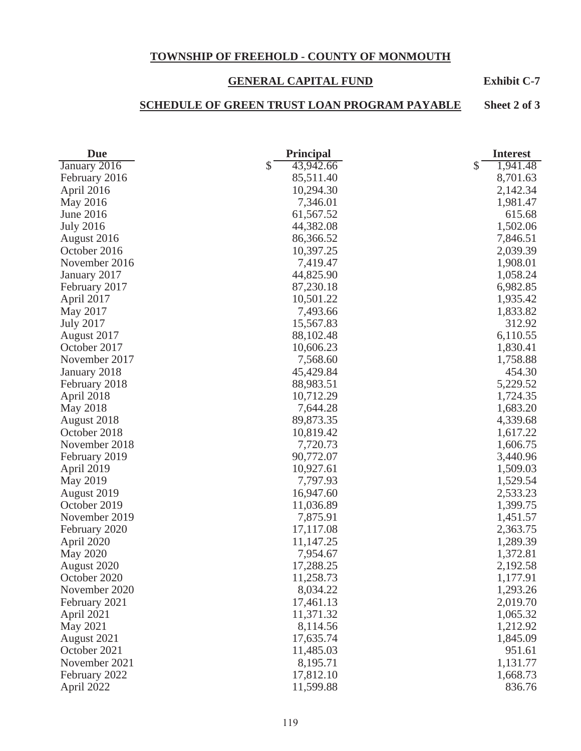# TOWNSHIP OF FREEHOLD - COUNTY OF MONMOUTH

## GENERAL CAPITAL FUND

**Exhibit C-7**

## SCHEDULE OF GREEN TRUST LOAN PROGRAM PAYABLE

**Sheet 2 of 3**

| Due | Principal | Interest |
|---|---|---|
| January 2016 | $ 43,942.66 | $ 1,941.48 |
| February 2016 | 85,511.40 | 8,701.63 |
| April 2016 | 10,294.30 | 2,142.34 |
| May 2016 | 7,346.01 | 1,981.47 |
| June 2016 | 61,567.52 | 615.68 |
| July 2016 | 44,382.08 | 1,502.06 |
| August 2016 | 86,366.52 | 7,846.51 |
| October 2016 | 10,397.25 | 2,039.39 |
| November 2016 | 7,419.47 | 1,908.01 |
| January 2017 | 44,825.90 | 1,058.24 |
| February 2017 | 87,230.18 | 6,982.85 |
| April 2017 | 10,501.22 | 1,935.42 |
| May 2017 | 7,493.66 | 1,833.82 |
| July 2017 | 15,567.83 | 312.92 |
| August 2017 | 88,102.48 | 6,110.55 |
| October 2017 | 10,606.23 | 1,830.41 |
| November 2017 | 7,568.60 | 1,758.88 |
| January 2018 | 45,429.84 | 454.30 |
| February 2018 | 88,983.51 | 5,229.52 |
| April 2018 | 10,712.29 | 1,724.35 |
| May 2018 | 7,644.28 | 1,683.20 |
| August 2018 | 89,873.35 | 4,339.68 |
| October 2018 | 10,819.42 | 1,617.22 |
| November 2018 | 7,720.73 | 1,606.75 |
| February 2019 | 90,772.07 | 3,440.96 |
| April 2019 | 10,927.61 | 1,509.03 |
| May 2019 | 7,797.93 | 1,529.54 |
| August 2019 | 16,947.60 | 2,533.23 |
| October 2019 | 11,036.89 | 1,399.75 |
| November 2019 | 7,875.91 | 1,451.57 |
| February 2020 | 17,117.08 | 2,363.75 |
| April 2020 | 11,147.25 | 1,289.39 |
| May 2020 | 7,954.67 | 1,372.81 |
| August 2020 | 17,288.25 | 2,192.58 |
| October 2020 | 11,258.73 | 1,177.91 |
| November 2020 | 8,034.22 | 1,293.26 |
| February 2021 | 17,461.13 | 2,019.70 |
| April 2021 | 11,371.32 | 1,065.32 |
| May 2021 | 8,114.56 | 1,212.92 |
| August 2021 | 17,635.74 | 1,845.09 |
| October 2021 | 11,485.03 | 951.61 |
| November 2021 | 8,195.71 | 1,131.77 |
| February 2022 | 17,812.10 | 1,668.73 |
| April 2022 | 11,599.88 | 836.76 |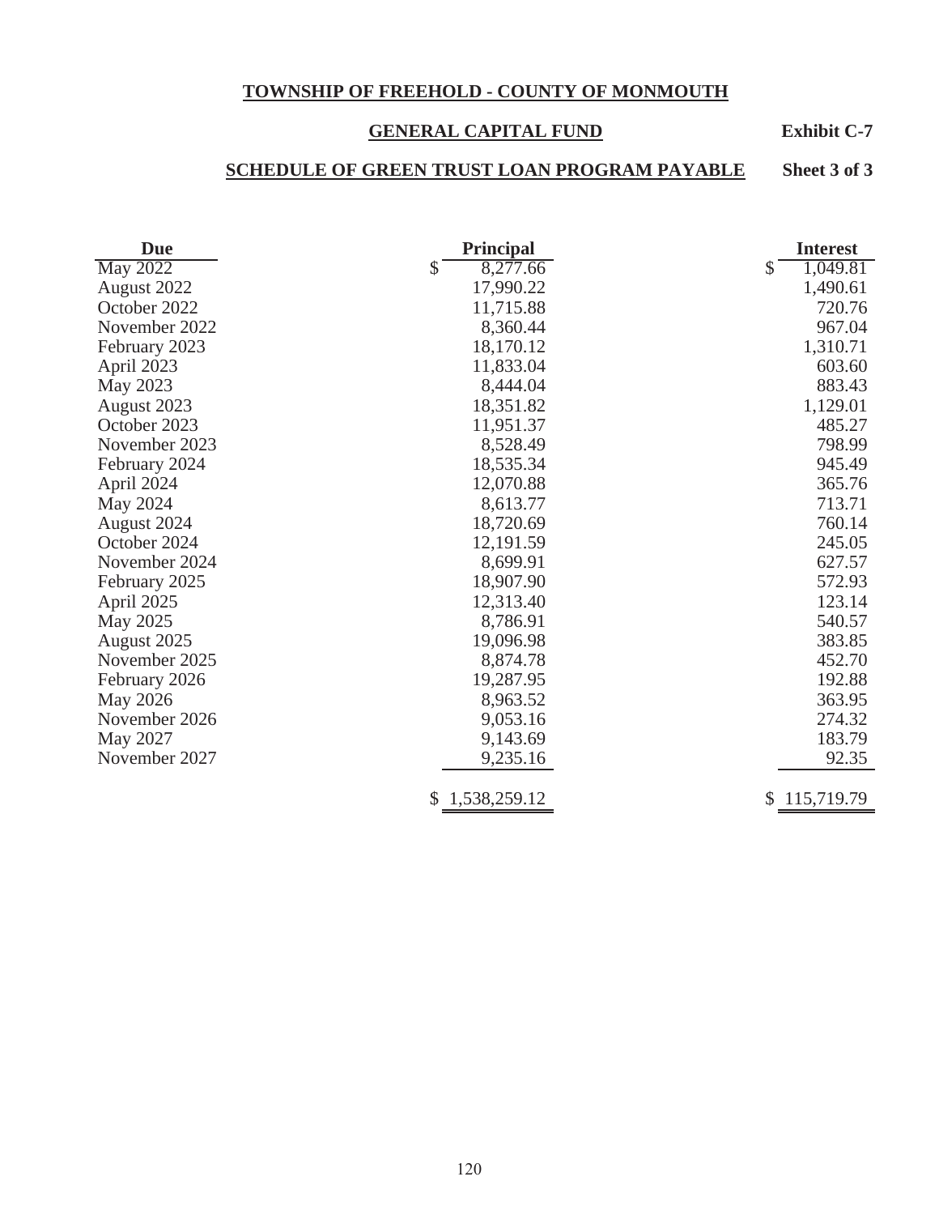**TOWNSHIP OF FREEHOLD - COUNTY OF MONMOUTH**

**GENERAL CAPITAL FUND** **Exhibit C-7**

**SCHEDULE OF GREEN TRUST LOAN PROGRAM PAYABLE** **Sheet 3 of 3**

| Due | Principal | Interest |
|---|---|---|
| May 2022 | $ 8,277.66 | $ 1,049.81 |
| August 2022 | 17,990.22 | 1,490.61 |
| October 2022 | 11,715.88 | 720.76 |
| November 2022 | 8,360.44 | 967.04 |
| February 2023 | 18,170.12 | 1,310.71 |
| April 2023 | 11,833.04 | 603.60 |
| May 2023 | 8,444.04 | 883.43 |
| August 2023 | 18,351.82 | 1,129.01 |
| October 2023 | 11,951.37 | 485.27 |
| November 2023 | 8,528.49 | 798.99 |
| February 2024 | 18,535.34 | 945.49 |
| April 2024 | 12,070.88 | 365.76 |
| May 2024 | 8,613.77 | 713.71 |
| August 2024 | 18,720.69 | 760.14 |
| October 2024 | 12,191.59 | 245.05 |
| November 2024 | 8,699.91 | 627.57 |
| February 2025 | 18,907.90 | 572.93 |
| April 2025 | 12,313.40 | 123.14 |
| May 2025 | 8,786.91 | 540.57 |
| August 2025 | 19,096.98 | 383.85 |
| November 2025 | 8,874.78 | 452.70 |
| February 2026 | 19,287.95 | 192.88 |
| May 2026 | 8,963.52 | 363.95 |
| November 2026 | 9,053.16 | 274.32 |
| May 2027 | 9,143.69 | 183.79 |
| November 2027 | 9,235.16 | 92.35 |
| | $ 1,538,259.12 | $ 115,719.79 |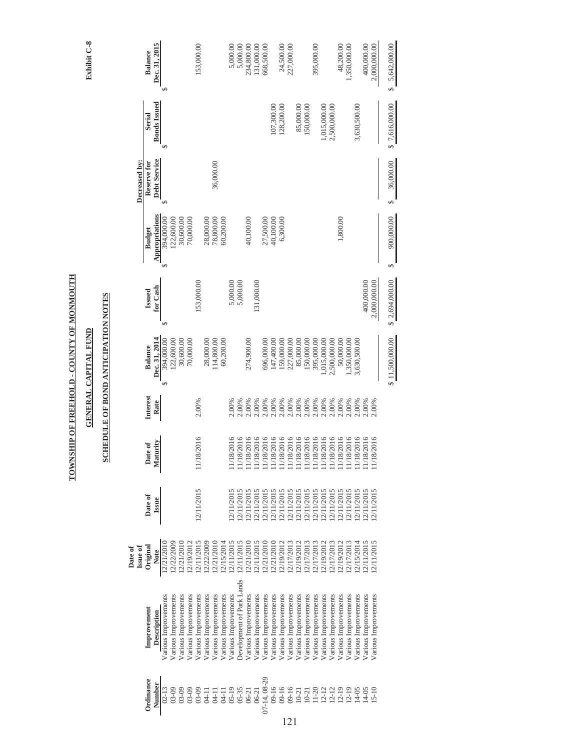**Exhibit C-8**

# TOWNSHIP OF FREEHOLD - COUNTY OF MONMOUTH

## GENERAL CAPITAL FUND

## SCHEDULE OF BOND ANTICIPATION NOTES

| Ordinance Number | Improvement Description | Date of Issue of Original Note | Date of Issue | Date of Maturity | Interest Rate | Balance Dec. 31, 2014 | Issued for Cash | Decreased by: Budget Appropriations | Decreased by: Reserve for Debt Service | Decreased by: Serial Bonds Issued | Balance Dec. 31, 2015 |
|---|---|---|---|---|---|---|---|---|---|---|---|
| 02-13 | Various Improvements | 12/21/2010 | | | | $ 394,000.00 | $ | $ 394,000.00 | $ | $ | $ |
| 03-09 | Various Improvements | 12/22/2009 | | | | 122,600.00 | | 122,600.00 | | | |
| 03-09 | Various Improvements | 12/21/2010 | | | | 30,600.00 | | 30,600.00 | | | |
| 03-09 | Various Improvements | 12/19/2012 | | | | 70,000.00 | | 70,000.00 | | | |
| 03-09 | Various Improvements | 12/11/2015 | 12/11/2015 | 11/18/2016 | 2.00% | | 153,000.00 | | | | 153,000.00 |
| 04-11 | Various Improvements | 12/22/2009 | | | | 28,000.00 | | 28,000.00 | | | |
| 04-11 | Various Improvements | 12/21/2010 | | | | 114,800.00 | | 78,800.00 | 36,000.00 | | |
| 04-11 | Various Improvements | 12/15/2014 | | | | 60,200.00 | | 60,200.00 | | | |
| 05-19 | Various Improvements | 12/11/2015 | 12/11/2015 | 11/18/2016 | 2.00% | | 5,000.00 | | | | 5,000.00 |
| 05-35 | Development of Park Lands | 12/11/2015 | 12/11/2015 | 11/18/2016 | 2.00% | | 5,000.00 | | | | 5,000.00 |
| 06-21 | Various Improvements | 12/21/2010 | 12/11/2015 | 11/18/2016 | 2.00% | 274,900.00 | | 40,100.00 | | | 234,800.00 |
| 06-21 | Various Improvements | 12/11/2015 | 12/11/2015 | 11/18/2016 | 2.00% | | 131,000.00 | | | | 131,000.00 |
| 07-14, 08-29 | Various Improvements | 12/21/2010 | 12/11/2015 | 11/18/2016 | 2.00% | 696,000.00 | | 27,500.00 | | | 668,500.00 |
| 09-16 | Various Improvements | 12/21/2010 | 12/11/2015 | 11/18/2016 | 2.00% | 147,400.00 | | 40,100.00 | | 107,300.00 | |
| 09-16 | Various Improvements | 12/19/2012 | 12/11/2015 | 11/18/2016 | 2.00% | 159,000.00 | | 6,300.00 | | 128,200.00 | 24,500.00 |
| 09-16 | Various Improvements | 12/17/2013 | 12/11/2015 | 11/18/2016 | 2.00% | 227,000.00 | | | | | 227,000.00 |
| 10-21 | Various Improvements | 12/19/2012 | 12/11/2015 | 11/18/2016 | 2.00% | 85,000.00 | | | | 85,000.00 | |
| 10-21 | Various Improvements | 12/17/2013 | 12/11/2015 | 11/18/2016 | 2.00% | 150,000.00 | | | | 150,000.00 | |
| 11-20 | Various Improvements | 12/17/2013 | 12/11/2015 | 11/18/2016 | 2.00% | 395,000.00 | | | | | 395,000.00 |
| 12-12 | Various Improvements | 12/19/2012 | 12/11/2015 | 11/18/2016 | 2.00% | 1,015,000.00 | | | | 1,015,000.00 | |
| 12-12 | Various Improvements | 12/17/2013 | 12/11/2015 | 11/18/2016 | 2.00% | 2,500,000.00 | | | | 2,500,000.00 | |
| 12-19 | Various Improvements | 12/19/2012 | 12/11/2015 | 11/18/2016 | 2.00% | 50,000.00 | | 1,800.00 | | | 48,200.00 |
| 12-19 | Various Improvements | 12/17/2013 | 12/11/2015 | 11/18/2016 | 2.00% | 1,350,000.00 | | | | | 1,350,000.00 |
| 14-05 | Various Improvements | 12/15/2014 | 12/11/2015 | 11/18/2016 | 2.00% | 3,630,500.00 | | | | 3,630,500.00 | |
| 14-05 | Various Improvements | 12/11/2015 | 12/11/2015 | 11/18/2016 | 2.00% | | 400,000.00 | | | | 400,000.00 |
| 15-10 | Various Improvements | 12/11/2015 | 12/11/2015 | 11/18/2016 | 2.00% | | 2,000,000.00 | | | | 2,000,000.00 |
| | | | | | | $ 11,500,000.00 | $ 2,694,000.00 | $ 900,000.00 | $ 36,000.00 | $ 7,616,000.00 | $ 5,642,000.00 |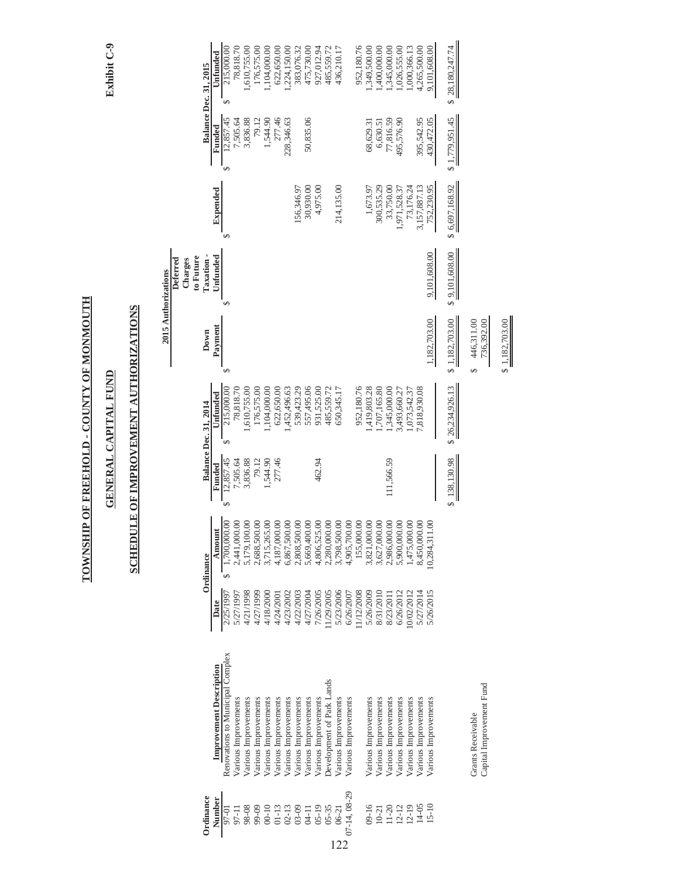# TOWNSHIP OF FREEHOLD - COUNTY OF MONMOUTH

## GENERAL CAPITAL FUND

## SCHEDULE OF IMPROVEMENT AUTHORIZATIONS

**Exhibit C-9**

| Ordinance Number | Improvement Description | Ordinance Date | Ordinance Amount | Balance Dec. 31, 2014 Funded | Balance Dec. 31, 2014 Unfunded | 2015 Authorizations Down Payment | 2015 Authorizations Deferred Charges to Future Taxation - Unfunded | Expended | Balance Dec. 31, 2015 Funded | Balance Dec. 31, 2015 Unfunded |
|---|---|---|---|---|---|---|---|---|---|---|
| 97-01 | Renovations to Municipal Complex | 2/25/1997 | $ 1,700,000.00 | $ 12,857.45 | $ 215,000.00 | $ | $ | $ | $ 12,857.45 | $ 215,000.00 |
| 97-11 | Various Improvements | 5/27/1997 | 2,441,000.00 | 7,505.64 | 78,818.70 | | | | 7,505.64 | 78,818.70 |
| 98-08 | Various Improvements | 4/21/1998 | 5,179,100.00 | 3,836.88 | 1,610,755.00 | | | | 3,836.88 | 1,610,755.00 |
| 99-09 | Various Improvements | 4/27/1999 | 2,688,500.00 | 79.12 | 176,575.00 | | | | 79.12 | 176,575.00 |
| 00-10 | Various Improvements | 4/18/2000 | 3,715,265.00 | 1,544.90 | 1,104,000.00 | | | | 1,544.90 | 1,104,000.00 |
| 01-13 | Various Improvements | 4/24/2001 | 4,187,000.00 | 277.46 | 622,650.00 | | | | 277.46 | 622,650.00 |
| 02-13 | Various Improvements | 4/23/2002 | 6,867,500.00 | | 1,452,496.63 | | | | 228,346.63 | 1,224,150.00 |
| 03-09 | Various Improvements | 4/22/2003 | 2,808,500.00 | | 539,423.29 | | | 156,346.97 | | 383,076.32 |
| 04-11 | Various Improvements | 4/27/2004 | 5,669,400.00 | | 557,495.06 | | | 30,930.00 | 50,835.06 | 475,730.00 |
| 05-19 | Various Improvements | 7/26/2005 | 4,806,525.00 | 462.94 | 931,525.00 | | | 4,975.00 | | 927,012.94 |
| 05-35 | Development of Park Lands | 11/29/2005 | 2,280,000.00 | | 485,559.72 | | | | | 485,559.72 |
| 06-21 | Various Improvements | 5/23/2006 | 3,798,500.00 | | 650,345.17 | | | 214,135.00 | | 436,210.17 |
| 07-14, 08-29 | Various Improvements | 6/26/2007 | 4,905,700.00 | | | | | | | |
| | | 11/12/2008 | 155,000.00 | | 952,180.76 | | | | | 952,180.76 |
| 09-16 | Various Improvements | 5/26/2009 | 3,821,000.00 | | 1,419,803.28 | | | 1,673.97 | 68,629.31 | 1,349,500.00 |
| 10-21 | Various Improvements | 8/31/2010 | 3,627,000.00 | | 1,707,165.80 | | | 300,535.29 | 6,630.51 | 1,400,000.00 |
| 11-20 | Various Improvements | 8/23/2011 | 2,986,000.00 | 111,566.59 | 1,345,000.00 | | | 33,750.00 | 77,816.59 | 1,345,000.00 |
| 12-12 | Various Improvements | 6/26/2012 | 5,900,000.00 | | 3,493,660.27 | | | 1,971,528.37 | 495,576.90 | 1,026,555.00 |
| 12-19 | Various Improvements | 10/02/2012 | 1,475,000.00 | | 1,073,542.37 | | | 73,176.24 | | 1,000,366.13 |
| 14-05 | Various Improvements | 5/27/2014 | 8,450,000.00 | | 7,818,930.08 | | | 3,157,887.13 | 395,542.95 | 4,265,500.00 |
| 15-10 | Various Improvements | 5/26/2015 | 10,284,311.00 | | | 1,182,703.00 | 9,101,608.00 | 752,230.95 | 430,472.05 | 9,101,608.00 |
| | | | | $ 138,130.98 | $ 26,234,926.13 | $ 1,182,703.00 | $ 9,101,608.00 | $ 6,697,168.92 | $ 1,779,951.45 | $ 28,180,247.74 |

| | |
|---|---|
| Grants Receivable | $ 446,311.00 |
| Capital Improvement Fund | 736,392.00 |
| | $ 1,182,703.00 |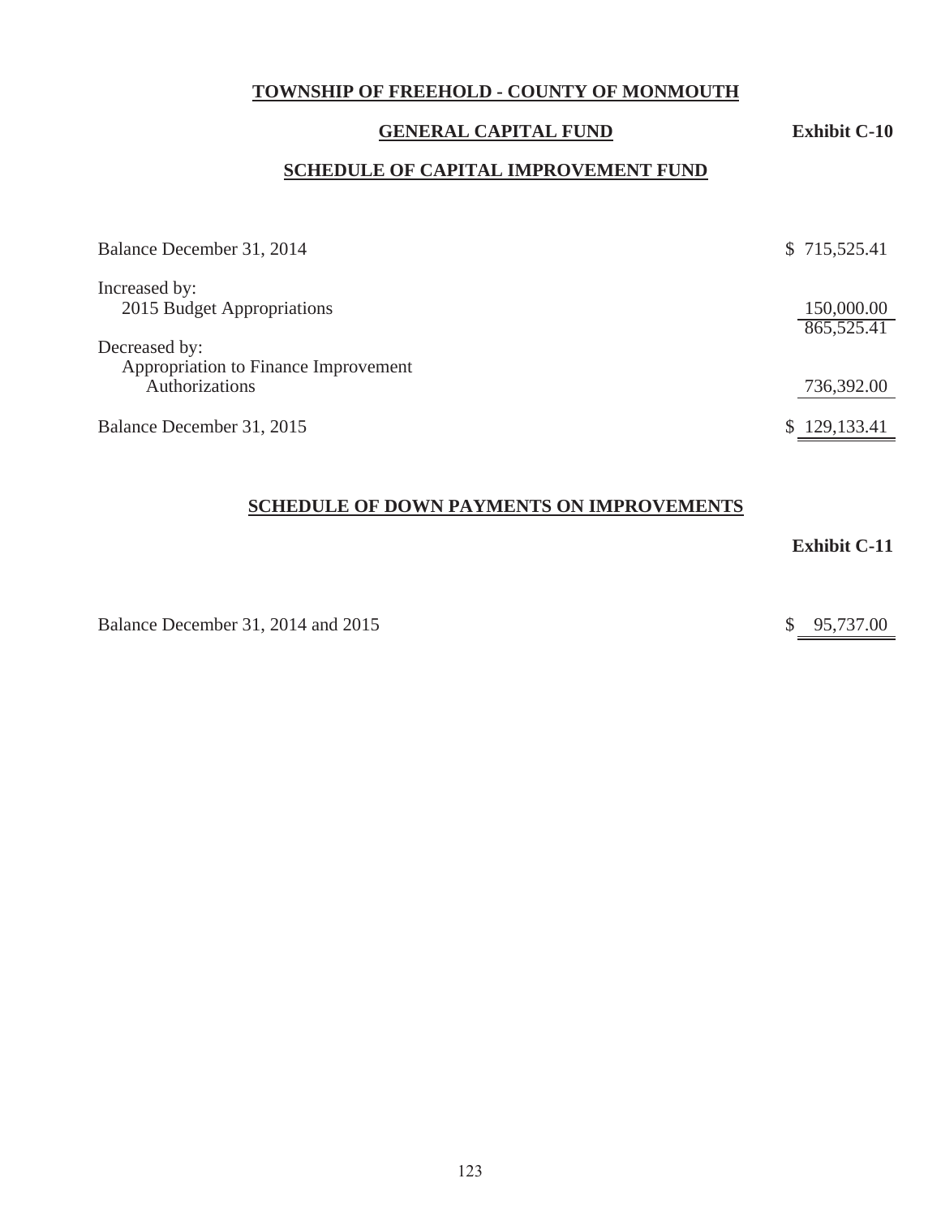**TOWNSHIP OF FREEHOLD - COUNTY OF MONMOUTH**

**GENERAL CAPITAL FUND** **Exhibit C-10**

**SCHEDULE OF CAPITAL IMPROVEMENT FUND**

| | |
|---|---|
| Balance December 31, 2014 | $ 715,525.41 |
| Increased by: | |
| 2015 Budget Appropriations | 150,000.00 |
| | 865,525.41 |
| Decreased by: | |
| Appropriation to Finance Improvement Authorizations | 736,392.00 |
| Balance December 31, 2015 | $ 129,133.41 |

**SCHEDULE OF DOWN PAYMENTS ON IMPROVEMENTS**

**Exhibit C-11**

| | |
|---|---|
| Balance December 31, 2014 and 2015 | $ 95,737.00 |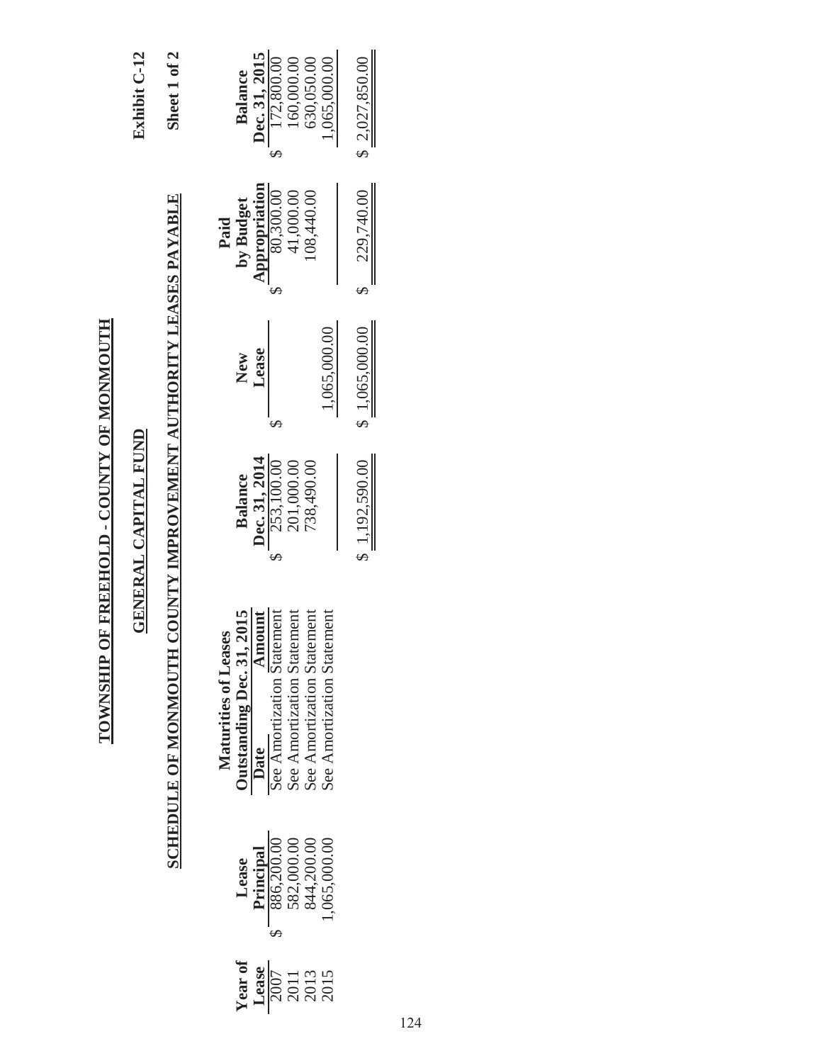Exhibit C-12

Sheet 1 of 2

# TOWNSHIP OF FREEHOLD - COUNTY OF MONMOUTH

## GENERAL CAPITAL FUND

## SCHEDULE OF MONMOUTH COUNTY IMPROVEMENT AUTHORITY LEASES PAYABLE

| Year of Lease | Lease Principal | Maturities of Leases Outstanding Dec. 31, 2015 Date | Amount | Balance Dec. 31, 2014 | New Lease | Paid by Budget Appropriation | Balance Dec. 31, 2015 |
|---|---|---|---|---|---|---|---|
| 2007 | $ 886,200.00 | See Amortization Statement | | $ 253,100.00 | $ | $ 80,300.00 | $ 172,800.00 |
| 2011 | 582,000.00 | See Amortization Statement | | 201,000.00 | | 41,000.00 | 160,000.00 |
| 2013 | 844,200.00 | See Amortization Statement | | 738,490.00 | | 108,440.00 | 630,050.00 |
| 2015 | 1,065,000.00 | See Amortization Statement | | | 1,065,000.00 | | 1,065,000.00 |
| | | | | $ 1,192,590.00 | $ 1,065,000.00 | $ 229,740.00 | $ 2,027,850.00 |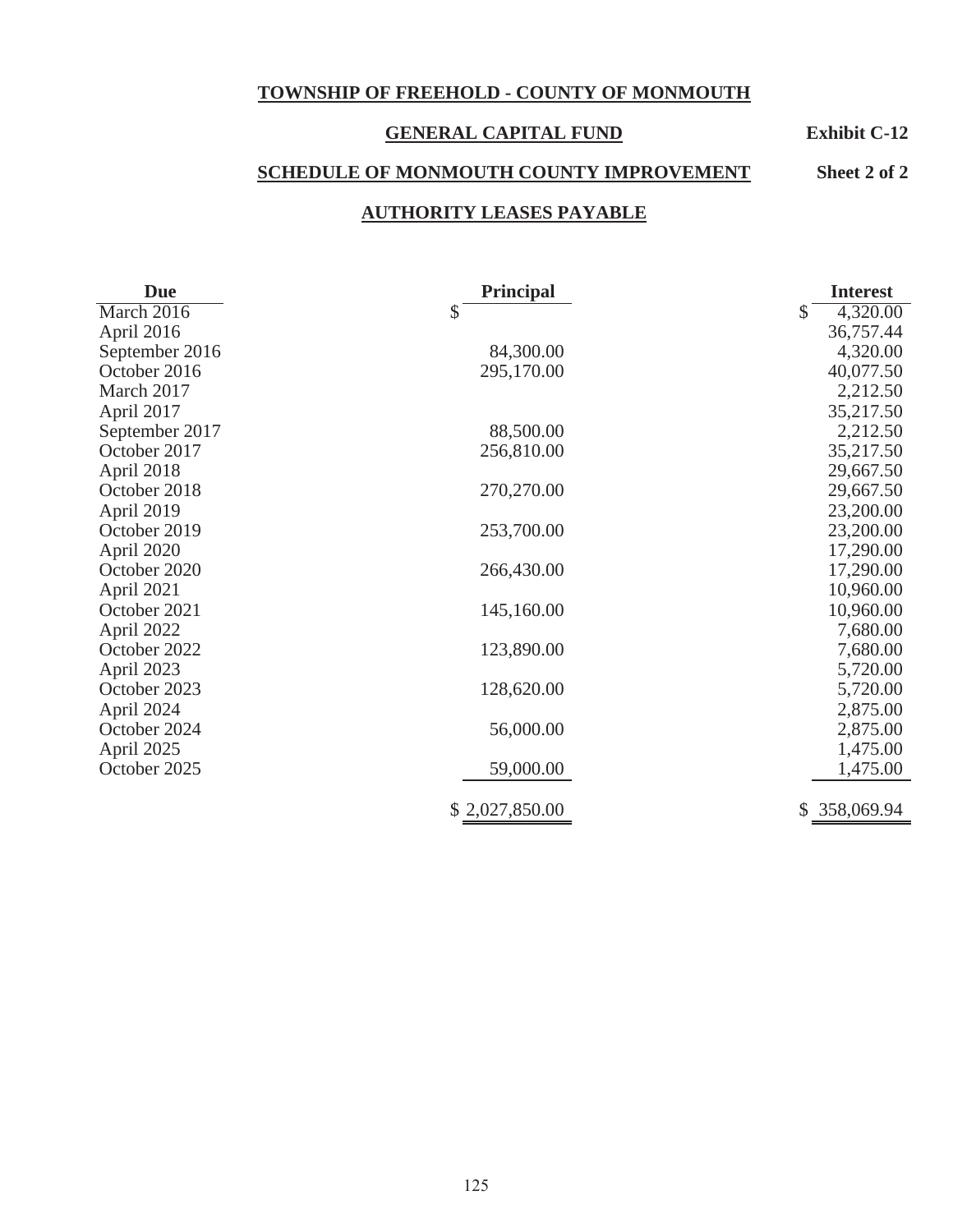**TOWNSHIP OF FREEHOLD - COUNTY OF MONMOUTH**

**GENERAL CAPITAL FUND** **Exhibit C-12**

**SCHEDULE OF MONMOUTH COUNTY IMPROVEMENT** **Sheet 2 of 2**

**AUTHORITY LEASES PAYABLE**

| Due | Principal | Interest |
|---|---|---|
| March 2016 | $ | $ 4,320.00 |
| April 2016 | | 36,757.44 |
| September 2016 | 84,300.00 | 4,320.00 |
| October 2016 | 295,170.00 | 40,077.50 |
| March 2017 | | 2,212.50 |
| April 2017 | | 35,217.50 |
| September 2017 | 88,500.00 | 2,212.50 |
| October 2017 | 256,810.00 | 35,217.50 |
| April 2018 | | 29,667.50 |
| October 2018 | 270,270.00 | 29,667.50 |
| April 2019 | | 23,200.00 |
| October 2019 | 253,700.00 | 23,200.00 |
| April 2020 | | 17,290.00 |
| October 2020 | 266,430.00 | 17,290.00 |
| April 2021 | | 10,960.00 |
| October 2021 | 145,160.00 | 10,960.00 |
| April 2022 | | 7,680.00 |
| October 2022 | 123,890.00 | 7,680.00 |
| April 2023 | | 5,720.00 |
| October 2023 | 128,620.00 | 5,720.00 |
| April 2024 | | 2,875.00 |
| October 2024 | 56,000.00 | 2,875.00 |
| April 2025 | | 1,475.00 |
| October 2025 | 59,000.00 | 1,475.00 |
| | $ 2,027,850.00 | $ 358,069.94 |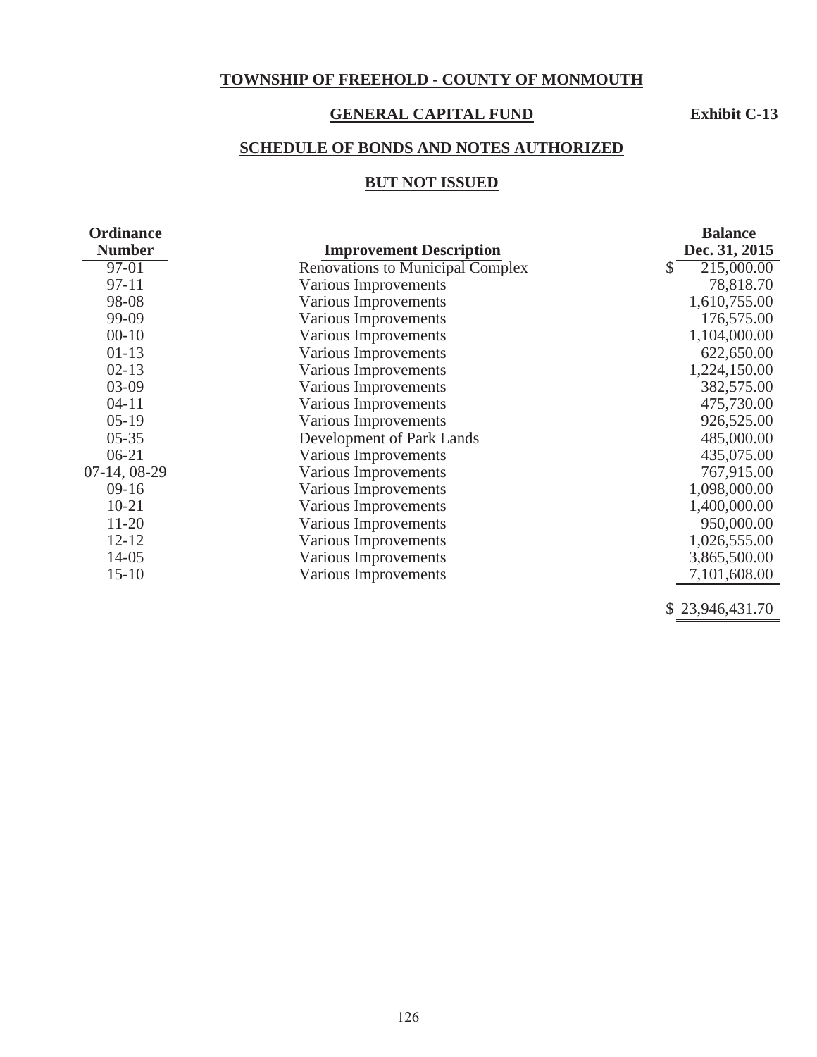# TOWNSHIP OF FREEHOLD - COUNTY OF MONMOUTH

## GENERAL CAPITAL FUND

**Exhibit C-13**

## SCHEDULE OF BONDS AND NOTES AUTHORIZED

## BUT NOT ISSUED

| Ordinance Number | Improvement Description | Balance Dec. 31, 2015 |
|---|---|---|
| 97-01 | Renovations to Municipal Complex | $ 215,000.00 |
| 97-11 | Various Improvements | 78,818.70 |
| 98-08 | Various Improvements | 1,610,755.00 |
| 99-09 | Various Improvements | 176,575.00 |
| 00-10 | Various Improvements | 1,104,000.00 |
| 01-13 | Various Improvements | 622,650.00 |
| 02-13 | Various Improvements | 1,224,150.00 |
| 03-09 | Various Improvements | 382,575.00 |
| 04-11 | Various Improvements | 475,730.00 |
| 05-19 | Various Improvements | 926,525.00 |
| 05-35 | Development of Park Lands | 485,000.00 |
| 06-21 | Various Improvements | 435,075.00 |
| 07-14, 08-29 | Various Improvements | 767,915.00 |
| 09-16 | Various Improvements | 1,098,000.00 |
| 10-21 | Various Improvements | 1,400,000.00 |
| 11-20 | Various Improvements | 950,000.00 |
| 12-12 | Various Improvements | 1,026,555.00 |
| 14-05 | Various Improvements | 3,865,500.00 |
| 15-10 | Various Improvements | 7,101,608.00 |
| | | $ 23,946,431.70 |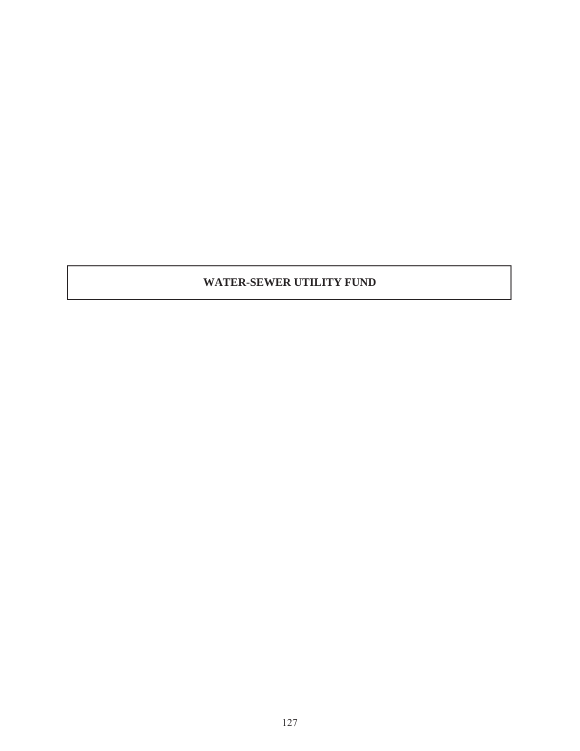# WATER-SEWER UTILITY FUND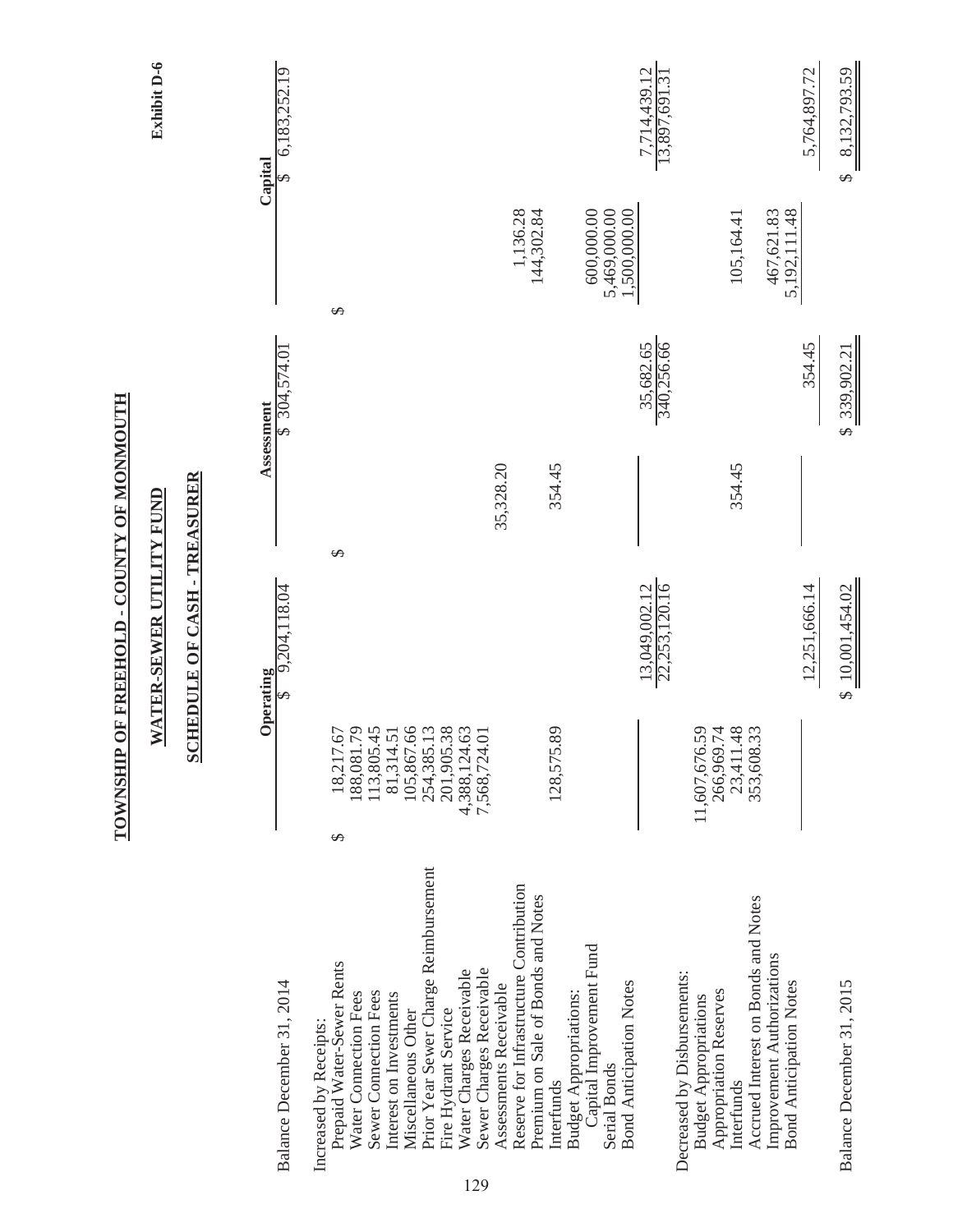**Exhibit D-6**

# TOWNSHIP OF FREEHOLD - COUNTY OF MONMOUTH

## WATER-SEWER UTILITY FUND

## SCHEDULE OF CASH - TREASURER

| | Operating | | Assessment | | Capital | |
|---|---|---|---|---|---|---|
| Balance December 31, 2014 | | $ 9,204,118.04 | | $ 304,574.01 | | $ 6,183,252.19 |
| Increased by Receipts: | | | | | | |
| Prepaid Water-Sewer Rents | $ 18,217.67 | | $ | | $ | |
| Water Connection Fees | 188,081.79 | | | | | |
| Sewer Connection Fees | 113,805.45 | | | | | |
| Interest on Investments | 81,314.51 | | | | | |
| Miscellaneous Other | 105,867.66 | | | | | |
| Prior Year Sewer Charge Reimbursement | 254,385.13 | | | | | |
| Fire Hydrant Service | 201,905.38 | | | | | |
| Water Charges Receivable | 4,388,124.63 | | | | | |
| Sewer Charges Receivable | 7,568,724.01 | | | | | |
| Assessments Receivable | | | 35,328.20 | | | |
| Reserve for Infrastructure Contribution | | | | | 1,136.28 | |
| Premium on Sale of Bonds and Notes | | | | | 144,302.84 | |
| Interfunds | 128,575.89 | | 354.45 | | | |
| Budget Appropriations: | | | | | | |
| Capital Improvement Fund | | | | | 600,000.00 | |
| Serial Bonds | | | | | 5,469,000.00 | |
| Bond Anticipation Notes | | | | | 1,500,000.00 | |
| | | 13,049,002.12 | | 35,682.65 | | 7,714,439.12 |
| | | 22,253,120.16 | | 340,256.66 | | 13,897,691.31 |
| Decreased by Disbursements: | | | | | | |
| Budget Appropriations | 11,607,676.59 | | | | | |
| Appropriation Reserves | 266,969.74 | | | | | |
| Interfunds | 23,411.48 | | 354.45 | | 105,164.41 | |
| Accrued Interest on Bonds and Notes | 353,608.33 | | | | | |
| Improvement Authorizations | | | | | 467,621.83 | |
| Bond Anticipation Notes | | | | | 5,192,111.48 | |
| | | 12,251,666.14 | | 354.45 | | 5,764,897.72 |
| Balance December 31, 2015 | | $ 10,001,454.02 | | $ 339,902.21 | | $ 8,132,793.59 |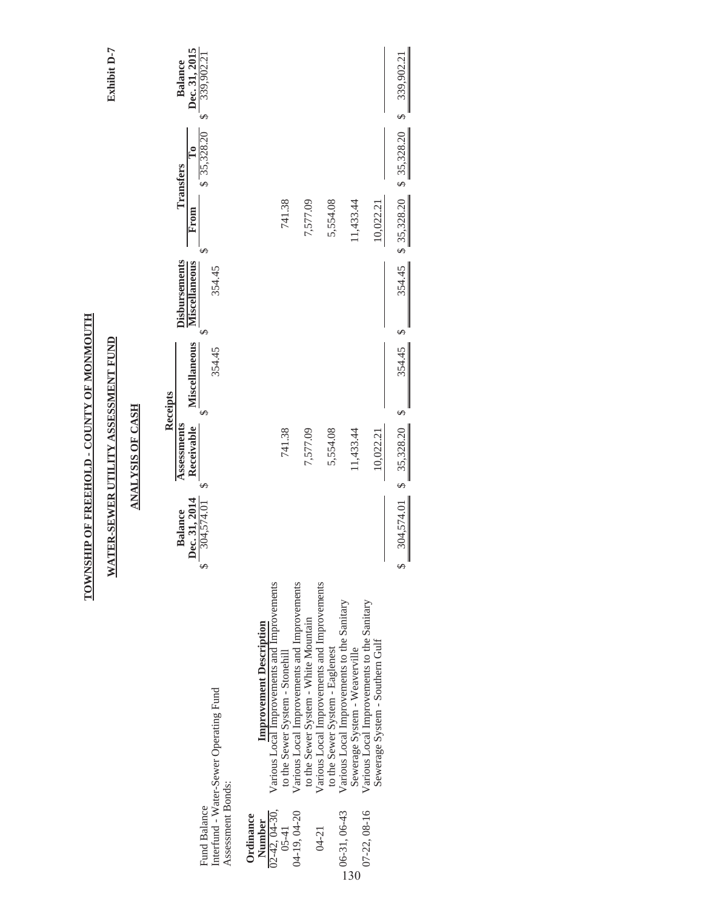**Exhibit D-7**

# TOWNSHIP OF FREEHOLD - COUNTY OF MONMOUTH

## WATER-SEWER UTILITY ASSESSMENT FUND

### ANALYSIS OF CASH

| | | Balance Dec. 31, 2014 | Receipts | | Disbursements | Transfers | | Balance Dec. 31, 2015 |
|---|---|---|---|---|---|---|---|---|
| | | | Assessments Receivable | Miscellaneous | Miscellaneous | From | To | |
| Fund Balance | | $ 304,574.01 | $ | $ | $ | $ | $ 35,328.20 | $ 339,902.21 |
| Interfund - Water-Sewer Operating Fund | | | | 354.45 | 354.45 | | | |
| Assessment Bonds: | | | | | | | | |
| **Ordinance Number** | **Improvement Description** | | | | | | | |
| 02-42, 04-30, 05-41 | Various Local Improvements and Improvements to the Sewer System - Stonehill | | 741.38 | | | 741.38 | | |
| 04-19, 04-20 | Various Local Improvements and Improvements to the Sewer System - White Mountain | | 7,577.09 | | | 7,577.09 | | |
| 04-21 | Various Local Improvements and Improvements to the Sewer System - Eaglenest | | 5,554.08 | | | 5,554.08 | | |
| 06-31, 06-43 | Various Local Improvements to the Sanitary Sewerage System - Weaverville | | 11,433.44 | | | 11,433.44 | | |
| 07-22, 08-16 | Various Local Improvements to the Sanitary Sewerage System - Southern Gulf | | 10,022.21 | | | 10,022.21 | | |
| | | $ 304,574.01 | $ 35,328.20 | $ 354.45 | $ 354.45 | $ 35,328.20 | $ 35,328.20 | $ 339,902.21 |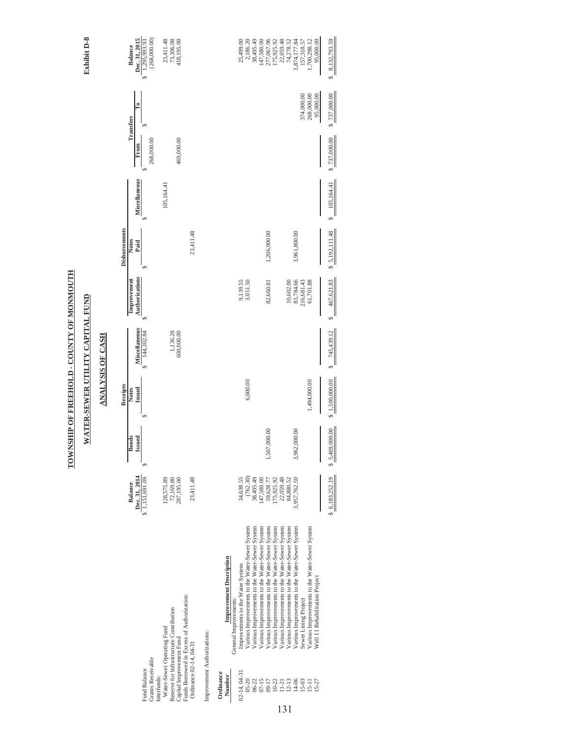# TOWNSHIP OF FREEHOLD - COUNTY OF MONMOUTH

## WATER-SEWER UTILITY CAPITAL FUND

### ANALYSIS OF CASH

**Exhibit D-8**

| | | Balance Dec. 31, 2014 | Receipts Bonds Issued | Receipts Notes Issued | Receipts Miscellaneous | Disbursements Improvement Authorizations | Disbursements Notes Paid | Disbursements Miscellaneous | Transfers From | Transfers To | Balance Dec. 31, 2015 |
|---|---|---|---|---|---|---|---|---|---|---|---|
| Fund Balance | | $ 1,151,691.09 | $ | $ | $ 144,302.84 | $ | $ | $ | $ | $ | $ 1,295,993.93 |
| Grants Receivable | | | | | | | | | 268,000.00 | | (268,000.00) |
| Interfunds: | | | | | | | | | | | |
| Water-Sewer Operating Fund | | 128,575.89 | | | | | | 105,164.41 | | | 23,411.48 |
| Reserve for Infrastructure Contribution | | 72,169.80 | | | 1,136.28 | | | | | | 73,306.08 |
| Capital Improvement Fund | | 287,195.00 | | | 600,000.00 | | | | 469,000.00 | | 418,195.00 |
| Funds Borrowed in Excess of Authorization: | | | | | | | | | | | |
| Ordinance 02-14, 04-31 | | 23,411.48 | | | | | 23,411.48 | | | | |
| Improvement Authorizations: | | | | | | | | | | | |
| **Ordinance Number** | **Improvement Description** | | | | | | | | | | |
| | General Improvements: | | | | | | | | | | |
| 02-14, 04-31 | Improvements to the Water System | 34,638.55 | | | | 9,139.55 | | | | | 25,499.00 |
| 05-20 | Various Improvements to the Water-Sewer System | (762.30) | | 6,000.00 | | 3,051.50 | | | | | 2,186.20 |
| 06-22 | Various Improvements to the Water-Sewer System | 38,495.49 | | | | | | | | | 38,495.49 |
| 07-15 | Various Improvements to the Water-Sewer System | 147,580.00 | | | | | | | | | 147,580.00 |
| 09-17 | Various Improvements to the Water-Sewer System | 59,628.77 | 1,507,000.00 | | | 82,660.81 | 1,206,900.00 | | | | 277,067.96 |
| 10-22 | Various Improvements to the Water-Sewer System | 175,925.92 | | | | | | | | | 175,925.92 |
| 11-21 | Various Improvements to the Water-Sewer System | 22,059.48 | | | | | | | | | 22,059.48 |
| 12-13 | Various Improvements to the Water-Sewer System | 84,880.52 | | | | 10,602.00 | | | | | 74,278.52 |
| 14-06 | Various Improvements to the Water-Sewer System | 3,957,762.50 | 3,962,000.00 | | | 83,784.66 | 3,961,800.00 | | | | 3,874,177.84 |
| 15-03 | Sewer Lining Project | | | | | 216,681.43 | | | | 374,000.00 | 157,318.57 |
| 15-11 | Various Improvements to the Water-Sewer System | | | 1,494,000.00 | | 61,701.88 | | | | 268,000.00 | 1,700,298.12 |
| 15-27 | Well 11 Rehabilitation Project | | | | | | | | | 95,000.00 | 95,000.00 |
| | | $ 6,183,252.19 | $ 5,469,000.00 | $ 1,500,000.00 | $ 745,439.12 | $ 467,621.83 | $ 5,192,111.48 | $ 105,164.41 | $ 737,000.00 | $ 737,000.00 | $ 8,132,793.59 |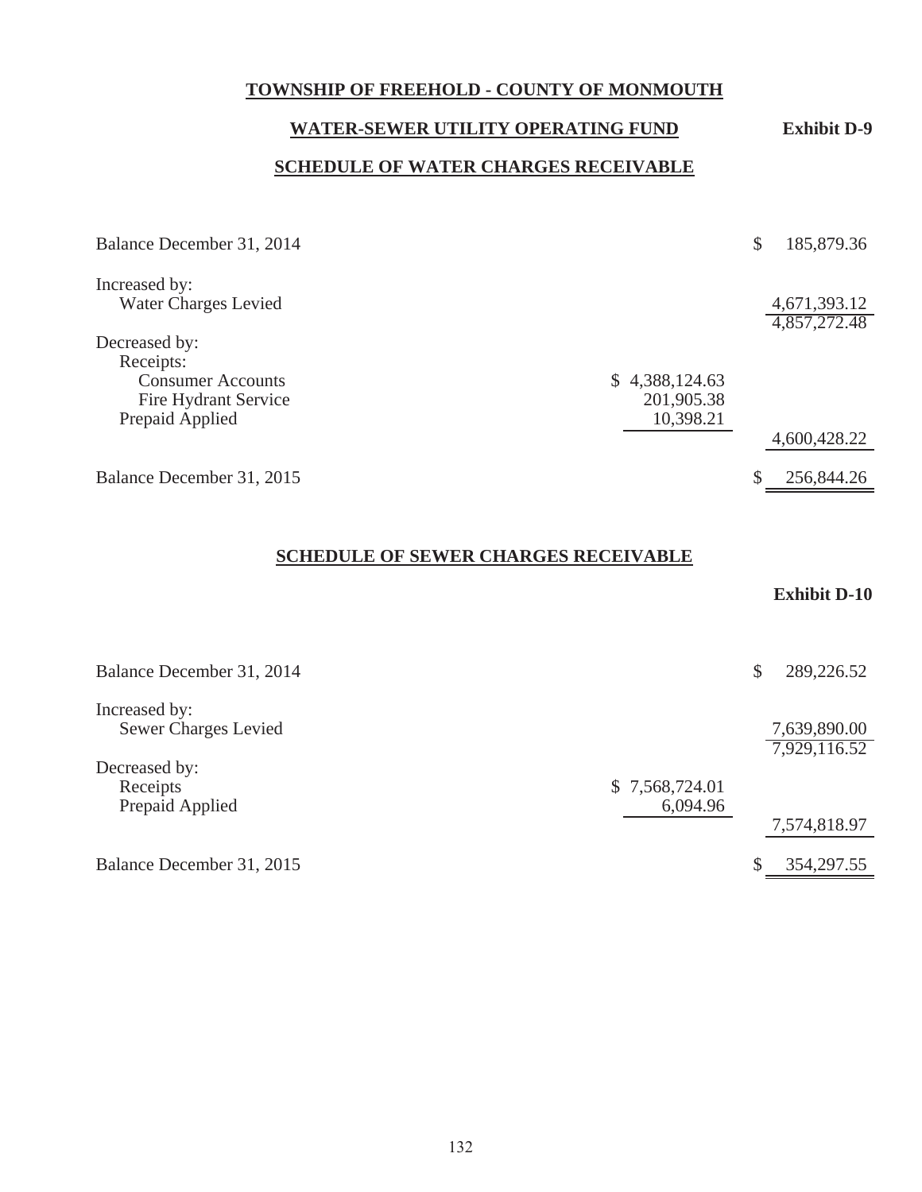**TOWNSHIP OF FREEHOLD - COUNTY OF MONMOUTH**

**WATER-SEWER UTILITY OPERATING FUND** **Exhibit D-9**

**SCHEDULE OF WATER CHARGES RECEIVABLE**

| | | |
|---|---|---|
| Balance December 31, 2014 | | $ 185,879.36 |
| Increased by: | | |
| Water Charges Levied | | 4,671,393.12 |
| | | 4,857,272.48 |
| Decreased by: | | |
| Receipts: | | |
| Consumer Accounts | $ 4,388,124.63 | |
| Fire Hydrant Service | 201,905.38 | |
| Prepaid Applied | 10,398.21 | |
| | | 4,600,428.22 |
| Balance December 31, 2015 | | $ 256,844.26 |

**SCHEDULE OF SEWER CHARGES RECEIVABLE**

**Exhibit D-10**

| | | |
|---|---|---|
| Balance December 31, 2014 | | $ 289,226.52 |
| Increased by: | | |
| Sewer Charges Levied | | 7,639,890.00 |
| | | 7,929,116.52 |
| Decreased by: | | |
| Receipts | $ 7,568,724.01 | |
| Prepaid Applied | 6,094.96 | |
| | | 7,574,818.97 |
| Balance December 31, 2015 | | $ 354,297.55 |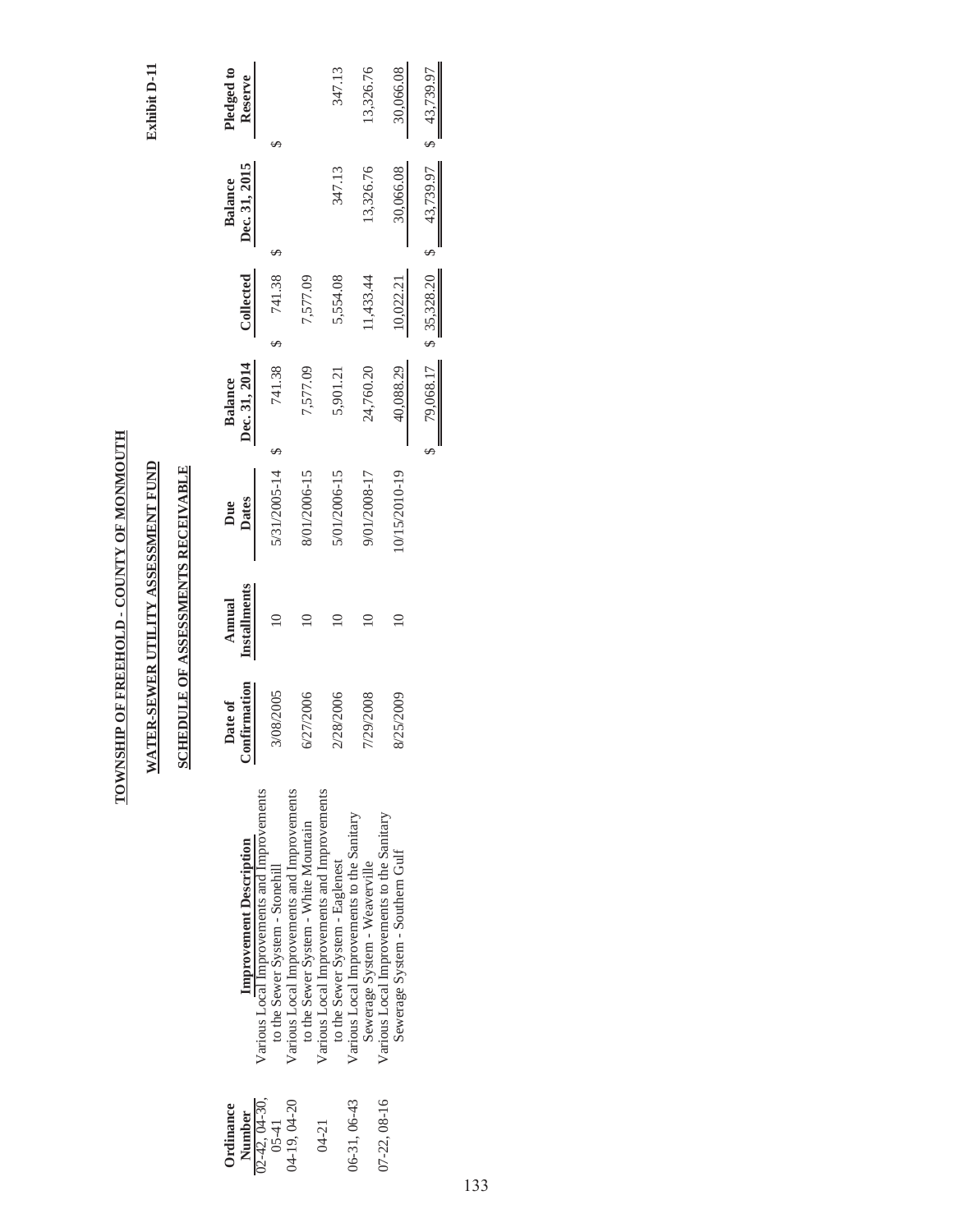**Exhibit D-11**

# TOWNSHIP OF FREEHOLD - COUNTY OF MONMOUTH

## WATER-SEWER UTILITY ASSESSMENT FUND

## SCHEDULE OF ASSESSMENTS RECEIVABLE

| Ordinance Number | Improvement Description | Date of Confirmation | Annual Installments | Due Dates | Balance Dec. 31, 2014 | Collected | Balance Dec. 31, 2015 | Pledged to Reserve |
|---|---|---|---|---|---|---|---|---|
| 02-42, 04-30, 05-41 | Various Local Improvements and Improvements to the Sewer System - Stonehill | 3/08/2005 | 10 | 5/31/2005-14 | $ 741.38 | $ 741.38 | $ | $ |
| 04-19, 04-20 | Various Local Improvements and Improvements to the Sewer System - White Mountain | 6/27/2006 | 10 | 8/01/2006-15 | 7,577.09 | 7,577.09 | | |
| 04-21 | Various Local Improvements and Improvements to the Sewer System - Eaglenest | 2/28/2006 | 10 | 5/01/2006-15 | 5,901.21 | 5,554.08 | 347.13 | 347.13 |
| 06-31, 06-43 | Various Local Improvements to the Sanitary Sewerage System - Weaverville | 7/29/2008 | 10 | 9/01/2008-17 | 24,760.20 | 11,433.44 | 13,326.76 | 13,326.76 |
| 07-22, 08-16 | Various Local Improvements to the Sanitary Sewerage System - Southern Gulf | 8/25/2009 | 10 | 10/15/2010-19 | 40,088.29 | 10,022.21 | 30,066.08 | 30,066.08 |
| | | | | | $ 79,068.17 | $ 35,328.20 | $ 43,739.97 | $ 43,739.97 |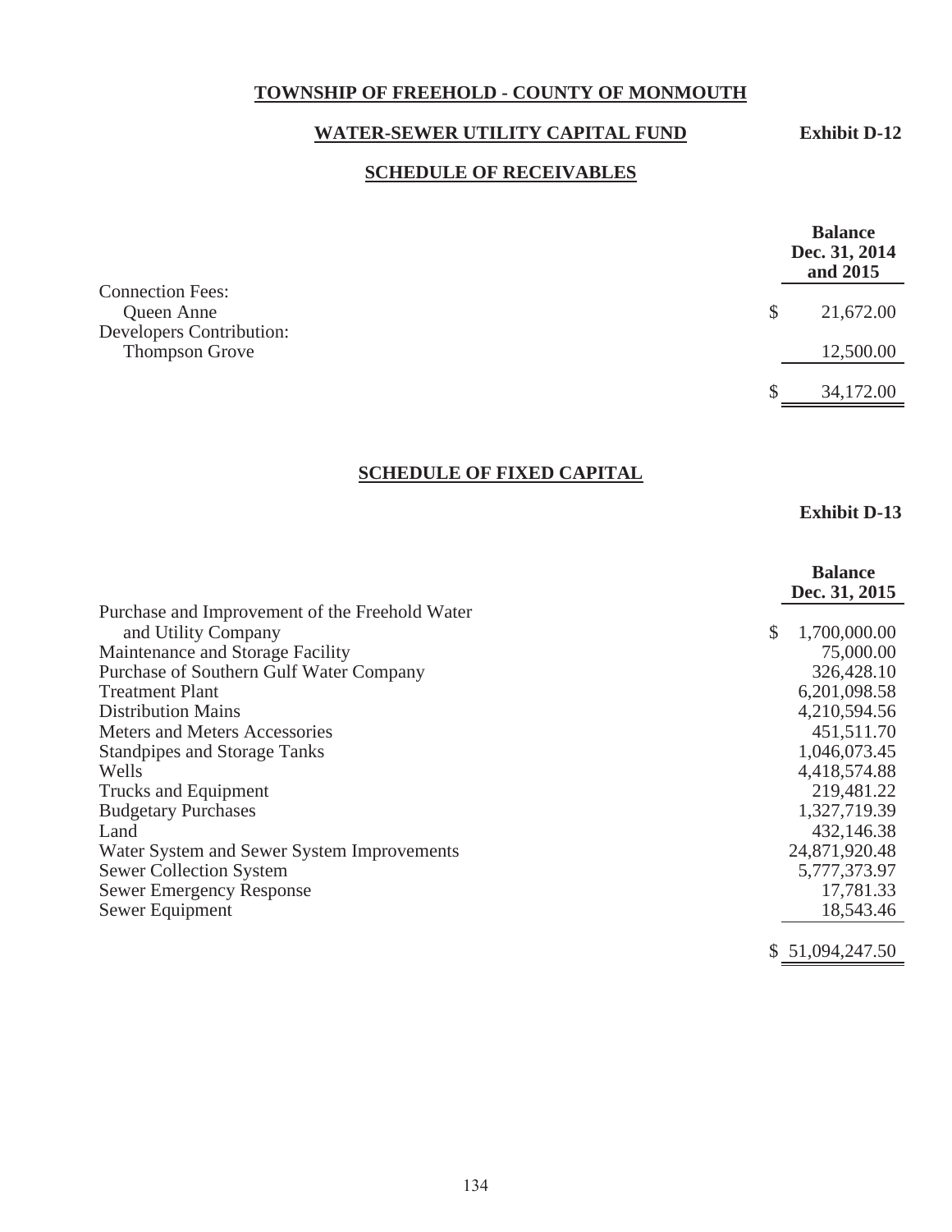# TOWNSHIP OF FREEHOLD - COUNTY OF MONMOUTH

## WATER-SEWER UTILITY CAPITAL FUND

**Exhibit D-12**

## SCHEDULE OF RECEIVABLES

| | Balance Dec. 31, 2014 and 2015 |
|---|---|
| Connection Fees: | |
| Queen Anne | $ 21,672.00 |
| Developers Contribution: | |
| Thompson Grove | 12,500.00 |
| | $ 34,172.00 |

## SCHEDULE OF FIXED CAPITAL

**Exhibit D-13**

| | Balance Dec. 31, 2015 |
|---|---|
| Purchase and Improvement of the Freehold Water and Utility Company | $ 1,700,000.00 |
| Maintenance and Storage Facility | 75,000.00 |
| Purchase of Southern Gulf Water Company | 326,428.10 |
| Treatment Plant | 6,201,098.58 |
| Distribution Mains | 4,210,594.56 |
| Meters and Meters Accessories | 451,511.70 |
| Standpipes and Storage Tanks | 1,046,073.45 |
| Wells | 4,418,574.88 |
| Trucks and Equipment | 219,481.22 |
| Budgetary Purchases | 1,327,719.39 |
| Land | 432,146.38 |
| Water System and Sewer System Improvements | 24,871,920.48 |
| Sewer Collection System | 5,777,373.97 |
| Sewer Emergency Response | 17,781.33 |
| Sewer Equipment | 18,543.46 |
| | $ 51,094,247.50 |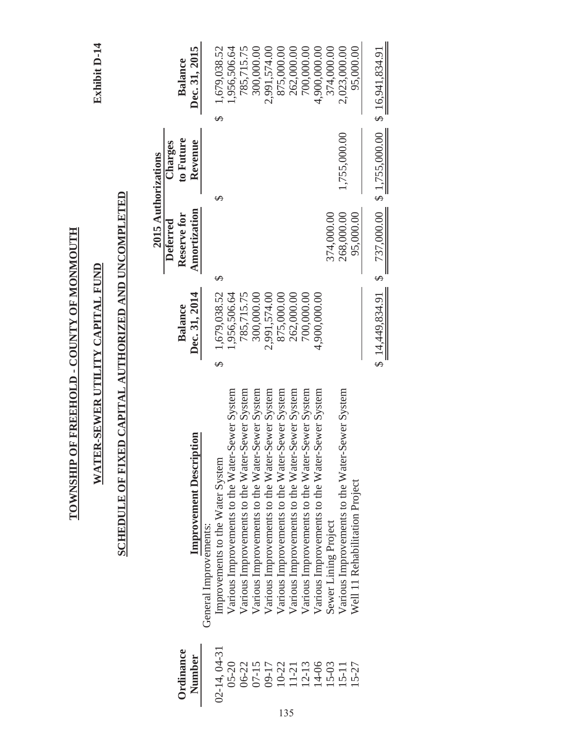# TOWNSHIP OF FREEHOLD - COUNTY OF MONMOUTH

## WATER-SEWER UTILITY CAPITAL FUND

## SCHEDULE OF FIXED CAPITAL AUTHORIZED AND UNCOMPLETED

**Exhibit D-14**

| Ordinance Number | Improvement Description | Balance Dec. 31, 2014 | 2015 Authorizations Deferred Reserve for Amortization | 2015 Authorizations Charges to Future Revenue | Balance Dec. 31, 2015 |
|---|---|---|---|---|---|
| | General Improvements: | | | | |
| 02-14, 04-31 | Improvements to the Water System | $ 1,679,038.52 | $ | $ | $ 1,679,038.52 |
| 05-20 | Various Improvements to the Water-Sewer System | 1,956,506.64 | | | 1,956,506.64 |
| 06-22 | Various Improvements to the Water-Sewer System | 785,715.75 | | | 785,715.75 |
| 07-15 | Various Improvements to the Water-Sewer System | 300,000.00 | | | 300,000.00 |
| 09-17 | Various Improvements to the Water-Sewer System | 2,991,574.00 | | | 2,991,574.00 |
| 10-22 | Various Improvements to the Water-Sewer System | 875,000.00 | | | 875,000.00 |
| 11-21 | Various Improvements to the Water-Sewer System | 262,000.00 | | | 262,000.00 |
| 12-13 | Various Improvements to the Water-Sewer System | 700,000.00 | | | 700,000.00 |
| 14-06 | Various Improvements to the Water-Sewer System | 4,900,000.00 | | | 4,900,000.00 |
| 15-03 | Sewer Lining Project | | 374,000.00 | | 374,000.00 |
| 15-11 | Various Improvements to the Water-Sewer System | | 268,000.00 | 1,755,000.00 | 2,023,000.00 |
| 15-27 | Well 11 Rehabilitation Project | | 95,000.00 | | 95,000.00 |
| | | $ 14,449,834.91 | $ 737,000.00 | $ 1,755,000.00 | $ 16,941,834.91 |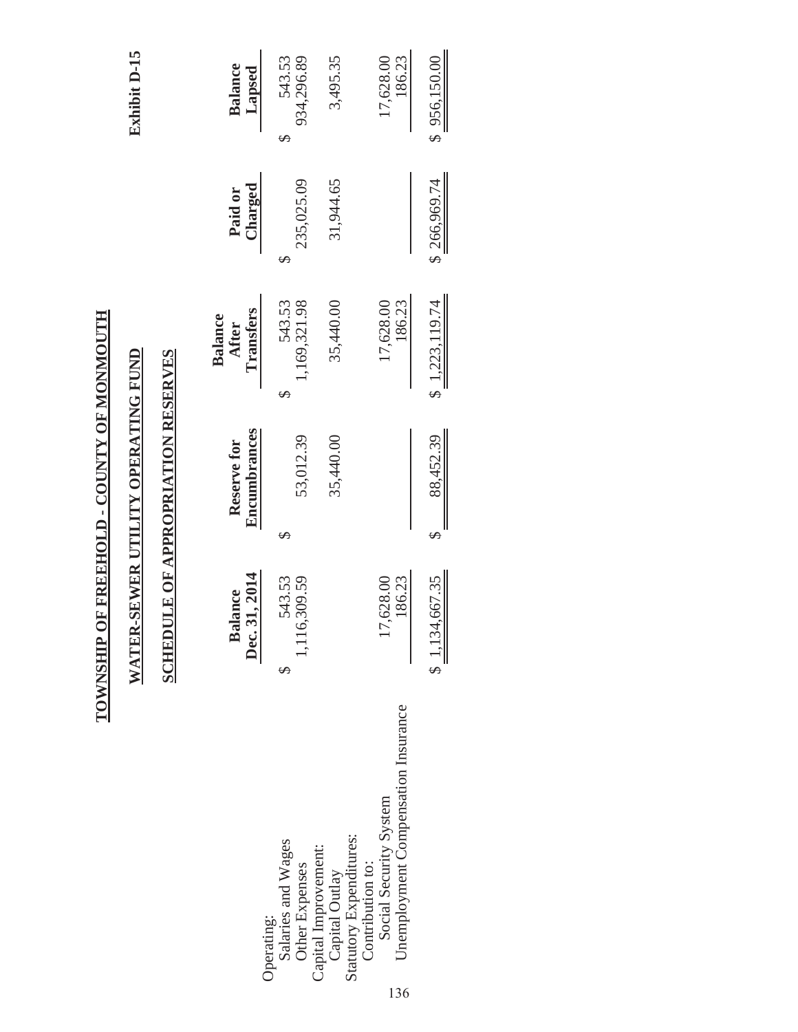**Exhibit D-15**

# TOWNSHIP OF FREEHOLD - COUNTY OF MONMOUTH

## WATER-SEWER UTILITY OPERATING FUND

## SCHEDULE OF APPROPRIATION RESERVES

| | Balance Dec. 31, 2014 | Reserve for Encumbrances | Balance After Transfers | Paid or Charged | Balance Lapsed |
|---|---|---|---|---|---|
| Operating: | | | | | |
| Salaries and Wages | $ 543.53 | $ | $ 543.53 | $ | $ 543.53 |
| Other Expenses | 1,116,309.59 | 53,012.39 | 1,169,321.98 | 235,025.09 | 934,296.89 |
| Capital Improvement: | | | | | |
| Capital Outlay | | 35,440.00 | 35,440.00 | 31,944.65 | 3,495.35 |
| Statutory Expenditures: | | | | | |
| Contribution to: | | | | | |
| Social Security System | 17,628.00 | | 17,628.00 | | 17,628.00 |
| Unemployment Compensation Insurance | 186.23 | | 186.23 | | 186.23 |
| | $ 1,134,667.35 | $ 88,452.39 | $ 1,223,119.74 | $ 266,969.74 | $ 956,150.00 |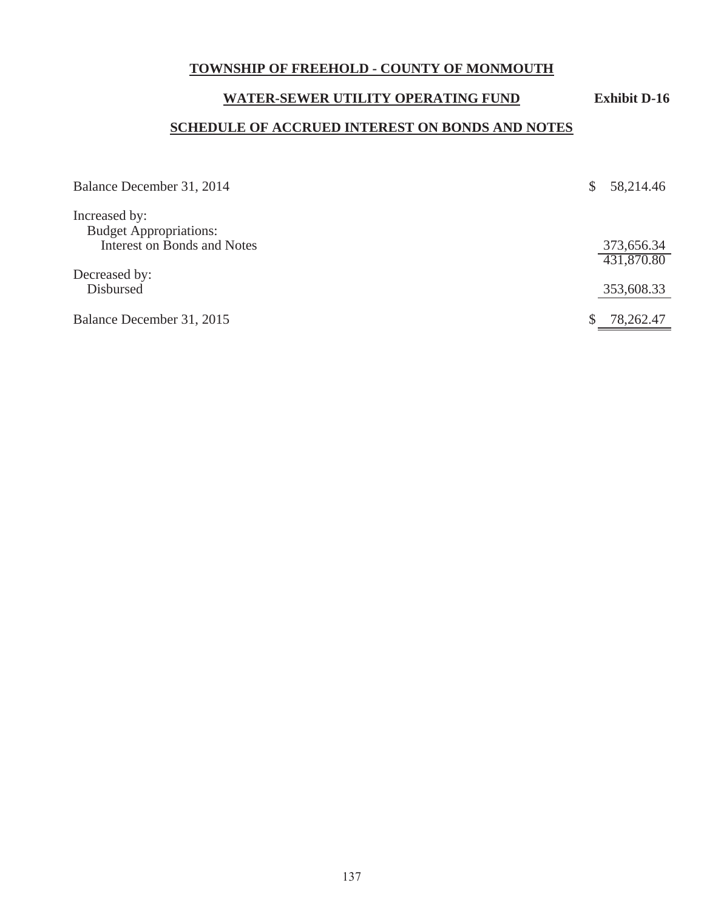**TOWNSHIP OF FREEHOLD - COUNTY OF MONMOUTH**

**WATER-SEWER UTILITY OPERATING FUND** **Exhibit D-16**

**SCHEDULE OF ACCRUED INTEREST ON BONDS AND NOTES**

| | |
|---|---|
| Balance December 31, 2014 | $ 58,214.46 |
| Increased by: | |
| Budget Appropriations: | |
| Interest on Bonds and Notes | 373,656.34 |
| | 431,870.80 |
| Decreased by: | |
| Disbursed | 353,608.33 |
| Balance December 31, 2015 | $ 78,262.47 |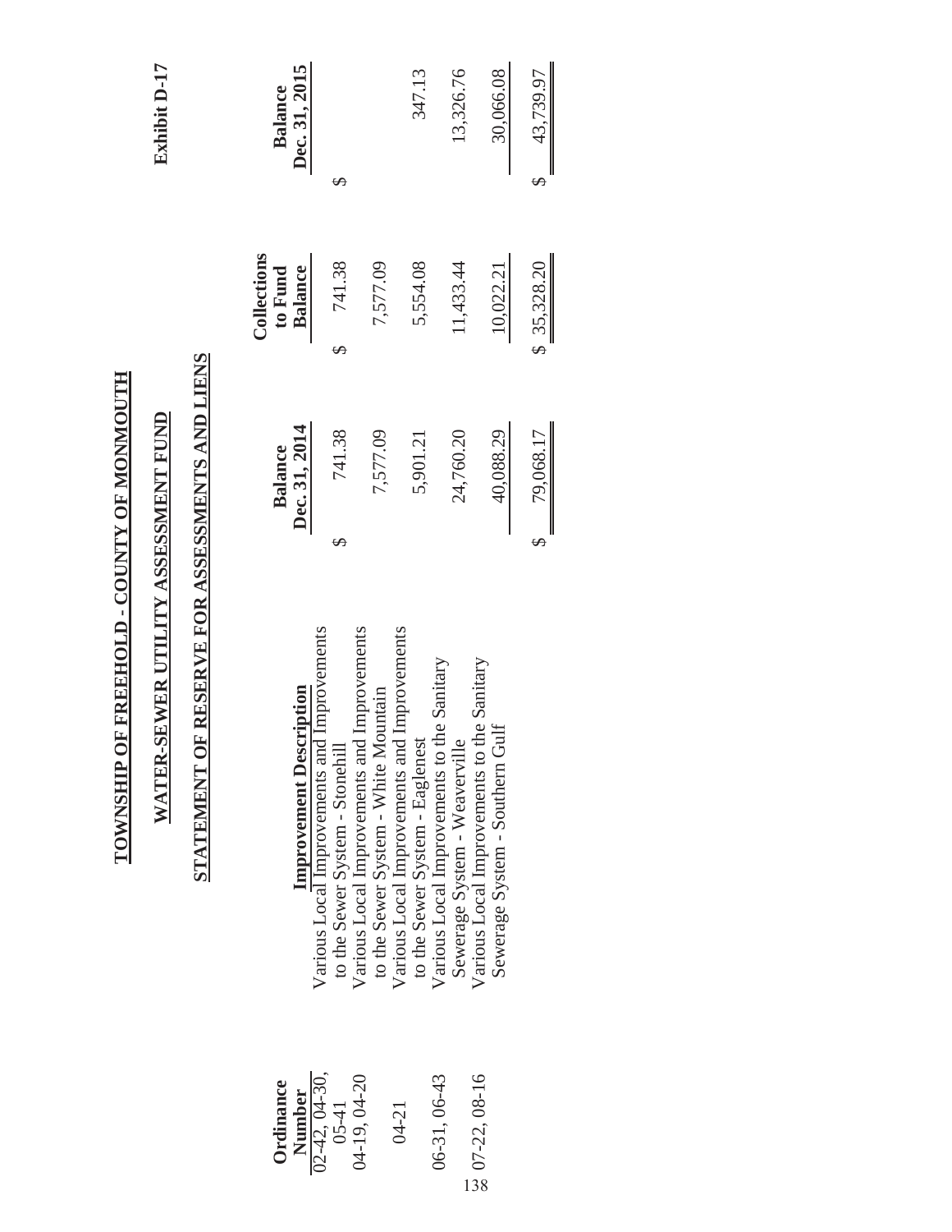**Exhibit D-17**

# TOWNSHIP OF FREEHOLD - COUNTY OF MONMOUTH

## WATER-SEWER UTILITY ASSESSMENT FUND

## STATEMENT OF RESERVE FOR ASSESSMENTS AND LIENS

| Ordinance Number | Improvement Description | Balance Dec. 31, 2014 | Collections to Fund Balance | Balance Dec. 31, 2015 |
|---|---|---|---|---|
| 02-42, 04-30, 05-41 | Various Local Improvements and Improvements to the Sewer System - Stonehill | $ 741.38 | $ 741.38 | $ |
| 04-19, 04-20 | Various Local Improvements and Improvements to the Sewer System - White Mountain | 7,577.09 | 7,577.09 | |
| 04-21 | Various Local Improvements and Improvements to the Sewer System - Eaglenest | 5,901.21 | 5,554.08 | 347.13 |
| 06-31, 06-43 | Various Local Improvements to the Sanitary Sewerage System - Weaverville | 24,760.20 | 11,433.44 | 13,326.76 |
| 07-22, 08-16 | Various Local Improvements to the Sanitary Sewerage System - Southern Gulf | 40,088.29 | 10,022.21 | 30,066.08 |
| | | $ 79,068.17 | $ 35,328.20 | $ 43,739.97 |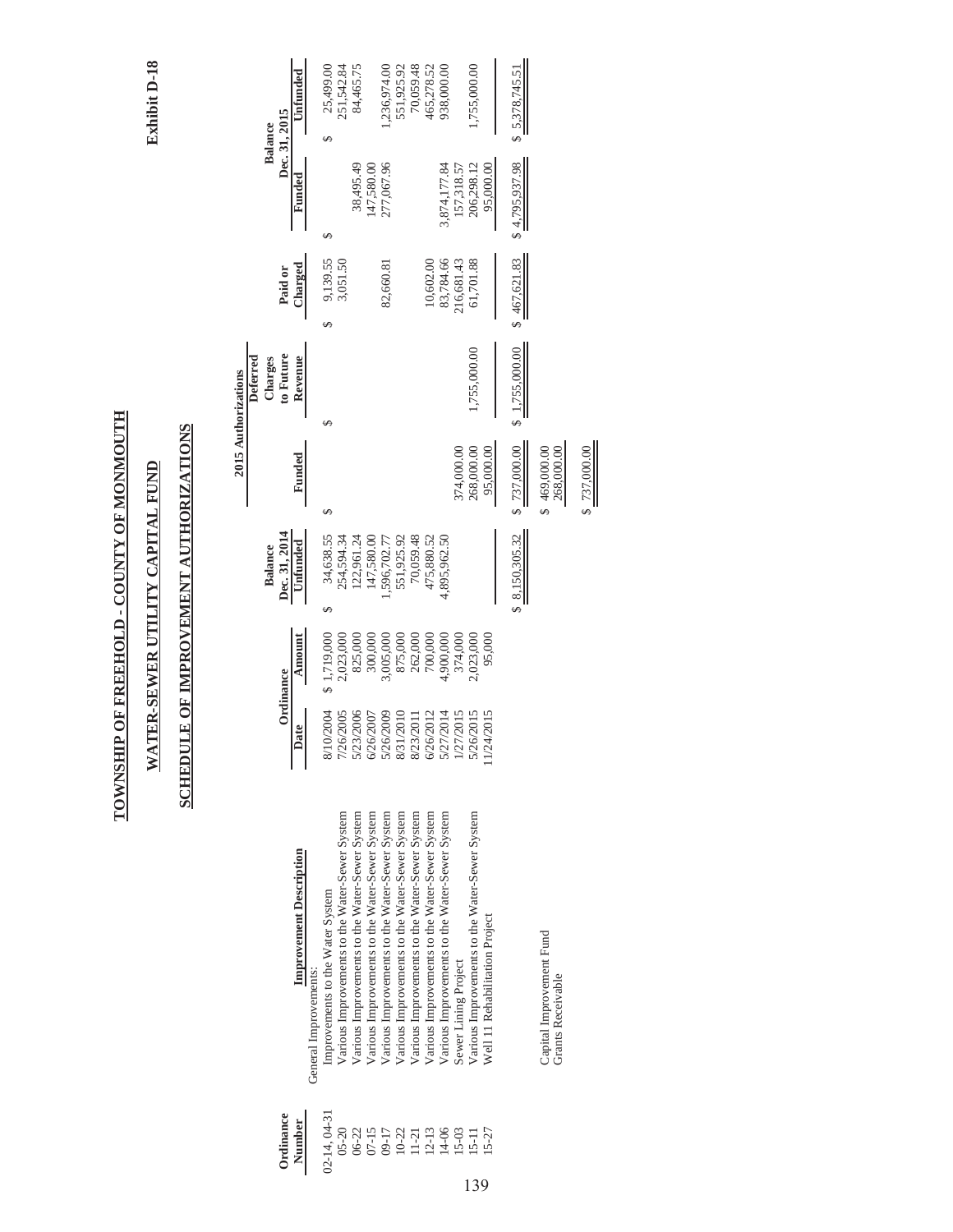**Exhibit D-18**

# TOWNSHIP OF FREEHOLD - COUNTY OF MONMOUTH

## WATER-SEWER UTILITY CAPITAL FUND

## SCHEDULE OF IMPROVEMENT AUTHORIZATIONS

| Ordinance Number | Improvement Description | Ordinance Date | Ordinance Amount | Balance Dec. 31, 2014 Unfunded | 2015 Authorizations Funded | 2015 Authorizations Deferred Charges to Future Revenue | Paid or Charged | Balance Dec. 31, 2015 Funded | Balance Dec. 31, 2015 Unfunded |
|---|---|---|---|---|---|---|---|---|---|
| | General Improvements: | | | | | | | | |
| 02-14, 04-31 | Improvements to the Water System | 8/10/2004 | $ 1,719,000 | $ 34,638.55 | $ | $ | $ 9,139.55 | $ | $ 25,499.00 |
| 05-20 | Various Improvements to the Water-Sewer System | 7/26/2005 | 2,023,000 | 254,594.34 | | | 3,051.50 | | 251,542.84 |
| 06-22 | Various Improvements to the Water-Sewer System | 5/23/2006 | 825,000 | 122,961.24 | | | | 38,495.49 | 84,465.75 |
| 07-15 | Various Improvements to the Water-Sewer System | 6/26/2007 | 300,000 | 147,580.00 | | | | 147,580.00 | |
| 09-17 | Various Improvements to the Water-Sewer System | 5/26/2009 | 3,005,000 | 1,596,702.77 | | | 82,660.81 | 277,067.96 | 1,236,974.00 |
| 10-22 | Various Improvements to the Water-Sewer System | 8/31/2010 | 875,000 | 551,925.92 | | | | | 551,925.92 |
| 11-21 | Various Improvements to the Water-Sewer System | 8/23/2011 | 262,000 | 70,059.48 | | | | | 70,059.48 |
| 12-13 | Various Improvements to the Water-Sewer System | 6/26/2012 | 700,000 | 475,880.52 | | | 10,602.00 | | 465,278.52 |
| 14-06 | Various Improvements to the Water-Sewer System | 5/27/2014 | 4,900,000 | 4,895,962.50 | | | 83,784.66 | 3,874,177.84 | 938,000.00 |
| 15-03 | Sewer Lining Project | 1/27/2015 | 374,000 | | 374,000.00 | | 216,681.43 | 157,318.57 | |
| 15-11 | Various Improvements to the Water-Sewer System | 5/26/2015 | 2,023,000 | | 268,000.00 | 1,755,000.00 | 61,701.88 | 206,298.12 | 1,755,000.00 |
| 15-27 | Well 11 Rehabilitation Project | 11/24/2015 | 95,000 | | 95,000.00 | | | 95,000.00 | |
| | | | | $ 8,150,305.32 | $ 737,000.00 | $ 1,755,000.00 | $ 467,621.83 | $ 4,795,937.98 | $ 5,378,745.51 |
| | Capital Improvement Fund | | | | $ 469,000.00 | | | | |
| | Grants Receivable | | | | 268,000.00 | | | | |
| | | | | | $ 737,000.00 | | | | |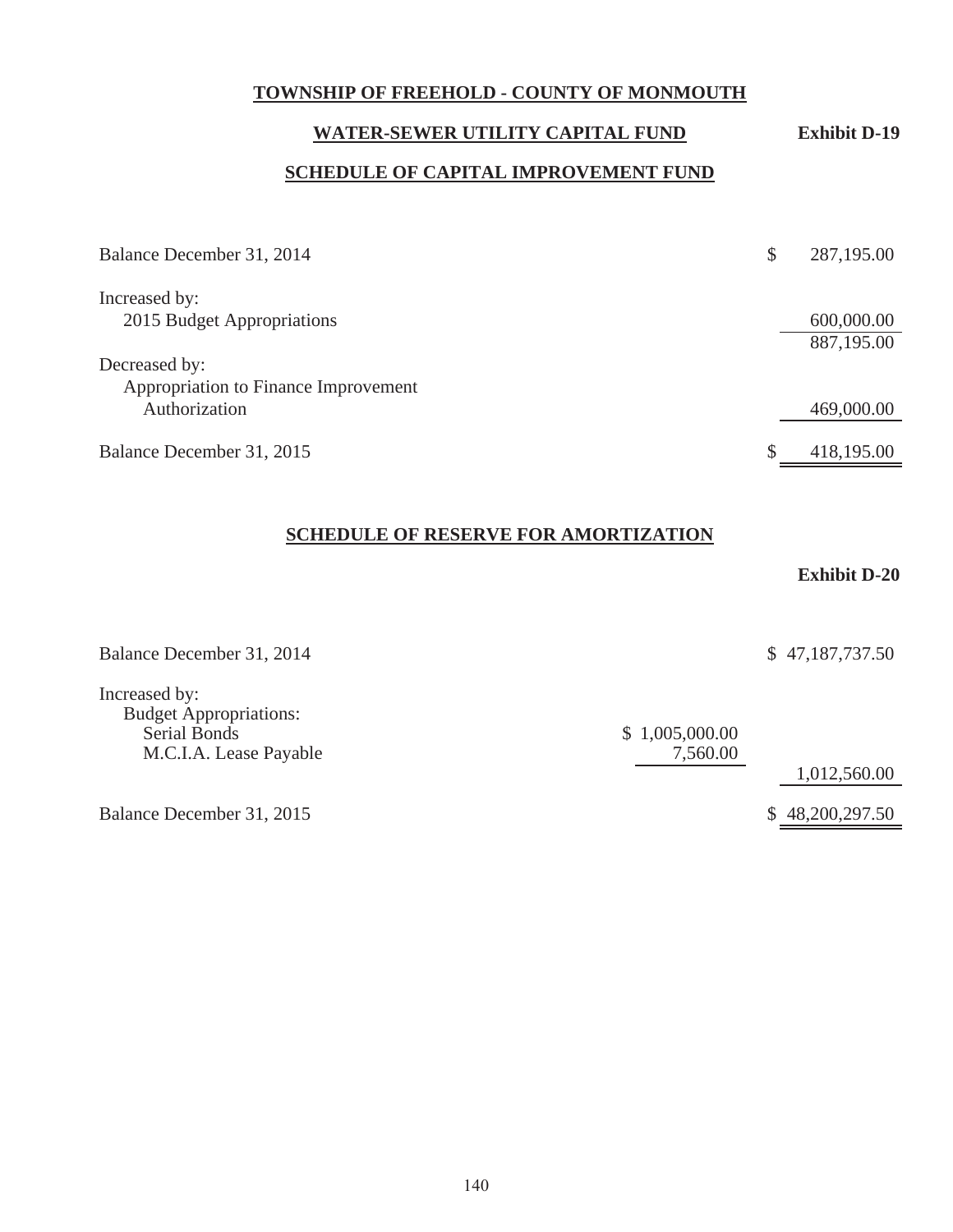**TOWNSHIP OF FREEHOLD - COUNTY OF MONMOUTH**

**WATER-SEWER UTILITY CAPITAL FUND** — **Exhibit D-19**

**SCHEDULE OF CAPITAL IMPROVEMENT FUND**

| | | |
|---|---|---|
| Balance December 31, 2014 | | $ 287,195.00 |
| Increased by: | | |
| 2015 Budget Appropriations | | 600,000.00 |
| | | 887,195.00 |
| Decreased by: | | |
| Appropriation to Finance Improvement Authorization | | 469,000.00 |
| Balance December 31, 2015 | | $ 418,195.00 |

**SCHEDULE OF RESERVE FOR AMORTIZATION**

**Exhibit D-20**

| | | |
|---|---|---|
| Balance December 31, 2014 | | $ 47,187,737.50 |
| Increased by: | | |
| Budget Appropriations: | | |
| Serial Bonds | $ 1,005,000.00 | |
| M.C.I.A. Lease Payable | 7,560.00 | |
| | | 1,012,560.00 |
| Balance December 31, 2015 | | $ 48,200,297.50 |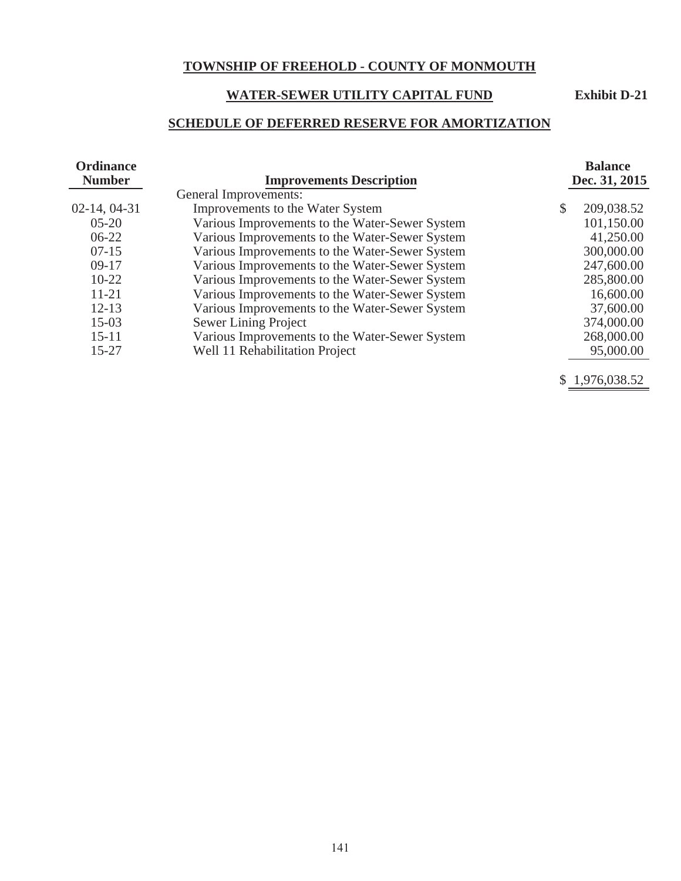**TOWNSHIP OF FREEHOLD - COUNTY OF MONMOUTH**

**WATER-SEWER UTILITY CAPITAL FUND** **Exhibit D-21**

**SCHEDULE OF DEFERRED RESERVE FOR AMORTIZATION**

| Ordinance Number | Improvements Description | Balance Dec. 31, 2015 |
|---|---|---|
| | General Improvements: | |
| 02-14, 04-31 | Improvements to the Water System | $ 209,038.52 |
| 05-20 | Various Improvements to the Water-Sewer System | 101,150.00 |
| 06-22 | Various Improvements to the Water-Sewer System | 41,250.00 |
| 07-15 | Various Improvements to the Water-Sewer System | 300,000.00 |
| 09-17 | Various Improvements to the Water-Sewer System | 247,600.00 |
| 10-22 | Various Improvements to the Water-Sewer System | 285,800.00 |
| 11-21 | Various Improvements to the Water-Sewer System | 16,600.00 |
| 12-13 | Various Improvements to the Water-Sewer System | 37,600.00 |
| 15-03 | Sewer Lining Project | 374,000.00 |
| 15-11 | Various Improvements to the Water-Sewer System | 268,000.00 |
| 15-27 | Well 11 Rehabilitation Project | 95,000.00 |
| | | $ 1,976,038.52 |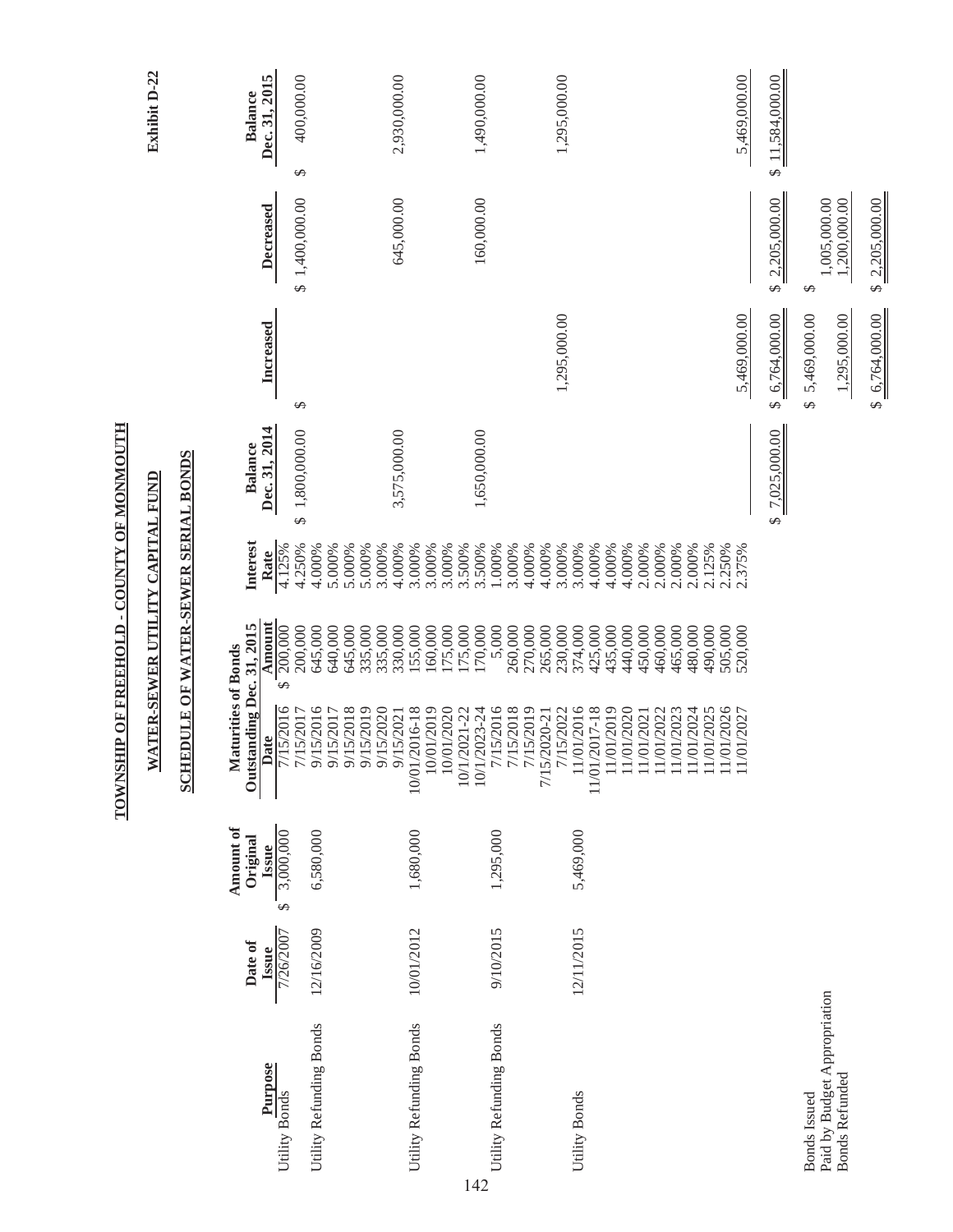Exhibit D-22

# TOWNSHIP OF FREEHOLD - COUNTY OF MONMOUTH

## WATER-SEWER UTILITY CAPITAL FUND

## SCHEDULE OF WATER-SEWER SERIAL BONDS

| Purpose | Date of Issue | Amount of Original Issue | Maturities of Bonds Outstanding Dec. 31, 2015 Date | Amount | Interest Rate | Balance Dec. 31, 2014 | Increased | Decreased | Balance Dec. 31, 2015 |
|---|---|---|---|---|---|---|---|---|---|
| Utility Bonds | 7/26/2007 | $ 3,000,000 | 7/15/2016 | $ 200,000 | 4.125% | | | | |
| | | | 7/15/2017 | 200,000 | 4.250% | $ 1,800,000.00 | $ | $ 1,400,000.00 | $ 400,000.00 |
| Utility Refunding Bonds | 12/16/2009 | 6,580,000 | 9/15/2016 | 645,000 | 4.000% | | | | |
| | | | 9/15/2017 | 640,000 | 5.000% | | | | |
| | | | 9/15/2018 | 645,000 | 5.000% | | | | |
| | | | 9/15/2019 | 335,000 | 5.000% | | | | |
| | | | 9/15/2020 | 335,000 | 3.000% | | | | |
| | | | 9/15/2021 | 330,000 | 4.000% | 3,575,000.00 | | 645,000.00 | 2,930,000.00 |
| Utility Refunding Bonds | 10/01/2012 | 1,680,000 | 10/01/2016-18 | 155,000 | 3.000% | | | | |
| | | | 10/01/2019 | 160,000 | 3.000% | | | | |
| | | | 10/01/2020 | 175,000 | 3.000% | | | | |
| | | | 10/1/2021-22 | 175,000 | 3.500% | | | | |
| | | | 10/1/2023-24 | 170,000 | 3.500% | 1,650,000.00 | | 160,000.00 | 1,490,000.00 |
| Utility Refunding Bonds | 9/10/2015 | 1,295,000 | 7/15/2016 | 5,000 | 1.000% | | | | |
| | | | 7/15/2018 | 260,000 | 3.000% | | | | |
| | | | 7/15/2019 | 270,000 | 4.000% | | | | |
| | | | 7/15/2020-21 | 265,000 | 4.000% | | | | |
| | | | 7/15/2022 | 230,000 | 3.000% | | 1,295,000.00 | | 1,295,000.00 |
| Utility Bonds | 12/11/2015 | 5,469,000 | 11/01/2016 | 374,000 | 3.000% | | | | |
| | | | 11/01/2017-18 | 425,000 | 4.000% | | | | |
| | | | 11/01/2019 | 435,000 | 4.000% | | | | |
| | | | 11/01/2020 | 440,000 | 4.000% | | | | |
| | | | 11/01/2021 | 450,000 | 2.000% | | | | |
| | | | 11/01/2022 | 460,000 | 2.000% | | | | |
| | | | 11/01/2023 | 465,000 | 2.000% | | | | |
| | | | 11/01/2024 | 480,000 | 2.000% | | | | |
| | | | 11/01/2025 | 490,000 | 2.125% | | | | |
| | | | 11/01/2026 | 505,000 | 2.250% | | | | |
| | | | 11/01/2027 | 520,000 | 2.375% | | 5,469,000.00 | | 5,469,000.00 |
| | | | | | | $ 7,025,000.00 | $ 6,764,000.00 | $ 2,205,000.00 | $ 11,584,000.00 |
| Bonds Issued | | | | | | | $ 5,469,000.00 | $ | |
| Paid by Budget Appropriation | | | | | | | | 1,005,000.00 | |
| Bonds Refunded | | | | | | | 1,295,000.00 | 1,200,000.00 | |
| | | | | | | | $ 6,764,000.00 | $ 2,205,000.00 | |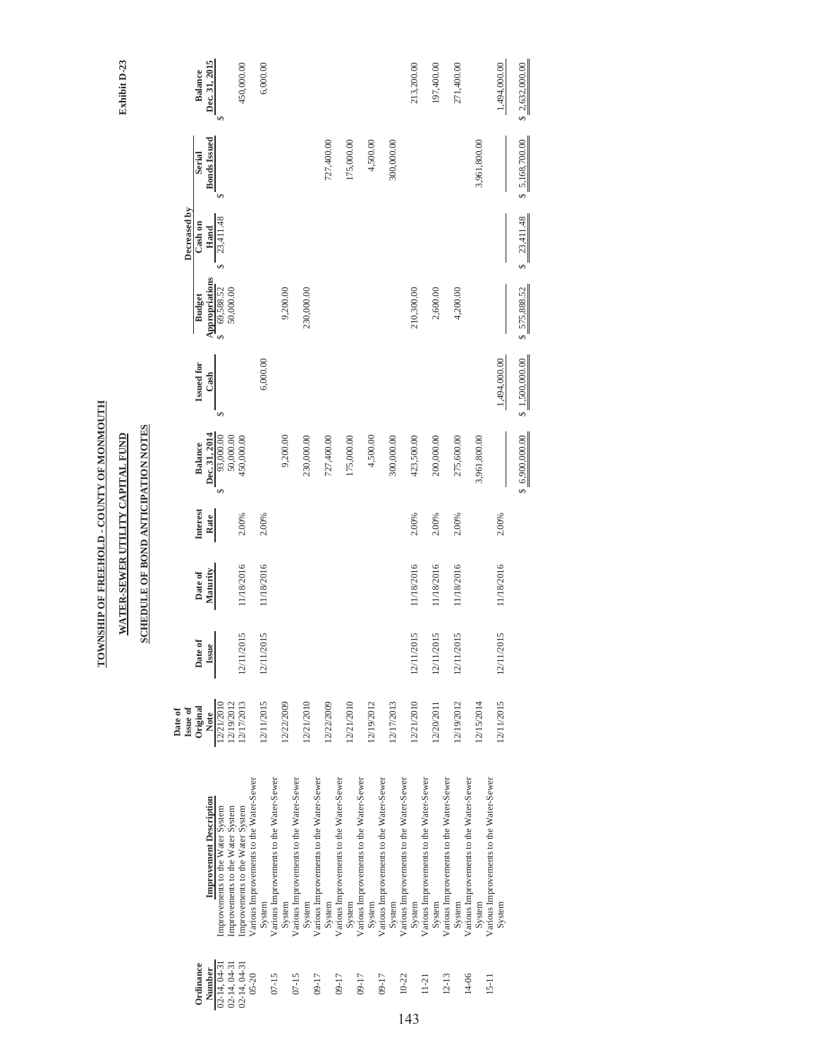Exhibit D-23

# TOWNSHIP OF FREEHOLD - COUNTY OF MONMOUTH

## WATER-SEWER UTILITY CAPITAL FUND

## SCHEDULE OF BOND ANTICIPATION NOTES

| Ordinance Number | Improvement Description | Date of Issue of Original Note | Date of Issue | Date of Maturity | Interest Rate | Balance Dec. 31, 2014 | Issued for Cash | Budget Appropriations | Decreased by Cash on Hand | Serial Bonds Issued | Balance Dec. 31, 2015 |
|---|---|---|---|---|---|---|---|---|---|---|---|
| 02-14, 04-31 | Improvements to the Water System | 12/21/2010 | | | | $ 93,000.00 | $ | $ 69,588.52 | $ 23,411.48 | $ | $ |
| 02-14, 04-31 | Improvements to the Water System | 12/19/2012 | | | | 50,000.00 | | 50,000.00 | | | |
| 02-14, 04-31 | Improvements to the Water System | 12/17/2013 | 12/11/2015 | 11/18/2016 | 2.00% | 450,000.00 | | | | | 450,000.00 |
| 05-20 | Various Improvements to the Water-Sewer System | 12/11/2015 | 12/11/2015 | 11/18/2016 | 2.00% | | 6,000.00 | | | | 6,000.00 |
| 07-15 | Various Improvements to the Water-Sewer System | 12/22/2009 | | | | 9,200.00 | | 9,200.00 | | | |
| 07-15 | Various Improvements to the Water-Sewer System | 12/21/2010 | | | | 230,000.00 | | 230,000.00 | | | |
| 09-17 | Various Improvements to the Water-Sewer System | 12/22/2009 | | | | 727,400.00 | | | | 727,400.00 | |
| 09-17 | Various Improvements to the Water-Sewer System | 12/21/2010 | | | | 175,000.00 | | | | 175,000.00 | |
| 09-17 | Various Improvements to the Water-Sewer System | 12/19/2012 | | | | 4,500.00 | | | | 4,500.00 | |
| 09-17 | Various Improvements to the Water-Sewer System | 12/17/2013 | | | | 300,000.00 | | | | 300,000.00 | |
| 10-22 | Various Improvements to the Water-Sewer System | 12/21/2010 | 12/11/2015 | 11/18/2016 | 2.00% | 423,500.00 | | 210,300.00 | | | 213,200.00 |
| 11-21 | Various Improvements to the Water-Sewer System | 12/20/2011 | 12/11/2015 | 11/18/2016 | 2.00% | 200,000.00 | | 2,600.00 | | | 197,400.00 |
| 12-13 | Various Improvements to the Water-Sewer System | 12/19/2012 | 12/11/2015 | 11/18/2016 | 2.00% | 275,600.00 | | 4,200.00 | | | 271,400.00 |
| 14-06 | Various Improvements to the Water-Sewer System | 12/15/2014 | | | | 3,961,800.00 | | | | 3,961,800.00 | |
| 15-11 | Various Improvements to the Water-Sewer System | 12/11/2015 | 12/11/2015 | 11/18/2016 | 2.00% | | 1,494,000.00 | | | | 1,494,000.00 |
| | | | | | | $ 6,900,000.00 | $ 1,500,000.00 | $ 575,888.52 | $ 23,411.48 | $ 5,168,700.00 | $ 2,632,000.00 |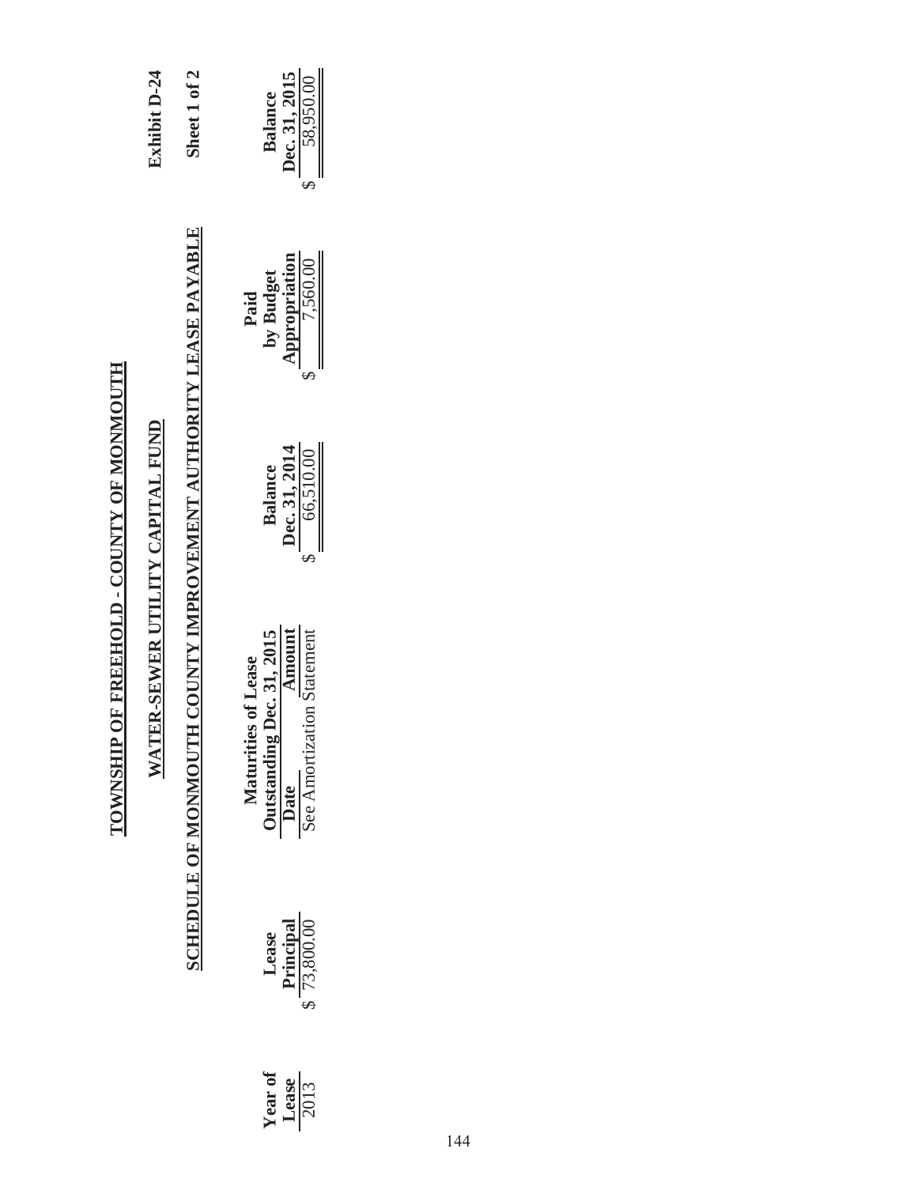**Exhibit D-24**

**Sheet 1 of 2**

# TOWNSHIP OF FREEHOLD - COUNTY OF MONMOUTH

## WATER-SEWER UTILITY CAPITAL FUND

## SCHEDULE OF MONMOUTH COUNTY IMPROVEMENT AUTHORITY LEASE PAYABLE

| Year of Lease | Lease Principal | Maturities of Lease Outstanding Dec. 31, 2015 Date | Amount | Balance Dec. 31, 2014 | Paid by Budget Appropriation | Balance Dec. 31, 2015 |
|---|---|---|---|---|---|---|
| 2013 | $ 73,800.00 | See Amortization Statement | | $ 66,510.00 | $ 7,560.00 | $ 58,950.00 |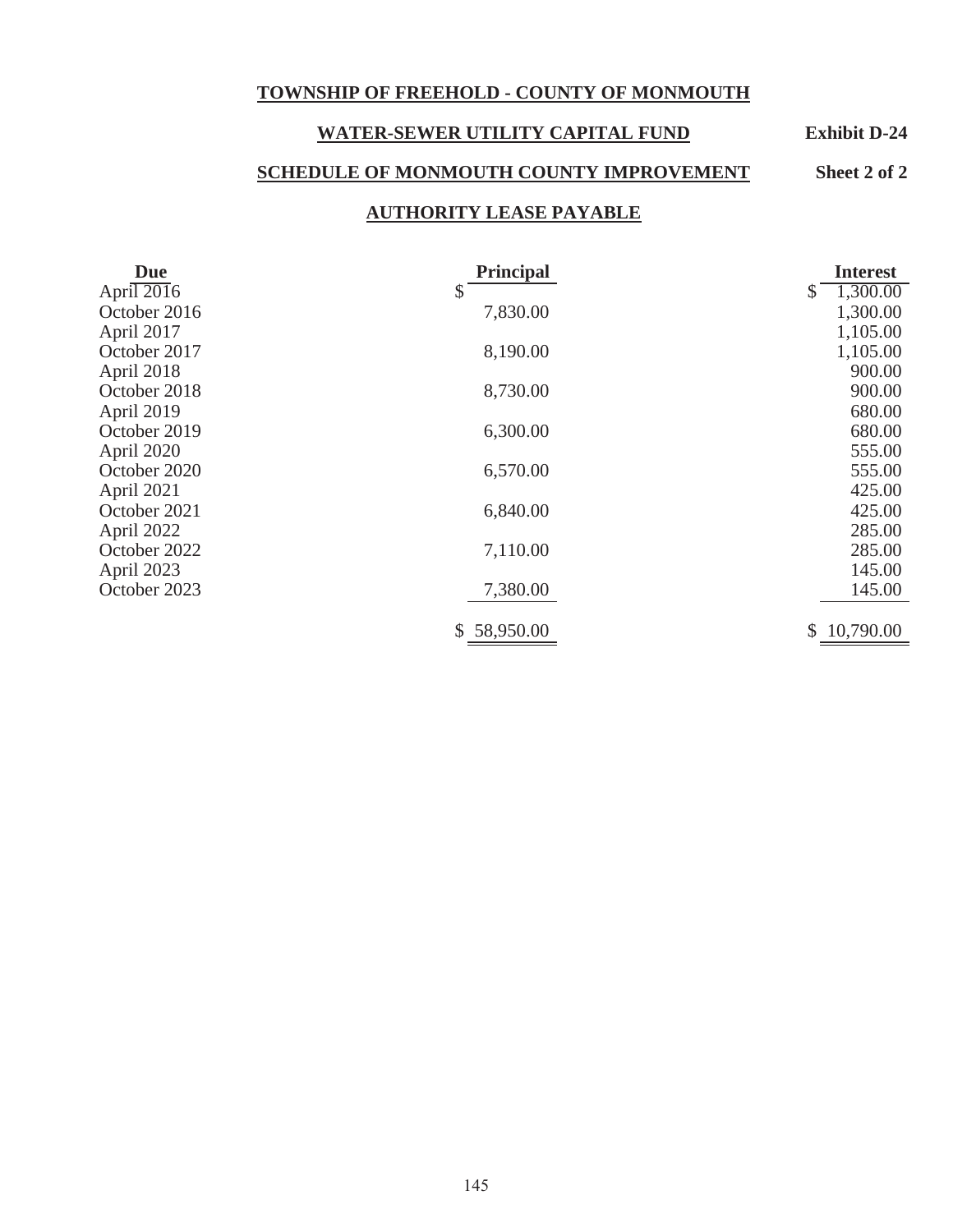**TOWNSHIP OF FREEHOLD - COUNTY OF MONMOUTH**

**WATER-SEWER UTILITY CAPITAL FUND** **Exhibit D-24**

**SCHEDULE OF MONMOUTH COUNTY IMPROVEMENT** **Sheet 2 of 2**

**AUTHORITY LEASE PAYABLE**

| Due | Principal | Interest |
|---|---|---|
| April 2016 | $ | $ 1,300.00 |
| October 2016 | 7,830.00 | 1,300.00 |
| April 2017 | | 1,105.00 |
| October 2017 | 8,190.00 | 1,105.00 |
| April 2018 | | 900.00 |
| October 2018 | 8,730.00 | 900.00 |
| April 2019 | | 680.00 |
| October 2019 | 6,300.00 | 680.00 |
| April 2020 | | 555.00 |
| October 2020 | 6,570.00 | 555.00 |
| April 2021 | | 425.00 |
| October 2021 | 6,840.00 | 425.00 |
| April 2022 | | 285.00 |
| October 2022 | 7,110.00 | 285.00 |
| April 2023 | | 145.00 |
| October 2023 | 7,380.00 | 145.00 |
| | $ 58,950.00 | $ 10,790.00 |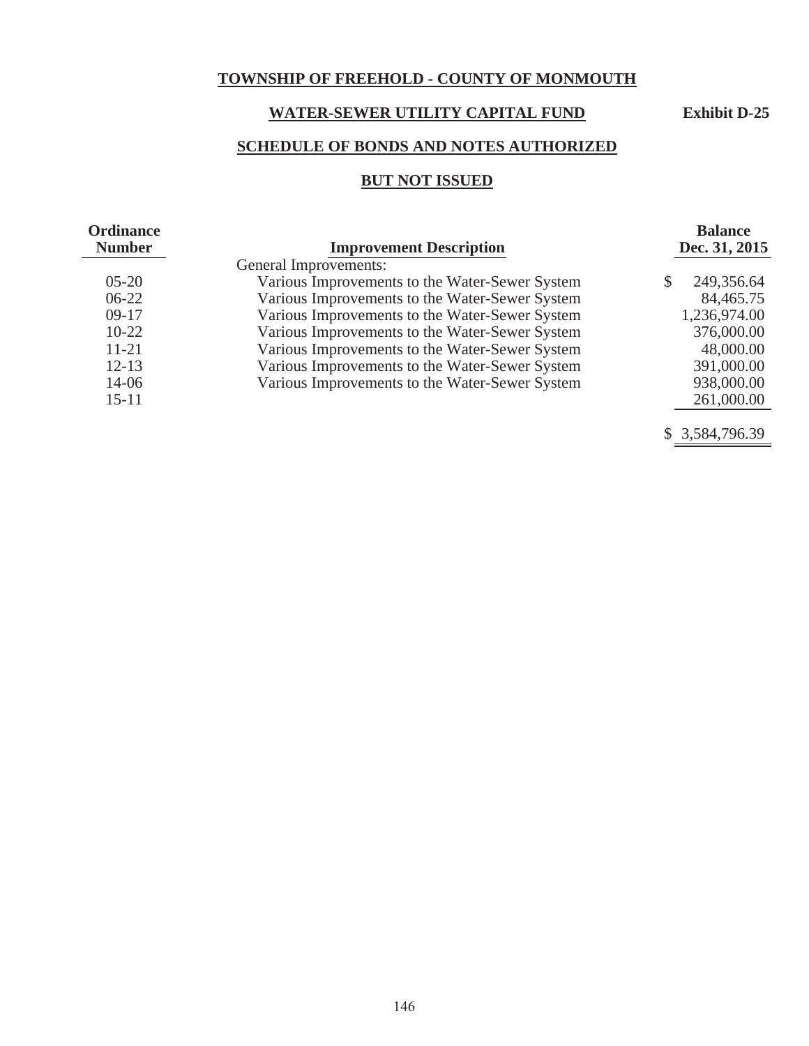# TOWNSHIP OF FREEHOLD - COUNTY OF MONMOUTH

## WATER-SEWER UTILITY CAPITAL FUND

**Exhibit D-25**

## SCHEDULE OF BONDS AND NOTES AUTHORIZED

## BUT NOT ISSUED

| Ordinance Number | Improvement Description | Balance Dec. 31, 2015 |
|---|---|---|
| | General Improvements: | |
| 05-20 | Various Improvements to the Water-Sewer System | $ 249,356.64 |
| 06-22 | Various Improvements to the Water-Sewer System | 84,465.75 |
| 09-17 | Various Improvements to the Water-Sewer System | 1,236,974.00 |
| 10-22 | Various Improvements to the Water-Sewer System | 376,000.00 |
| 11-21 | Various Improvements to the Water-Sewer System | 48,000.00 |
| 12-13 | Various Improvements to the Water-Sewer System | 391,000.00 |
| 14-06 | Various Improvements to the Water-Sewer System | 938,000.00 |
| 15-11 | | 261,000.00 |
| | | $ 3,584,796.39 |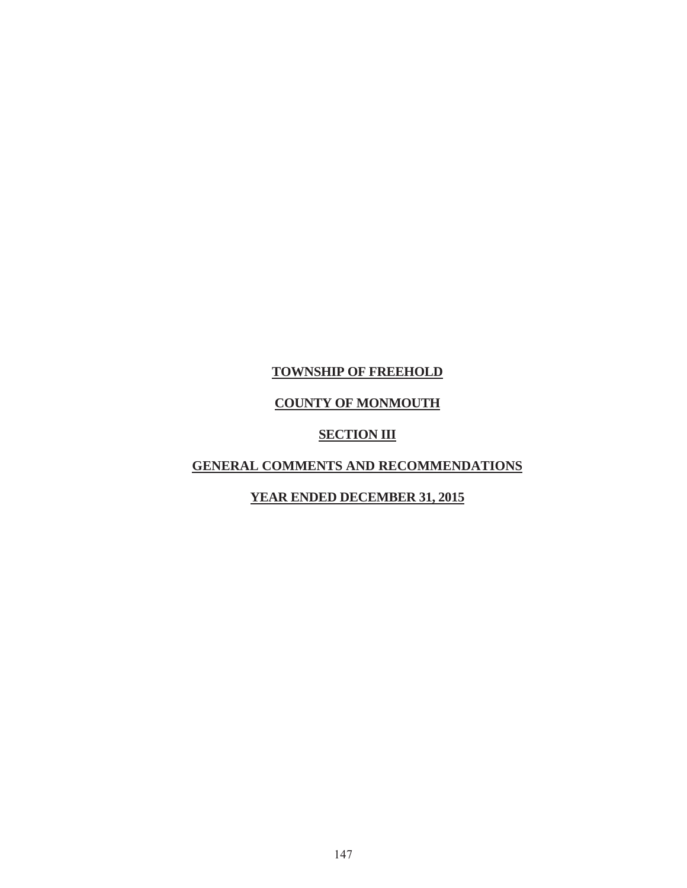**TOWNSHIP OF FREEHOLD**

**COUNTY OF MONMOUTH**

**SECTION III**

**GENERAL COMMENTS AND RECOMMENDATIONS**

**YEAR ENDED DECEMBER 31, 2015**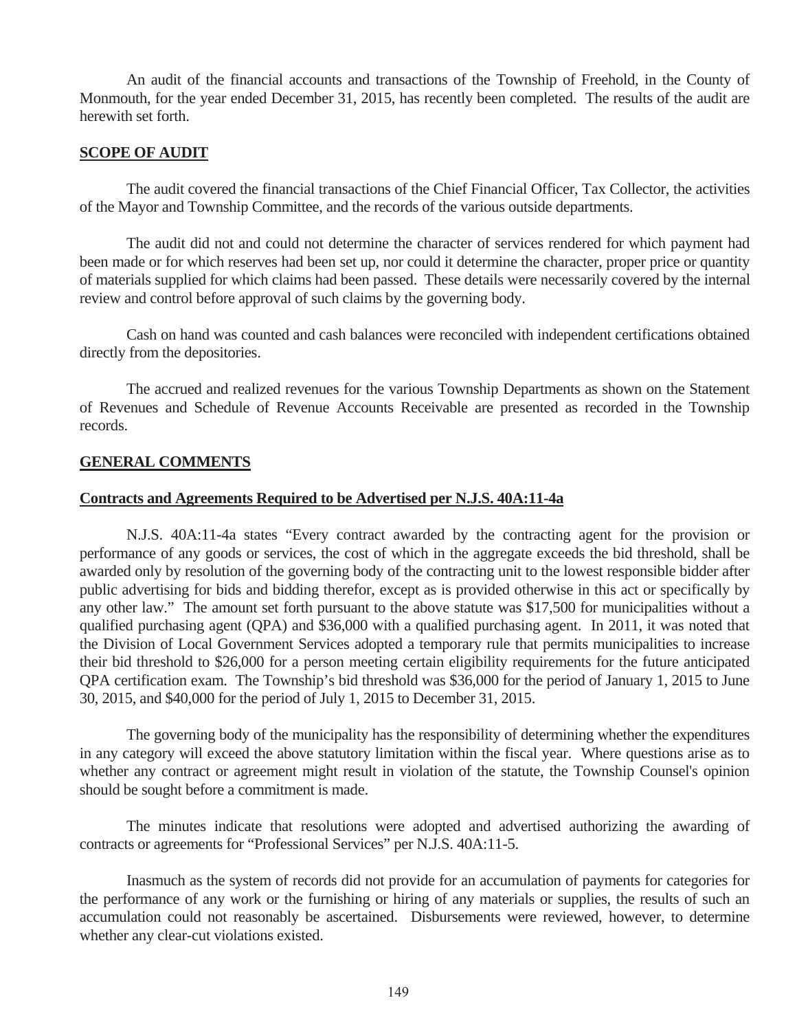An audit of the financial accounts and transactions of the Township of Freehold, in the County of Monmouth, for the year ended December 31, 2015, has recently been completed. The results of the audit are herewith set forth.

## SCOPE OF AUDIT

The audit covered the financial transactions of the Chief Financial Officer, Tax Collector, the activities of the Mayor and Township Committee, and the records of the various outside departments.

The audit did not and could not determine the character of services rendered for which payment had been made or for which reserves had been set up, nor could it determine the character, proper price or quantity of materials supplied for which claims had been passed. These details were necessarily covered by the internal review and control before approval of such claims by the governing body.

Cash on hand was counted and cash balances were reconciled with independent certifications obtained directly from the depositories.

The accrued and realized revenues for the various Township Departments as shown on the Statement of Revenues and Schedule of Revenue Accounts Receivable are presented as recorded in the Township records.

## GENERAL COMMENTS

### Contracts and Agreements Required to be Advertised per N.J.S. 40A:11-4a

N.J.S. 40A:11-4a states "Every contract awarded by the contracting agent for the provision or performance of any goods or services, the cost of which in the aggregate exceeds the bid threshold, shall be awarded only by resolution of the governing body of the contracting unit to the lowest responsible bidder after public advertising for bids and bidding therefor, except as is provided otherwise in this act or specifically by any other law." The amount set forth pursuant to the above statute was $17,500 for municipalities without a qualified purchasing agent (QPA) and $36,000 with a qualified purchasing agent. In 2011, it was noted that the Division of Local Government Services adopted a temporary rule that permits municipalities to increase their bid threshold to $26,000 for a person meeting certain eligibility requirements for the future anticipated QPA certification exam. The Township's bid threshold was $36,000 for the period of January 1, 2015 to June 30, 2015, and $40,000 for the period of July 1, 2015 to December 31, 2015.

The governing body of the municipality has the responsibility of determining whether the expenditures in any category will exceed the above statutory limitation within the fiscal year. Where questions arise as to whether any contract or agreement might result in violation of the statute, the Township Counsel's opinion should be sought before a commitment is made.

The minutes indicate that resolutions were adopted and advertised authorizing the awarding of contracts or agreements for "Professional Services" per N.J.S. 40A:11-5.

Inasmuch as the system of records did not provide for an accumulation of payments for categories for the performance of any work or the furnishing or hiring of any materials or supplies, the results of such an accumulation could not reasonably be ascertained. Disbursements were reviewed, however, to determine whether any clear-cut violations existed.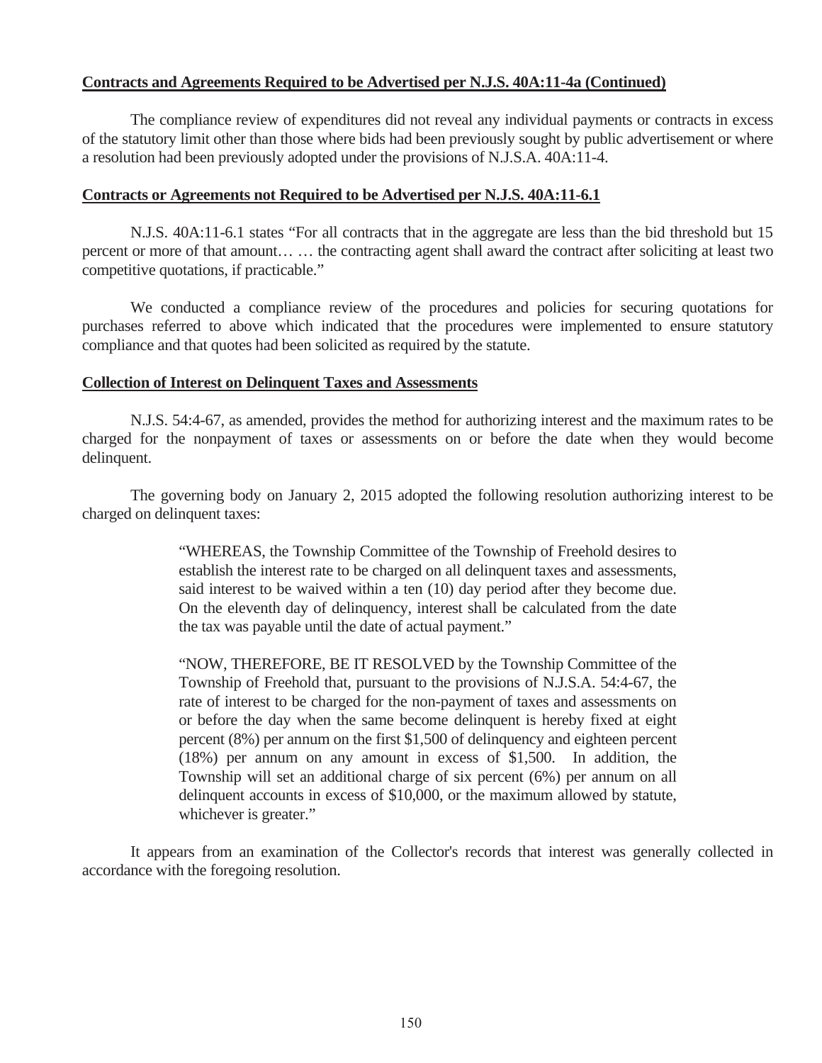**Contracts and Agreements Required to be Advertised per N.J.S. 40A:11-4a (Continued)**

The compliance review of expenditures did not reveal any individual payments or contracts in excess of the statutory limit other than those where bids had been previously sought by public advertisement or where a resolution had been previously adopted under the provisions of N.J.S.A. 40A:11-4.

**Contracts or Agreements not Required to be Advertised per N.J.S. 40A:11-6.1**

N.J.S. 40A:11-6.1 states "For all contracts that in the aggregate are less than the bid threshold but 15 percent or more of that amount… … the contracting agent shall award the contract after soliciting at least two competitive quotations, if practicable."

We conducted a compliance review of the procedures and policies for securing quotations for purchases referred to above which indicated that the procedures were implemented to ensure statutory compliance and that quotes had been solicited as required by the statute.

**Collection of Interest on Delinquent Taxes and Assessments**

N.J.S. 54:4-67, as amended, provides the method for authorizing interest and the maximum rates to be charged for the nonpayment of taxes or assessments on or before the date when they would become delinquent.

The governing body on January 2, 2015 adopted the following resolution authorizing interest to be charged on delinquent taxes:

> "WHEREAS, the Township Committee of the Township of Freehold desires to establish the interest rate to be charged on all delinquent taxes and assessments, said interest to be waived within a ten (10) day period after they become due. On the eleventh day of delinquency, interest shall be calculated from the date the tax was payable until the date of actual payment."
>
> "NOW, THEREFORE, BE IT RESOLVED by the Township Committee of the Township of Freehold that, pursuant to the provisions of N.J.S.A. 54:4-67, the rate of interest to be charged for the non-payment of taxes and assessments on or before the day when the same become delinquent is hereby fixed at eight percent (8%) per annum on the first $1,500 of delinquency and eighteen percent (18%) per annum on any amount in excess of $1,500. In addition, the Township will set an additional charge of six percent (6%) per annum on all delinquent accounts in excess of $10,000, or the maximum allowed by statute, whichever is greater."

It appears from an examination of the Collector's records that interest was generally collected in accordance with the foregoing resolution.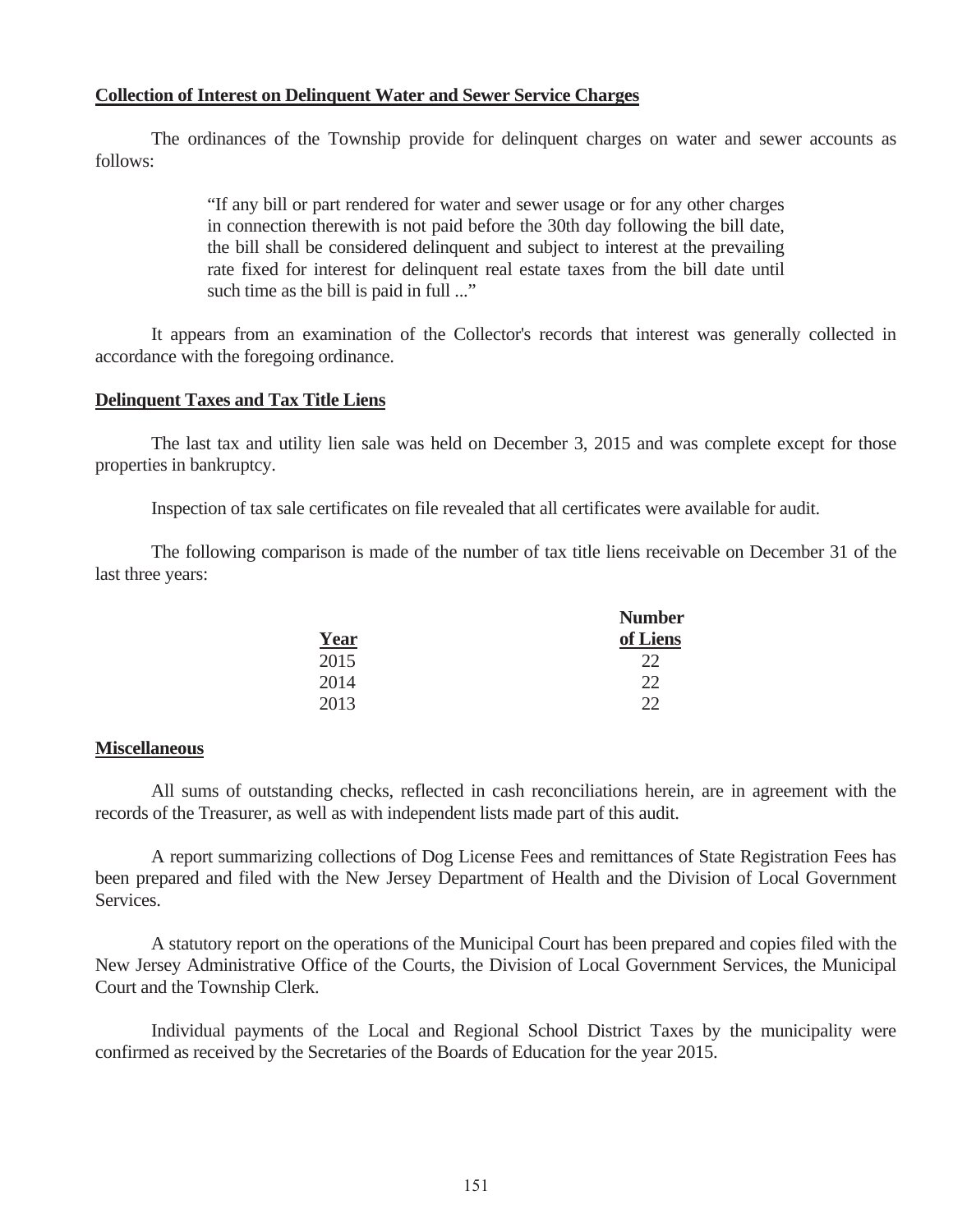**Collection of Interest on Delinquent Water and Sewer Service Charges**

The ordinances of the Township provide for delinquent charges on water and sewer accounts as follows:

> "If any bill or part rendered for water and sewer usage or for any other charges in connection therewith is not paid before the 30th day following the bill date, the bill shall be considered delinquent and subject to interest at the prevailing rate fixed for interest for delinquent real estate taxes from the bill date until such time as the bill is paid in full ..."

It appears from an examination of the Collector's records that interest was generally collected in accordance with the foregoing ordinance.

**Delinquent Taxes and Tax Title Liens**

The last tax and utility lien sale was held on December 3, 2015 and was complete except for those properties in bankruptcy.

Inspection of tax sale certificates on file revealed that all certificates were available for audit.

The following comparison is made of the number of tax title liens receivable on December 31 of the last three years:

| Year | Number of Liens |
|---|---|
| 2015 | 22 |
| 2014 | 22 |
| 2013 | 22 |

**Miscellaneous**

All sums of outstanding checks, reflected in cash reconciliations herein, are in agreement with the records of the Treasurer, as well as with independent lists made part of this audit.

A report summarizing collections of Dog License Fees and remittances of State Registration Fees has been prepared and filed with the New Jersey Department of Health and the Division of Local Government Services.

A statutory report on the operations of the Municipal Court has been prepared and copies filed with the New Jersey Administrative Office of the Courts, the Division of Local Government Services, the Municipal Court and the Township Clerk.

Individual payments of the Local and Regional School District Taxes by the municipality were confirmed as received by the Secretaries of the Boards of Education for the year 2015.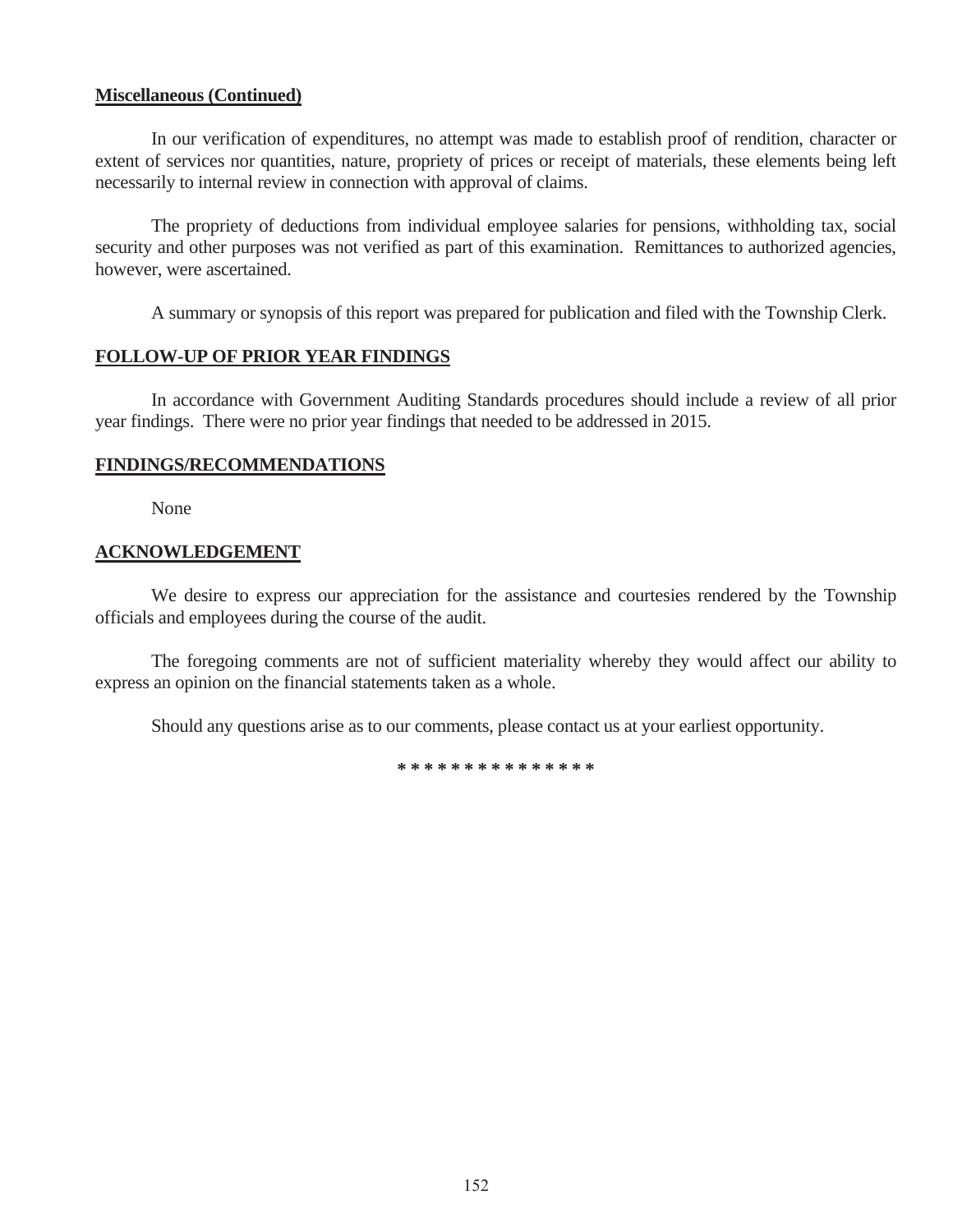**Miscellaneous (Continued)**

In our verification of expenditures, no attempt was made to establish proof of rendition, character or extent of services nor quantities, nature, propriety of prices or receipt of materials, these elements being left necessarily to internal review in connection with approval of claims.

The propriety of deductions from individual employee salaries for pensions, withholding tax, social security and other purposes was not verified as part of this examination. Remittances to authorized agencies, however, were ascertained.

A summary or synopsis of this report was prepared for publication and filed with the Township Clerk.

**FOLLOW-UP OF PRIOR YEAR FINDINGS**

In accordance with Government Auditing Standards procedures should include a review of all prior year findings. There were no prior year findings that needed to be addressed in 2015.

**FINDINGS/RECOMMENDATIONS**

None

**ACKNOWLEDGEMENT**

We desire to express our appreciation for the assistance and courtesies rendered by the Township officials and employees during the course of the audit.

The foregoing comments are not of sufficient materiality whereby they would affect our ability to express an opinion on the financial statements taken as a whole.

Should any questions arise as to our comments, please contact us at your earliest opportunity.

* * * * * * * * * * * * * * *